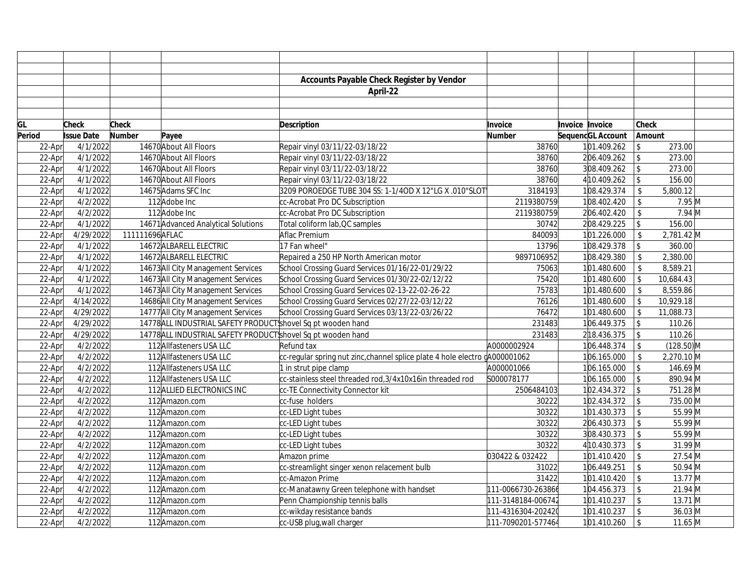## Accounts Payable Check Register by Vendor

## April-22

| GL Period | Check Issue Date | Check Number | Payee | Description | Invoice Number | Invoice Sequenc | Invoice GL Account | Check Amount | |
|---|---|---|---|---|---|---|---|---|---|
| 22-Apr | 4/1/2022 | 14670 | About All Floors | Repair vinyl 03/11/22-03/18/22 | 38760 | 1 | 01.409.262 | $ 273.00 | |
| 22-Apr | 4/1/2022 | 14670 | About All Floors | Repair vinyl 03/11/22-03/18/22 | 38760 | 2 | 06.409.262 | $ 273.00 | |
| 22-Apr | 4/1/2022 | 14670 | About All Floors | Repair vinyl 03/11/22-03/18/22 | 38760 | 3 | 08.409.262 | $ 273.00 | |
| 22-Apr | 4/1/2022 | 14670 | About All Floors | Repair vinyl 03/11/22-03/18/22 | 38760 | 4 | 10.409.262 | $ 156.00 | |
| 22-Apr | 4/1/2022 | 14675 | Adams SFC Inc | 3209 POROEDGE TUBE 304 SS: 1-1/4OD X 12"LG X .010"SLOT | 3184193 | 1 | 08.429.374 | $ 5,800.12 | |
| 22-Apr | 4/2/2022 | 112 | Adobe Inc | cc-Acrobat Pro DC Subscription | 2119380759 | 1 | 08.402.420 | $ 7.95 | M |
| 22-Apr | 4/2/2022 | 112 | Adobe Inc | cc-Acrobat Pro DC Subscription | 2119380759 | 2 | 06.402.420 | $ 7.94 | M |
| 22-Apr | 4/1/2022 | 14671 | Advanced Analytical Solutions | Total coliform lab,QC samples | 30742 | 2 | 08.429.225 | $ 156.00 | |
| 22-Apr | 4/29/2022 | 111111696 | AFLAC | Aflac Premium | 840093 | 1 | 01.226.000 | $ 2,781.42 | M |
| 22-Apr | 4/1/2022 | 14672 | ALBARELL ELECTRIC | 17 Fan wheel" | 13796 | 1 | 08.429.378 | $ 360.00 | |
| 22-Apr | 4/1/2022 | 14672 | ALBARELL ELECTRIC | Repaired a 250 HP North American motor | 9897106952 | 1 | 08.429.380 | $ 2,380.00 | |
| 22-Apr | 4/1/2022 | 14673 | All City Management Services | School Crossing Guard Services 01/16/22-01/29/22 | 75063 | 1 | 01.480.600 | $ 8,589.21 | |
| 22-Apr | 4/1/2022 | 14673 | All City Management Services | School Crossing Guard Services 01/30/22-02/12/22 | 75420 | 1 | 01.480.600 | $ 10,684.43 | |
| 22-Apr | 4/1/2022 | 14673 | All City Management Services | School Crossing Guard Services 02-13-22-02-26-22 | 75783 | 1 | 01.480.600 | $ 8,559.86 | |
| 22-Apr | 4/14/2022 | 14686 | All City Management Services | School Crossing Guard Services 02/27/22-03/12/22 | 76126 | 1 | 01.480.600 | $ 10,929.18 | |
| 22-Apr | 4/29/2022 | 14777 | All City Management Services | School Crossing Guard Services 03/13/22-03/26/22 | 76472 | 1 | 01.480.600 | $ 11,088.73 | |
| 22-Apr | 4/29/2022 | 14778 | ALL INDUSTRIAL SAFETY PRODUCT | shovel Sq pt wooden hand | 231483 | 1 | 06.449.375 | $ 110.26 | |
| 22-Apr | 4/29/2022 | 14778 | ALL INDUSTRIAL SAFETY PRODUCT | shovel Sq pt wooden hand | 231483 | 2 | 18.436.375 | $ 110.26 | |
| 22-Apr | 4/2/2022 | 112 | Allfasteners USA LLC | Refund tax | A0000002924 | 1 | 06.448.374 | $ (128.50) | M |
| 22-Apr | 4/2/2022 | 112 | Allfasteners USA LLC | cc-regular spring nut zinc,channel splice plate 4 hole electro c | A000001062 | 1 | 06.165.000 | $ 2,270.10 | M |
| 22-Apr | 4/2/2022 | 112 | Allfasteners USA LLC | 1 in strut pipe clamp | A000001066 | 1 | 06.165.000 | $ 146.69 | M |
| 22-Apr | 4/2/2022 | 112 | Allfasteners USA LLC | cc-stainless steel threaded rod,3/4x10x16in threaded rod | S000078177 | 1 | 06.165.000 | $ 890.94 | M |
| 22-Apr | 4/2/2022 | 112 | ALLIED ELECTRONICS INC | cc-TE Connectivity Connector kit | 2506484103 | 1 | 02.434.372 | $ 751.28 | M |
| 22-Apr | 4/2/2022 | 112 | Amazon.com | cc-fuse holders | 30222 | 1 | 02.434.372 | $ 735.00 | M |
| 22-Apr | 4/2/2022 | 112 | Amazon.com | cc-LED Light tubes | 30322 | 1 | 01.430.373 | $ 55.99 | M |
| 22-Apr | 4/2/2022 | 112 | Amazon.com | cc-LED Light tubes | 30322 | 2 | 06.430.373 | $ 55.99 | M |
| 22-Apr | 4/2/2022 | 112 | Amazon.com | cc-LED Light tubes | 30322 | 3 | 08.430.373 | $ 55.99 | M |
| 22-Apr | 4/2/2022 | 112 | Amazon.com | cc-LED Light tubes | 30322 | 4 | 10.430.373 | $ 31.99 | M |
| 22-Apr | 4/2/2022 | 112 | Amazon.com | Amazon prime | 030422 & 032422 | 1 | 01.410.420 | $ 27.54 | M |
| 22-Apr | 4/2/2022 | 112 | Amazon.com | cc-streamlight singer xenon relacement bulb | 31022 | 1 | 06.449.251 | $ 50.94 | M |
| 22-Apr | 4/2/2022 | 112 | Amazon.com | cc-Amazon Prime | 31422 | 1 | 01.410.420 | $ 13.77 | M |
| 22-Apr | 4/2/2022 | 112 | Amazon.com | cc-Manatawny Green telephone with handset | 111-0066730-263866 | 1 | 04.456.373 | $ 21.94 | M |
| 22-Apr | 4/2/2022 | 112 | Amazon.com | Penn Championship tennis balls | 111-3148184-006742 | 1 | 01.410.237 | $ 13.71 | M |
| 22-Apr | 4/2/2022 | 112 | Amazon.com | cc-wikday resistance bands | 111-4316304-202420 | 1 | 01.410.237 | $ 36.03 | M |
| 22-Apr | 4/2/2022 | 112 | Amazon.com | cc-USB plug,wall charger | 111-7090201-577464 | 1 | 01.410.260 | $ 11.65 | M |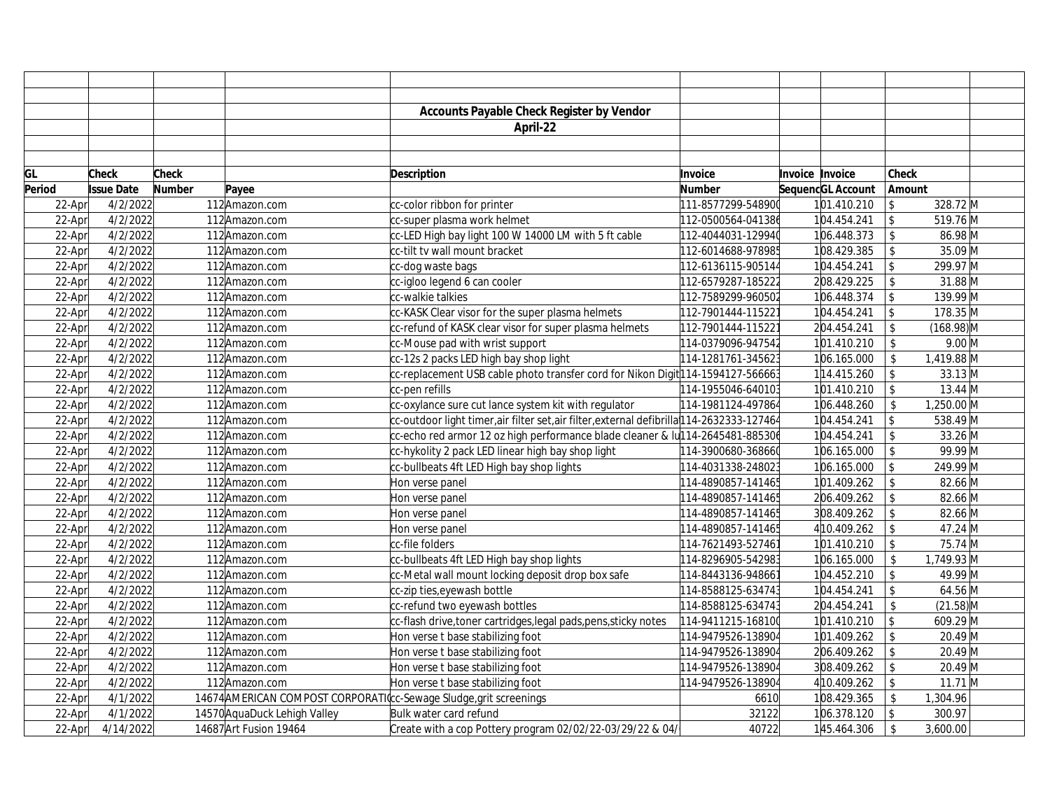## Accounts Payable Check Register by Vendor

## April-22

| GL Period | Check Issue Date | Check Number | Payee | Description | Invoice Number | Invoice Sequence | Invoice GL Account | Check Amount | |
|---|---|---|---|---|---|---|---|---|---|
| 22-Apr | 4/2/2022 | 112 | Amazon.com | cc-color ribbon for printer | 111-8577299-548900 | 1 | 01.410.210 | $ 328.72 | M |
| 22-Apr | 4/2/2022 | 112 | Amazon.com | cc-super plasma work helmet | 112-0500564-041386 | 1 | 04.454.241 | $ 519.76 | M |
| 22-Apr | 4/2/2022 | 112 | Amazon.com | cc-LED High bay light 100 W 14000 LM with 5 ft cable | 112-4044031-129940 | 1 | 06.448.373 | $ 86.98 | M |
| 22-Apr | 4/2/2022 | 112 | Amazon.com | cc-tilt tv wall mount bracket | 112-6014688-978985 | 1 | 08.429.385 | $ 35.09 | M |
| 22-Apr | 4/2/2022 | 112 | Amazon.com | cc-dog waste bags | 112-6136115-905144 | 1 | 04.454.241 | $ 299.97 | M |
| 22-Apr | 4/2/2022 | 112 | Amazon.com | cc-igloo legend 6 can cooler | 112-6579287-185222 | 2 | 08.429.225 | $ 31.88 | M |
| 22-Apr | 4/2/2022 | 112 | Amazon.com | cc-walkie talkies | 112-7589299-960502 | 1 | 06.448.374 | $ 139.99 | M |
| 22-Apr | 4/2/2022 | 112 | Amazon.com | cc-KASK Clear visor for the super plasma helmets | 112-7901444-115221 | 1 | 04.454.241 | $ 178.35 | M |
| 22-Apr | 4/2/2022 | 112 | Amazon.com | cc-refund of KASK clear visor for super plasma helmets | 112-7901444-115221 | 2 | 04.454.241 | $ (168.98) | M |
| 22-Apr | 4/2/2022 | 112 | Amazon.com | cc-Mouse pad with wrist support | 114-0379096-947542 | 1 | 01.410.210 | $ 9.00 | M |
| 22-Apr | 4/2/2022 | 112 | Amazon.com | cc-12s 2 packs LED high bay shop light | 114-1281761-345623 | 1 | 06.165.000 | $ 1,419.88 | M |
| 22-Apr | 4/2/2022 | 112 | Amazon.com | cc-replacement USB cable photo transfer cord for Nikon Digit | 114-1594127-566663 | 1 | 14.415.260 | $ 33.13 | M |
| 22-Apr | 4/2/2022 | 112 | Amazon.com | cc-pen refills | 114-1955046-640103 | 1 | 01.410.210 | $ 13.44 | M |
| 22-Apr | 4/2/2022 | 112 | Amazon.com | cc-oxylance sure cut lance system kit with regulator | 114-1981124-497864 | 1 | 06.448.260 | $ 1,250.00 | M |
| 22-Apr | 4/2/2022 | 112 | Amazon.com | cc-outdoor light timer,air filter set,air filter,external defibrilla | 114-2632333-127464 | 1 | 04.454.241 | $ 538.49 | M |
| 22-Apr | 4/2/2022 | 112 | Amazon.com | cc-echo red armor 12 oz high performance blade cleaner & lu | 114-2645481-885306 | 1 | 04.454.241 | $ 33.26 | M |
| 22-Apr | 4/2/2022 | 112 | Amazon.com | cc-hykolity 2 pack LED linear high bay shop light | 114-3900680-368660 | 1 | 06.165.000 | $ 99.99 | M |
| 22-Apr | 4/2/2022 | 112 | Amazon.com | cc-bullbeats 4ft LED High bay shop lights | 114-4031338-248023 | 1 | 06.165.000 | $ 249.99 | M |
| 22-Apr | 4/2/2022 | 112 | Amazon.com | Hon verse panel | 114-4890857-141465 | 1 | 01.409.262 | $ 82.66 | M |
| 22-Apr | 4/2/2022 | 112 | Amazon.com | Hon verse panel | 114-4890857-141465 | 2 | 06.409.262 | $ 82.66 | M |
| 22-Apr | 4/2/2022 | 112 | Amazon.com | Hon verse panel | 114-4890857-141465 | 3 | 08.409.262 | $ 82.66 | M |
| 22-Apr | 4/2/2022 | 112 | Amazon.com | Hon verse panel | 114-4890857-141465 | 4 | 10.409.262 | $ 47.24 | M |
| 22-Apr | 4/2/2022 | 112 | Amazon.com | cc-file folders | 114-7621493-527461 | 1 | 01.410.210 | $ 75.74 | M |
| 22-Apr | 4/2/2022 | 112 | Amazon.com | cc-bullbeats 4ft LED High bay shop lights | 114-8296905-542983 | 1 | 06.165.000 | $ 1,749.93 | M |
| 22-Apr | 4/2/2022 | 112 | Amazon.com | cc-Metal wall mount locking deposit drop box safe | 114-8443136-948661 | 1 | 04.452.210 | $ 49.99 | M |
| 22-Apr | 4/2/2022 | 112 | Amazon.com | cc-zip ties,eyewash bottle | 114-8588125-634743 | 1 | 04.454.241 | $ 64.56 | M |
| 22-Apr | 4/2/2022 | 112 | Amazon.com | cc-refund two eyewash bottles | 114-8588125-634743 | 2 | 04.454.241 | $ (21.58) | M |
| 22-Apr | 4/2/2022 | 112 | Amazon.com | cc-flash drive,toner cartridges,legal pads,pens,sticky notes | 114-9411215-168100 | 1 | 01.410.210 | $ 609.29 | M |
| 22-Apr | 4/2/2022 | 112 | Amazon.com | Hon verse t base stabilizing foot | 114-9479526-138904 | 1 | 01.409.262 | $ 20.49 | M |
| 22-Apr | 4/2/2022 | 112 | Amazon.com | Hon verse t base stabilizing foot | 114-9479526-138904 | 2 | 06.409.262 | $ 20.49 | M |
| 22-Apr | 4/2/2022 | 112 | Amazon.com | Hon verse t base stabilizing foot | 114-9479526-138904 | 3 | 08.409.262 | $ 20.49 | M |
| 22-Apr | 4/2/2022 | 112 | Amazon.com | Hon verse t base stabilizing foot | 114-9479526-138904 | 4 | 10.409.262 | $ 11.71 | M |
| 22-Apr | 4/1/2022 | 14674 | AMERICAN COMPOST CORPORATI | cc-Sewage Sludge,grit screenings | 6610 | 1 | 08.429.365 | $ 1,304.96 | |
| 22-Apr | 4/1/2022 | 14570 | AquaDuck Lehigh Valley | Bulk water card refund | 32122 | 1 | 06.378.120 | $ 300.97 | |
| 22-Apr | 4/14/2022 | 14687 | Art Fusion 19464 | Create with a cop Pottery program 02/02/22-03/29/22 & 04/ | 40722 | 1 | 45.464.306 | $ 3,600.00 | |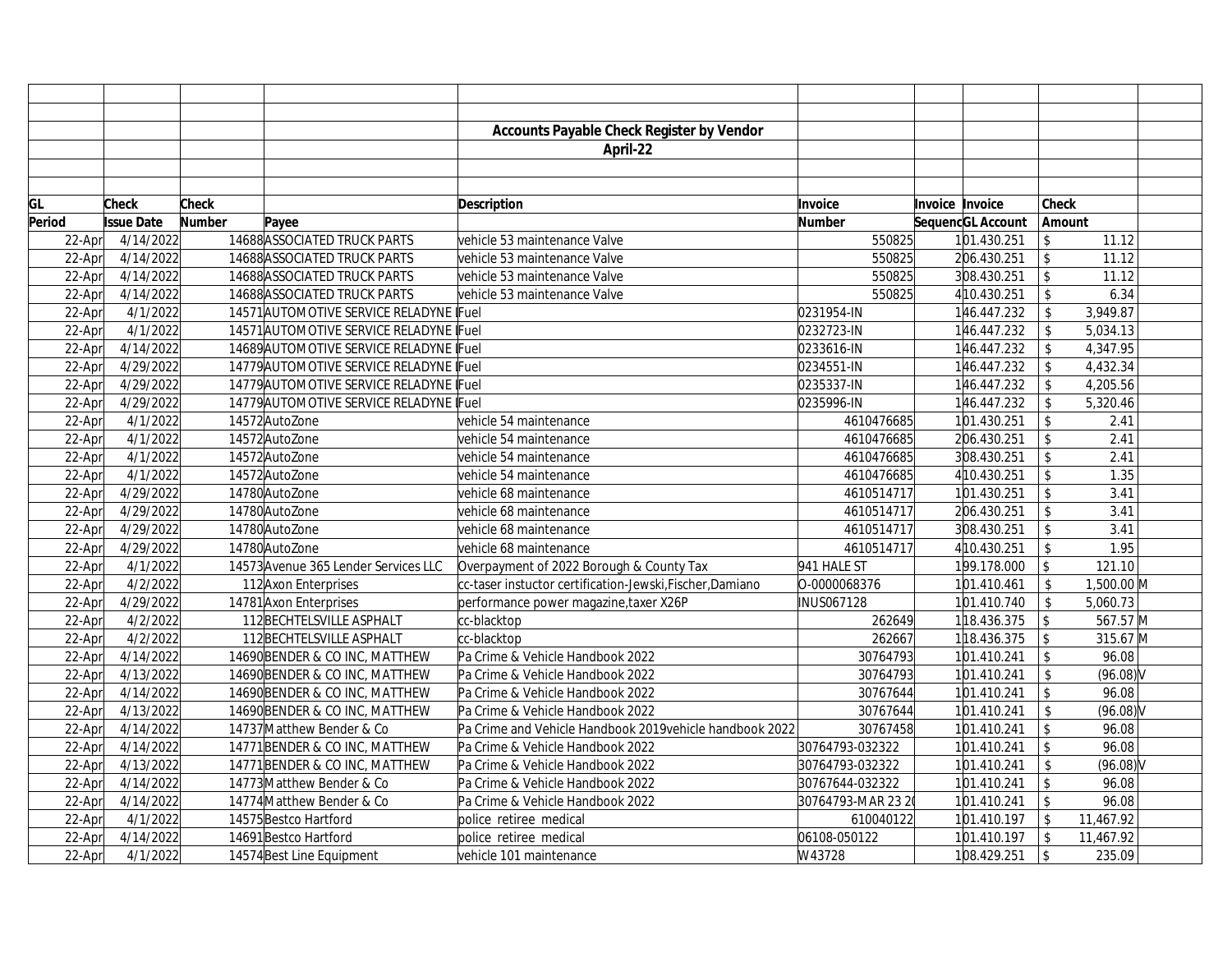## Accounts Payable Check Register by Vendor

### April-22

| GL Period | Check Issue Date | Check Number | Payee | Description | Invoice Number | Invoice Sequence | Invoice GL Account | Check Amount | |
|---|---|---|---|---|---|---|---|---|---|
| 22-Apr | 4/14/2022 | 14688 | ASSOCIATED TRUCK PARTS | vehicle 53 maintenance Valve | 550825 | 1 | 01.430.251 | $ 11.12 | |
| 22-Apr | 4/14/2022 | 14688 | ASSOCIATED TRUCK PARTS | vehicle 53 maintenance Valve | 550825 | 2 | 06.430.251 | $ 11.12 | |
| 22-Apr | 4/14/2022 | 14688 | ASSOCIATED TRUCK PARTS | vehicle 53 maintenance Valve | 550825 | 3 | 08.430.251 | $ 11.12 | |
| 22-Apr | 4/14/2022 | 14688 | ASSOCIATED TRUCK PARTS | vehicle 53 maintenance Valve | 550825 | 4 | 10.430.251 | $ 6.34 | |
| 22-Apr | 4/1/2022 | 14571 | AUTOMOTIVE SERVICE RELADYNE I | Fuel | 0231954-IN | 1 | 46.447.232 | $ 3,949.87 | |
| 22-Apr | 4/1/2022 | 14571 | AUTOMOTIVE SERVICE RELADYNE I | Fuel | 0232723-IN | 1 | 46.447.232 | $ 5,034.13 | |
| 22-Apr | 4/14/2022 | 14689 | AUTOMOTIVE SERVICE RELADYNE I | Fuel | 0233616-IN | 1 | 46.447.232 | $ 4,347.95 | |
| 22-Apr | 4/29/2022 | 14779 | AUTOMOTIVE SERVICE RELADYNE I | Fuel | 0234551-IN | 1 | 46.447.232 | $ 4,432.34 | |
| 22-Apr | 4/29/2022 | 14779 | AUTOMOTIVE SERVICE RELADYNE I | Fuel | 0235337-IN | 1 | 46.447.232 | $ 4,205.56 | |
| 22-Apr | 4/29/2022 | 14779 | AUTOMOTIVE SERVICE RELADYNE I | Fuel | 0235996-IN | 1 | 46.447.232 | $ 5,320.46 | |
| 22-Apr | 4/1/2022 | 14572 | AutoZone | vehicle 54 maintenance | 4610476685 | 1 | 01.430.251 | $ 2.41 | |
| 22-Apr | 4/1/2022 | 14572 | AutoZone | vehicle 54 maintenance | 4610476685 | 2 | 06.430.251 | $ 2.41 | |
| 22-Apr | 4/1/2022 | 14572 | AutoZone | vehicle 54 maintenance | 4610476685 | 3 | 08.430.251 | $ 2.41 | |
| 22-Apr | 4/1/2022 | 14572 | AutoZone | vehicle 54 maintenance | 4610476685 | 4 | 10.430.251 | $ 1.35 | |
| 22-Apr | 4/29/2022 | 14780 | AutoZone | vehicle 68 maintenance | 4610514717 | 1 | 01.430.251 | $ 3.41 | |
| 22-Apr | 4/29/2022 | 14780 | AutoZone | vehicle 68 maintenance | 4610514717 | 2 | 06.430.251 | $ 3.41 | |
| 22-Apr | 4/29/2022 | 14780 | AutoZone | vehicle 68 maintenance | 4610514717 | 3 | 08.430.251 | $ 3.41 | |
| 22-Apr | 4/29/2022 | 14780 | AutoZone | vehicle 68 maintenance | 4610514717 | 4 | 10.430.251 | $ 1.95 | |
| 22-Apr | 4/1/2022 | 14573 | Avenue 365 Lender Services LLC | Overpayment of 2022 Borough & County Tax | 941 HALE ST | 1 | 99.178.000 | $ 121.10 | |
| 22-Apr | 4/2/2022 | 112 | Axon Enterprises | cc-taser instuctor certification-Jewski,Fischer,Damiano | O-0000068376 | 1 | 01.410.461 | $ 1,500.00 | M |
| 22-Apr | 4/29/2022 | 14781 | Axon Enterprises | performance power magazine,taxer X26P | INUS067128 | 1 | 01.410.740 | $ 5,060.73 | |
| 22-Apr | 4/2/2022 | 112 | BECHTELSVILLE ASPHALT | cc-blacktop | 262649 | 1 | 18.436.375 | $ 567.57 | M |
| 22-Apr | 4/2/2022 | 112 | BECHTELSVILLE ASPHALT | cc-blacktop | 262667 | 1 | 18.436.375 | $ 315.67 | M |
| 22-Apr | 4/14/2022 | 14690 | BENDER & CO INC, MATTHEW | Pa Crime & Vehicle Handbook 2022 | 30764793 | 1 | 01.410.241 | $ 96.08 | |
| 22-Apr | 4/13/2022 | 14690 | BENDER & CO INC, MATTHEW | Pa Crime & Vehicle Handbook 2022 | 30764793 | 1 | 01.410.241 | $ (96.08) | V |
| 22-Apr | 4/14/2022 | 14690 | BENDER & CO INC, MATTHEW | Pa Crime & Vehicle Handbook 2022 | 30767644 | 1 | 01.410.241 | $ 96.08 | |
| 22-Apr | 4/13/2022 | 14690 | BENDER & CO INC, MATTHEW | Pa Crime & Vehicle Handbook 2022 | 30767644 | 1 | 01.410.241 | $ (96.08) | V |
| 22-Apr | 4/14/2022 | 14737 | Matthew Bender & Co | Pa Crime and Vehicle Handbook 2019vehicle handbook 2022 | 30767458 | 1 | 01.410.241 | $ 96.08 | |
| 22-Apr | 4/14/2022 | 14771 | BENDER & CO INC, MATTHEW | Pa Crime & Vehicle Handbook 2022 | 30764793-032322 | 1 | 01.410.241 | $ 96.08 | |
| 22-Apr | 4/13/2022 | 14771 | BENDER & CO INC, MATTHEW | Pa Crime & Vehicle Handbook 2022 | 30764793-032322 | 1 | 01.410.241 | $ (96.08) | V |
| 22-Apr | 4/14/2022 | 14773 | Matthew Bender & Co | Pa Crime & Vehicle Handbook 2022 | 30767644-032322 | 1 | 01.410.241 | $ 96.08 | |
| 22-Apr | 4/14/2022 | 14774 | Matthew Bender & Co | Pa Crime & Vehicle Handbook 2022 | 30764793-MAR 23 2 | 1 | 01.410.241 | $ 96.08 | |
| 22-Apr | 4/1/2022 | 14575 | Bestco Hartford | police retiree medical | 610040122 | 1 | 01.410.197 | $ 11,467.92 | |
| 22-Apr | 4/14/2022 | 14691 | Bestco Hartford | police retiree medical | 06108-050122 | 1 | 01.410.197 | $ 11,467.92 | |
| 22-Apr | 4/1/2022 | 14574 | Best Line Equipment | vehicle 101 maintenance | W43728 | 1 | 08.429.251 | $ 235.09 | |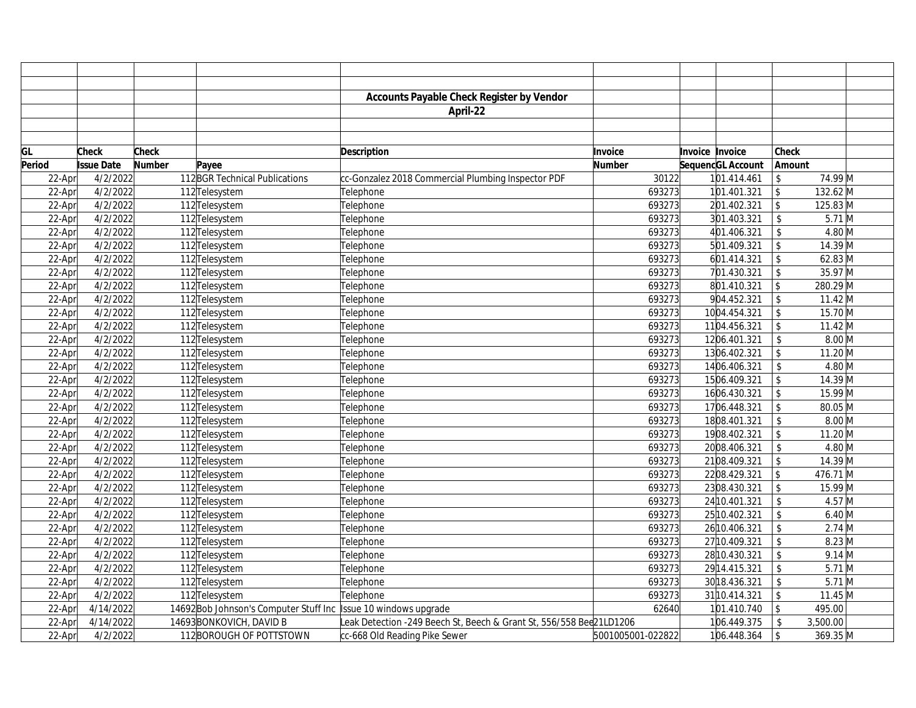## Accounts Payable Check Register by Vendor

### April-22

| GL Period | Check Issue Date | Check Number | Payee | Description | Invoice Number | Invoice Sequence | Invoice GL Account | Check Amount | |
|---|---|---|---|---|---|---|---|---|---|
| 22-Apr | 4/2/2022 | 112 | BGR Technical Publications | cc-Gonzalez 2018 Commercial Plumbing Inspector PDF | 30122 | 1 | 01.414.461 | $ 74.99 | M |
| 22-Apr | 4/2/2022 | 112 | Telesystem | Telephone | 693273 | 1 | 01.401.321 | $ 132.62 | M |
| 22-Apr | 4/2/2022 | 112 | Telesystem | Telephone | 693273 | 2 | 01.402.321 | $ 125.83 | M |
| 22-Apr | 4/2/2022 | 112 | Telesystem | Telephone | 693273 | 3 | 01.403.321 | $ 5.71 | M |
| 22-Apr | 4/2/2022 | 112 | Telesystem | Telephone | 693273 | 4 | 01.406.321 | $ 4.80 | M |
| 22-Apr | 4/2/2022 | 112 | Telesystem | Telephone | 693273 | 5 | 01.409.321 | $ 14.39 | M |
| 22-Apr | 4/2/2022 | 112 | Telesystem | Telephone | 693273 | 6 | 01.414.321 | $ 62.83 | M |
| 22-Apr | 4/2/2022 | 112 | Telesystem | Telephone | 693273 | 7 | 01.430.321 | $ 35.97 | M |
| 22-Apr | 4/2/2022 | 112 | Telesystem | Telephone | 693273 | 8 | 01.410.321 | $ 280.29 | M |
| 22-Apr | 4/2/2022 | 112 | Telesystem | Telephone | 693273 | 9 | 04.452.321 | $ 11.42 | M |
| 22-Apr | 4/2/2022 | 112 | Telesystem | Telephone | 693273 | 10 | 04.454.321 | $ 15.70 | M |
| 22-Apr | 4/2/2022 | 112 | Telesystem | Telephone | 693273 | 11 | 04.456.321 | $ 11.42 | M |
| 22-Apr | 4/2/2022 | 112 | Telesystem | Telephone | 693273 | 12 | 06.401.321 | $ 8.00 | M |
| 22-Apr | 4/2/2022 | 112 | Telesystem | Telephone | 693273 | 13 | 06.402.321 | $ 11.20 | M |
| 22-Apr | 4/2/2022 | 112 | Telesystem | Telephone | 693273 | 14 | 06.406.321 | $ 4.80 | M |
| 22-Apr | 4/2/2022 | 112 | Telesystem | Telephone | 693273 | 15 | 06.409.321 | $ 14.39 | M |
| 22-Apr | 4/2/2022 | 112 | Telesystem | Telephone | 693273 | 16 | 06.430.321 | $ 15.99 | M |
| 22-Apr | 4/2/2022 | 112 | Telesystem | Telephone | 693273 | 17 | 06.448.321 | $ 80.05 | M |
| 22-Apr | 4/2/2022 | 112 | Telesystem | Telephone | 693273 | 18 | 08.401.321 | $ 8.00 | M |
| 22-Apr | 4/2/2022 | 112 | Telesystem | Telephone | 693273 | 19 | 08.402.321 | $ 11.20 | M |
| 22-Apr | 4/2/2022 | 112 | Telesystem | Telephone | 693273 | 20 | 08.406.321 | $ 4.80 | M |
| 22-Apr | 4/2/2022 | 112 | Telesystem | Telephone | 693273 | 21 | 08.409.321 | $ 14.39 | M |
| 22-Apr | 4/2/2022 | 112 | Telesystem | Telephone | 693273 | 22 | 08.429.321 | $ 476.71 | M |
| 22-Apr | 4/2/2022 | 112 | Telesystem | Telephone | 693273 | 23 | 08.430.321 | $ 15.99 | M |
| 22-Apr | 4/2/2022 | 112 | Telesystem | Telephone | 693273 | 24 | 10.401.321 | $ 4.57 | M |
| 22-Apr | 4/2/2022 | 112 | Telesystem | Telephone | 693273 | 25 | 10.402.321 | $ 6.40 | M |
| 22-Apr | 4/2/2022 | 112 | Telesystem | Telephone | 693273 | 26 | 10.406.321 | $ 2.74 | M |
| 22-Apr | 4/2/2022 | 112 | Telesystem | Telephone | 693273 | 27 | 10.409.321 | $ 8.23 | M |
| 22-Apr | 4/2/2022 | 112 | Telesystem | Telephone | 693273 | 28 | 10.430.321 | $ 9.14 | M |
| 22-Apr | 4/2/2022 | 112 | Telesystem | Telephone | 693273 | 29 | 14.415.321 | $ 5.71 | M |
| 22-Apr | 4/2/2022 | 112 | Telesystem | Telephone | 693273 | 30 | 18.436.321 | $ 5.71 | M |
| 22-Apr | 4/2/2022 | 112 | Telesystem | Telephone | 693273 | 31 | 10.414.321 | $ 11.45 | M |
| 22-Apr | 4/14/2022 | 14692 | Bob Johnson's Computer Stuff Inc | Issue 10 windows upgrade | 62640 | 1 | 01.410.740 | $ 495.00 | |
| 22-Apr | 4/14/2022 | 14693 | BONKOVICH, DAVID B | Leak Detection -249 Beech St, Beech & Grant St, 556/558 Bee | 21LD1206 | 1 | 06.449.375 | $ 3,500.00 | |
| 22-Apr | 4/2/2022 | 112 | BOROUGH OF POTTSTOWN | cc-668 Old Reading Pike Sewer | 5001005001-022822 | 1 | 06.448.364 | $ 369.35 | M |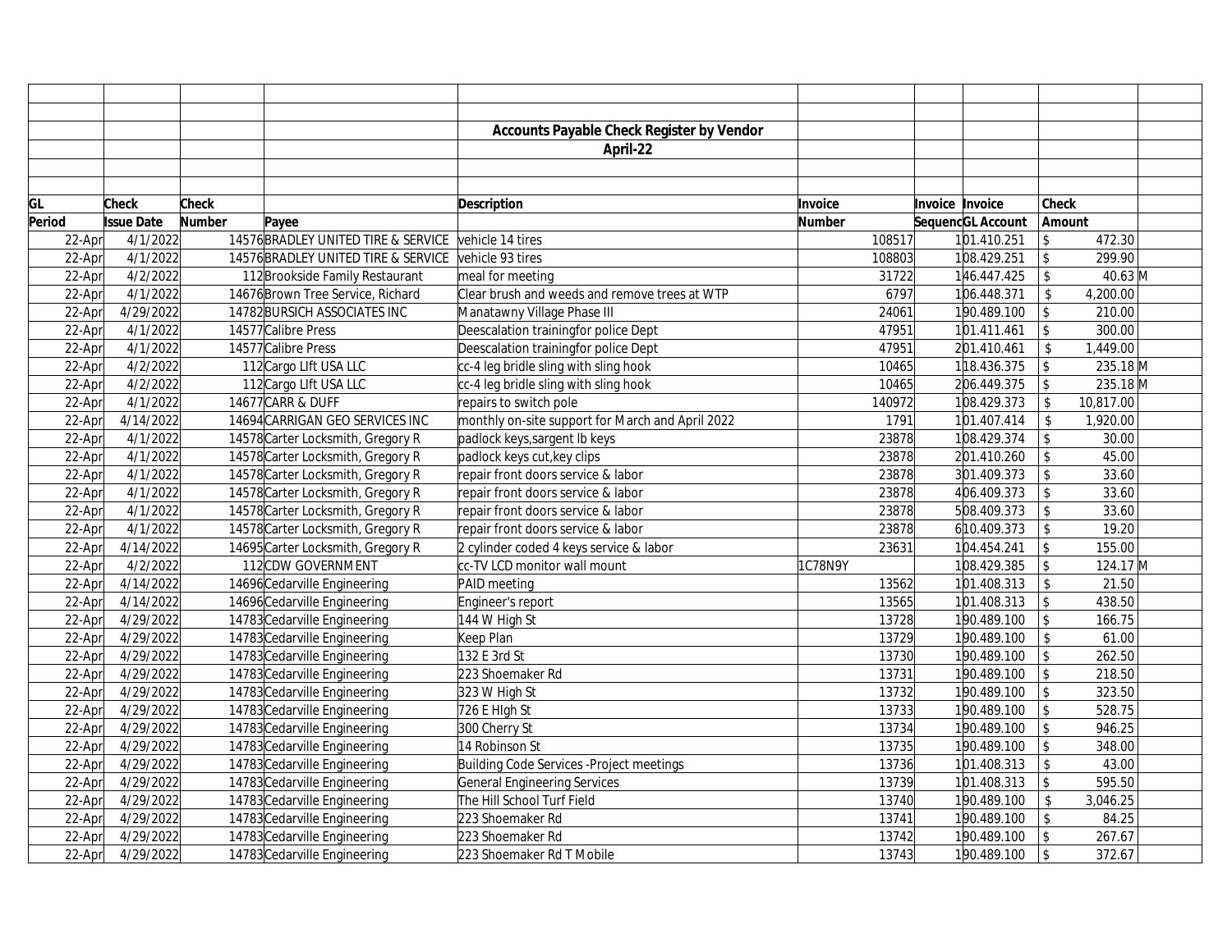## Accounts Payable Check Register by Vendor

## April-22

| GL Period | Check Issue Date | Check Number | Payee | Description | Invoice Number | Invoice Sequence | Invoice GL Account | Check Amount | |
|---|---|---|---|---|---|---|---|---|---|
| 22-Apr | 4/1/2022 | 14576 | BRADLEY UNITED TIRE & SERVICE | vehicle 14 tires | 108517 | 1 | 01.410.251 | $ 472.30 | |
| 22-Apr | 4/1/2022 | 14576 | BRADLEY UNITED TIRE & SERVICE | vehicle 93 tires | 108803 | 1 | 08.429.251 | $ 299.90 | |
| 22-Apr | 4/2/2022 | 112 | Brookside Family Restaurant | meal for meeting | 31722 | 1 | 46.447.425 | $ 40.63 | M |
| 22-Apr | 4/1/2022 | 14676 | Brown Tree Service, Richard | Clear brush and weeds and remove trees at WTP | 6797 | 1 | 06.448.371 | $ 4,200.00 | |
| 22-Apr | 4/29/2022 | 14782 | BURSICH ASSOCIATES INC | Manatawny Village Phase III | 24061 | 1 | 90.489.100 | $ 210.00 | |
| 22-Apr | 4/1/2022 | 14577 | Calibre Press | Deescalation trainingfor police Dept | 47951 | 1 | 01.411.461 | $ 300.00 | |
| 22-Apr | 4/1/2022 | 14577 | Calibre Press | Deescalation trainingfor police Dept | 47951 | 2 | 01.410.461 | $ 1,449.00 | |
| 22-Apr | 4/2/2022 | 112 | Cargo LIft USA LLC | cc-4 leg bridle sling with sling hook | 10465 | 1 | 18.436.375 | $ 235.18 | M |
| 22-Apr | 4/2/2022 | 112 | Cargo LIft USA LLC | cc-4 leg bridle sling with sling hook | 10465 | 2 | 06.449.375 | $ 235.18 | M |
| 22-Apr | 4/1/2022 | 14677 | CARR & DUFF | repairs to switch pole | 140972 | 1 | 08.429.373 | $ 10,817.00 | |
| 22-Apr | 4/14/2022 | 14694 | CARRIGAN GEO SERVICES INC | monthly on-site support for March and April 2022 | 1791 | 1 | 01.407.414 | $ 1,920.00 | |
| 22-Apr | 4/1/2022 | 14578 | Carter Locksmith, Gregory R | padlock keys,sargent lb keys | 23878 | 1 | 08.429.374 | $ 30.00 | |
| 22-Apr | 4/1/2022 | 14578 | Carter Locksmith, Gregory R | padlock keys cut,key clips | 23878 | 2 | 01.410.260 | $ 45.00 | |
| 22-Apr | 4/1/2022 | 14578 | Carter Locksmith, Gregory R | repair front doors service & labor | 23878 | 3 | 01.409.373 | $ 33.60 | |
| 22-Apr | 4/1/2022 | 14578 | Carter Locksmith, Gregory R | repair front doors service & labor | 23878 | 4 | 06.409.373 | $ 33.60 | |
| 22-Apr | 4/1/2022 | 14578 | Carter Locksmith, Gregory R | repair front doors service & labor | 23878 | 5 | 08.409.373 | $ 33.60 | |
| 22-Apr | 4/1/2022 | 14578 | Carter Locksmith, Gregory R | repair front doors service & labor | 23878 | 6 | 10.409.373 | $ 19.20 | |
| 22-Apr | 4/14/2022 | 14695 | Carter Locksmith, Gregory R | 2 cylinder coded 4 keys service & labor | 23631 | 1 | 04.454.241 | $ 155.00 | |
| 22-Apr | 4/2/2022 | 112 | CDW GOVERNMENT | cc-TV LCD monitor wall mount | 1C78N9Y | 1 | 08.429.385 | $ 124.17 | M |
| 22-Apr | 4/14/2022 | 14696 | Cedarville Engineering | PAID meeting | 13562 | 1 | 01.408.313 | $ 21.50 | |
| 22-Apr | 4/14/2022 | 14696 | Cedarville Engineering | Engineer's report | 13565 | 1 | 01.408.313 | $ 438.50 | |
| 22-Apr | 4/29/2022 | 14783 | Cedarville Engineering | 144 W High St | 13728 | 1 | 90.489.100 | $ 166.75 | |
| 22-Apr | 4/29/2022 | 14783 | Cedarville Engineering | Keep Plan | 13729 | 1 | 90.489.100 | $ 61.00 | |
| 22-Apr | 4/29/2022 | 14783 | Cedarville Engineering | 132 E 3rd St | 13730 | 1 | 90.489.100 | $ 262.50 | |
| 22-Apr | 4/29/2022 | 14783 | Cedarville Engineering | 223 Shoemaker Rd | 13731 | 1 | 90.489.100 | $ 218.50 | |
| 22-Apr | 4/29/2022 | 14783 | Cedarville Engineering | 323 W High St | 13732 | 1 | 90.489.100 | $ 323.50 | |
| 22-Apr | 4/29/2022 | 14783 | Cedarville Engineering | 726 E HIgh St | 13733 | 1 | 90.489.100 | $ 528.75 | |
| 22-Apr | 4/29/2022 | 14783 | Cedarville Engineering | 300 Cherry St | 13734 | 1 | 90.489.100 | $ 946.25 | |
| 22-Apr | 4/29/2022 | 14783 | Cedarville Engineering | 14 Robinson St | 13735 | 1 | 90.489.100 | $ 348.00 | |
| 22-Apr | 4/29/2022 | 14783 | Cedarville Engineering | Building Code Services -Project meetings | 13736 | 1 | 01.408.313 | $ 43.00 | |
| 22-Apr | 4/29/2022 | 14783 | Cedarville Engineering | General Engineering Services | 13739 | 1 | 01.408.313 | $ 595.50 | |
| 22-Apr | 4/29/2022 | 14783 | Cedarville Engineering | The Hill School Turf Field | 13740 | 1 | 90.489.100 | $ 3,046.25 | |
| 22-Apr | 4/29/2022 | 14783 | Cedarville Engineering | 223 Shoemaker Rd | 13741 | 1 | 90.489.100 | $ 84.25 | |
| 22-Apr | 4/29/2022 | 14783 | Cedarville Engineering | 223 Shoemaker Rd | 13742 | 1 | 90.489.100 | $ 267.67 | |
| 22-Apr | 4/29/2022 | 14783 | Cedarville Engineering | 223 Shoemaker Rd T Mobile | 13743 | 1 | 90.489.100 | $ 372.67 | |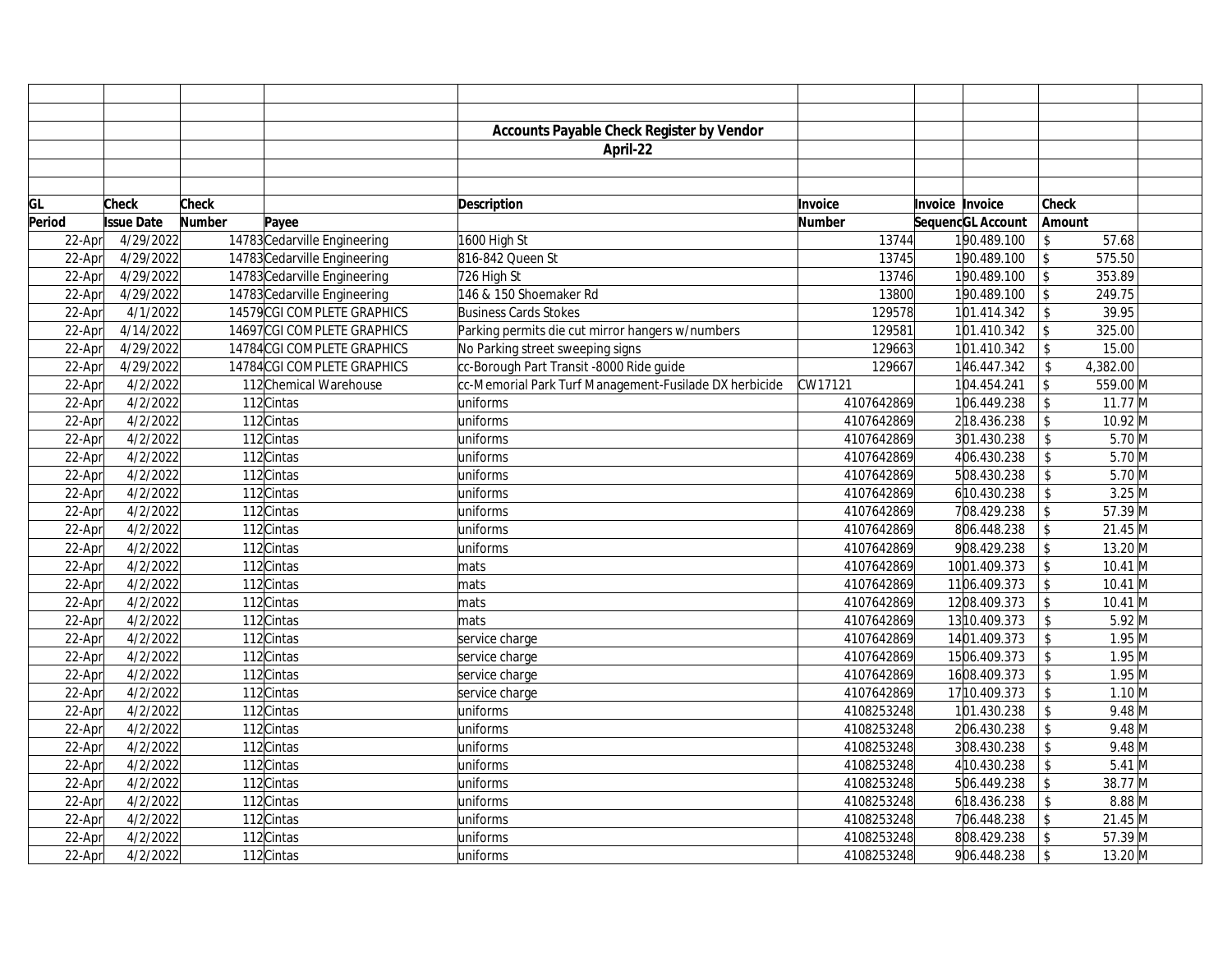**Accounts Payable Check Register by Vendor**

**April-22**

| GL Period | Check Issue Date | Check Number | Payee | Description | Invoice Number | Invoice Sequence | Invoice GL Account | Check Amount | |
|---|---|---|---|---|---|---|---|---|---|
| 22-Apr | 4/29/2022 | 14783 | Cedarville Engineering | 1600 High St | 13744 | 1 | 90.489.100 | $ 57.68 | |
| 22-Apr | 4/29/2022 | 14783 | Cedarville Engineering | 816-842 Queen St | 13745 | 1 | 90.489.100 | $ 575.50 | |
| 22-Apr | 4/29/2022 | 14783 | Cedarville Engineering | 726 High St | 13746 | 1 | 90.489.100 | $ 353.89 | |
| 22-Apr | 4/29/2022 | 14783 | Cedarville Engineering | 146 & 150 Shoemaker Rd | 13800 | 1 | 90.489.100 | $ 249.75 | |
| 22-Apr | 4/1/2022 | 14579 | CGI COMPLETE GRAPHICS | Business Cards Stokes | 129578 | 1 | 01.414.342 | $ 39.95 | |
| 22-Apr | 4/14/2022 | 14697 | CGI COMPLETE GRAPHICS | Parking permits die cut mirror hangers w/numbers | 129581 | 1 | 01.410.342 | $ 325.00 | |
| 22-Apr | 4/29/2022 | 14784 | CGI COMPLETE GRAPHICS | No Parking street sweeping signs | 129663 | 1 | 01.410.342 | $ 15.00 | |
| 22-Apr | 4/29/2022 | 14784 | CGI COMPLETE GRAPHICS | cc-Borough Part Transit -8000 Ride guide | 129667 | 1 | 46.447.342 | $ 4,382.00 | |
| 22-Apr | 4/2/2022 | 112 | Chemical Warehouse | cc-Memorial Park Turf Management-Fusilade DX herbicide | CW17121 | 1 | 04.454.241 | $ 559.00 | M |
| 22-Apr | 4/2/2022 | 112 | Cintas | uniforms | 4107642869 | 1 | 06.449.238 | $ 11.77 | M |
| 22-Apr | 4/2/2022 | 112 | Cintas | uniforms | 4107642869 | 2 | 18.436.238 | $ 10.92 | M |
| 22-Apr | 4/2/2022 | 112 | Cintas | uniforms | 4107642869 | 3 | 01.430.238 | $ 5.70 | M |
| 22-Apr | 4/2/2022 | 112 | Cintas | uniforms | 4107642869 | 4 | 06.430.238 | $ 5.70 | M |
| 22-Apr | 4/2/2022 | 112 | Cintas | uniforms | 4107642869 | 5 | 08.430.238 | $ 5.70 | M |
| 22-Apr | 4/2/2022 | 112 | Cintas | uniforms | 4107642869 | 6 | 10.430.238 | $ 3.25 | M |
| 22-Apr | 4/2/2022 | 112 | Cintas | uniforms | 4107642869 | 7 | 08.429.238 | $ 57.39 | M |
| 22-Apr | 4/2/2022 | 112 | Cintas | uniforms | 4107642869 | 8 | 06.448.238 | $ 21.45 | M |
| 22-Apr | 4/2/2022 | 112 | Cintas | uniforms | 4107642869 | 9 | 08.429.238 | $ 13.20 | M |
| 22-Apr | 4/2/2022 | 112 | Cintas | mats | 4107642869 | 10 | 01.409.373 | $ 10.41 | M |
| 22-Apr | 4/2/2022 | 112 | Cintas | mats | 4107642869 | 11 | 06.409.373 | $ 10.41 | M |
| 22-Apr | 4/2/2022 | 112 | Cintas | mats | 4107642869 | 12 | 08.409.373 | $ 10.41 | M |
| 22-Apr | 4/2/2022 | 112 | Cintas | mats | 4107642869 | 13 | 10.409.373 | $ 5.92 | M |
| 22-Apr | 4/2/2022 | 112 | Cintas | service charge | 4107642869 | 14 | 01.409.373 | $ 1.95 | M |
| 22-Apr | 4/2/2022 | 112 | Cintas | service charge | 4107642869 | 15 | 06.409.373 | $ 1.95 | M |
| 22-Apr | 4/2/2022 | 112 | Cintas | service charge | 4107642869 | 16 | 08.409.373 | $ 1.95 | M |
| 22-Apr | 4/2/2022 | 112 | Cintas | service charge | 4107642869 | 17 | 10.409.373 | $ 1.10 | M |
| 22-Apr | 4/2/2022 | 112 | Cintas | uniforms | 4108253248 | 1 | 01.430.238 | $ 9.48 | M |
| 22-Apr | 4/2/2022 | 112 | Cintas | uniforms | 4108253248 | 2 | 06.430.238 | $ 9.48 | M |
| 22-Apr | 4/2/2022 | 112 | Cintas | uniforms | 4108253248 | 3 | 08.430.238 | $ 9.48 | M |
| 22-Apr | 4/2/2022 | 112 | Cintas | uniforms | 4108253248 | 4 | 10.430.238 | $ 5.41 | M |
| 22-Apr | 4/2/2022 | 112 | Cintas | uniforms | 4108253248 | 5 | 06.449.238 | $ 38.77 | M |
| 22-Apr | 4/2/2022 | 112 | Cintas | uniforms | 4108253248 | 6 | 18.436.238 | $ 8.88 | M |
| 22-Apr | 4/2/2022 | 112 | Cintas | uniforms | 4108253248 | 7 | 06.448.238 | $ 21.45 | M |
| 22-Apr | 4/2/2022 | 112 | Cintas | uniforms | 4108253248 | 8 | 08.429.238 | $ 57.39 | M |
| 22-Apr | 4/2/2022 | 112 | Cintas | uniforms | 4108253248 | 9 | 06.448.238 | $ 13.20 | M |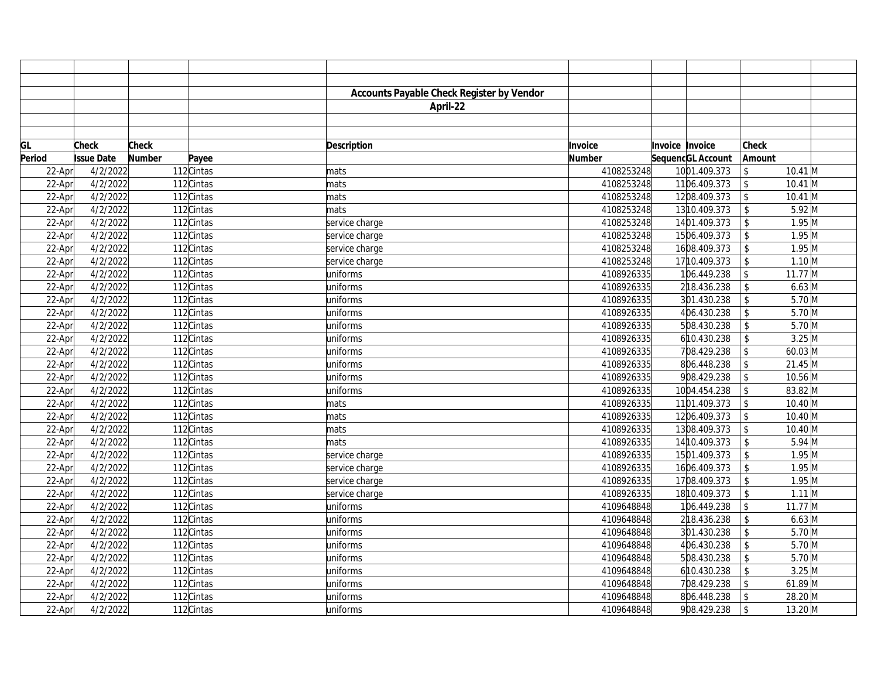## Accounts Payable Check Register by Vendor

### April-22

| GL Period | Check Issue Date | Check Number | Payee | Description | Invoice Number | Invoice Sequence | Invoice GL Account | Check Amount | |
|---|---|---|---|---|---|---|---|---|---|
| 22-Apr | 4/2/2022 | 112 | Cintas | mats | 4108253248 | 10 | 01.409.373 | $ 10.41 | M |
| 22-Apr | 4/2/2022 | 112 | Cintas | mats | 4108253248 | 11 | 06.409.373 | $ 10.41 | M |
| 22-Apr | 4/2/2022 | 112 | Cintas | mats | 4108253248 | 12 | 08.409.373 | $ 10.41 | M |
| 22-Apr | 4/2/2022 | 112 | Cintas | mats | 4108253248 | 13 | 10.409.373 | $ 5.92 | M |
| 22-Apr | 4/2/2022 | 112 | Cintas | service charge | 4108253248 | 14 | 01.409.373 | $ 1.95 | M |
| 22-Apr | 4/2/2022 | 112 | Cintas | service charge | 4108253248 | 15 | 06.409.373 | $ 1.95 | M |
| 22-Apr | 4/2/2022 | 112 | Cintas | service charge | 4108253248 | 16 | 08.409.373 | $ 1.95 | M |
| 22-Apr | 4/2/2022 | 112 | Cintas | service charge | 4108253248 | 17 | 10.409.373 | $ 1.10 | M |
| 22-Apr | 4/2/2022 | 112 | Cintas | uniforms | 4108926335 | 1 | 06.449.238 | $ 11.77 | M |
| 22-Apr | 4/2/2022 | 112 | Cintas | uniforms | 4108926335 | 2 | 18.436.238 | $ 6.63 | M |
| 22-Apr | 4/2/2022 | 112 | Cintas | uniforms | 4108926335 | 3 | 01.430.238 | $ 5.70 | M |
| 22-Apr | 4/2/2022 | 112 | Cintas | uniforms | 4108926335 | 4 | 06.430.238 | $ 5.70 | M |
| 22-Apr | 4/2/2022 | 112 | Cintas | uniforms | 4108926335 | 5 | 08.430.238 | $ 5.70 | M |
| 22-Apr | 4/2/2022 | 112 | Cintas | uniforms | 4108926335 | 6 | 10.430.238 | $ 3.25 | M |
| 22-Apr | 4/2/2022 | 112 | Cintas | uniforms | 4108926335 | 7 | 08.429.238 | $ 60.03 | M |
| 22-Apr | 4/2/2022 | 112 | Cintas | uniforms | 4108926335 | 8 | 06.448.238 | $ 21.45 | M |
| 22-Apr | 4/2/2022 | 112 | Cintas | uniforms | 4108926335 | 9 | 08.429.238 | $ 10.56 | M |
| 22-Apr | 4/2/2022 | 112 | Cintas | uniforms | 4108926335 | 10 | 04.454.238 | $ 83.82 | M |
| 22-Apr | 4/2/2022 | 112 | Cintas | mats | 4108926335 | 11 | 01.409.373 | $ 10.40 | M |
| 22-Apr | 4/2/2022 | 112 | Cintas | mats | 4108926335 | 12 | 06.409.373 | $ 10.40 | M |
| 22-Apr | 4/2/2022 | 112 | Cintas | mats | 4108926335 | 13 | 08.409.373 | $ 10.40 | M |
| 22-Apr | 4/2/2022 | 112 | Cintas | mats | 4108926335 | 14 | 10.409.373 | $ 5.94 | M |
| 22-Apr | 4/2/2022 | 112 | Cintas | service charge | 4108926335 | 15 | 01.409.373 | $ 1.95 | M |
| 22-Apr | 4/2/2022 | 112 | Cintas | service charge | 4108926335 | 16 | 06.409.373 | $ 1.95 | M |
| 22-Apr | 4/2/2022 | 112 | Cintas | service charge | 4108926335 | 17 | 08.409.373 | $ 1.95 | M |
| 22-Apr | 4/2/2022 | 112 | Cintas | service charge | 4108926335 | 18 | 10.409.373 | $ 1.11 | M |
| 22-Apr | 4/2/2022 | 112 | Cintas | uniforms | 4109648848 | 1 | 06.449.238 | $ 11.77 | M |
| 22-Apr | 4/2/2022 | 112 | Cintas | uniforms | 4109648848 | 2 | 18.436.238 | $ 6.63 | M |
| 22-Apr | 4/2/2022 | 112 | Cintas | uniforms | 4109648848 | 3 | 01.430.238 | $ 5.70 | M |
| 22-Apr | 4/2/2022 | 112 | Cintas | uniforms | 4109648848 | 4 | 06.430.238 | $ 5.70 | M |
| 22-Apr | 4/2/2022 | 112 | Cintas | uniforms | 4109648848 | 5 | 08.430.238 | $ 5.70 | M |
| 22-Apr | 4/2/2022 | 112 | Cintas | uniforms | 4109648848 | 6 | 10.430.238 | $ 3.25 | M |
| 22-Apr | 4/2/2022 | 112 | Cintas | uniforms | 4109648848 | 7 | 08.429.238 | $ 61.89 | M |
| 22-Apr | 4/2/2022 | 112 | Cintas | uniforms | 4109648848 | 8 | 06.448.238 | $ 28.20 | M |
| 22-Apr | 4/2/2022 | 112 | Cintas | uniforms | 4109648848 | 9 | 08.429.238 | $ 13.20 | M |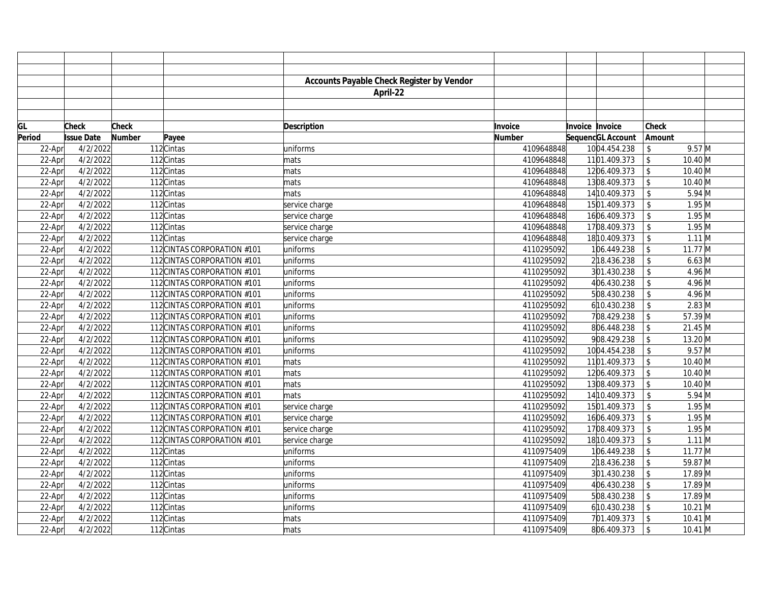**Accounts Payable Check Register by Vendor**

**April-22**

| GL Period | Check Issue Date | Check Number | Payee | Description | Invoice Number | Invoice Sequence | Invoice GL Account | Check Amount | |
|---|---|---|---|---|---|---|---|---|---|
| 22-Apr | 4/2/2022 | 112 | Cintas | uniforms | 4109648848 | 10 | 04.454.238 | $ 9.57 | M |
| 22-Apr | 4/2/2022 | 112 | Cintas | mats | 4109648848 | 11 | 01.409.373 | $ 10.40 | M |
| 22-Apr | 4/2/2022 | 112 | Cintas | mats | 4109648848 | 12 | 06.409.373 | $ 10.40 | M |
| 22-Apr | 4/2/2022 | 112 | Cintas | mats | 4109648848 | 13 | 08.409.373 | $ 10.40 | M |
| 22-Apr | 4/2/2022 | 112 | Cintas | mats | 4109648848 | 14 | 10.409.373 | $ 5.94 | M |
| 22-Apr | 4/2/2022 | 112 | Cintas | service charge | 4109648848 | 15 | 01.409.373 | $ 1.95 | M |
| 22-Apr | 4/2/2022 | 112 | Cintas | service charge | 4109648848 | 16 | 06.409.373 | $ 1.95 | M |
| 22-Apr | 4/2/2022 | 112 | Cintas | service charge | 4109648848 | 17 | 08.409.373 | $ 1.95 | M |
| 22-Apr | 4/2/2022 | 112 | Cintas | service charge | 4109648848 | 18 | 10.409.373 | $ 1.11 | M |
| 22-Apr | 4/2/2022 | 112 | CINTAS CORPORATION #101 | uniforms | 4110295092 | 1 | 06.449.238 | $ 11.77 | M |
| 22-Apr | 4/2/2022 | 112 | CINTAS CORPORATION #101 | uniforms | 4110295092 | 2 | 18.436.238 | $ 6.63 | M |
| 22-Apr | 4/2/2022 | 112 | CINTAS CORPORATION #101 | uniforms | 4110295092 | 3 | 01.430.238 | $ 4.96 | M |
| 22-Apr | 4/2/2022 | 112 | CINTAS CORPORATION #101 | uniforms | 4110295092 | 4 | 06.430.238 | $ 4.96 | M |
| 22-Apr | 4/2/2022 | 112 | CINTAS CORPORATION #101 | uniforms | 4110295092 | 5 | 08.430.238 | $ 4.96 | M |
| 22-Apr | 4/2/2022 | 112 | CINTAS CORPORATION #101 | uniforms | 4110295092 | 6 | 10.430.238 | $ 2.83 | M |
| 22-Apr | 4/2/2022 | 112 | CINTAS CORPORATION #101 | uniforms | 4110295092 | 7 | 08.429.238 | $ 57.39 | M |
| 22-Apr | 4/2/2022 | 112 | CINTAS CORPORATION #101 | uniforms | 4110295092 | 8 | 06.448.238 | $ 21.45 | M |
| 22-Apr | 4/2/2022 | 112 | CINTAS CORPORATION #101 | uniforms | 4110295092 | 9 | 08.429.238 | $ 13.20 | M |
| 22-Apr | 4/2/2022 | 112 | CINTAS CORPORATION #101 | uniforms | 4110295092 | 10 | 04.454.238 | $ 9.57 | M |
| 22-Apr | 4/2/2022 | 112 | CINTAS CORPORATION #101 | mats | 4110295092 | 11 | 01.409.373 | $ 10.40 | M |
| 22-Apr | 4/2/2022 | 112 | CINTAS CORPORATION #101 | mats | 4110295092 | 12 | 06.409.373 | $ 10.40 | M |
| 22-Apr | 4/2/2022 | 112 | CINTAS CORPORATION #101 | mats | 4110295092 | 13 | 08.409.373 | $ 10.40 | M |
| 22-Apr | 4/2/2022 | 112 | CINTAS CORPORATION #101 | mats | 4110295092 | 14 | 10.409.373 | $ 5.94 | M |
| 22-Apr | 4/2/2022 | 112 | CINTAS CORPORATION #101 | service charge | 4110295092 | 15 | 01.409.373 | $ 1.95 | M |
| 22-Apr | 4/2/2022 | 112 | CINTAS CORPORATION #101 | service charge | 4110295092 | 16 | 06.409.373 | $ 1.95 | M |
| 22-Apr | 4/2/2022 | 112 | CINTAS CORPORATION #101 | service charge | 4110295092 | 17 | 08.409.373 | $ 1.95 | M |
| 22-Apr | 4/2/2022 | 112 | CINTAS CORPORATION #101 | service charge | 4110295092 | 18 | 10.409.373 | $ 1.11 | M |
| 22-Apr | 4/2/2022 | 112 | Cintas | uniforms | 4110975409 | 1 | 06.449.238 | $ 11.77 | M |
| 22-Apr | 4/2/2022 | 112 | Cintas | uniforms | 4110975409 | 2 | 18.436.238 | $ 59.87 | M |
| 22-Apr | 4/2/2022 | 112 | Cintas | uniforms | 4110975409 | 3 | 01.430.238 | $ 17.89 | M |
| 22-Apr | 4/2/2022 | 112 | Cintas | uniforms | 4110975409 | 4 | 06.430.238 | $ 17.89 | M |
| 22-Apr | 4/2/2022 | 112 | Cintas | uniforms | 4110975409 | 5 | 08.430.238 | $ 17.89 | M |
| 22-Apr | 4/2/2022 | 112 | Cintas | uniforms | 4110975409 | 6 | 10.430.238 | $ 10.21 | M |
| 22-Apr | 4/2/2022 | 112 | Cintas | mats | 4110975409 | 7 | 01.409.373 | $ 10.41 | M |
| 22-Apr | 4/2/2022 | 112 | Cintas | mats | 4110975409 | 8 | 06.409.373 | $ 10.41 | M |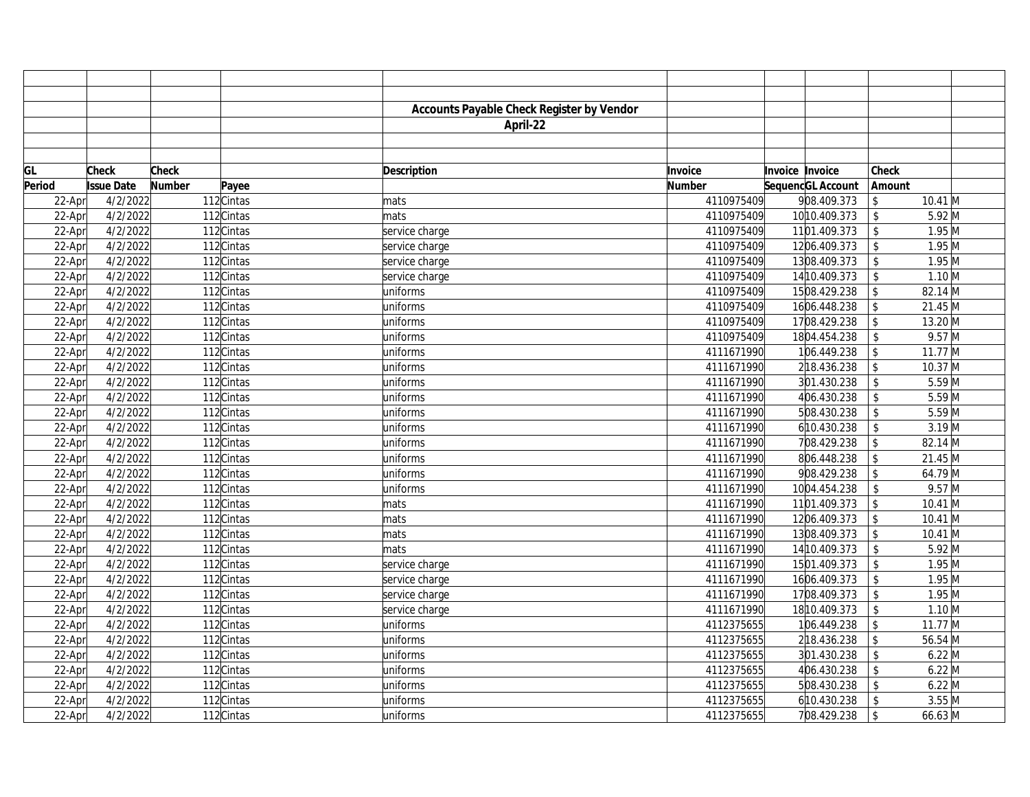**Accounts Payable Check Register by Vendor**

**April-22**

| GL Period | Check Issue Date | Check Number | Payee | Description | Invoice Number | Invoice Sequence | Invoice GL Account | Check Amount | |
|---|---|---|---|---|---|---|---|---|---|
| 22-Apr | 4/2/2022 | 112 | Cintas | mats | 4110975409 | 9 | 08.409.373 | $ 10.41 | M |
| 22-Apr | 4/2/2022 | 112 | Cintas | mats | 4110975409 | 10 | 10.409.373 | $ 5.92 | M |
| 22-Apr | 4/2/2022 | 112 | Cintas | service charge | 4110975409 | 11 | 01.409.373 | $ 1.95 | M |
| 22-Apr | 4/2/2022 | 112 | Cintas | service charge | 4110975409 | 12 | 06.409.373 | $ 1.95 | M |
| 22-Apr | 4/2/2022 | 112 | Cintas | service charge | 4110975409 | 13 | 08.409.373 | $ 1.95 | M |
| 22-Apr | 4/2/2022 | 112 | Cintas | service charge | 4110975409 | 14 | 10.409.373 | $ 1.10 | M |
| 22-Apr | 4/2/2022 | 112 | Cintas | uniforms | 4110975409 | 15 | 08.429.238 | $ 82.14 | M |
| 22-Apr | 4/2/2022 | 112 | Cintas | uniforms | 4110975409 | 16 | 06.448.238 | $ 21.45 | M |
| 22-Apr | 4/2/2022 | 112 | Cintas | uniforms | 4110975409 | 17 | 08.429.238 | $ 13.20 | M |
| 22-Apr | 4/2/2022 | 112 | Cintas | uniforms | 4110975409 | 18 | 04.454.238 | $ 9.57 | M |
| 22-Apr | 4/2/2022 | 112 | Cintas | uniforms | 4111671990 | 1 | 06.449.238 | $ 11.77 | M |
| 22-Apr | 4/2/2022 | 112 | Cintas | uniforms | 4111671990 | 2 | 18.436.238 | $ 10.37 | M |
| 22-Apr | 4/2/2022 | 112 | Cintas | uniforms | 4111671990 | 3 | 01.430.238 | $ 5.59 | M |
| 22-Apr | 4/2/2022 | 112 | Cintas | uniforms | 4111671990 | 4 | 06.430.238 | $ 5.59 | M |
| 22-Apr | 4/2/2022 | 112 | Cintas | uniforms | 4111671990 | 5 | 08.430.238 | $ 5.59 | M |
| 22-Apr | 4/2/2022 | 112 | Cintas | uniforms | 4111671990 | 6 | 10.430.238 | $ 3.19 | M |
| 22-Apr | 4/2/2022 | 112 | Cintas | uniforms | 4111671990 | 7 | 08.429.238 | $ 82.14 | M |
| 22-Apr | 4/2/2022 | 112 | Cintas | uniforms | 4111671990 | 8 | 06.448.238 | $ 21.45 | M |
| 22-Apr | 4/2/2022 | 112 | Cintas | uniforms | 4111671990 | 9 | 08.429.238 | $ 64.79 | M |
| 22-Apr | 4/2/2022 | 112 | Cintas | uniforms | 4111671990 | 10 | 04.454.238 | $ 9.57 | M |
| 22-Apr | 4/2/2022 | 112 | Cintas | mats | 4111671990 | 11 | 01.409.373 | $ 10.41 | M |
| 22-Apr | 4/2/2022 | 112 | Cintas | mats | 4111671990 | 12 | 06.409.373 | $ 10.41 | M |
| 22-Apr | 4/2/2022 | 112 | Cintas | mats | 4111671990 | 13 | 08.409.373 | $ 10.41 | M |
| 22-Apr | 4/2/2022 | 112 | Cintas | mats | 4111671990 | 14 | 10.409.373 | $ 5.92 | M |
| 22-Apr | 4/2/2022 | 112 | Cintas | service charge | 4111671990 | 15 | 01.409.373 | $ 1.95 | M |
| 22-Apr | 4/2/2022 | 112 | Cintas | service charge | 4111671990 | 16 | 06.409.373 | $ 1.95 | M |
| 22-Apr | 4/2/2022 | 112 | Cintas | service charge | 4111671990 | 17 | 08.409.373 | $ 1.95 | M |
| 22-Apr | 4/2/2022 | 112 | Cintas | service charge | 4111671990 | 18 | 10.409.373 | $ 1.10 | M |
| 22-Apr | 4/2/2022 | 112 | Cintas | uniforms | 4112375655 | 1 | 06.449.238 | $ 11.77 | M |
| 22-Apr | 4/2/2022 | 112 | Cintas | uniforms | 4112375655 | 2 | 18.436.238 | $ 56.54 | M |
| 22-Apr | 4/2/2022 | 112 | Cintas | uniforms | 4112375655 | 3 | 01.430.238 | $ 6.22 | M |
| 22-Apr | 4/2/2022 | 112 | Cintas | uniforms | 4112375655 | 4 | 06.430.238 | $ 6.22 | M |
| 22-Apr | 4/2/2022 | 112 | Cintas | uniforms | 4112375655 | 5 | 08.430.238 | $ 6.22 | M |
| 22-Apr | 4/2/2022 | 112 | Cintas | uniforms | 4112375655 | 6 | 10.430.238 | $ 3.55 | M |
| 22-Apr | 4/2/2022 | 112 | Cintas | uniforms | 4112375655 | 7 | 08.429.238 | $ 66.63 | M |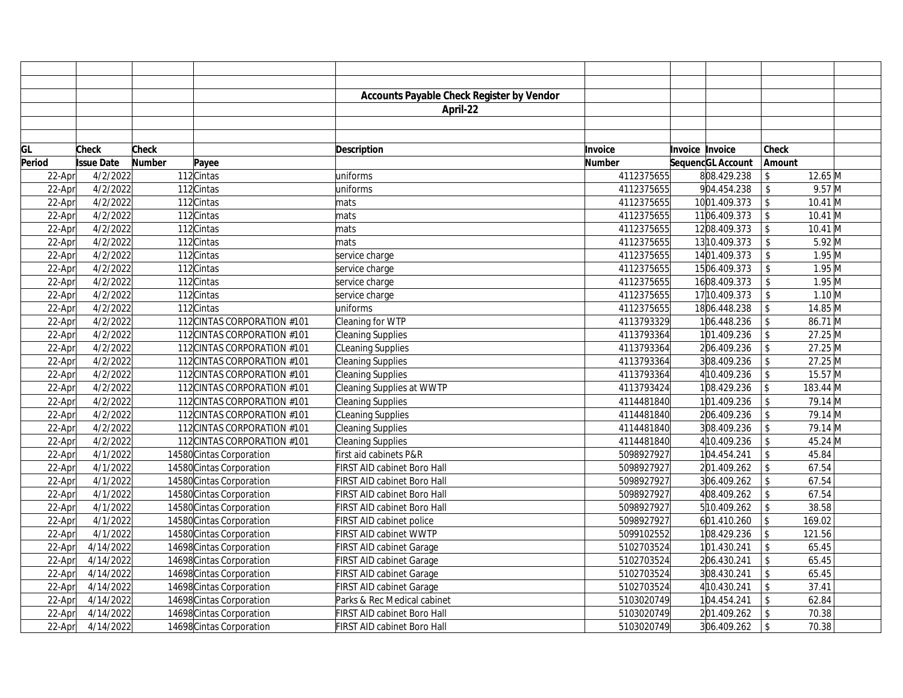## Accounts Payable Check Register by Vendor

### April-22

| GL Period | Check Issue Date | Check Number | Payee | Description | Invoice Number | Invoice Sequence | Invoice GL Account | Check Amount | |
|---|---|---|---|---|---|---|---|---|---|
| 22-Apr | 4/2/2022 | 112 | Cintas | uniforms | 4112375655 | 8 | 08.429.238 | $ 12.65 | M |
| 22-Apr | 4/2/2022 | 112 | Cintas | uniforms | 4112375655 | 9 | 04.454.238 | $ 9.57 | M |
| 22-Apr | 4/2/2022 | 112 | Cintas | mats | 4112375655 | 10 | 01.409.373 | $ 10.41 | M |
| 22-Apr | 4/2/2022 | 112 | Cintas | mats | 4112375655 | 11 | 06.409.373 | $ 10.41 | M |
| 22-Apr | 4/2/2022 | 112 | Cintas | mats | 4112375655 | 12 | 08.409.373 | $ 10.41 | M |
| 22-Apr | 4/2/2022 | 112 | Cintas | mats | 4112375655 | 13 | 10.409.373 | $ 5.92 | M |
| 22-Apr | 4/2/2022 | 112 | Cintas | service charge | 4112375655 | 14 | 01.409.373 | $ 1.95 | M |
| 22-Apr | 4/2/2022 | 112 | Cintas | service charge | 4112375655 | 15 | 06.409.373 | $ 1.95 | M |
| 22-Apr | 4/2/2022 | 112 | Cintas | service charge | 4112375655 | 16 | 08.409.373 | $ 1.95 | M |
| 22-Apr | 4/2/2022 | 112 | Cintas | service charge | 4112375655 | 17 | 10.409.373 | $ 1.10 | M |
| 22-Apr | 4/2/2022 | 112 | Cintas | uniforms | 4112375655 | 18 | 06.448.238 | $ 14.85 | M |
| 22-Apr | 4/2/2022 | 112 | CINTAS CORPORATION #101 | Cleaning for WTP | 4113793329 | 1 | 06.448.236 | $ 86.71 | M |
| 22-Apr | 4/2/2022 | 112 | CINTAS CORPORATION #101 | Cleaning Supplies | 4113793364 | 1 | 01.409.236 | $ 27.25 | M |
| 22-Apr | 4/2/2022 | 112 | CINTAS CORPORATION #101 | CLeaning Supplies | 4113793364 | 2 | 06.409.236 | $ 27.25 | M |
| 22-Apr | 4/2/2022 | 112 | CINTAS CORPORATION #101 | Cleaning Supplies | 4113793364 | 3 | 08.409.236 | $ 27.25 | M |
| 22-Apr | 4/2/2022 | 112 | CINTAS CORPORATION #101 | Cleaning Supplies | 4113793364 | 4 | 10.409.236 | $ 15.57 | M |
| 22-Apr | 4/2/2022 | 112 | CINTAS CORPORATION #101 | Cleaning Supplies at WWTP | 4113793424 | 1 | 08.429.236 | $ 183.44 | M |
| 22-Apr | 4/2/2022 | 112 | CINTAS CORPORATION #101 | Cleaning Supplies | 4114481840 | 1 | 01.409.236 | $ 79.14 | M |
| 22-Apr | 4/2/2022 | 112 | CINTAS CORPORATION #101 | CLeaning Supplies | 4114481840 | 2 | 06.409.236 | $ 79.14 | M |
| 22-Apr | 4/2/2022 | 112 | CINTAS CORPORATION #101 | Cleaning Supplies | 4114481840 | 3 | 08.409.236 | $ 79.14 | M |
| 22-Apr | 4/2/2022 | 112 | CINTAS CORPORATION #101 | Cleaning Supplies | 4114481840 | 4 | 10.409.236 | $ 45.24 | M |
| 22-Apr | 4/1/2022 | 14580 | Cintas Corporation | first aid cabinets P&R | 5098927927 | 1 | 04.454.241 | $ 45.84 | |
| 22-Apr | 4/1/2022 | 14580 | Cintas Corporation | FIRST AID cabinet Boro Hall | 5098927927 | 2 | 01.409.262 | $ 67.54 | |
| 22-Apr | 4/1/2022 | 14580 | Cintas Corporation | FIRST AID cabinet Boro Hall | 5098927927 | 3 | 06.409.262 | $ 67.54 | |
| 22-Apr | 4/1/2022 | 14580 | Cintas Corporation | FIRST AID cabinet Boro Hall | 5098927927 | 4 | 08.409.262 | $ 67.54 | |
| 22-Apr | 4/1/2022 | 14580 | Cintas Corporation | FIRST AID cabinet Boro Hall | 5098927927 | 5 | 10.409.262 | $ 38.58 | |
| 22-Apr | 4/1/2022 | 14580 | Cintas Corporation | FIRST AID cabinet police | 5098927927 | 6 | 01.410.260 | $ 169.02 | |
| 22-Apr | 4/1/2022 | 14580 | Cintas Corporation | FIRST AID cabinet WWTP | 5099102552 | 1 | 08.429.236 | $ 121.56 | |
| 22-Apr | 4/14/2022 | 14698 | Cintas Corporation | FIRST AID cabinet Garage | 5102703524 | 1 | 01.430.241 | $ 65.45 | |
| 22-Apr | 4/14/2022 | 14698 | Cintas Corporation | FIRST AID cabinet Garage | 5102703524 | 2 | 06.430.241 | $ 65.45 | |
| 22-Apr | 4/14/2022 | 14698 | Cintas Corporation | FIRST AID cabinet Garage | 5102703524 | 3 | 08.430.241 | $ 65.45 | |
| 22-Apr | 4/14/2022 | 14698 | Cintas Corporation | FIRST AID cabinet Garage | 5102703524 | 4 | 10.430.241 | $ 37.41 | |
| 22-Apr | 4/14/2022 | 14698 | Cintas Corporation | Parks & Rec Medical cabinet | 5103020749 | 1 | 04.454.241 | $ 62.84 | |
| 22-Apr | 4/14/2022 | 14698 | Cintas Corporation | FIRST AID cabinet Boro Hall | 5103020749 | 2 | 01.409.262 | $ 70.38 | |
| 22-Apr | 4/14/2022 | 14698 | Cintas Corporation | FIRST AID cabinet Boro Hall | 5103020749 | 3 | 06.409.262 | $ 70.38 | |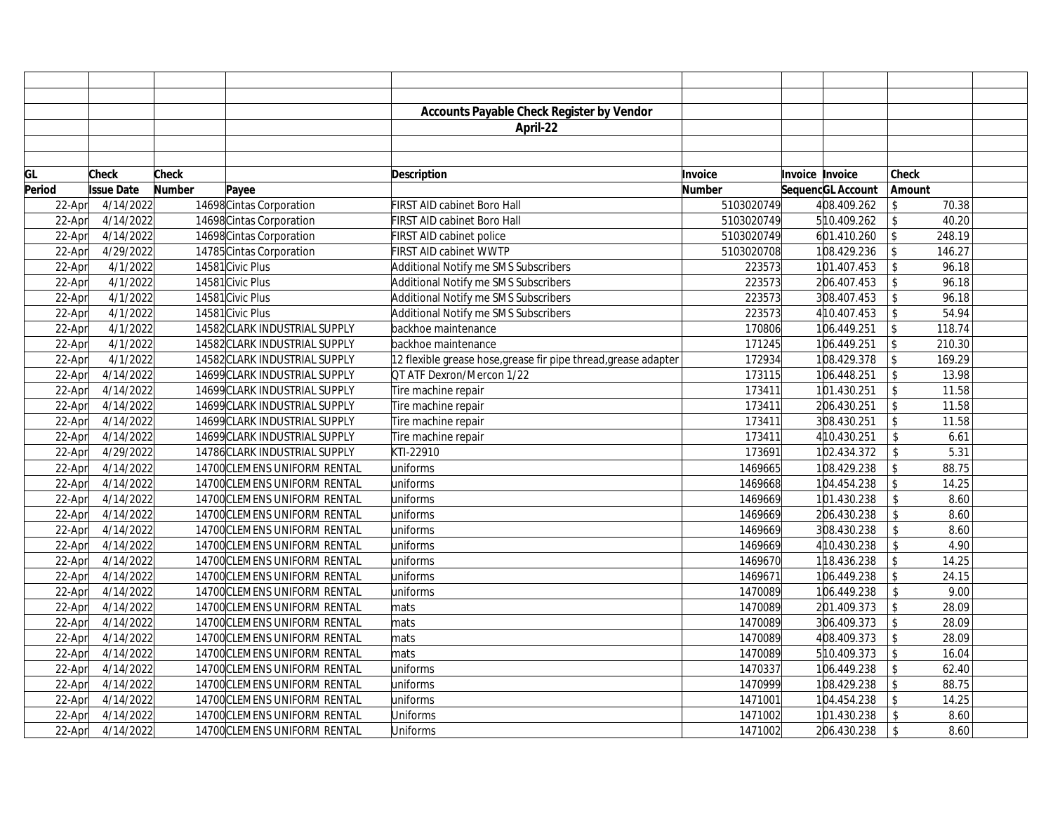**Accounts Payable Check Register by Vendor**

**April-22**

| GL Period | Check Issue Date | Check Number | Payee | Description | Invoice Number | Invoice Sequence | Invoice GL Account | Check Amount |
|---|---|---|---|---|---|---|---|---|
| 22-Apr | 4/14/2022 | 14698 | Cintas Corporation | FIRST AID cabinet Boro Hall | 5103020749 | 4 | 08.409.262 | $ 70.38 |
| 22-Apr | 4/14/2022 | 14698 | Cintas Corporation | FIRST AID cabinet Boro Hall | 5103020749 | 5 | 10.409.262 | $ 40.20 |
| 22-Apr | 4/14/2022 | 14698 | Cintas Corporation | FIRST AID cabinet police | 5103020749 | 6 | 01.410.260 | $ 248.19 |
| 22-Apr | 4/29/2022 | 14785 | Cintas Corporation | FIRST AID cabinet WWTP | 5103020708 | 1 | 08.429.236 | $ 146.27 |
| 22-Apr | 4/1/2022 | 14581 | Civic Plus | Additional Notify me SMS Subscribers | 223573 | 1 | 01.407.453 | $ 96.18 |
| 22-Apr | 4/1/2022 | 14581 | Civic Plus | Additional Notify me SMS Subscribers | 223573 | 2 | 06.407.453 | $ 96.18 |
| 22-Apr | 4/1/2022 | 14581 | Civic Plus | Additional Notify me SMS Subscribers | 223573 | 3 | 08.407.453 | $ 96.18 |
| 22-Apr | 4/1/2022 | 14581 | Civic Plus | Additional Notify me SMS Subscribers | 223573 | 4 | 10.407.453 | $ 54.94 |
| 22-Apr | 4/1/2022 | 14582 | CLARK INDUSTRIAL SUPPLY | backhoe maintenance | 170806 | 1 | 06.449.251 | $ 118.74 |
| 22-Apr | 4/1/2022 | 14582 | CLARK INDUSTRIAL SUPPLY | backhoe maintenance | 171245 | 1 | 06.449.251 | $ 210.30 |
| 22-Apr | 4/1/2022 | 14582 | CLARK INDUSTRIAL SUPPLY | 12 flexible grease hose,grease fir pipe thread,grease adapter | 172934 | 1 | 08.429.378 | $ 169.29 |
| 22-Apr | 4/14/2022 | 14699 | CLARK INDUSTRIAL SUPPLY | QT ATF Dexron/Mercon 1/22 | 173115 | 1 | 06.448.251 | $ 13.98 |
| 22-Apr | 4/14/2022 | 14699 | CLARK INDUSTRIAL SUPPLY | Tire machine repair | 173411 | 1 | 01.430.251 | $ 11.58 |
| 22-Apr | 4/14/2022 | 14699 | CLARK INDUSTRIAL SUPPLY | Tire machine repair | 173411 | 2 | 06.430.251 | $ 11.58 |
| 22-Apr | 4/14/2022 | 14699 | CLARK INDUSTRIAL SUPPLY | Tire machine repair | 173411 | 3 | 08.430.251 | $ 11.58 |
| 22-Apr | 4/14/2022 | 14699 | CLARK INDUSTRIAL SUPPLY | Tire machine repair | 173411 | 4 | 10.430.251 | $ 6.61 |
| 22-Apr | 4/29/2022 | 14786 | CLARK INDUSTRIAL SUPPLY | KTI-22910 | 173691 | 1 | 02.434.372 | $ 5.31 |
| 22-Apr | 4/14/2022 | 14700 | CLEMENS UNIFORM RENTAL | uniforms | 1469665 | 1 | 08.429.238 | $ 88.75 |
| 22-Apr | 4/14/2022 | 14700 | CLEMENS UNIFORM RENTAL | uniforms | 1469668 | 1 | 04.454.238 | $ 14.25 |
| 22-Apr | 4/14/2022 | 14700 | CLEMENS UNIFORM RENTAL | uniforms | 1469669 | 1 | 01.430.238 | $ 8.60 |
| 22-Apr | 4/14/2022 | 14700 | CLEMENS UNIFORM RENTAL | uniforms | 1469669 | 2 | 06.430.238 | $ 8.60 |
| 22-Apr | 4/14/2022 | 14700 | CLEMENS UNIFORM RENTAL | uniforms | 1469669 | 3 | 08.430.238 | $ 8.60 |
| 22-Apr | 4/14/2022 | 14700 | CLEMENS UNIFORM RENTAL | uniforms | 1469669 | 4 | 10.430.238 | $ 4.90 |
| 22-Apr | 4/14/2022 | 14700 | CLEMENS UNIFORM RENTAL | uniforms | 1469670 | 1 | 18.436.238 | $ 14.25 |
| 22-Apr | 4/14/2022 | 14700 | CLEMENS UNIFORM RENTAL | uniforms | 1469671 | 1 | 06.449.238 | $ 24.15 |
| 22-Apr | 4/14/2022 | 14700 | CLEMENS UNIFORM RENTAL | uniforms | 1470089 | 1 | 06.449.238 | $ 9.00 |
| 22-Apr | 4/14/2022 | 14700 | CLEMENS UNIFORM RENTAL | mats | 1470089 | 2 | 01.409.373 | $ 28.09 |
| 22-Apr | 4/14/2022 | 14700 | CLEMENS UNIFORM RENTAL | mats | 1470089 | 3 | 06.409.373 | $ 28.09 |
| 22-Apr | 4/14/2022 | 14700 | CLEMENS UNIFORM RENTAL | mats | 1470089 | 4 | 08.409.373 | $ 28.09 |
| 22-Apr | 4/14/2022 | 14700 | CLEMENS UNIFORM RENTAL | mats | 1470089 | 5 | 10.409.373 | $ 16.04 |
| 22-Apr | 4/14/2022 | 14700 | CLEMENS UNIFORM RENTAL | uniforms | 1470337 | 1 | 06.449.238 | $ 62.40 |
| 22-Apr | 4/14/2022 | 14700 | CLEMENS UNIFORM RENTAL | uniforms | 1470999 | 1 | 08.429.238 | $ 88.75 |
| 22-Apr | 4/14/2022 | 14700 | CLEMENS UNIFORM RENTAL | uniforms | 1471001 | 1 | 04.454.238 | $ 14.25 |
| 22-Apr | 4/14/2022 | 14700 | CLEMENS UNIFORM RENTAL | Uniforms | 1471002 | 1 | 01.430.238 | $ 8.60 |
| 22-Apr | 4/14/2022 | 14700 | CLEMENS UNIFORM RENTAL | Uniforms | 1471002 | 2 | 06.430.238 | $ 8.60 |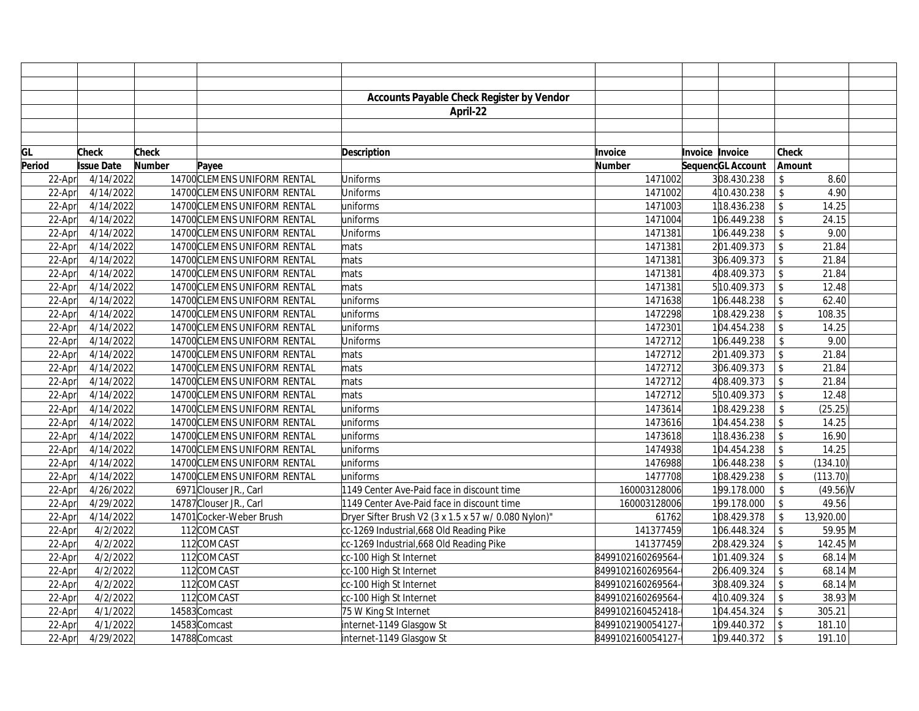## Accounts Payable Check Register by Vendor

## April-22

| GL Period | Check Issue Date | Check Number | Payee | Description | Invoice Number | Invoice Sequence | Invoice GL Account | Check Amount | |
|---|---|---|---|---|---|---|---|---|---|
| 22-Apr | 4/14/2022 | 14700 | CLEMENS UNIFORM RENTAL | Uniforms | 1471002 | 3 | 08.430.238 | $ 8.60 | |
| 22-Apr | 4/14/2022 | 14700 | CLEMENS UNIFORM RENTAL | Uniforms | 1471002 | 4 | 10.430.238 | $ 4.90 | |
| 22-Apr | 4/14/2022 | 14700 | CLEMENS UNIFORM RENTAL | uniforms | 1471003 | 1 | 18.436.238 | $ 14.25 | |
| 22-Apr | 4/14/2022 | 14700 | CLEMENS UNIFORM RENTAL | uniforms | 1471004 | 1 | 06.449.238 | $ 24.15 | |
| 22-Apr | 4/14/2022 | 14700 | CLEMENS UNIFORM RENTAL | Uniforms | 1471381 | 1 | 06.449.238 | $ 9.00 | |
| 22-Apr | 4/14/2022 | 14700 | CLEMENS UNIFORM RENTAL | mats | 1471381 | 2 | 01.409.373 | $ 21.84 | |
| 22-Apr | 4/14/2022 | 14700 | CLEMENS UNIFORM RENTAL | mats | 1471381 | 3 | 06.409.373 | $ 21.84 | |
| 22-Apr | 4/14/2022 | 14700 | CLEMENS UNIFORM RENTAL | mats | 1471381 | 4 | 08.409.373 | $ 21.84 | |
| 22-Apr | 4/14/2022 | 14700 | CLEMENS UNIFORM RENTAL | mats | 1471381 | 5 | 10.409.373 | $ 12.48 | |
| 22-Apr | 4/14/2022 | 14700 | CLEMENS UNIFORM RENTAL | uniforms | 1471638 | 1 | 06.448.238 | $ 62.40 | |
| 22-Apr | 4/14/2022 | 14700 | CLEMENS UNIFORM RENTAL | uniforms | 1472298 | 1 | 08.429.238 | $ 108.35 | |
| 22-Apr | 4/14/2022 | 14700 | CLEMENS UNIFORM RENTAL | uniforms | 1472301 | 1 | 04.454.238 | $ 14.25 | |
| 22-Apr | 4/14/2022 | 14700 | CLEMENS UNIFORM RENTAL | Uniforms | 1472712 | 1 | 06.449.238 | $ 9.00 | |
| 22-Apr | 4/14/2022 | 14700 | CLEMENS UNIFORM RENTAL | mats | 1472712 | 2 | 01.409.373 | $ 21.84 | |
| 22-Apr | 4/14/2022 | 14700 | CLEMENS UNIFORM RENTAL | mats | 1472712 | 3 | 06.409.373 | $ 21.84 | |
| 22-Apr | 4/14/2022 | 14700 | CLEMENS UNIFORM RENTAL | mats | 1472712 | 4 | 08.409.373 | $ 21.84 | |
| 22-Apr | 4/14/2022 | 14700 | CLEMENS UNIFORM RENTAL | mats | 1472712 | 5 | 10.409.373 | $ 12.48 | |
| 22-Apr | 4/14/2022 | 14700 | CLEMENS UNIFORM RENTAL | uniforms | 1473614 | 1 | 08.429.238 | $ (25.25) | |
| 22-Apr | 4/14/2022 | 14700 | CLEMENS UNIFORM RENTAL | uniforms | 1473616 | 1 | 04.454.238 | $ 14.25 | |
| 22-Apr | 4/14/2022 | 14700 | CLEMENS UNIFORM RENTAL | uniforms | 1473618 | 1 | 18.436.238 | $ 16.90 | |
| 22-Apr | 4/14/2022 | 14700 | CLEMENS UNIFORM RENTAL | uniforms | 1474938 | 1 | 04.454.238 | $ 14.25 | |
| 22-Apr | 4/14/2022 | 14700 | CLEMENS UNIFORM RENTAL | uniforms | 1476988 | 1 | 06.448.238 | $ (134.10) | |
| 22-Apr | 4/14/2022 | 14700 | CLEMENS UNIFORM RENTAL | uniforms | 1477708 | 1 | 08.429.238 | $ (113.70) | |
| 22-Apr | 4/26/2022 | 6971 | Clouser JR., Carl | 1149 Center Ave-Paid face in discount time | 160003128006 | 1 | 99.178.000 | $ (49.56) | V |
| 22-Apr | 4/29/2022 | 14787 | Clouser JR., Carl | 1149 Center Ave-Paid face in discount time | 160003128006 | 1 | 99.178.000 | $ 49.56 | |
| 22-Apr | 4/14/2022 | 14701 | Cocker-Weber Brush | Dryer Sifter Brush V2 (3 x 1.5 x 57 w/ 0.080 Nylon)" | 61762 | 1 | 08.429.378 | $ 13,920.00 | |
| 22-Apr | 4/2/2022 | 112 | COMCAST | cc-1269 Industrial,668 Old Reading Pike | 141377459 | 1 | 06.448.324 | $ 59.95 | M |
| 22-Apr | 4/2/2022 | 112 | COMCAST | cc-1269 Industrial,668 Old Reading Pike | 141377459 | 2 | 08.429.324 | $ 142.45 | M |
| 22-Apr | 4/2/2022 | 112 | COMCAST | cc-100 High St Internet | 8499102160269564- | 1 | 01.409.324 | $ 68.14 | M |
| 22-Apr | 4/2/2022 | 112 | COMCAST | cc-100 High St Internet | 8499102160269564- | 2 | 06.409.324 | $ 68.14 | M |
| 22-Apr | 4/2/2022 | 112 | COMCAST | cc-100 High St Internet | 8499102160269564- | 3 | 08.409.324 | $ 68.14 | M |
| 22-Apr | 4/2/2022 | 112 | COMCAST | cc-100 High St Internet | 8499102160269564- | 4 | 10.409.324 | $ 38.93 | M |
| 22-Apr | 4/1/2022 | 14583 | Comcast | 75 W King St Internet | 8499102160452418- | 1 | 04.454.324 | $ 305.21 | |
| 22-Apr | 4/1/2022 | 14583 | Comcast | internet-1149 Glasgow St | 8499102190054127- | 1 | 09.440.372 | $ 181.10 | |
| 22-Apr | 4/29/2022 | 14788 | Comcast | internet-1149 Glasgow St | 8499102160054127- | 1 | 09.440.372 | $ 191.10 | |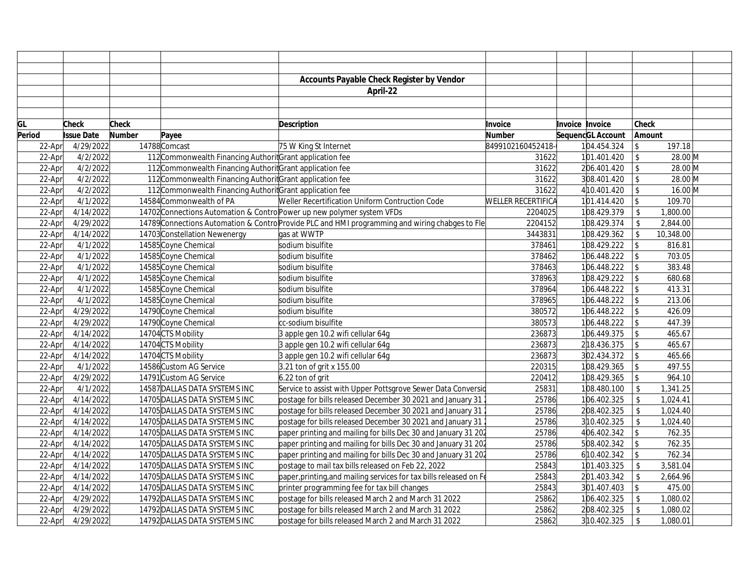**Accounts Payable Check Register by Vendor**

**April-22**

| GL Period | Check Issue Date | Check Number | Payee | Description | Invoice Number | Invoice Sequence | Invoice GL Account | Check Amount | |
|---|---|---|---|---|---|---|---|---|---|
| 22-Apr | 4/29/2022 | 14788 | Comcast | 75 W King St Internet | 8499102160452418- | 1 | 04.454.324 | $ 197.18 | |
| 22-Apr | 4/2/2022 | 112 | Commonwealth Financing Authorit | Grant application fee | 31622 | 1 | 01.401.420 | $ 28.00 | M |
| 22-Apr | 4/2/2022 | 112 | Commonwealth Financing Authorit | Grant application fee | 31622 | 2 | 06.401.420 | $ 28.00 | M |
| 22-Apr | 4/2/2022 | 112 | Commonwealth Financing Authorit | Grant application fee | 31622 | 3 | 08.401.420 | $ 28.00 | M |
| 22-Apr | 4/2/2022 | 112 | Commonwealth Financing Authorit | Grant application fee | 31622 | 4 | 10.401.420 | $ 16.00 | M |
| 22-Apr | 4/1/2022 | 14584 | Commonwealth of PA | Weller Recertification Uniform Contruction Code | WELLER RECERTIFICA | 1 | 01.414.420 | $ 109.70 | |
| 22-Apr | 4/14/2022 | 14702 | Connections Automation & Contro | Power up new polymer system VFDs | 2204025 | 1 | 08.429.379 | $ 1,800.00 | |
| 22-Apr | 4/29/2022 | 14789 | Connections Automation & Contro | Provide PLC and HMI programming and wiring chabges to Fle | 2204152 | 1 | 08.429.374 | $ 2,844.00 | |
| 22-Apr | 4/14/2022 | 14703 | Constellation Newenergy | gas at WWTP | 3443831 | 1 | 08.429.362 | $ 10,348.00 | |
| 22-Apr | 4/1/2022 | 14585 | Coyne Chemical | sodium bisulfite | 378461 | 1 | 08.429.222 | $ 816.81 | |
| 22-Apr | 4/1/2022 | 14585 | Coyne Chemical | sodium bisulfite | 378462 | 1 | 06.448.222 | $ 703.05 | |
| 22-Apr | 4/1/2022 | 14585 | Coyne Chemical | sodium bisulfite | 378463 | 1 | 06.448.222 | $ 383.48 | |
| 22-Apr | 4/1/2022 | 14585 | Coyne Chemical | sodium bisulfite | 378963 | 1 | 08.429.222 | $ 680.68 | |
| 22-Apr | 4/1/2022 | 14585 | Coyne Chemical | sodium bisulfite | 378964 | 1 | 06.448.222 | $ 413.31 | |
| 22-Apr | 4/1/2022 | 14585 | Coyne Chemical | sodium bisulfite | 378965 | 1 | 06.448.222 | $ 213.06 | |
| 22-Apr | 4/29/2022 | 14790 | Coyne Chemical | sodium bisulfite | 380572 | 1 | 06.448.222 | $ 426.09 | |
| 22-Apr | 4/29/2022 | 14790 | Coyne Chemical | cc-sodium bisulfite | 380573 | 1 | 06.448.222 | $ 447.39 | |
| 22-Apr | 4/14/2022 | 14704 | CTS Mobility | 3 apple gen 10.2 wifi cellular 64g | 236873 | 1 | 06.449.375 | $ 465.67 | |
| 22-Apr | 4/14/2022 | 14704 | CTS Mobility | 3 apple gen 10.2 wifi cellular 64g | 236873 | 2 | 18.436.375 | $ 465.67 | |
| 22-Apr | 4/14/2022 | 14704 | CTS Mobility | 3 apple gen 10.2 wifi cellular 64g | 236873 | 3 | 02.434.372 | $ 465.66 | |
| 22-Apr | 4/1/2022 | 14586 | Custom AG Service | 3.21 ton of grit x 155.00 | 220315 | 1 | 08.429.365 | $ 497.55 | |
| 22-Apr | 4/29/2022 | 14791 | Custom AG Service | 6.22 ton of grit | 220412 | 1 | 08.429.365 | $ 964.10 | |
| 22-Apr | 4/1/2022 | 14587 | DALLAS DATA SYSTEMS INC | Service to assist with Upper Pottsgrove Sewer Data Conversio | 25831 | 1 | 08.480.100 | $ 1,341.25 | |
| 22-Apr | 4/14/2022 | 14705 | DALLAS DATA SYSTEMS INC | postage for bills released December 30 2021 and January 31 | 25786 | 1 | 06.402.325 | $ 1,024.41 | |
| 22-Apr | 4/14/2022 | 14705 | DALLAS DATA SYSTEMS INC | postage for bills released December 30 2021 and January 31 | 25786 | 2 | 08.402.325 | $ 1,024.40 | |
| 22-Apr | 4/14/2022 | 14705 | DALLAS DATA SYSTEMS INC | postage for bills released December 30 2021 and January 31 | 25786 | 3 | 10.402.325 | $ 1,024.40 | |
| 22-Apr | 4/14/2022 | 14705 | DALLAS DATA SYSTEMS INC | paper printing and mailing for bills Dec 30 and January 31 202 | 25786 | 4 | 06.402.342 | $ 762.35 | |
| 22-Apr | 4/14/2022 | 14705 | DALLAS DATA SYSTEMS INC | paper printing and mailing for bills Dec 30 and January 31 202 | 25786 | 5 | 08.402.342 | $ 762.35 | |
| 22-Apr | 4/14/2022 | 14705 | DALLAS DATA SYSTEMS INC | paper printing and mailing for bills Dec 30 and January 31 202 | 25786 | 6 | 10.402.342 | $ 762.34 | |
| 22-Apr | 4/14/2022 | 14705 | DALLAS DATA SYSTEMS INC | postage to mail tax bills released on Feb 22, 2022 | 25843 | 1 | 01.403.325 | $ 3,581.04 | |
| 22-Apr | 4/14/2022 | 14705 | DALLAS DATA SYSTEMS INC | paper,printing,and mailing services for tax bills released on Fe | 25843 | 2 | 01.403.342 | $ 2,664.96 | |
| 22-Apr | 4/14/2022 | 14705 | DALLAS DATA SYSTEMS INC | printer programming fee for tax bill changes | 25843 | 3 | 01.407.403 | $ 475.00 | |
| 22-Apr | 4/29/2022 | 14792 | DALLAS DATA SYSTEMS INC | postage for bills released March 2 and March 31 2022 | 25862 | 1 | 06.402.325 | $ 1,080.02 | |
| 22-Apr | 4/29/2022 | 14792 | DALLAS DATA SYSTEMS INC | postage for bills released March 2 and March 31 2022 | 25862 | 2 | 08.402.325 | $ 1,080.02 | |
| 22-Apr | 4/29/2022 | 14792 | DALLAS DATA SYSTEMS INC | postage for bills released March 2 and March 31 2022 | 25862 | 3 | 10.402.325 | $ 1,080.01 | |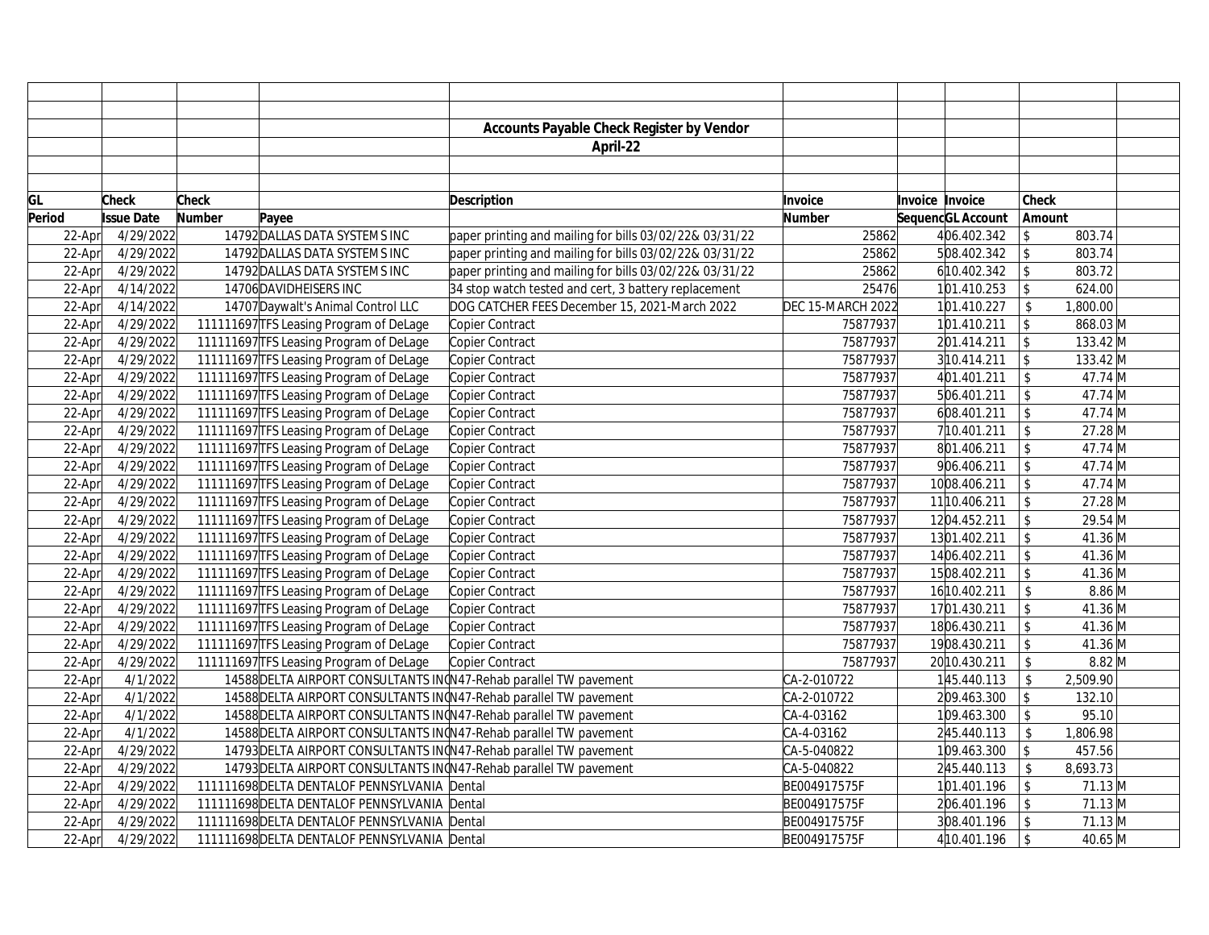| | | | | | | | | | |
|---|---|---|---|---|---|---|---|---|---|
| | | | | **Accounts Payable Check Register by Vendor** | | | | | |
| | | | | **April-22** | | | | | |
| **GL Period** | **Check Issue Date** | **Check Number** | **Payee** | **Description** | **Invoice Number** | **Invoice Sequence** | **Invoice GL Account** | **Check Amount** | |
| 22-Apr | 4/29/2022 | 14792 | DALLAS DATA SYSTEMS INC | paper printing and mailing for bills 03/02/22& 03/31/22 | 25862 | 4 | 06.402.342 | $ 803.74 | |
| 22-Apr | 4/29/2022 | 14792 | DALLAS DATA SYSTEMS INC | paper printing and mailing for bills 03/02/22& 03/31/22 | 25862 | 5 | 08.402.342 | $ 803.74 | |
| 22-Apr | 4/29/2022 | 14792 | DALLAS DATA SYSTEMS INC | paper printing and mailing for bills 03/02/22& 03/31/22 | 25862 | 6 | 10.402.342 | $ 803.72 | |
| 22-Apr | 4/14/2022 | 14706 | DAVIDHEISERS INC | 34 stop watch tested and cert, 3 battery replacement | 25476 | 1 | 01.410.253 | $ 624.00 | |
| 22-Apr | 4/14/2022 | 14707 | Daywalt's Animal Control LLC | DOG CATCHER FEES December 15, 2021-March 2022 | DEC 15-MARCH 2022 | 1 | 01.410.227 | $ 1,800.00 | |
| 22-Apr | 4/29/2022 | 111111697 | TFS Leasing Program of DeLage | Copier Contract | 75877937 | 1 | 01.410.211 | $ 868.03 | M |
| 22-Apr | 4/29/2022 | 111111697 | TFS Leasing Program of DeLage | Copier Contract | 75877937 | 2 | 01.414.211 | $ 133.42 | M |
| 22-Apr | 4/29/2022 | 111111697 | TFS Leasing Program of DeLage | Copier Contract | 75877937 | 3 | 10.414.211 | $ 133.42 | M |
| 22-Apr | 4/29/2022 | 111111697 | TFS Leasing Program of DeLage | Copier Contract | 75877937 | 4 | 01.401.211 | $ 47.74 | M |
| 22-Apr | 4/29/2022 | 111111697 | TFS Leasing Program of DeLage | Copier Contract | 75877937 | 5 | 06.401.211 | $ 47.74 | M |
| 22-Apr | 4/29/2022 | 111111697 | TFS Leasing Program of DeLage | Copier Contract | 75877937 | 6 | 08.401.211 | $ 47.74 | M |
| 22-Apr | 4/29/2022 | 111111697 | TFS Leasing Program of DeLage | Copier Contract | 75877937 | 7 | 10.401.211 | $ 27.28 | M |
| 22-Apr | 4/29/2022 | 111111697 | TFS Leasing Program of DeLage | Copier Contract | 75877937 | 8 | 01.406.211 | $ 47.74 | M |
| 22-Apr | 4/29/2022 | 111111697 | TFS Leasing Program of DeLage | Copier Contract | 75877937 | 9 | 06.406.211 | $ 47.74 | M |
| 22-Apr | 4/29/2022 | 111111697 | TFS Leasing Program of DeLage | Copier Contract | 75877937 | 10 | 08.406.211 | $ 47.74 | M |
| 22-Apr | 4/29/2022 | 111111697 | TFS Leasing Program of DeLage | Copier Contract | 75877937 | 11 | 10.406.211 | $ 27.28 | M |
| 22-Apr | 4/29/2022 | 111111697 | TFS Leasing Program of DeLage | Copier Contract | 75877937 | 12 | 04.452.211 | $ 29.54 | M |
| 22-Apr | 4/29/2022 | 111111697 | TFS Leasing Program of DeLage | Copier Contract | 75877937 | 13 | 01.402.211 | $ 41.36 | M |
| 22-Apr | 4/29/2022 | 111111697 | TFS Leasing Program of DeLage | Copier Contract | 75877937 | 14 | 06.402.211 | $ 41.36 | M |
| 22-Apr | 4/29/2022 | 111111697 | TFS Leasing Program of DeLage | Copier Contract | 75877937 | 15 | 08.402.211 | $ 41.36 | M |
| 22-Apr | 4/29/2022 | 111111697 | TFS Leasing Program of DeLage | Copier Contract | 75877937 | 16 | 10.402.211 | $ 8.86 | M |
| 22-Apr | 4/29/2022 | 111111697 | TFS Leasing Program of DeLage | Copier Contract | 75877937 | 17 | 01.430.211 | $ 41.36 | M |
| 22-Apr | 4/29/2022 | 111111697 | TFS Leasing Program of DeLage | Copier Contract | 75877937 | 18 | 06.430.211 | $ 41.36 | M |
| 22-Apr | 4/29/2022 | 111111697 | TFS Leasing Program of DeLage | Copier Contract | 75877937 | 19 | 08.430.211 | $ 41.36 | M |
| 22-Apr | 4/29/2022 | 111111697 | TFS Leasing Program of DeLage | Copier Contract | 75877937 | 20 | 10.430.211 | $ 8.82 | M |
| 22-Apr | 4/1/2022 | 14588 | DELTA AIRPORT CONSULTANTS INC | N47-Rehab parallel TW pavement | CA-2-010722 | 1 | 45.440.113 | $ 2,509.90 | |
| 22-Apr | 4/1/2022 | 14588 | DELTA AIRPORT CONSULTANTS INC | N47-Rehab parallel TW pavement | CA-2-010722 | 2 | 09.463.300 | $ 132.10 | |
| 22-Apr | 4/1/2022 | 14588 | DELTA AIRPORT CONSULTANTS INC | N47-Rehab parallel TW pavement | CA-4-03162 | 1 | 09.463.300 | $ 95.10 | |
| 22-Apr | 4/1/2022 | 14588 | DELTA AIRPORT CONSULTANTS INC | N47-Rehab parallel TW pavement | CA-4-03162 | 2 | 45.440.113 | $ 1,806.98 | |
| 22-Apr | 4/29/2022 | 14793 | DELTA AIRPORT CONSULTANTS INC | N47-Rehab parallel TW pavement | CA-5-040822 | 1 | 09.463.300 | $ 457.56 | |
| 22-Apr | 4/29/2022 | 14793 | DELTA AIRPORT CONSULTANTS INC | N47-Rehab parallel TW pavement | CA-5-040822 | 2 | 45.440.113 | $ 8,693.73 | |
| 22-Apr | 4/29/2022 | 111111698 | DELTA DENTALOF PENNSYLVANIA | Dental | BE004917575F | 1 | 01.401.196 | $ 71.13 | M |
| 22-Apr | 4/29/2022 | 111111698 | DELTA DENTALOF PENNSYLVANIA | Dental | BE004917575F | 2 | 06.401.196 | $ 71.13 | M |
| 22-Apr | 4/29/2022 | 111111698 | DELTA DENTALOF PENNSYLVANIA | Dental | BE004917575F | 3 | 08.401.196 | $ 71.13 | M |
| 22-Apr | 4/29/2022 | 111111698 | DELTA DENTALOF PENNSYLVANIA | Dental | BE004917575F | 4 | 10.401.196 | $ 40.65 | M |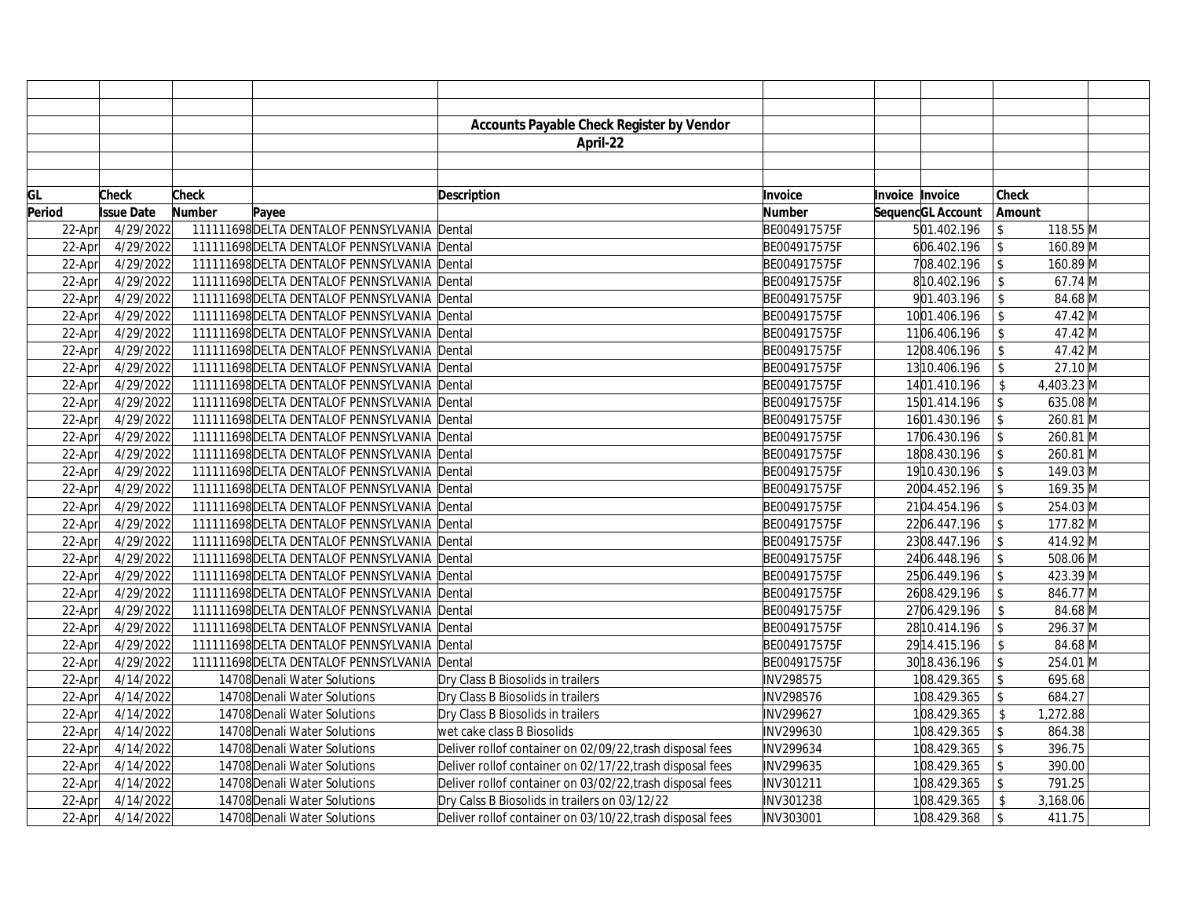**Accounts Payable Check Register by Vendor**

**April-22**

| GL Period | Check Issue Date | Check Number | Payee | Description | Invoice Number | Invoice Sequence | GL Account | Check Amount | |
|---|---|---|---|---|---|---|---|---|---|
| 22-Apr | 4/29/2022 | 111111698 | DELTA DENTALOF PENNSYLVANIA | Dental | BE004917575F | 5 | 01.402.196 | $ 118.55 | M |
| 22-Apr | 4/29/2022 | 111111698 | DELTA DENTALOF PENNSYLVANIA | Dental | BE004917575F | 6 | 06.402.196 | $ 160.89 | M |
| 22-Apr | 4/29/2022 | 111111698 | DELTA DENTALOF PENNSYLVANIA | Dental | BE004917575F | 7 | 08.402.196 | $ 160.89 | M |
| 22-Apr | 4/29/2022 | 111111698 | DELTA DENTALOF PENNSYLVANIA | Dental | BE004917575F | 8 | 10.402.196 | $ 67.74 | M |
| 22-Apr | 4/29/2022 | 111111698 | DELTA DENTALOF PENNSYLVANIA | Dental | BE004917575F | 9 | 01.403.196 | $ 84.68 | M |
| 22-Apr | 4/29/2022 | 111111698 | DELTA DENTALOF PENNSYLVANIA | Dental | BE004917575F | 10 | 01.406.196 | $ 47.42 | M |
| 22-Apr | 4/29/2022 | 111111698 | DELTA DENTALOF PENNSYLVANIA | Dental | BE004917575F | 11 | 06.406.196 | $ 47.42 | M |
| 22-Apr | 4/29/2022 | 111111698 | DELTA DENTALOF PENNSYLVANIA | Dental | BE004917575F | 12 | 08.406.196 | $ 47.42 | M |
| 22-Apr | 4/29/2022 | 111111698 | DELTA DENTALOF PENNSYLVANIA | Dental | BE004917575F | 13 | 10.406.196 | $ 27.10 | M |
| 22-Apr | 4/29/2022 | 111111698 | DELTA DENTALOF PENNSYLVANIA | Dental | BE004917575F | 14 | 01.410.196 | $ 4,403.23 | M |
| 22-Apr | 4/29/2022 | 111111698 | DELTA DENTALOF PENNSYLVANIA | Dental | BE004917575F | 15 | 01.414.196 | $ 635.08 | M |
| 22-Apr | 4/29/2022 | 111111698 | DELTA DENTALOF PENNSYLVANIA | Dental | BE004917575F | 16 | 01.430.196 | $ 260.81 | M |
| 22-Apr | 4/29/2022 | 111111698 | DELTA DENTALOF PENNSYLVANIA | Dental | BE004917575F | 17 | 06.430.196 | $ 260.81 | M |
| 22-Apr | 4/29/2022 | 111111698 | DELTA DENTALOF PENNSYLVANIA | Dental | BE004917575F | 18 | 08.430.196 | $ 260.81 | M |
| 22-Apr | 4/29/2022 | 111111698 | DELTA DENTALOF PENNSYLVANIA | Dental | BE004917575F | 19 | 10.430.196 | $ 149.03 | M |
| 22-Apr | 4/29/2022 | 111111698 | DELTA DENTALOF PENNSYLVANIA | Dental | BE004917575F | 20 | 04.452.196 | $ 169.35 | M |
| 22-Apr | 4/29/2022 | 111111698 | DELTA DENTALOF PENNSYLVANIA | Dental | BE004917575F | 21 | 04.454.196 | $ 254.03 | M |
| 22-Apr | 4/29/2022 | 111111698 | DELTA DENTALOF PENNSYLVANIA | Dental | BE004917575F | 22 | 06.447.196 | $ 177.82 | M |
| 22-Apr | 4/29/2022 | 111111698 | DELTA DENTALOF PENNSYLVANIA | Dental | BE004917575F | 23 | 08.447.196 | $ 414.92 | M |
| 22-Apr | 4/29/2022 | 111111698 | DELTA DENTALOF PENNSYLVANIA | Dental | BE004917575F | 24 | 06.448.196 | $ 508.06 | M |
| 22-Apr | 4/29/2022 | 111111698 | DELTA DENTALOF PENNSYLVANIA | Dental | BE004917575F | 25 | 06.449.196 | $ 423.39 | M |
| 22-Apr | 4/29/2022 | 111111698 | DELTA DENTALOF PENNSYLVANIA | Dental | BE004917575F | 26 | 08.429.196 | $ 846.77 | M |
| 22-Apr | 4/29/2022 | 111111698 | DELTA DENTALOF PENNSYLVANIA | Dental | BE004917575F | 27 | 06.429.196 | $ 84.68 | M |
| 22-Apr | 4/29/2022 | 111111698 | DELTA DENTALOF PENNSYLVANIA | Dental | BE004917575F | 28 | 10.414.196 | $ 296.37 | M |
| 22-Apr | 4/29/2022 | 111111698 | DELTA DENTALOF PENNSYLVANIA | Dental | BE004917575F | 29 | 14.415.196 | $ 84.68 | M |
| 22-Apr | 4/29/2022 | 111111698 | DELTA DENTALOF PENNSYLVANIA | Dental | BE004917575F | 30 | 18.436.196 | $ 254.01 | M |
| 22-Apr | 4/14/2022 | 14708 | Denali Water Solutions | Dry Class B Biosolids in trailers | INV298575 | 1 | 08.429.365 | $ 695.68 | |
| 22-Apr | 4/14/2022 | 14708 | Denali Water Solutions | Dry Class B Biosolids in trailers | INV298576 | 1 | 08.429.365 | $ 684.27 | |
| 22-Apr | 4/14/2022 | 14708 | Denali Water Solutions | Dry Class B Biosolids in trailers | INV299627 | 1 | 08.429.365 | $ 1,272.88 | |
| 22-Apr | 4/14/2022 | 14708 | Denali Water Solutions | wet cake class B Biosolids | INV299630 | 1 | 08.429.365 | $ 864.38 | |
| 22-Apr | 4/14/2022 | 14708 | Denali Water Solutions | Deliver rollof container on 02/09/22,trash disposal fees | INV299634 | 1 | 08.429.365 | $ 396.75 | |
| 22-Apr | 4/14/2022 | 14708 | Denali Water Solutions | Deliver rollof container on 02/17/22,trash disposal fees | INV299635 | 1 | 08.429.365 | $ 390.00 | |
| 22-Apr | 4/14/2022 | 14708 | Denali Water Solutions | Deliver rollof container on 03/02/22,trash disposal fees | INV301211 | 1 | 08.429.365 | $ 791.25 | |
| 22-Apr | 4/14/2022 | 14708 | Denali Water Solutions | Dry Calss B Biosolids in trailers on 03/12/22 | INV301238 | 1 | 08.429.365 | $ 3,168.06 | |
| 22-Apr | 4/14/2022 | 14708 | Denali Water Solutions | Deliver rollof container on 03/10/22,trash disposal fees | INV303001 | 1 | 08.429.368 | $ 411.75 | |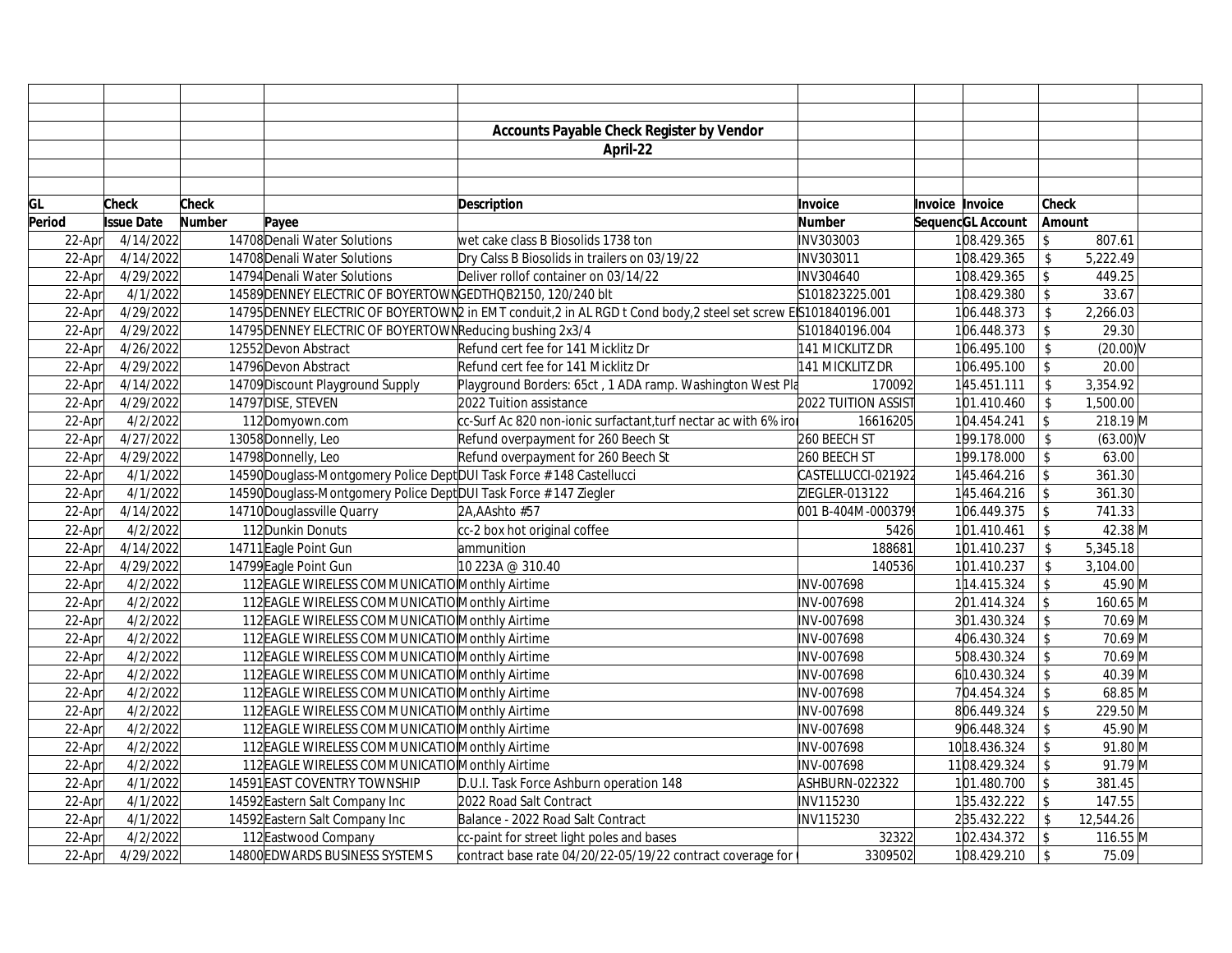## Accounts Payable Check Register by Vendor

### April-22

| GL Period | Check Issue Date | Check Number | Payee | Description | Invoice Number | Invoice Sequence | Invoice GL Account | Check Amount | |
|---|---|---|---|---|---|---|---|---|---|
| 22-Apr | 4/14/2022 | 14708 | Denali Water Solutions | wet cake class B Biosolids 1738 ton | INV303003 | 1 | 08.429.365 | $ 807.61 | |
| 22-Apr | 4/14/2022 | 14708 | Denali Water Solutions | Dry Calss B Biosolids in trailers on 03/19/22 | INV303011 | 1 | 08.429.365 | $ 5,222.49 | |
| 22-Apr | 4/29/2022 | 14794 | Denali Water Solutions | Deliver rollof container on 03/14/22 | INV304640 | 1 | 08.429.365 | $ 449.25 | |
| 22-Apr | 4/1/2022 | 14589 | DENNEY ELECTRIC OF BOYERTOWN | GEDTHQB2150, 120/240 blt | S101823225.001 | 1 | 08.429.380 | $ 33.67 | |
| 22-Apr | 4/29/2022 | 14795 | DENNEY ELECTRIC OF BOYERTOWN | 2 in EMT conduit,2 in AL RGD t Cond body,2 steel set screw EI | S101840196.001 | 1 | 06.448.373 | $ 2,266.03 | |
| 22-Apr | 4/29/2022 | 14795 | DENNEY ELECTRIC OF BOYERTOWN | Reducing bushing 2x3/4 | S101840196.004 | 1 | 06.448.373 | $ 29.30 | |
| 22-Apr | 4/26/2022 | 12552 | Devon Abstract | Refund cert fee for 141 Micklitz Dr | 141 MICKLITZ DR | 1 | 06.495.100 | $ (20.00) | V |
| 22-Apr | 4/29/2022 | 14796 | Devon Abstract | Refund cert fee for 141 Micklitz Dr | 141 MICKLITZ DR | 1 | 06.495.100 | $ 20.00 | |
| 22-Apr | 4/14/2022 | 14709 | Discount Playground Supply | Playground Borders: 65ct , 1 ADA ramp. Washington West Pla | 170092 | 1 | 45.451.111 | $ 3,354.92 | |
| 22-Apr | 4/29/2022 | 14797 | DISE, STEVEN | 2022 Tuition assistance | 2022 TUITION ASSIST | 1 | 01.410.460 | $ 1,500.00 | |
| 22-Apr | 4/2/2022 | 112 | Domyown.com | cc-Surf Ac 820 non-ionic surfactant,turf nectar ac with 6% iro | 16616205 | 1 | 04.454.241 | $ 218.19 | M |
| 22-Apr | 4/27/2022 | 13058 | Donnelly, Leo | Refund overpayment for 260 Beech St | 260 BEECH ST | 1 | 99.178.000 | $ (63.00) | V |
| 22-Apr | 4/29/2022 | 14798 | Donnelly, Leo | Refund overpayment for 260 Beech St | 260 BEECH ST | 1 | 99.178.000 | $ 63.00 | |
| 22-Apr | 4/1/2022 | 14590 | Douglass-Montgomery Police Dept | DUI Task Force #148 Castellucci | CASTELLUCCI-021922 | 1 | 45.464.216 | $ 361.30 | |
| 22-Apr | 4/1/2022 | 14590 | Douglass-Montgomery Police Dept | DUI Task Force #147 Ziegler | ZIEGLER-013122 | 1 | 45.464.216 | $ 361.30 | |
| 22-Apr | 4/14/2022 | 14710 | Douglassville Quarry | 2A,AAshto #57 | 001 B-404M-0003799 | 1 | 06.449.375 | $ 741.33 | |
| 22-Apr | 4/2/2022 | 112 | Dunkin Donuts | cc-2 box hot original coffee | 5426 | 1 | 01.410.461 | $ 42.38 | M |
| 22-Apr | 4/14/2022 | 14711 | Eagle Point Gun | ammunition | 188681 | 1 | 01.410.237 | $ 5,345.18 | |
| 22-Apr | 4/29/2022 | 14799 | Eagle Point Gun | 10 223A @ 310.40 | 140536 | 1 | 01.410.237 | $ 3,104.00 | |
| 22-Apr | 4/2/2022 | 112 | EAGLE WIRELESS COMMUNICATIO | Monthly Airtime | INV-007698 | 1 | 14.415.324 | $ 45.90 | M |
| 22-Apr | 4/2/2022 | 112 | EAGLE WIRELESS COMMUNICATIO | Monthly Airtime | INV-007698 | 2 | 01.414.324 | $ 160.65 | M |
| 22-Apr | 4/2/2022 | 112 | EAGLE WIRELESS COMMUNICATIO | Monthly Airtime | INV-007698 | 3 | 01.430.324 | $ 70.69 | M |
| 22-Apr | 4/2/2022 | 112 | EAGLE WIRELESS COMMUNICATIO | Monthly Airtime | INV-007698 | 4 | 06.430.324 | $ 70.69 | M |
| 22-Apr | 4/2/2022 | 112 | EAGLE WIRELESS COMMUNICATIO | Monthly Airtime | INV-007698 | 5 | 08.430.324 | $ 70.69 | M |
| 22-Apr | 4/2/2022 | 112 | EAGLE WIRELESS COMMUNICATIO | Monthly Airtime | INV-007698 | 6 | 10.430.324 | $ 40.39 | M |
| 22-Apr | 4/2/2022 | 112 | EAGLE WIRELESS COMMUNICATIO | Monthly Airtime | INV-007698 | 7 | 04.454.324 | $ 68.85 | M |
| 22-Apr | 4/2/2022 | 112 | EAGLE WIRELESS COMMUNICATIO | Monthly Airtime | INV-007698 | 8 | 06.449.324 | $ 229.50 | M |
| 22-Apr | 4/2/2022 | 112 | EAGLE WIRELESS COMMUNICATIO | Monthly Airtime | INV-007698 | 9 | 06.448.324 | $ 45.90 | M |
| 22-Apr | 4/2/2022 | 112 | EAGLE WIRELESS COMMUNICATIO | Monthly Airtime | INV-007698 | 10 | 18.436.324 | $ 91.80 | M |
| 22-Apr | 4/2/2022 | 112 | EAGLE WIRELESS COMMUNICATIO | Monthly Airtime | INV-007698 | 11 | 08.429.324 | $ 91.79 | M |
| 22-Apr | 4/1/2022 | 14591 | EAST COVENTRY TOWNSHIP | D.U.I. Task Force Ashburn operation 148 | ASHBURN-022322 | 1 | 01.480.700 | $ 381.45 | |
| 22-Apr | 4/1/2022 | 14592 | Eastern Salt Company Inc | 2022 Road Salt Contract | INV115230 | 1 | 35.432.222 | $ 147.55 | |
| 22-Apr | 4/1/2022 | 14592 | Eastern Salt Company Inc | Balance - 2022 Road Salt Contract | INV115230 | 2 | 35.432.222 | $ 12,544.26 | |
| 22-Apr | 4/2/2022 | 112 | Eastwood Company | cc-paint for street light poles and bases | 32322 | 1 | 02.434.372 | $ 116.55 | M |
| 22-Apr | 4/29/2022 | 14800 | EDWARDS BUSINESS SYSTEMS | contract base rate 04/20/22-05/19/22 contract coverage for | 3309502 | 1 | 08.429.210 | $ 75.09 | |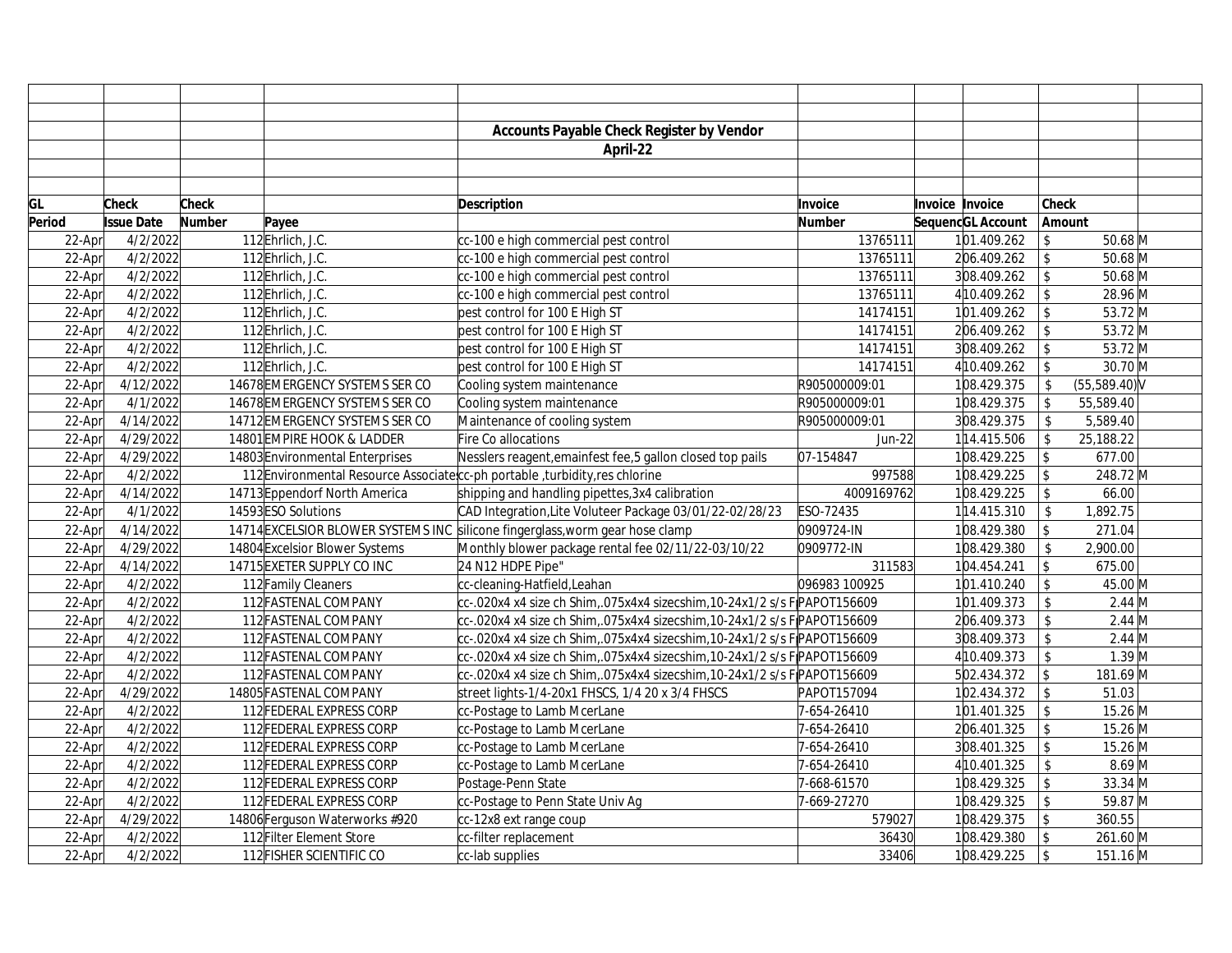## Accounts Payable Check Register by Vendor

## April-22

| GL Period | Check Issue Date | Check Number | Payee | Description | Invoice Number | Invoice Sequence | Invoice GL Account | Check Amount | |
|---|---|---|---|---|---|---|---|---|---|
| 22-Apr | 4/2/2022 | 112 | Ehrlich, J.C. | cc-100 e high commercial pest control | 13765111 | 1 | 01.409.262 | $ 50.68 | M |
| 22-Apr | 4/2/2022 | 112 | Ehrlich, J.C. | cc-100 e high commercial pest control | 13765111 | 2 | 06.409.262 | $ 50.68 | M |
| 22-Apr | 4/2/2022 | 112 | Ehrlich, J.C. | cc-100 e high commercial pest control | 13765111 | 3 | 08.409.262 | $ 50.68 | M |
| 22-Apr | 4/2/2022 | 112 | Ehrlich, J.C. | cc-100 e high commercial pest control | 13765111 | 4 | 10.409.262 | $ 28.96 | M |
| 22-Apr | 4/2/2022 | 112 | Ehrlich, J.C. | pest control for 100 E High ST | 14174151 | 1 | 01.409.262 | $ 53.72 | M |
| 22-Apr | 4/2/2022 | 112 | Ehrlich, J.C. | pest control for 100 E High ST | 14174151 | 2 | 06.409.262 | $ 53.72 | M |
| 22-Apr | 4/2/2022 | 112 | Ehrlich, J.C. | pest control for 100 E High ST | 14174151 | 3 | 08.409.262 | $ 53.72 | M |
| 22-Apr | 4/2/2022 | 112 | Ehrlich, J.C. | pest control for 100 E High ST | 14174151 | 4 | 10.409.262 | $ 30.70 | M |
| 22-Apr | 4/12/2022 | 14678 | EMERGENCY SYSTEMS SER CO | Cooling system maintenance | R905000009:01 | 1 | 08.429.375 | $ (55,589.40) | V |
| 22-Apr | 4/1/2022 | 14678 | EMERGENCY SYSTEMS SER CO | Cooling system maintenance | R905000009:01 | 1 | 08.429.375 | $ 55,589.40 | |
| 22-Apr | 4/14/2022 | 14712 | EMERGENCY SYSTEMS SER CO | Maintenance of cooling system | R905000009:01 | 3 | 08.429.375 | $ 5,589.40 | |
| 22-Apr | 4/29/2022 | 14801 | EMPIRE HOOK & LADDER | Fire Co allocations | Jun-22 | 1 | 14.415.506 | $ 25,188.22 | |
| 22-Apr | 4/29/2022 | 14803 | Environmental Enterprises | Nesslers reagent,emainfest fee,5 gallon closed top pails | 07-154847 | 1 | 08.429.225 | $ 677.00 | |
| 22-Apr | 4/2/2022 | 112 | Environmental Resource Associate | cc-ph portable ,turbidity,res chlorine | 997588 | 1 | 08.429.225 | $ 248.72 | M |
| 22-Apr | 4/14/2022 | 14713 | Eppendorf North America | shipping and handling pipettes,3x4 calibration | 4009169762 | 1 | 08.429.225 | $ 66.00 | |
| 22-Apr | 4/1/2022 | 14593 | ESO Solutions | CAD Integration,Lite Voluteer Package 03/01/22-02/28/23 | ESO-72435 | 1 | 14.415.310 | $ 1,892.75 | |
| 22-Apr | 4/14/2022 | 14714 | EXCELSIOR BLOWER SYSTEMS INC | silicone fingerglass,worm gear hose clamp | 0909724-IN | 1 | 08.429.380 | $ 271.04 | |
| 22-Apr | 4/29/2022 | 14804 | Excelsior Blower Systems | Monthly blower package rental fee 02/11/22-03/10/22 | 0909772-IN | 1 | 08.429.380 | $ 2,900.00 | |
| 22-Apr | 4/14/2022 | 14715 | EXETER SUPPLY CO INC | 24 N12 HDPE Pipe" | 311583 | 1 | 04.454.241 | $ 675.00 | |
| 22-Apr | 4/2/2022 | 112 | Family Cleaners | cc-cleaning-Hatfield,Leahan | 096983 100925 | 1 | 01.410.240 | $ 45.00 | M |
| 22-Apr | 4/2/2022 | 112 | FASTENAL COMPANY | cc-.020x4 x4 size ch Shim,.075x4x4 sizecshim,10-24x1/2 s/s F | PAPOT156609 | 1 | 01.409.373 | $ 2.44 | M |
| 22-Apr | 4/2/2022 | 112 | FASTENAL COMPANY | cc-.020x4 x4 size ch Shim,.075x4x4 sizecshim,10-24x1/2 s/s F | PAPOT156609 | 2 | 06.409.373 | $ 2.44 | M |
| 22-Apr | 4/2/2022 | 112 | FASTENAL COMPANY | cc-.020x4 x4 size ch Shim,.075x4x4 sizecshim,10-24x1/2 s/s F | PAPOT156609 | 3 | 08.409.373 | $ 2.44 | M |
| 22-Apr | 4/2/2022 | 112 | FASTENAL COMPANY | cc-.020x4 x4 size ch Shim,.075x4x4 sizecshim,10-24x1/2 s/s F | PAPOT156609 | 4 | 10.409.373 | $ 1.39 | M |
| 22-Apr | 4/2/2022 | 112 | FASTENAL COMPANY | cc-.020x4 x4 size ch Shim,.075x4x4 sizecshim,10-24x1/2 s/s F | PAPOT156609 | 5 | 02.434.372 | $ 181.69 | M |
| 22-Apr | 4/29/2022 | 14805 | FASTENAL COMPANY | street lights-1/4-20x1 FHSCS, 1/4 20 x 3/4 FHSCS | PAPOT157094 | 1 | 02.434.372 | $ 51.03 | |
| 22-Apr | 4/2/2022 | 112 | FEDERAL EXPRESS CORP | cc-Postage to Lamb McerLane | 7-654-26410 | 1 | 01.401.325 | $ 15.26 | M |
| 22-Apr | 4/2/2022 | 112 | FEDERAL EXPRESS CORP | cc-Postage to Lamb McerLane | 7-654-26410 | 2 | 06.401.325 | $ 15.26 | M |
| 22-Apr | 4/2/2022 | 112 | FEDERAL EXPRESS CORP | cc-Postage to Lamb McerLane | 7-654-26410 | 3 | 08.401.325 | $ 15.26 | M |
| 22-Apr | 4/2/2022 | 112 | FEDERAL EXPRESS CORP | cc-Postage to Lamb McerLane | 7-654-26410 | 4 | 10.401.325 | $ 8.69 | M |
| 22-Apr | 4/2/2022 | 112 | FEDERAL EXPRESS CORP | Postage-Penn State | 7-668-61570 | 1 | 08.429.325 | $ 33.34 | M |
| 22-Apr | 4/2/2022 | 112 | FEDERAL EXPRESS CORP | cc-Postage to Penn State Univ Ag | 7-669-27270 | 1 | 08.429.325 | $ 59.87 | M |
| 22-Apr | 4/29/2022 | 14806 | Ferguson Waterworks #920 | cc-12x8 ext range coup | 579027 | 1 | 08.429.375 | $ 360.55 | |
| 22-Apr | 4/2/2022 | 112 | Filter Element Store | cc-filter replacement | 36430 | 1 | 08.429.380 | $ 261.60 | M |
| 22-Apr | 4/2/2022 | 112 | FISHER SCIENTIFIC CO | cc-lab supplies | 33406 | 1 | 08.429.225 | $ 151.16 | M |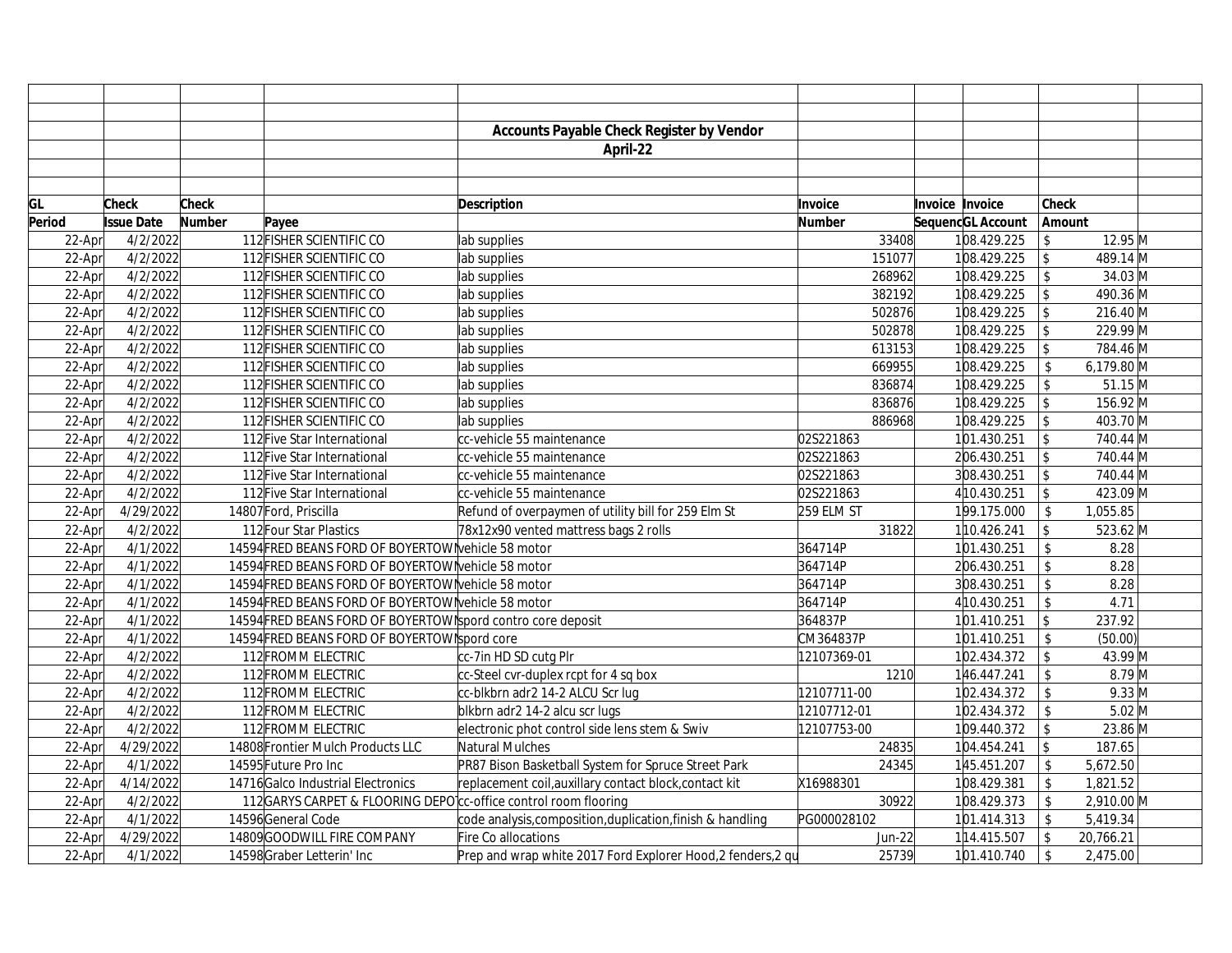**Accounts Payable Check Register by Vendor**

**April-22**

| GL Period | Check Issue Date | Check Number | Payee | Description | Invoice Number | Invoice Sequence | Invoice GL Account | Check Amount | |
|---|---|---|---|---|---|---|---|---|---|
| 22-Apr | 4/2/2022 | 112 | FISHER SCIENTIFIC CO | lab supplies | 33408 | 1 | 08.429.225 | $ 12.95 | M |
| 22-Apr | 4/2/2022 | 112 | FISHER SCIENTIFIC CO | lab supplies | 151077 | 1 | 08.429.225 | $ 489.14 | M |
| 22-Apr | 4/2/2022 | 112 | FISHER SCIENTIFIC CO | lab supplies | 268962 | 1 | 08.429.225 | $ 34.03 | M |
| 22-Apr | 4/2/2022 | 112 | FISHER SCIENTIFIC CO | lab supplies | 382192 | 1 | 08.429.225 | $ 490.36 | M |
| 22-Apr | 4/2/2022 | 112 | FISHER SCIENTIFIC CO | lab supplies | 502876 | 1 | 08.429.225 | $ 216.40 | M |
| 22-Apr | 4/2/2022 | 112 | FISHER SCIENTIFIC CO | lab supplies | 502878 | 1 | 08.429.225 | $ 229.99 | M |
| 22-Apr | 4/2/2022 | 112 | FISHER SCIENTIFIC CO | lab supplies | 613153 | 1 | 08.429.225 | $ 784.46 | M |
| 22-Apr | 4/2/2022 | 112 | FISHER SCIENTIFIC CO | lab supplies | 669955 | 1 | 08.429.225 | $ 6,179.80 | M |
| 22-Apr | 4/2/2022 | 112 | FISHER SCIENTIFIC CO | lab supplies | 836874 | 1 | 08.429.225 | $ 51.15 | M |
| 22-Apr | 4/2/2022 | 112 | FISHER SCIENTIFIC CO | lab supplies | 836876 | 1 | 08.429.225 | $ 156.92 | M |
| 22-Apr | 4/2/2022 | 112 | FISHER SCIENTIFIC CO | lab supplies | 886968 | 1 | 08.429.225 | $ 403.70 | M |
| 22-Apr | 4/2/2022 | 112 | Five Star International | cc-vehicle 55 maintenance | 02S221863 | 1 | 01.430.251 | $ 740.44 | M |
| 22-Apr | 4/2/2022 | 112 | Five Star International | cc-vehicle 55 maintenance | 02S221863 | 2 | 06.430.251 | $ 740.44 | M |
| 22-Apr | 4/2/2022 | 112 | Five Star International | cc-vehicle 55 maintenance | 02S221863 | 3 | 08.430.251 | $ 740.44 | M |
| 22-Apr | 4/2/2022 | 112 | Five Star International | cc-vehicle 55 maintenance | 02S221863 | 4 | 10.430.251 | $ 423.09 | M |
| 22-Apr | 4/29/2022 | 14807 | Ford, Priscilla | Refund of overpaymen of utility bill for 259 Elm St | 259 ELM ST | 1 | 99.175.000 | $ 1,055.85 | |
| 22-Apr | 4/2/2022 | 112 | Four Star Plastics | 78x12x90 vented mattress bags 2 rolls | 31822 | 1 | 10.426.241 | $ 523.62 | M |
| 22-Apr | 4/1/2022 | 14594 | FRED BEANS FORD OF BOYERTOWN | vehicle 58 motor | 364714P | 1 | 01.430.251 | $ 8.28 | |
| 22-Apr | 4/1/2022 | 14594 | FRED BEANS FORD OF BOYERTOWN | vehicle 58 motor | 364714P | 2 | 06.430.251 | $ 8.28 | |
| 22-Apr | 4/1/2022 | 14594 | FRED BEANS FORD OF BOYERTOWN | vehicle 58 motor | 364714P | 3 | 08.430.251 | $ 8.28 | |
| 22-Apr | 4/1/2022 | 14594 | FRED BEANS FORD OF BOYERTOWN | vehicle 58 motor | 364714P | 4 | 10.430.251 | $ 4.71 | |
| 22-Apr | 4/1/2022 | 14594 | FRED BEANS FORD OF BOYERTOWN | spord contro core deposit | 364837P | 1 | 01.410.251 | $ 237.92 | |
| 22-Apr | 4/1/2022 | 14594 | FRED BEANS FORD OF BOYERTOWN | spord core | CM364837P | 1 | 01.410.251 | $ (50.00) | |
| 22-Apr | 4/2/2022 | 112 | FROMM ELECTRIC | cc-7in HD SD cutg Plr | 12107369-01 | 1 | 02.434.372 | $ 43.99 | M |
| 22-Apr | 4/2/2022 | 112 | FROMM ELECTRIC | cc-Steel cvr-duplex rcpt for 4 sq box | 1210 | 1 | 46.447.241 | $ 8.79 | M |
| 22-Apr | 4/2/2022 | 112 | FROMM ELECTRIC | cc-blkbrn adr2 14-2 ALCU Scr lug | 12107711-00 | 1 | 02.434.372 | $ 9.33 | M |
| 22-Apr | 4/2/2022 | 112 | FROMM ELECTRIC | blkbrn adr2 14-2 alcu scr lugs | 12107712-01 | 1 | 02.434.372 | $ 5.02 | M |
| 22-Apr | 4/2/2022 | 112 | FROMM ELECTRIC | electronic phot control side lens stem & Swiv | 12107753-00 | 1 | 09.440.372 | $ 23.86 | M |
| 22-Apr | 4/29/2022 | 14808 | Frontier Mulch Products LLC | Natural Mulches | 24835 | 1 | 04.454.241 | $ 187.65 | |
| 22-Apr | 4/1/2022 | 14595 | Future Pro Inc | PR87 Bison Basketball System for Spruce Street Park | 24345 | 1 | 45.451.207 | $ 5,672.50 | |
| 22-Apr | 4/14/2022 | 14716 | Galco Industrial Electronics | replacement coil,auxillary contact block,contact kit | X16988301 | 1 | 08.429.381 | $ 1,821.52 | |
| 22-Apr | 4/2/2022 | 112 | GARYS CARPET & FLOORING DEPOT | cc-office control room flooring | 30922 | 1 | 08.429.373 | $ 2,910.00 | M |
| 22-Apr | 4/1/2022 | 14596 | General Code | code analysis,composition,duplication,finish & handling | PG000028102 | 1 | 01.414.313 | $ 5,419.34 | |
| 22-Apr | 4/29/2022 | 14809 | GOODWILL FIRE COMPANY | Fire Co allocations | Jun-22 | 1 | 14.415.507 | $ 20,766.21 | |
| 22-Apr | 4/1/2022 | 14598 | Graber Letterin' Inc | Prep and wrap white 2017 Ford Explorer Hood,2 fenders,2 qu | 25739 | 1 | 01.410.740 | $ 2,475.00 | |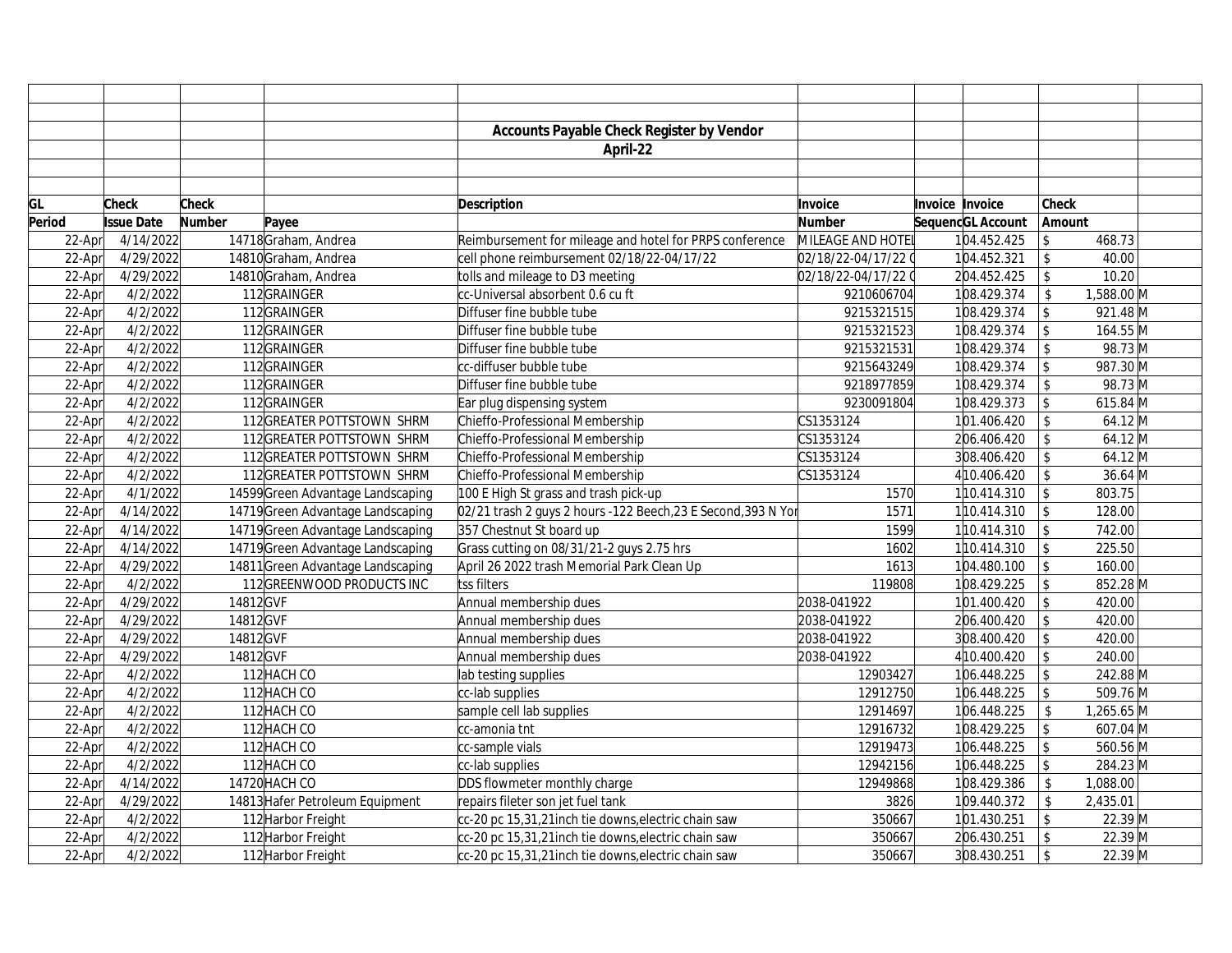**Accounts Payable Check Register by Vendor**

**April-22**

| GL Period | Check Issue Date | Check Number | Payee | Description | Invoice Number | Invoice Sequence | Invoice GL Account | Check Amount | |
|---|---|---|---|---|---|---|---|---|---|
| 22-Apr | 4/14/2022 | 14718 | Graham, Andrea | Reimbursement for mileage and hotel for PRPS conference | MILEAGE AND HOTEL | 1 | 04.452.425 | $ 468.73 | |
| 22-Apr | 4/29/2022 | 14810 | Graham, Andrea | cell phone reimbursement 02/18/22-04/17/22 | 02/18/22-04/17/22 C | 1 | 04.452.321 | $ 40.00 | |
| 22-Apr | 4/29/2022 | 14810 | Graham, Andrea | tolls and mileage to D3 meeting | 02/18/22-04/17/22 C | 2 | 04.452.425 | $ 10.20 | |
| 22-Apr | 4/2/2022 | 112 | GRAINGER | cc-Universal absorbent 0.6 cu ft | 9210606704 | 1 | 08.429.374 | $ 1,588.00 | M |
| 22-Apr | 4/2/2022 | 112 | GRAINGER | Diffuser fine bubble tube | 9215321515 | 1 | 08.429.374 | $ 921.48 | M |
| 22-Apr | 4/2/2022 | 112 | GRAINGER | Diffuser fine bubble tube | 9215321523 | 1 | 08.429.374 | $ 164.55 | M |
| 22-Apr | 4/2/2022 | 112 | GRAINGER | Diffuser fine bubble tube | 9215321531 | 1 | 08.429.374 | $ 98.73 | M |
| 22-Apr | 4/2/2022 | 112 | GRAINGER | cc-diffuser bubble tube | 9215643249 | 1 | 08.429.374 | $ 987.30 | M |
| 22-Apr | 4/2/2022 | 112 | GRAINGER | Diffuser fine bubble tube | 9218977859 | 1 | 08.429.374 | $ 98.73 | M |
| 22-Apr | 4/2/2022 | 112 | GRAINGER | Ear plug dispensing system | 9230091804 | 1 | 08.429.373 | $ 615.84 | M |
| 22-Apr | 4/2/2022 | 112 | GREATER POTTSTOWN SHRM | Chieffo-Professional Membership | CS1353124 | 1 | 01.406.420 | $ 64.12 | M |
| 22-Apr | 4/2/2022 | 112 | GREATER POTTSTOWN SHRM | Chieffo-Professional Membership | CS1353124 | 2 | 06.406.420 | $ 64.12 | M |
| 22-Apr | 4/2/2022 | 112 | GREATER POTTSTOWN SHRM | Chieffo-Professional Membership | CS1353124 | 3 | 08.406.420 | $ 64.12 | M |
| 22-Apr | 4/2/2022 | 112 | GREATER POTTSTOWN SHRM | Chieffo-Professional Membership | CS1353124 | 4 | 10.406.420 | $ 36.64 | M |
| 22-Apr | 4/1/2022 | 14599 | Green Advantage Landscaping | 100 E High St grass and trash pick-up | 1570 | 1 | 10.414.310 | $ 803.75 | |
| 22-Apr | 4/14/2022 | 14719 | Green Advantage Landscaping | 02/21 trash 2 guys 2 hours -122 Beech,23 E Second,393 N Yor | 1571 | 1 | 10.414.310 | $ 128.00 | |
| 22-Apr | 4/14/2022 | 14719 | Green Advantage Landscaping | 357 Chestnut St board up | 1599 | 1 | 10.414.310 | $ 742.00 | |
| 22-Apr | 4/14/2022 | 14719 | Green Advantage Landscaping | Grass cutting on 08/31/21-2 guys 2.75 hrs | 1602 | 1 | 10.414.310 | $ 225.50 | |
| 22-Apr | 4/29/2022 | 14811 | Green Advantage Landscaping | April 26 2022 trash Memorial Park Clean Up | 1613 | 1 | 04.480.100 | $ 160.00 | |
| 22-Apr | 4/2/2022 | 112 | GREENWOOD PRODUCTS INC | tss filters | 119808 | 1 | 08.429.225 | $ 852.28 | M |
| 22-Apr | 4/29/2022 | 14812 | GVF | Annual membership dues | 2038-041922 | 1 | 01.400.420 | $ 420.00 | |
| 22-Apr | 4/29/2022 | 14812 | GVF | Annual membership dues | 2038-041922 | 2 | 06.400.420 | $ 420.00 | |
| 22-Apr | 4/29/2022 | 14812 | GVF | Annual membership dues | 2038-041922 | 3 | 08.400.420 | $ 420.00 | |
| 22-Apr | 4/29/2022 | 14812 | GVF | Annual membership dues | 2038-041922 | 4 | 10.400.420 | $ 240.00 | |
| 22-Apr | 4/2/2022 | 112 | HACH CO | lab testing supplies | 12903427 | 1 | 06.448.225 | $ 242.88 | M |
| 22-Apr | 4/2/2022 | 112 | HACH CO | cc-lab supplies | 12912750 | 1 | 06.448.225 | $ 509.76 | M |
| 22-Apr | 4/2/2022 | 112 | HACH CO | sample cell lab supplies | 12914697 | 1 | 06.448.225 | $ 1,265.65 | M |
| 22-Apr | 4/2/2022 | 112 | HACH CO | cc-amonia tnt | 12916732 | 1 | 08.429.225 | $ 607.04 | M |
| 22-Apr | 4/2/2022 | 112 | HACH CO | cc-sample vials | 12919473 | 1 | 06.448.225 | $ 560.56 | M |
| 22-Apr | 4/2/2022 | 112 | HACH CO | cc-lab supplies | 12942156 | 1 | 06.448.225 | $ 284.23 | M |
| 22-Apr | 4/14/2022 | 14720 | HACH CO | DDS flowmeter monthly charge | 12949868 | 1 | 08.429.386 | $ 1,088.00 | |
| 22-Apr | 4/29/2022 | 14813 | Hafer Petroleum Equipment | repairs fileter son jet fuel tank | 3826 | 1 | 09.440.372 | $ 2,435.01 | |
| 22-Apr | 4/2/2022 | 112 | Harbor Freight | cc-20 pc 15,31,21inch tie downs,electric chain saw | 350667 | 1 | 01.430.251 | $ 22.39 | M |
| 22-Apr | 4/2/2022 | 112 | Harbor Freight | cc-20 pc 15,31,21inch tie downs,electric chain saw | 350667 | 2 | 06.430.251 | $ 22.39 | M |
| 22-Apr | 4/2/2022 | 112 | Harbor Freight | cc-20 pc 15,31,21inch tie downs,electric chain saw | 350667 | 3 | 08.430.251 | $ 22.39 | M |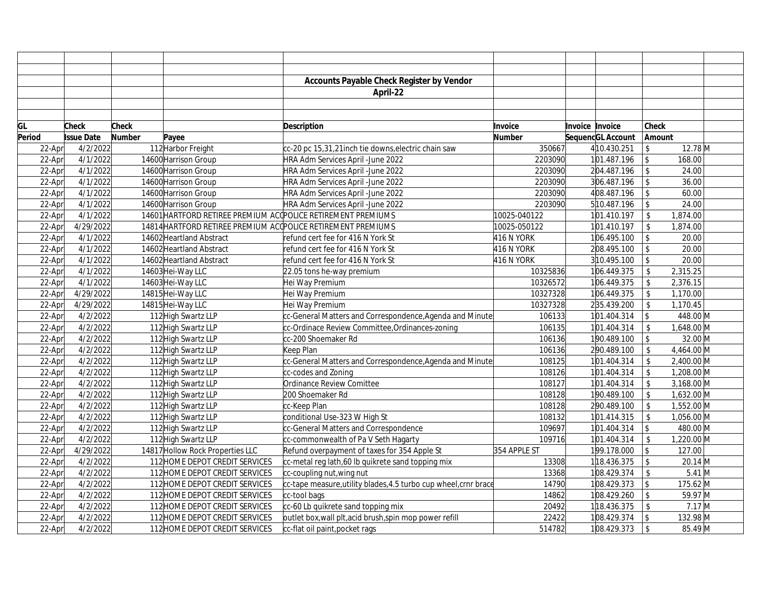| GL Period | Check Issue Date | Check Number | Payee | Description | Invoice Number | Invoice Sequence | Invoice GL Account | Check Amount | |
|---|---|---|---|---|---|---|---|---|---|
| | | | | **Accounts Payable Check Register by Vendor** | | | | | |
| | | | | **April-22** | | | | | |
| 22-Apr | 4/2/2022 | 112 | Harbor Freight | cc-20 pc 15,31,21inch tie downs,electric chain saw | 350667 | 4 | 10.430.251 | $ 12.78 | M |
| 22-Apr | 4/1/2022 | 14600 | Harrison Group | HRA Adm Services April -June 2022 | 2203090 | 1 | 01.487.196 | $ 168.00 | |
| 22-Apr | 4/1/2022 | 14600 | Harrison Group | HRA Adm Services April -June 2022 | 2203090 | 2 | 04.487.196 | $ 24.00 | |
| 22-Apr | 4/1/2022 | 14600 | Harrison Group | HRA Adm Services April -June 2022 | 2203090 | 3 | 06.487.196 | $ 36.00 | |
| 22-Apr | 4/1/2022 | 14600 | Harrison Group | HRA Adm Services April -June 2022 | 2203090 | 4 | 08.487.196 | $ 60.00 | |
| 22-Apr | 4/1/2022 | 14600 | Harrison Group | HRA Adm Services April -June 2022 | 2203090 | 5 | 10.487.196 | $ 24.00 | |
| 22-Apr | 4/1/2022 | 14601 | HARTFORD RETIREE PREMIUM ACC | POLICE RETIREMENT PREMIUMS | 10025-040122 | 1 | 01.410.197 | $ 1,874.00 | |
| 22-Apr | 4/29/2022 | 14814 | HARTFORD RETIREE PREMIUM ACC | POLICE RETIREMENT PREMIUMS | 10025-050122 | 1 | 01.410.197 | $ 1,874.00 | |
| 22-Apr | 4/1/2022 | 14602 | Heartland Abstract | refund cert fee for 416 N York St | 416 N YORK | 1 | 06.495.100 | $ 20.00 | |
| 22-Apr | 4/1/2022 | 14602 | Heartland Abstract | refund cert fee for 416 N York St | 416 N YORK | 2 | 08.495.100 | $ 20.00 | |
| 22-Apr | 4/1/2022 | 14602 | Heartland Abstract | refund cert fee for 416 N York St | 416 N YORK | 3 | 10.495.100 | $ 20.00 | |
| 22-Apr | 4/1/2022 | 14603 | Hei-Way LLC | 22.05 tons he-way premium | 10325836 | 1 | 06.449.375 | $ 2,315.25 | |
| 22-Apr | 4/1/2022 | 14603 | Hei-Way LLC | Hei Way Premium | 10326572 | 1 | 06.449.375 | $ 2,376.15 | |
| 22-Apr | 4/29/2022 | 14815 | Hei-Way LLC | Hei Way Premium | 10327328 | 1 | 06.449.375 | $ 1,170.00 | |
| 22-Apr | 4/29/2022 | 14815 | Hei-Way LLC | Hei Way Premium | 10327328 | 2 | 35.439.200 | $ 1,170.45 | |
| 22-Apr | 4/2/2022 | 112 | High Swartz LLP | cc-General Matters and Correspondence,Agenda and Minute | 106133 | 1 | 01.404.314 | $ 448.00 | M |
| 22-Apr | 4/2/2022 | 112 | High Swartz LLP | cc-Ordinace Review Committee,Ordinances-zoning | 106135 | 1 | 01.404.314 | $ 1,648.00 | M |
| 22-Apr | 4/2/2022 | 112 | High Swartz LLP | cc-200 Shoemaker Rd | 106136 | 1 | 90.489.100 | $ 32.00 | M |
| 22-Apr | 4/2/2022 | 112 | High Swartz LLP | Keep Plan | 106136 | 2 | 90.489.100 | $ 4,464.00 | M |
| 22-Apr | 4/2/2022 | 112 | High Swartz LLP | cc-General Matters and Correspondence,Agenda and Minute | 108125 | 1 | 01.404.314 | $ 2,400.00 | M |
| 22-Apr | 4/2/2022 | 112 | High Swartz LLP | cc-codes and Zoning | 108126 | 1 | 01.404.314 | $ 1,208.00 | M |
| 22-Apr | 4/2/2022 | 112 | High Swartz LLP | Ordinance Review Comittee | 108127 | 1 | 01.404.314 | $ 3,168.00 | M |
| 22-Apr | 4/2/2022 | 112 | High Swartz LLP | 200 Shoemaker Rd | 108128 | 1 | 90.489.100 | $ 1,632.00 | M |
| 22-Apr | 4/2/2022 | 112 | High Swartz LLP | cc-Keep Plan | 108128 | 2 | 90.489.100 | $ 1,552.00 | M |
| 22-Apr | 4/2/2022 | 112 | High Swartz LLP | conditional Use-323 W High St | 108132 | 1 | 01.414.315 | $ 1,056.00 | M |
| 22-Apr | 4/2/2022 | 112 | High Swartz LLP | cc-General Matters and Correspondence | 109697 | 1 | 01.404.314 | $ 480.00 | M |
| 22-Apr | 4/2/2022 | 112 | High Swartz LLP | cc-commonwealth of Pa V Seth Hagarty | 109716 | 1 | 01.404.314 | $ 1,220.00 | M |
| 22-Apr | 4/29/2022 | 14817 | Hollow Rock Properties LLC | Refund overpayment of taxes for 354 Apple St | 354 APPLE ST | 1 | 99.178.000 | $ 127.00 | |
| 22-Apr | 4/2/2022 | 112 | HOME DEPOT CREDIT SERVICES | cc-metal reg lath,60 lb quikrete sand topping mix | 13308 | 1 | 18.436.375 | $ 20.14 | M |
| 22-Apr | 4/2/2022 | 112 | HOME DEPOT CREDIT SERVICES | cc-coupling nut,wing nut | 13368 | 1 | 08.429.374 | $ 5.41 | M |
| 22-Apr | 4/2/2022 | 112 | HOME DEPOT CREDIT SERVICES | cc-tape measure,utility blades,4.5 turbo cup wheel,crnr brace | 14790 | 1 | 08.429.373 | $ 175.62 | M |
| 22-Apr | 4/2/2022 | 112 | HOME DEPOT CREDIT SERVICES | cc-tool bags | 14862 | 1 | 08.429.260 | $ 59.97 | M |
| 22-Apr | 4/2/2022 | 112 | HOME DEPOT CREDIT SERVICES | cc-60 Lb quikrete sand topping mix | 20492 | 1 | 18.436.375 | $ 7.17 | M |
| 22-Apr | 4/2/2022 | 112 | HOME DEPOT CREDIT SERVICES | outlet box,wall plt,acid brush,spin mop power refill | 22422 | 1 | 08.429.374 | $ 132.98 | M |
| 22-Apr | 4/2/2022 | 112 | HOME DEPOT CREDIT SERVICES | cc-flat oil paint,pocket rags | 514782 | 1 | 08.429.373 | $ 85.49 | M |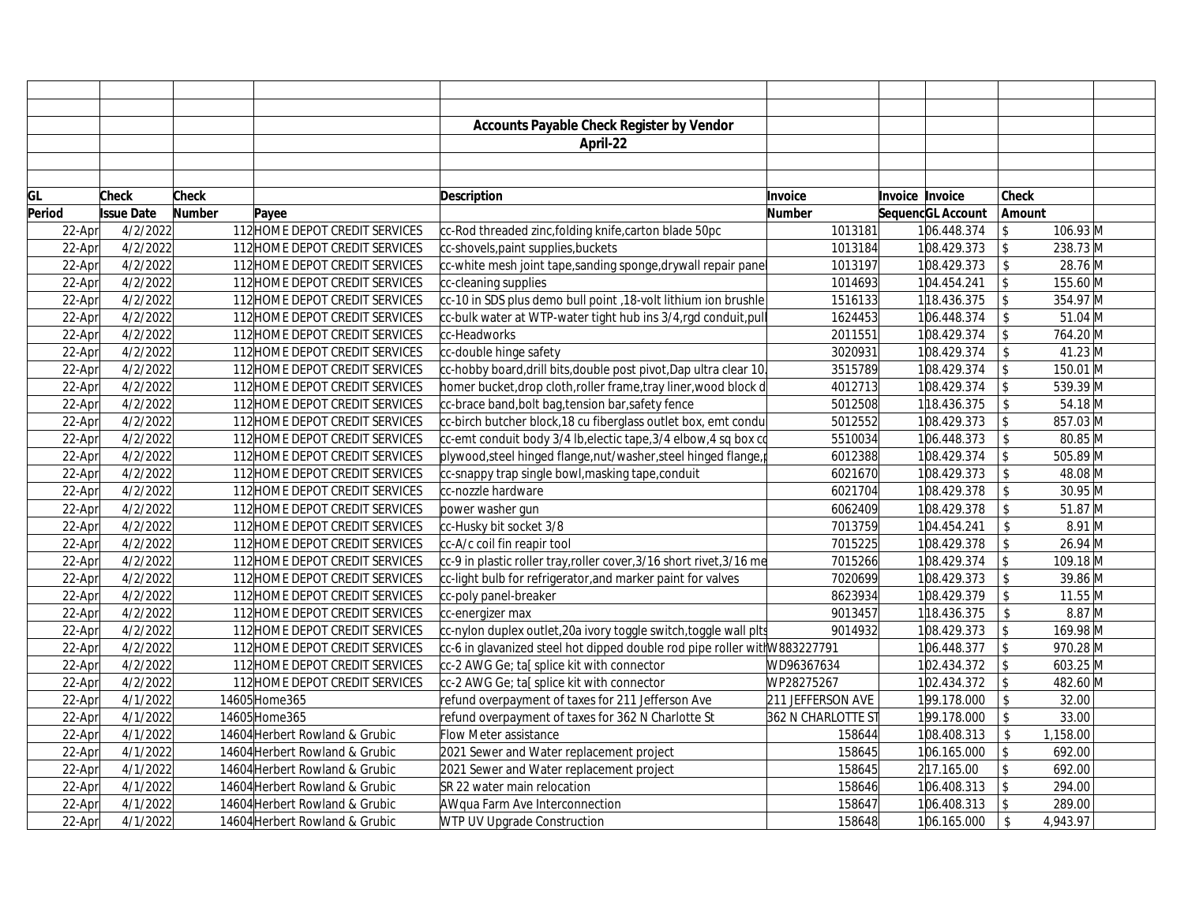## Accounts Payable Check Register by Vendor

### April-22

| GL Period | Check Issue Date | Check Number | Payee | Description | Invoice Number | Invoice Sequence | Invoice GL Account | Check Amount | |
|---|---|---|---|---|---|---|---|---|---|
| 22-Apr | 4/2/2022 | 112 | HOME DEPOT CREDIT SERVICES | cc-Rod threaded zinc,folding knife,carton blade 50pc | 1013181 | 1 | 06.448.374 | $ 106.93 | M |
| 22-Apr | 4/2/2022 | 112 | HOME DEPOT CREDIT SERVICES | cc-shovels,paint supplies,buckets | 1013184 | 1 | 08.429.373 | $ 238.73 | M |
| 22-Apr | 4/2/2022 | 112 | HOME DEPOT CREDIT SERVICES | cc-white mesh joint tape,sanding sponge,drywall repair panel | 1013197 | 1 | 08.429.373 | $ 28.76 | M |
| 22-Apr | 4/2/2022 | 112 | HOME DEPOT CREDIT SERVICES | cc-cleaning supplies | 1014693 | 1 | 04.454.241 | $ 155.60 | M |
| 22-Apr | 4/2/2022 | 112 | HOME DEPOT CREDIT SERVICES | cc-10 in SDS plus demo bull point ,18-volt lithium ion brushle | 1516133 | 1 | 18.436.375 | $ 354.97 | M |
| 22-Apr | 4/2/2022 | 112 | HOME DEPOT CREDIT SERVICES | cc-bulk water at WTP-water tight hub ins 3/4,rgd conduit,pull | 1624453 | 1 | 06.448.374 | $ 51.04 | M |
| 22-Apr | 4/2/2022 | 112 | HOME DEPOT CREDIT SERVICES | cc-Headworks | 2011551 | 1 | 08.429.374 | $ 764.20 | M |
| 22-Apr | 4/2/2022 | 112 | HOME DEPOT CREDIT SERVICES | cc-double hinge safety | 3020931 | 1 | 08.429.374 | $ 41.23 | M |
| 22-Apr | 4/2/2022 | 112 | HOME DEPOT CREDIT SERVICES | cc-hobby board,drill bits,double post pivot,Dap ultra clear 10. | 3515789 | 1 | 08.429.374 | $ 150.01 | M |
| 22-Apr | 4/2/2022 | 112 | HOME DEPOT CREDIT SERVICES | homer bucket,drop cloth,roller frame,tray liner,wood block d | 4012713 | 1 | 08.429.374 | $ 539.39 | M |
| 22-Apr | 4/2/2022 | 112 | HOME DEPOT CREDIT SERVICES | cc-brace band,bolt bag,tension bar,safety fence | 5012508 | 1 | 18.436.375 | $ 54.18 | M |
| 22-Apr | 4/2/2022 | 112 | HOME DEPOT CREDIT SERVICES | cc-birch butcher block,18 cu fiberglass outlet box, emt condu | 5012552 | 1 | 08.429.373 | $ 857.03 | M |
| 22-Apr | 4/2/2022 | 112 | HOME DEPOT CREDIT SERVICES | cc-emt conduit body 3/4 lb,electic tape,3/4 elbow,4 sq box co | 5510034 | 1 | 06.448.373 | $ 80.85 | M |
| 22-Apr | 4/2/2022 | 112 | HOME DEPOT CREDIT SERVICES | plywood,steel hinged flange,nut/washer,steel hinged flange,p | 6012388 | 1 | 08.429.374 | $ 505.89 | M |
| 22-Apr | 4/2/2022 | 112 | HOME DEPOT CREDIT SERVICES | cc-snappy trap single bowl,masking tape,conduit | 6021670 | 1 | 08.429.373 | $ 48.08 | M |
| 22-Apr | 4/2/2022 | 112 | HOME DEPOT CREDIT SERVICES | cc-nozzle hardware | 6021704 | 1 | 08.429.378 | $ 30.95 | M |
| 22-Apr | 4/2/2022 | 112 | HOME DEPOT CREDIT SERVICES | power washer gun | 6062409 | 1 | 08.429.378 | $ 51.87 | M |
| 22-Apr | 4/2/2022 | 112 | HOME DEPOT CREDIT SERVICES | cc-Husky bit socket 3/8 | 7013759 | 1 | 04.454.241 | $ 8.91 | M |
| 22-Apr | 4/2/2022 | 112 | HOME DEPOT CREDIT SERVICES | cc-A/c coil fin reapir tool | 7015225 | 1 | 08.429.378 | $ 26.94 | M |
| 22-Apr | 4/2/2022 | 112 | HOME DEPOT CREDIT SERVICES | cc-9 in plastic roller tray,roller cover,3/16 short rivet,3/16 me | 7015266 | 1 | 08.429.374 | $ 109.18 | M |
| 22-Apr | 4/2/2022 | 112 | HOME DEPOT CREDIT SERVICES | cc-light bulb for refrigerator,and marker paint for valves | 7020699 | 1 | 08.429.373 | $ 39.86 | M |
| 22-Apr | 4/2/2022 | 112 | HOME DEPOT CREDIT SERVICES | cc-poly panel-breaker | 8623934 | 1 | 08.429.379 | $ 11.55 | M |
| 22-Apr | 4/2/2022 | 112 | HOME DEPOT CREDIT SERVICES | cc-energizer max | 9013457 | 1 | 18.436.375 | $ 8.87 | M |
| 22-Apr | 4/2/2022 | 112 | HOME DEPOT CREDIT SERVICES | cc-nylon duplex outlet,20a ivory toggle switch,toggle wall plts | 9014932 | 1 | 08.429.373 | $ 169.98 | M |
| 22-Apr | 4/2/2022 | 112 | HOME DEPOT CREDIT SERVICES | cc-6 in glavanized steel hot dipped double rod pipe roller with | W883227791 | 1 | 06.448.377 | $ 970.28 | M |
| 22-Apr | 4/2/2022 | 112 | HOME DEPOT CREDIT SERVICES | cc-2 AWG Ge; ta[ splice kit with connector | WD96367634 | 1 | 02.434.372 | $ 603.25 | M |
| 22-Apr | 4/2/2022 | 112 | HOME DEPOT CREDIT SERVICES | cc-2 AWG Ge; ta[ splice kit with connector | WP28275267 | 1 | 02.434.372 | $ 482.60 | M |
| 22-Apr | 4/1/2022 | 14605 | Home365 | refund overpayment of taxes for 211 Jefferson Ave | 211 JEFFERSON AVE | 1 | 99.178.000 | $ 32.00 | |
| 22-Apr | 4/1/2022 | 14605 | Home365 | refund overpayment of taxes for 362 N Charlotte St | 362 N CHARLOTTE ST | 1 | 99.178.000 | $ 33.00 | |
| 22-Apr | 4/1/2022 | 14604 | Herbert Rowland & Grubic | Flow Meter assistance | 158644 | 1 | 08.408.313 | $ 1,158.00 | |
| 22-Apr | 4/1/2022 | 14604 | Herbert Rowland & Grubic | 2021 Sewer and Water replacement project | 158645 | 1 | 06.165.000 | $ 692.00 | |
| 22-Apr | 4/1/2022 | 14604 | Herbert Rowland & Grubic | 2021 Sewer and Water replacement project | 158645 | 2 | 17.165.00 | $ 692.00 | |
| 22-Apr | 4/1/2022 | 14604 | Herbert Rowland & Grubic | SR 22 water main relocation | 158646 | 1 | 06.408.313 | $ 294.00 | |
| 22-Apr | 4/1/2022 | 14604 | Herbert Rowland & Grubic | AWqua Farm Ave Interconnection | 158647 | 1 | 06.408.313 | $ 289.00 | |
| 22-Apr | 4/1/2022 | 14604 | Herbert Rowland & Grubic | WTP UV Upgrade Construction | 158648 | 1 | 06.165.000 | $ 4,943.97 | |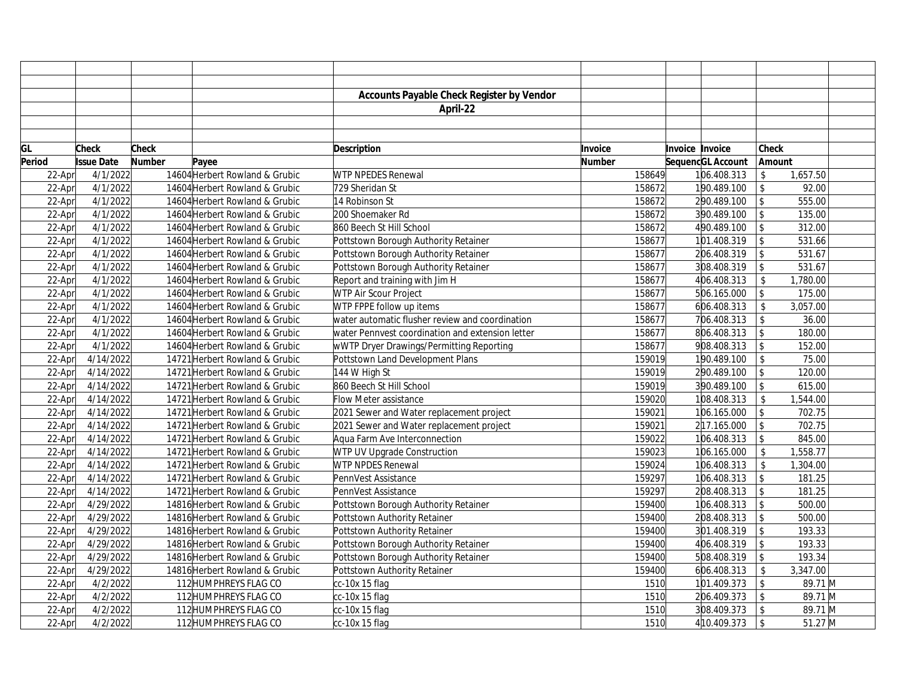**Accounts Payable Check Register by Vendor**

**April-22**

| GL Period | Check Issue Date | Check Number | Payee | Description | Invoice Number | Invoice Sequence | Invoice GL Account | Check Amount | |
|---|---|---|---|---|---|---|---|---|---|
| 22-Apr | 4/1/2022 | 14604 | Herbert Rowland & Grubic | WTP NPEDES Renewal | 158649 | 1 | 06.408.313 | $ 1,657.50 | |
| 22-Apr | 4/1/2022 | 14604 | Herbert Rowland & Grubic | 729 Sheridan St | 158672 | 1 | 90.489.100 | $ 92.00 | |
| 22-Apr | 4/1/2022 | 14604 | Herbert Rowland & Grubic | 14 Robinson St | 158672 | 2 | 90.489.100 | $ 555.00 | |
| 22-Apr | 4/1/2022 | 14604 | Herbert Rowland & Grubic | 200 Shoemaker Rd | 158672 | 3 | 90.489.100 | $ 135.00 | |
| 22-Apr | 4/1/2022 | 14604 | Herbert Rowland & Grubic | 860 Beech St Hill School | 158672 | 4 | 90.489.100 | $ 312.00 | |
| 22-Apr | 4/1/2022 | 14604 | Herbert Rowland & Grubic | Pottstown Borough Authority Retainer | 158677 | 1 | 01.408.319 | $ 531.66 | |
| 22-Apr | 4/1/2022 | 14604 | Herbert Rowland & Grubic | Pottstown Borough Authority Retainer | 158677 | 2 | 06.408.319 | $ 531.67 | |
| 22-Apr | 4/1/2022 | 14604 | Herbert Rowland & Grubic | Pottstown Borough Authority Retainer | 158677 | 3 | 08.408.319 | $ 531.67 | |
| 22-Apr | 4/1/2022 | 14604 | Herbert Rowland & Grubic | Report and training with Jim H | 158677 | 4 | 06.408.313 | $ 1,780.00 | |
| 22-Apr | 4/1/2022 | 14604 | Herbert Rowland & Grubic | WTP Air Scour Project | 158677 | 5 | 06.165.000 | $ 175.00 | |
| 22-Apr | 4/1/2022 | 14604 | Herbert Rowland & Grubic | WTP FPPE follow up items | 158677 | 6 | 06.408.313 | $ 3,057.00 | |
| 22-Apr | 4/1/2022 | 14604 | Herbert Rowland & Grubic | water automatic flusher review and coordination | 158677 | 7 | 06.408.313 | $ 36.00 | |
| 22-Apr | 4/1/2022 | 14604 | Herbert Rowland & Grubic | water Pennvest coordination and extension letter | 158677 | 8 | 06.408.313 | $ 180.00 | |
| 22-Apr | 4/1/2022 | 14604 | Herbert Rowland & Grubic | wWTP Dryer Drawings/Permitting Reporting | 158677 | 9 | 08.408.313 | $ 152.00 | |
| 22-Apr | 4/14/2022 | 14721 | Herbert Rowland & Grubic | Pottstown Land Development Plans | 159019 | 1 | 90.489.100 | $ 75.00 | |
| 22-Apr | 4/14/2022 | 14721 | Herbert Rowland & Grubic | 144 W High St | 159019 | 2 | 90.489.100 | $ 120.00 | |
| 22-Apr | 4/14/2022 | 14721 | Herbert Rowland & Grubic | 860 Beech St Hill School | 159019 | 3 | 90.489.100 | $ 615.00 | |
| 22-Apr | 4/14/2022 | 14721 | Herbert Rowland & Grubic | Flow Meter assistance | 159020 | 1 | 08.408.313 | $ 1,544.00 | |
| 22-Apr | 4/14/2022 | 14721 | Herbert Rowland & Grubic | 2021 Sewer and Water replacement project | 159021 | 1 | 06.165.000 | $ 702.75 | |
| 22-Apr | 4/14/2022 | 14721 | Herbert Rowland & Grubic | 2021 Sewer and Water replacement project | 159021 | 2 | 17.165.000 | $ 702.75 | |
| 22-Apr | 4/14/2022 | 14721 | Herbert Rowland & Grubic | Aqua Farm Ave Interconnection | 159022 | 1 | 06.408.313 | $ 845.00 | |
| 22-Apr | 4/14/2022 | 14721 | Herbert Rowland & Grubic | WTP UV Upgrade Construction | 159023 | 1 | 06.165.000 | $ 1,558.77 | |
| 22-Apr | 4/14/2022 | 14721 | Herbert Rowland & Grubic | WTP NPDES Renewal | 159024 | 1 | 06.408.313 | $ 1,304.00 | |
| 22-Apr | 4/14/2022 | 14721 | Herbert Rowland & Grubic | PennVest Assistance | 159297 | 1 | 06.408.313 | $ 181.25 | |
| 22-Apr | 4/14/2022 | 14721 | Herbert Rowland & Grubic | PennVest Assistance | 159297 | 2 | 08.408.313 | $ 181.25 | |
| 22-Apr | 4/29/2022 | 14816 | Herbert Rowland & Grubic | Pottstown Borough Authority Retainer | 159400 | 1 | 06.408.313 | $ 500.00 | |
| 22-Apr | 4/29/2022 | 14816 | Herbert Rowland & Grubic | Pottstown Authority Retainer | 159400 | 2 | 08.408.313 | $ 500.00 | |
| 22-Apr | 4/29/2022 | 14816 | Herbert Rowland & Grubic | Pottstown Authority Retainer | 159400 | 3 | 01.408.319 | $ 193.33 | |
| 22-Apr | 4/29/2022 | 14816 | Herbert Rowland & Grubic | Pottstown Borough Authority Retainer | 159400 | 4 | 06.408.319 | $ 193.33 | |
| 22-Apr | 4/29/2022 | 14816 | Herbert Rowland & Grubic | Pottstown Borough Authority Retainer | 159400 | 5 | 08.408.319 | $ 193.34 | |
| 22-Apr | 4/29/2022 | 14816 | Herbert Rowland & Grubic | Pottstown Authority Retainer | 159400 | 6 | 06.408.313 | $ 3,347.00 | |
| 22-Apr | 4/2/2022 | 112 | HUMPHREYS FLAG CO | cc-10x 15 flag | 1510 | 1 | 01.409.373 | $ 89.71 | M |
| 22-Apr | 4/2/2022 | 112 | HUMPHREYS FLAG CO | cc-10x 15 flag | 1510 | 2 | 06.409.373 | $ 89.71 | M |
| 22-Apr | 4/2/2022 | 112 | HUMPHREYS FLAG CO | cc-10x 15 flag | 1510 | 3 | 08.409.373 | $ 89.71 | M |
| 22-Apr | 4/2/2022 | 112 | HUMPHREYS FLAG CO | cc-10x 15 flag | 1510 | 4 | 10.409.373 | $ 51.27 | M |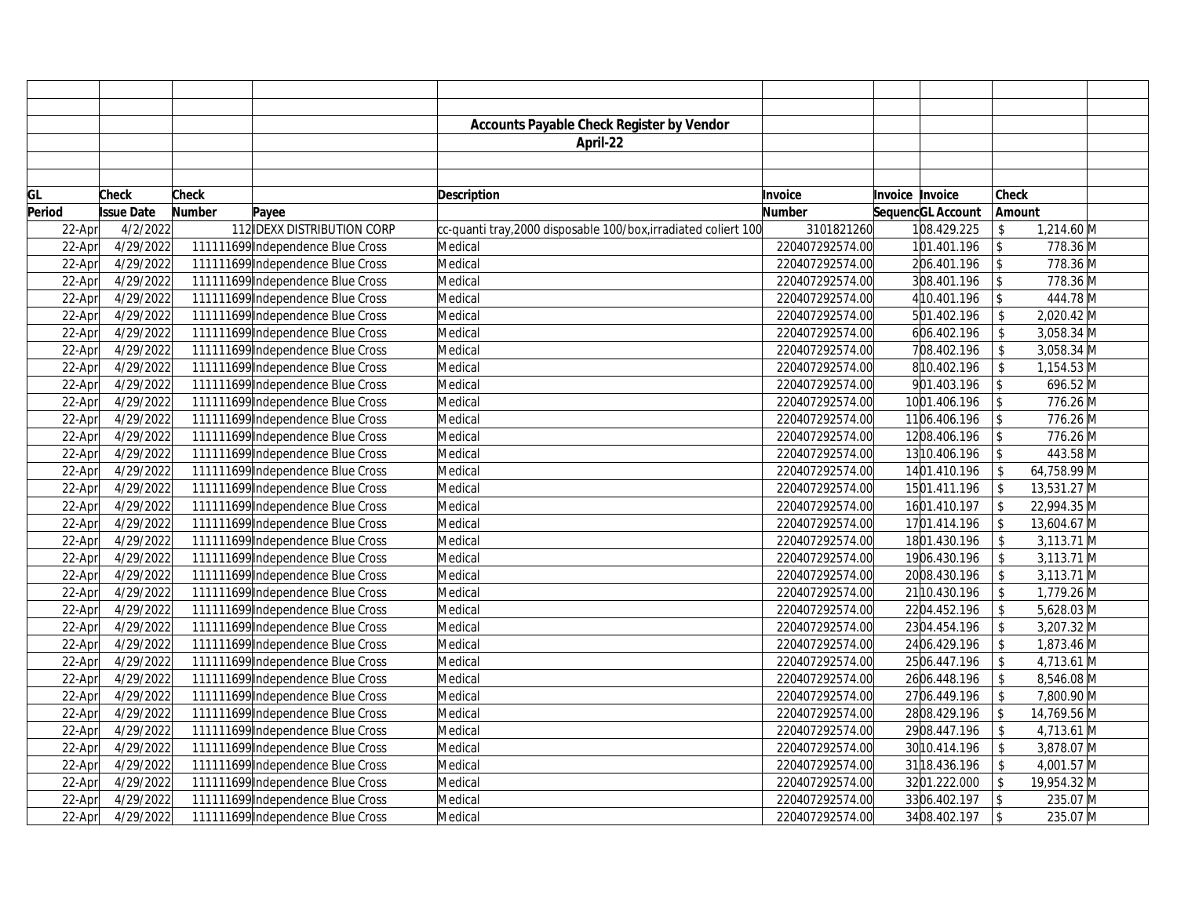**Accounts Payable Check Register by Vendor**

**April-22**

| GL Period | Check Issue Date | Check Number | Payee | Description | Invoice Number | Invoice Sequence | Invoice GL Account | Check Amount | |
|---|---|---|---|---|---|---|---|---|---|
| 22-Apr | 4/2/2022 | 112 | IDEXX DISTRIBUTION CORP | cc-quanti tray,2000 disposable 100/box,irradiated coliert 100 | 3101821260 | 1 | 08.429.225 | $ 1,214.60 | M |
| 22-Apr | 4/29/2022 | 111111699 | Independence Blue Cross | Medical | 220407292574.00 | 1 | 01.401.196 | $ 778.36 | M |
| 22-Apr | 4/29/2022 | 111111699 | Independence Blue Cross | Medical | 220407292574.00 | 2 | 06.401.196 | $ 778.36 | M |
| 22-Apr | 4/29/2022 | 111111699 | Independence Blue Cross | Medical | 220407292574.00 | 3 | 08.401.196 | $ 778.36 | M |
| 22-Apr | 4/29/2022 | 111111699 | Independence Blue Cross | Medical | 220407292574.00 | 4 | 10.401.196 | $ 444.78 | M |
| 22-Apr | 4/29/2022 | 111111699 | Independence Blue Cross | Medical | 220407292574.00 | 5 | 01.402.196 | $ 2,020.42 | M |
| 22-Apr | 4/29/2022 | 111111699 | Independence Blue Cross | Medical | 220407292574.00 | 6 | 06.402.196 | $ 3,058.34 | M |
| 22-Apr | 4/29/2022 | 111111699 | Independence Blue Cross | Medical | 220407292574.00 | 7 | 08.402.196 | $ 3,058.34 | M |
| 22-Apr | 4/29/2022 | 111111699 | Independence Blue Cross | Medical | 220407292574.00 | 8 | 10.402.196 | $ 1,154.53 | M |
| 22-Apr | 4/29/2022 | 111111699 | Independence Blue Cross | Medical | 220407292574.00 | 9 | 01.403.196 | $ 696.52 | M |
| 22-Apr | 4/29/2022 | 111111699 | Independence Blue Cross | Medical | 220407292574.00 | 10 | 01.406.196 | $ 776.26 | M |
| 22-Apr | 4/29/2022 | 111111699 | Independence Blue Cross | Medical | 220407292574.00 | 11 | 06.406.196 | $ 776.26 | M |
| 22-Apr | 4/29/2022 | 111111699 | Independence Blue Cross | Medical | 220407292574.00 | 12 | 08.406.196 | $ 776.26 | M |
| 22-Apr | 4/29/2022 | 111111699 | Independence Blue Cross | Medical | 220407292574.00 | 13 | 10.406.196 | $ 443.58 | M |
| 22-Apr | 4/29/2022 | 111111699 | Independence Blue Cross | Medical | 220407292574.00 | 14 | 01.410.196 | $ 64,758.99 | M |
| 22-Apr | 4/29/2022 | 111111699 | Independence Blue Cross | Medical | 220407292574.00 | 15 | 01.411.196 | $ 13,531.27 | M |
| 22-Apr | 4/29/2022 | 111111699 | Independence Blue Cross | Medical | 220407292574.00 | 16 | 01.410.197 | $ 22,994.35 | M |
| 22-Apr | 4/29/2022 | 111111699 | Independence Blue Cross | Medical | 220407292574.00 | 17 | 01.414.196 | $ 13,604.67 | M |
| 22-Apr | 4/29/2022 | 111111699 | Independence Blue Cross | Medical | 220407292574.00 | 18 | 01.430.196 | $ 3,113.71 | M |
| 22-Apr | 4/29/2022 | 111111699 | Independence Blue Cross | Medical | 220407292574.00 | 19 | 06.430.196 | $ 3,113.71 | M |
| 22-Apr | 4/29/2022 | 111111699 | Independence Blue Cross | Medical | 220407292574.00 | 20 | 08.430.196 | $ 3,113.71 | M |
| 22-Apr | 4/29/2022 | 111111699 | Independence Blue Cross | Medical | 220407292574.00 | 21 | 10.430.196 | $ 1,779.26 | M |
| 22-Apr | 4/29/2022 | 111111699 | Independence Blue Cross | Medical | 220407292574.00 | 22 | 04.452.196 | $ 5,628.03 | M |
| 22-Apr | 4/29/2022 | 111111699 | Independence Blue Cross | Medical | 220407292574.00 | 23 | 04.454.196 | $ 3,207.32 | M |
| 22-Apr | 4/29/2022 | 111111699 | Independence Blue Cross | Medical | 220407292574.00 | 24 | 06.429.196 | $ 1,873.46 | M |
| 22-Apr | 4/29/2022 | 111111699 | Independence Blue Cross | Medical | 220407292574.00 | 25 | 06.447.196 | $ 4,713.61 | M |
| 22-Apr | 4/29/2022 | 111111699 | Independence Blue Cross | Medical | 220407292574.00 | 26 | 06.448.196 | $ 8,546.08 | M |
| 22-Apr | 4/29/2022 | 111111699 | Independence Blue Cross | Medical | 220407292574.00 | 27 | 06.449.196 | $ 7,800.90 | M |
| 22-Apr | 4/29/2022 | 111111699 | Independence Blue Cross | Medical | 220407292574.00 | 28 | 08.429.196 | $ 14,769.56 | M |
| 22-Apr | 4/29/2022 | 111111699 | Independence Blue Cross | Medical | 220407292574.00 | 29 | 08.447.196 | $ 4,713.61 | M |
| 22-Apr | 4/29/2022 | 111111699 | Independence Blue Cross | Medical | 220407292574.00 | 30 | 10.414.196 | $ 3,878.07 | M |
| 22-Apr | 4/29/2022 | 111111699 | Independence Blue Cross | Medical | 220407292574.00 | 31 | 18.436.196 | $ 4,001.57 | M |
| 22-Apr | 4/29/2022 | 111111699 | Independence Blue Cross | Medical | 220407292574.00 | 32 | 01.222.000 | $ 19,954.32 | M |
| 22-Apr | 4/29/2022 | 111111699 | Independence Blue Cross | Medical | 220407292574.00 | 33 | 06.402.197 | $ 235.07 | M |
| 22-Apr | 4/29/2022 | 111111699 | Independence Blue Cross | Medical | 220407292574.00 | 34 | 08.402.197 | $ 235.07 | M |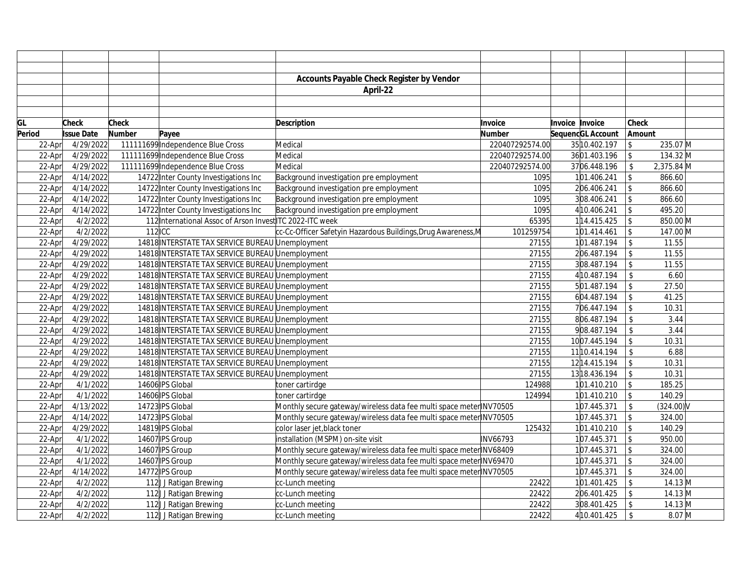## Accounts Payable Check Register by Vendor

## April-22

| GL Period | Check Issue Date | Check Number | Payee | Description | Invoice Number | Invoice Sequence | Invoice GL Account | Check Amount | |
|---|---|---|---|---|---|---|---|---|---|
| 22-Apr | 4/29/2022 | 111111699 | Independence Blue Cross | Medical | 220407292574.00 | 35 | 10.402.197 | $ 235.07 | M |
| 22-Apr | 4/29/2022 | 111111699 | Independence Blue Cross | Medical | 220407292574.00 | 36 | 01.403.196 | $ 134.32 | M |
| 22-Apr | 4/29/2022 | 111111699 | Independence Blue Cross | Medical | 220407292574.00 | 37 | 06.448.196 | $ 2,375.84 | M |
| 22-Apr | 4/14/2022 | 14722 | Inter County Investigations Inc | Background investigation pre employment | 1095 | 1 | 01.406.241 | $ 866.60 | |
| 22-Apr | 4/14/2022 | 14722 | Inter County Investigations Inc | Background investigation pre employment | 1095 | 2 | 06.406.241 | $ 866.60 | |
| 22-Apr | 4/14/2022 | 14722 | Inter County Investigations Inc | Background investigation pre employment | 1095 | 3 | 08.406.241 | $ 866.60 | |
| 22-Apr | 4/14/2022 | 14722 | Inter County Investigations Inc | Background investigation pre employment | 1095 | 4 | 10.406.241 | $ 495.20 | |
| 22-Apr | 4/2/2022 | 112 | International Assoc of Arson Invest | ITC 2022-ITC week | 65395 | 1 | 14.415.425 | $ 850.00 | M |
| 22-Apr | 4/2/2022 | 112 | ICC | cc-Cc-Officer Safetyin Hazardous Buildings,Drug Awareness,M | 101259754 | 1 | 01.414.461 | $ 147.00 | M |
| 22-Apr | 4/29/2022 | 14818 | INTERSTATE TAX SERVICE BUREAU | Unemployment | 27155 | 1 | 01.487.194 | $ 11.55 | |
| 22-Apr | 4/29/2022 | 14818 | INTERSTATE TAX SERVICE BUREAU | Unemployment | 27155 | 2 | 06.487.194 | $ 11.55 | |
| 22-Apr | 4/29/2022 | 14818 | INTERSTATE TAX SERVICE BUREAU | Unemployment | 27155 | 3 | 08.487.194 | $ 11.55 | |
| 22-Apr | 4/29/2022 | 14818 | INTERSTATE TAX SERVICE BUREAU | Unemployment | 27155 | 4 | 10.487.194 | $ 6.60 | |
| 22-Apr | 4/29/2022 | 14818 | INTERSTATE TAX SERVICE BUREAU | Unemployment | 27155 | 5 | 01.487.194 | $ 27.50 | |
| 22-Apr | 4/29/2022 | 14818 | INTERSTATE TAX SERVICE BUREAU | Unemployment | 27155 | 6 | 04.487.194 | $ 41.25 | |
| 22-Apr | 4/29/2022 | 14818 | INTERSTATE TAX SERVICE BUREAU | Unemployment | 27155 | 7 | 06.447.194 | $ 10.31 | |
| 22-Apr | 4/29/2022 | 14818 | INTERSTATE TAX SERVICE BUREAU | Unemployment | 27155 | 8 | 06.487.194 | $ 3.44 | |
| 22-Apr | 4/29/2022 | 14818 | INTERSTATE TAX SERVICE BUREAU | Unemployment | 27155 | 9 | 08.487.194 | $ 3.44 | |
| 22-Apr | 4/29/2022 | 14818 | INTERSTATE TAX SERVICE BUREAU | Unemployment | 27155 | 10 | 07.445.194 | $ 10.31 | |
| 22-Apr | 4/29/2022 | 14818 | INTERSTATE TAX SERVICE BUREAU | Unemployment | 27155 | 11 | 10.414.194 | $ 6.88 | |
| 22-Apr | 4/29/2022 | 14818 | INTERSTATE TAX SERVICE BUREAU | Unemployment | 27155 | 12 | 14.415.194 | $ 10.31 | |
| 22-Apr | 4/29/2022 | 14818 | INTERSTATE TAX SERVICE BUREAU | Unemployment | 27155 | 13 | 18.436.194 | $ 10.31 | |
| 22-Apr | 4/1/2022 | 14606 | IPS Global | toner cartirdge | 124988 | 1 | 01.410.210 | $ 185.25 | |
| 22-Apr | 4/1/2022 | 14606 | IPS Global | toner cartirdge | 124994 | 1 | 01.410.210 | $ 140.29 | |
| 22-Apr | 4/13/2022 | 14723 | IPS Global | Monthly secure gateway/wireless data fee multi space meter | INV70505 | 1 | 07.445.371 | $ (324.00) | V |
| 22-Apr | 4/14/2022 | 14723 | IPS Global | Monthly secure gateway/wireless data fee multi space meter | INV70505 | 1 | 07.445.371 | $ 324.00 | |
| 22-Apr | 4/29/2022 | 14819 | IPS Global | color laser jet,black toner | 125432 | 1 | 01.410.210 | $ 140.29 | |
| 22-Apr | 4/1/2022 | 14607 | IPS Group | installation (MSPM) on-site visit | INV66793 | 1 | 07.445.371 | $ 950.00 | |
| 22-Apr | 4/1/2022 | 14607 | IPS Group | Monthly secure gateway/wireless data fee multi space meter | INV68409 | 1 | 07.445.371 | $ 324.00 | |
| 22-Apr | 4/1/2022 | 14607 | IPS Group | Monthly secure gateway/wireless data fee multi space meter | INV69470 | 1 | 07.445.371 | $ 324.00 | |
| 22-Apr | 4/14/2022 | 14772 | IPS Group | Monthly secure gateway/wireless data fee multi space meter | INV70505 | 1 | 07.445.371 | $ 324.00 | |
| 22-Apr | 4/2/2022 | 112 | J J Ratigan Brewing | cc-Lunch meeting | 22422 | 1 | 01.401.425 | $ 14.13 | M |
| 22-Apr | 4/2/2022 | 112 | J J Ratigan Brewing | cc-Lunch meeting | 22422 | 2 | 06.401.425 | $ 14.13 | M |
| 22-Apr | 4/2/2022 | 112 | J J Ratigan Brewing | cc-Lunch meeting | 22422 | 3 | 08.401.425 | $ 14.13 | M |
| 22-Apr | 4/2/2022 | 112 | J J Ratigan Brewing | cc-Lunch meeting | 22422 | 4 | 10.401.425 | $ 8.07 | M |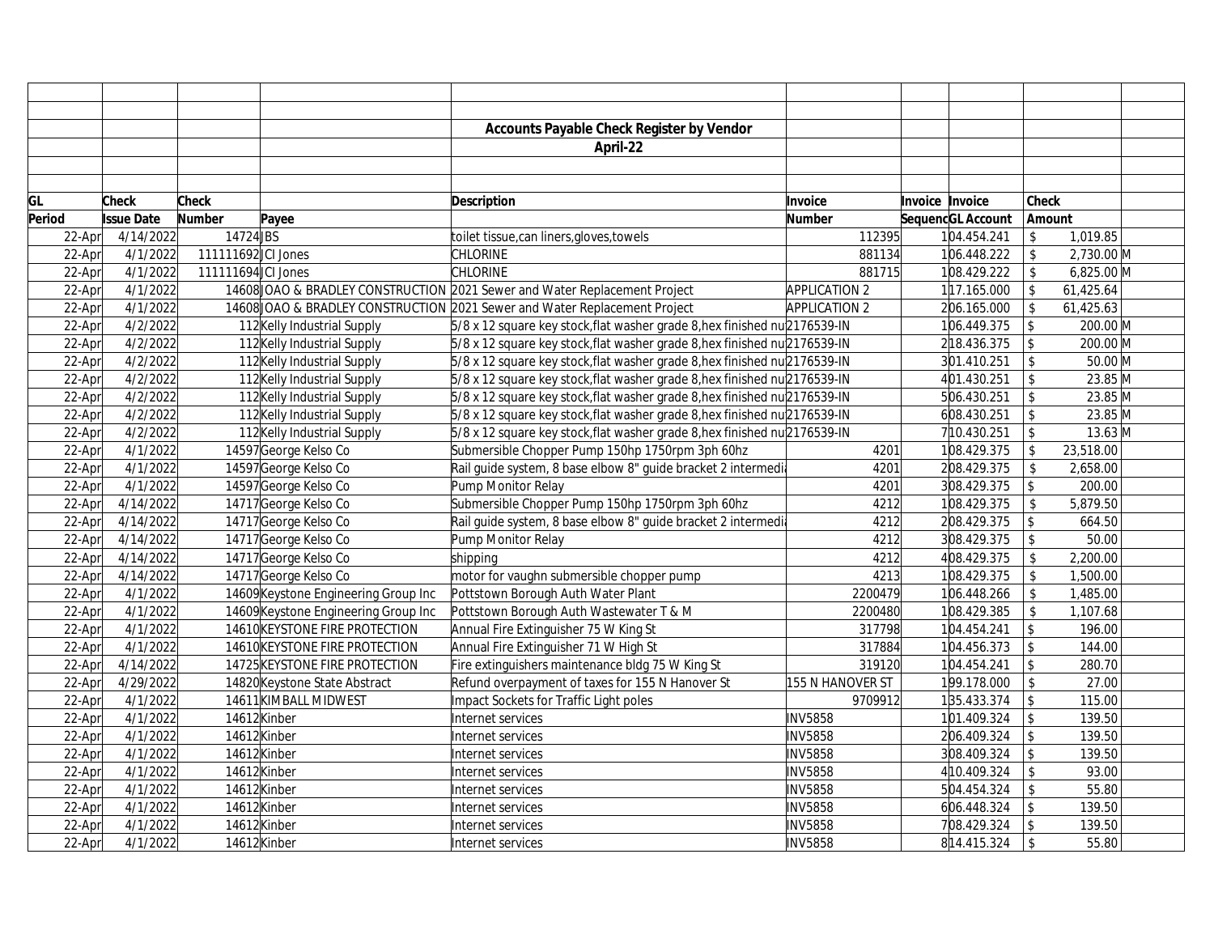## Accounts Payable Check Register by Vendor

### April-22

| GL Period | Check Issue Date | Check Number | Payee | Description | Invoice Number | Invoice Sequence | Invoice GL Account | Check Amount | |
|---|---|---|---|---|---|---|---|---|---|
| 22-Apr | 4/14/2022 | 14724 | JBS | toilet tissue,can liners,gloves,towels | 112395 | 1 | 04.454.241 | $ 1,019.85 | |
| 22-Apr | 4/1/2022 | 111111692 | JCI Jones | CHLORINE | 881134 | 1 | 06.448.222 | $ 2,730.00 | M |
| 22-Apr | 4/1/2022 | 111111694 | JCI Jones | CHLORINE | 881715 | 1 | 08.429.222 | $ 6,825.00 | M |
| 22-Apr | 4/1/2022 | 14608 | JOAO & BRADLEY CONSTRUCTION | 2021 Sewer and Water Replacement Project | APPLICATION 2 | 1 | 17.165.000 | $ 61,425.64 | |
| 22-Apr | 4/1/2022 | 14608 | JOAO & BRADLEY CONSTRUCTION | 2021 Sewer and Water Replacement Project | APPLICATION 2 | 2 | 06.165.000 | $ 61,425.63 | |
| 22-Apr | 4/2/2022 | 112 | Kelly Industrial Supply | 5/8 x 12 square key stock,flat washer grade 8,hex finished nu | 2176539-IN | 1 | 06.449.375 | $ 200.00 | M |
| 22-Apr | 4/2/2022 | 112 | Kelly Industrial Supply | 5/8 x 12 square key stock,flat washer grade 8,hex finished nu | 2176539-IN | 2 | 18.436.375 | $ 200.00 | M |
| 22-Apr | 4/2/2022 | 112 | Kelly Industrial Supply | 5/8 x 12 square key stock,flat washer grade 8,hex finished nu | 2176539-IN | 3 | 01.410.251 | $ 50.00 | M |
| 22-Apr | 4/2/2022 | 112 | Kelly Industrial Supply | 5/8 x 12 square key stock,flat washer grade 8,hex finished nu | 2176539-IN | 4 | 01.430.251 | $ 23.85 | M |
| 22-Apr | 4/2/2022 | 112 | Kelly Industrial Supply | 5/8 x 12 square key stock,flat washer grade 8,hex finished nu | 2176539-IN | 5 | 06.430.251 | $ 23.85 | M |
| 22-Apr | 4/2/2022 | 112 | Kelly Industrial Supply | 5/8 x 12 square key stock,flat washer grade 8,hex finished nu | 2176539-IN | 6 | 08.430.251 | $ 23.85 | M |
| 22-Apr | 4/2/2022 | 112 | Kelly Industrial Supply | 5/8 x 12 square key stock,flat washer grade 8,hex finished nu | 2176539-IN | 7 | 10.430.251 | $ 13.63 | M |
| 22-Apr | 4/1/2022 | 14597 | George Kelso Co | Submersible Chopper Pump 150hp 1750rpm 3ph 60hz | 4201 | 1 | 08.429.375 | $ 23,518.00 | |
| 22-Apr | 4/1/2022 | 14597 | George Kelso Co | Rail guide system, 8 base elbow 8" guide bracket 2 intermedi | 4201 | 2 | 08.429.375 | $ 2,658.00 | |
| 22-Apr | 4/1/2022 | 14597 | George Kelso Co | Pump Monitor Relay | 4201 | 3 | 08.429.375 | $ 200.00 | |
| 22-Apr | 4/14/2022 | 14717 | George Kelso Co | Submersible Chopper Pump 150hp 1750rpm 3ph 60hz | 4212 | 1 | 08.429.375 | $ 5,879.50 | |
| 22-Apr | 4/14/2022 | 14717 | George Kelso Co | Rail guide system, 8 base elbow 8" guide bracket 2 intermedi | 4212 | 2 | 08.429.375 | $ 664.50 | |
| 22-Apr | 4/14/2022 | 14717 | George Kelso Co | Pump Monitor Relay | 4212 | 3 | 08.429.375 | $ 50.00 | |
| 22-Apr | 4/14/2022 | 14717 | George Kelso Co | shipping | 4212 | 4 | 08.429.375 | $ 2,200.00 | |
| 22-Apr | 4/14/2022 | 14717 | George Kelso Co | motor for vaughn submersible chopper pump | 4213 | 1 | 08.429.375 | $ 1,500.00 | |
| 22-Apr | 4/1/2022 | 14609 | Keystone Engineering Group Inc | Pottstown Borough Auth Water Plant | 2200479 | 1 | 06.448.266 | $ 1,485.00 | |
| 22-Apr | 4/1/2022 | 14609 | Keystone Engineering Group Inc | Pottstown Borough Auth Wastewater T & M | 2200480 | 1 | 08.429.385 | $ 1,107.68 | |
| 22-Apr | 4/1/2022 | 14610 | KEYSTONE FIRE PROTECTION | Annual Fire Extinguisher 75 W King St | 317798 | 1 | 04.454.241 | $ 196.00 | |
| 22-Apr | 4/1/2022 | 14610 | KEYSTONE FIRE PROTECTION | Annual Fire Extinguisher 71 W High St | 317884 | 1 | 04.456.373 | $ 144.00 | |
| 22-Apr | 4/14/2022 | 14725 | KEYSTONE FIRE PROTECTION | Fire extinguishers maintenance bldg 75 W King St | 319120 | 1 | 04.454.241 | $ 280.70 | |
| 22-Apr | 4/29/2022 | 14820 | Keystone State Abstract | Refund overpayment of taxes for 155 N Hanover St | 155 N HANOVER ST | 1 | 99.178.000 | $ 27.00 | |
| 22-Apr | 4/1/2022 | 14611 | KIMBALL MIDWEST | Impact Sockets for Traffic Light poles | 9709912 | 1 | 35.433.374 | $ 115.00 | |
| 22-Apr | 4/1/2022 | 14612 | Kinber | Internet services | INV5858 | 1 | 01.409.324 | $ 139.50 | |
| 22-Apr | 4/1/2022 | 14612 | Kinber | Internet services | INV5858 | 2 | 06.409.324 | $ 139.50 | |
| 22-Apr | 4/1/2022 | 14612 | Kinber | Internet services | INV5858 | 3 | 08.409.324 | $ 139.50 | |
| 22-Apr | 4/1/2022 | 14612 | Kinber | Internet services | INV5858 | 4 | 10.409.324 | $ 93.00 | |
| 22-Apr | 4/1/2022 | 14612 | Kinber | Internet services | INV5858 | 5 | 04.454.324 | $ 55.80 | |
| 22-Apr | 4/1/2022 | 14612 | Kinber | Internet services | INV5858 | 6 | 06.448.324 | $ 139.50 | |
| 22-Apr | 4/1/2022 | 14612 | Kinber | Internet services | INV5858 | 7 | 08.429.324 | $ 139.50 | |
| 22-Apr | 4/1/2022 | 14612 | Kinber | Internet services | INV5858 | 8 | 14.415.324 | $ 55.80 | |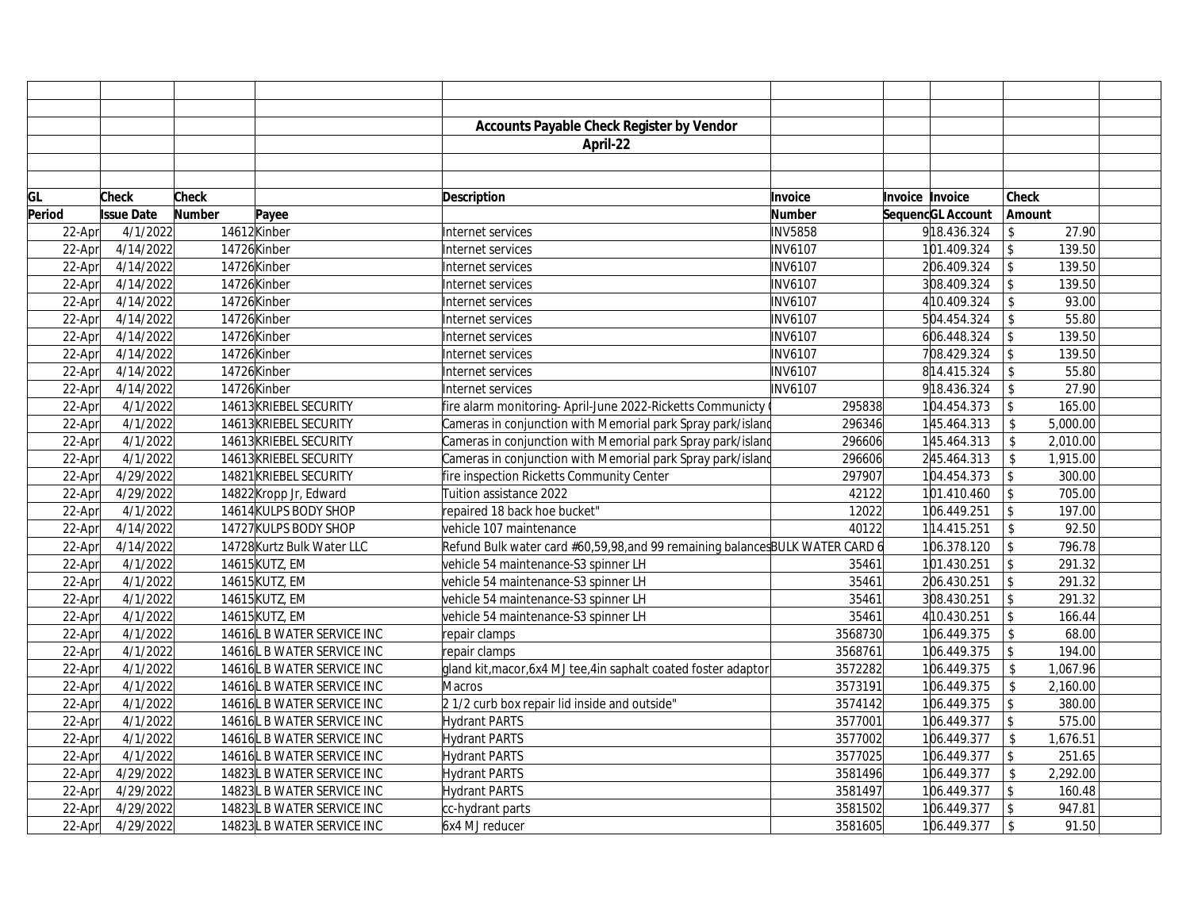**Accounts Payable Check Register by Vendor**

**April-22**

| GL Period | Check Issue Date | Check Number | Payee | Description | Invoice Number | Invoice Sequence | Invoice GL Account | Check Amount |
|---|---|---|---|---|---|---|---|---|
| 22-Apr | 4/1/2022 | 14612 | Kinber | Internet services | INV5858 | 9 | 18.436.324 | $ 27.90 |
| 22-Apr | 4/14/2022 | 14726 | Kinber | Internet services | INV6107 | 1 | 01.409.324 | $ 139.50 |
| 22-Apr | 4/14/2022 | 14726 | Kinber | Internet services | INV6107 | 2 | 06.409.324 | $ 139.50 |
| 22-Apr | 4/14/2022 | 14726 | Kinber | Internet services | INV6107 | 3 | 08.409.324 | $ 139.50 |
| 22-Apr | 4/14/2022 | 14726 | Kinber | Internet services | INV6107 | 4 | 10.409.324 | $ 93.00 |
| 22-Apr | 4/14/2022 | 14726 | Kinber | Internet services | INV6107 | 5 | 04.454.324 | $ 55.80 |
| 22-Apr | 4/14/2022 | 14726 | Kinber | Internet services | INV6107 | 6 | 06.448.324 | $ 139.50 |
| 22-Apr | 4/14/2022 | 14726 | Kinber | Internet services | INV6107 | 7 | 08.429.324 | $ 139.50 |
| 22-Apr | 4/14/2022 | 14726 | Kinber | Internet services | INV6107 | 8 | 14.415.324 | $ 55.80 |
| 22-Apr | 4/14/2022 | 14726 | Kinber | Internet services | INV6107 | 9 | 18.436.324 | $ 27.90 |
| 22-Apr | 4/1/2022 | 14613 | KRIEBEL SECURITY | fire alarm monitoring- April-June 2022-Ricketts Community | 295838 | 1 | 04.454.373 | $ 165.00 |
| 22-Apr | 4/1/2022 | 14613 | KRIEBEL SECURITY | Cameras in conjunction with Memorial park Spray park/island | 296346 | 1 | 45.464.313 | $ 5,000.00 |
| 22-Apr | 4/1/2022 | 14613 | KRIEBEL SECURITY | Cameras in conjunction with Memorial park Spray park/island | 296606 | 1 | 45.464.313 | $ 2,010.00 |
| 22-Apr | 4/1/2022 | 14613 | KRIEBEL SECURITY | Cameras in conjunction with Memorial park Spray park/island | 296606 | 2 | 45.464.313 | $ 1,915.00 |
| 22-Apr | 4/29/2022 | 14821 | KRIEBEL SECURITY | fire inspection Ricketts Community Center | 297907 | 1 | 04.454.373 | $ 300.00 |
| 22-Apr | 4/29/2022 | 14822 | Kropp Jr, Edward | Tuition assistance 2022 | 42122 | 1 | 01.410.460 | $ 705.00 |
| 22-Apr | 4/1/2022 | 14614 | KULPS BODY SHOP | repaired 18 back hoe bucket" | 12022 | 1 | 06.449.251 | $ 197.00 |
| 22-Apr | 4/14/2022 | 14727 | KULPS BODY SHOP | vehicle 107 maintenance | 40122 | 1 | 14.415.251 | $ 92.50 |
| 22-Apr | 4/14/2022 | 14728 | Kurtz Bulk Water LLC | Refund Bulk water card #60,59,98,and 99 remaining balances | BULK WATER CARD 6 | 1 | 06.378.120 | $ 796.78 |
| 22-Apr | 4/1/2022 | 14615 | KUTZ, EM | vehicle 54 maintenance-S3 spinner LH | 35461 | 1 | 01.430.251 | $ 291.32 |
| 22-Apr | 4/1/2022 | 14615 | KUTZ, EM | vehicle 54 maintenance-S3 spinner LH | 35461 | 2 | 06.430.251 | $ 291.32 |
| 22-Apr | 4/1/2022 | 14615 | KUTZ, EM | vehicle 54 maintenance-S3 spinner LH | 35461 | 3 | 08.430.251 | $ 291.32 |
| 22-Apr | 4/1/2022 | 14615 | KUTZ, EM | vehicle 54 maintenance-S3 spinner LH | 35461 | 4 | 10.430.251 | $ 166.44 |
| 22-Apr | 4/1/2022 | 14616 | L B WATER SERVICE INC | repair clamps | 3568730 | 1 | 06.449.375 | $ 68.00 |
| 22-Apr | 4/1/2022 | 14616 | L B WATER SERVICE INC | repair clamps | 3568761 | 1 | 06.449.375 | $ 194.00 |
| 22-Apr | 4/1/2022 | 14616 | L B WATER SERVICE INC | gland kit,macor,6x4 MJ tee,4in saphalt coated foster adaptor | 3572282 | 1 | 06.449.375 | $ 1,067.96 |
| 22-Apr | 4/1/2022 | 14616 | L B WATER SERVICE INC | Macros | 3573191 | 1 | 06.449.375 | $ 2,160.00 |
| 22-Apr | 4/1/2022 | 14616 | L B WATER SERVICE INC | 2 1/2 curb box repair lid inside and outside" | 3574142 | 1 | 06.449.375 | $ 380.00 |
| 22-Apr | 4/1/2022 | 14616 | L B WATER SERVICE INC | Hydrant PARTS | 3577001 | 1 | 06.449.377 | $ 575.00 |
| 22-Apr | 4/1/2022 | 14616 | L B WATER SERVICE INC | Hydrant PARTS | 3577002 | 1 | 06.449.377 | $ 1,676.51 |
| 22-Apr | 4/1/2022 | 14616 | L B WATER SERVICE INC | Hydrant PARTS | 3577025 | 1 | 06.449.377 | $ 251.65 |
| 22-Apr | 4/29/2022 | 14823 | L B WATER SERVICE INC | Hydrant PARTS | 3581496 | 1 | 06.449.377 | $ 2,292.00 |
| 22-Apr | 4/29/2022 | 14823 | L B WATER SERVICE INC | Hydrant PARTS | 3581497 | 1 | 06.449.377 | $ 160.48 |
| 22-Apr | 4/29/2022 | 14823 | L B WATER SERVICE INC | cc-hydrant parts | 3581502 | 1 | 06.449.377 | $ 947.81 |
| 22-Apr | 4/29/2022 | 14823 | L B WATER SERVICE INC | 6x4 MJ reducer | 3581605 | 1 | 06.449.377 | $ 91.50 |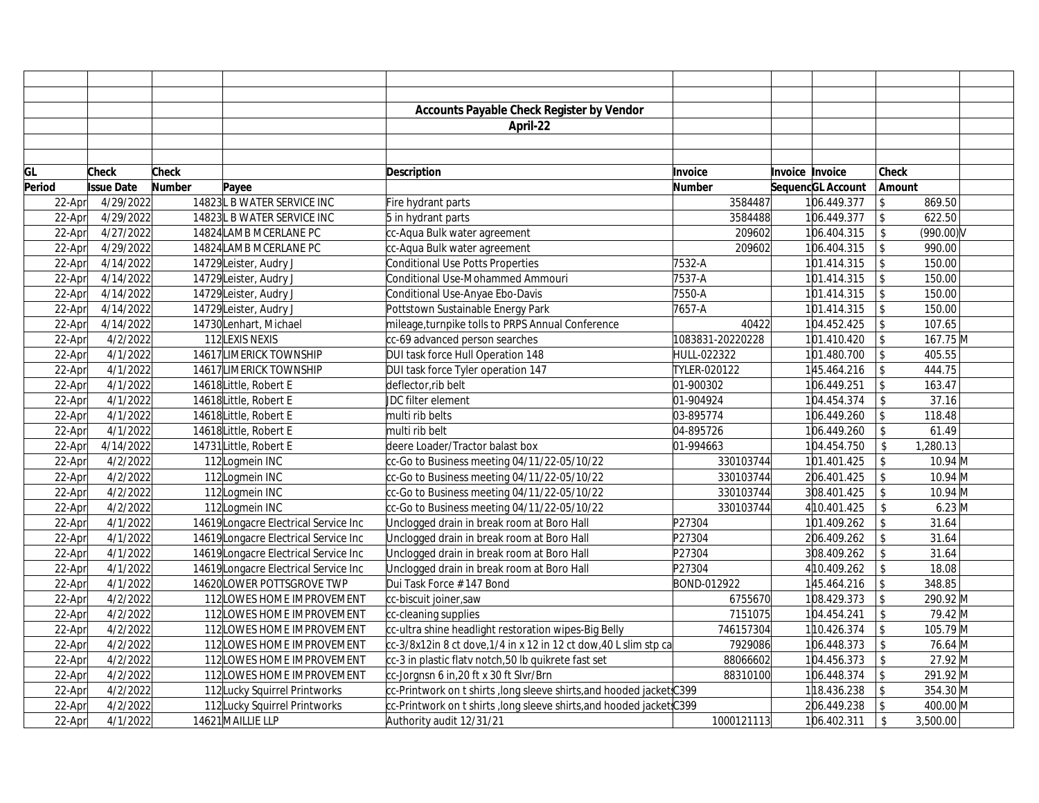## Accounts Payable Check Register by Vendor

### April-22

| GL Period | Check Issue Date | Check Number | Payee | Description | Invoice Number | Invoice Sequence | Invoice GL Account | Check Amount | |
|---|---|---|---|---|---|---|---|---|---|
| 22-Apr | 4/29/2022 | 14823 | L B WATER SERVICE INC | Fire hydrant parts | 3584487 | 1 | 06.449.377 | $ 869.50 | |
| 22-Apr | 4/29/2022 | 14823 | L B WATER SERVICE INC | 5 in hydrant parts | 3584488 | 1 | 06.449.377 | $ 622.50 | |
| 22-Apr | 4/27/2022 | 14824 | LAMB MCERLANE PC | cc-Aqua Bulk water agreement | 209602 | 1 | 06.404.315 | $ (990.00) | V |
| 22-Apr | 4/29/2022 | 14824 | LAMB MCERLANE PC | cc-Aqua Bulk water agreement | 209602 | 1 | 06.404.315 | $ 990.00 | |
| 22-Apr | 4/14/2022 | 14729 | Leister, Audry J | Conditional Use Potts Properties | 7532-A | 1 | 01.414.315 | $ 150.00 | |
| 22-Apr | 4/14/2022 | 14729 | Leister, Audry J | Conditional Use-Mohammed Ammouri | 7537-A | 1 | 01.414.315 | $ 150.00 | |
| 22-Apr | 4/14/2022 | 14729 | Leister, Audry J | Conditional Use-Anyae Ebo-Davis | 7550-A | 1 | 01.414.315 | $ 150.00 | |
| 22-Apr | 4/14/2022 | 14729 | Leister, Audry J | Pottstown Sustainable Energy Park | 7657-A | 1 | 01.414.315 | $ 150.00 | |
| 22-Apr | 4/14/2022 | 14730 | Lenhart, Michael | mileage,turnpike tolls to PRPS Annual Conference | 40422 | 1 | 04.452.425 | $ 107.65 | |
| 22-Apr | 4/2/2022 | 112 | LEXIS NEXIS | cc-69 advanced person searches | 1083831-20220228 | 1 | 01.410.420 | $ 167.75 | M |
| 22-Apr | 4/1/2022 | 14617 | LIMERICK TOWNSHIP | DUI task force Hull Operation 148 | HULL-022322 | 1 | 01.480.700 | $ 405.55 | |
| 22-Apr | 4/1/2022 | 14617 | LIMERICK TOWNSHIP | DUI task force Tyler operation 147 | TYLER-020122 | 1 | 45.464.216 | $ 444.75 | |
| 22-Apr | 4/1/2022 | 14618 | Little, Robert E | deflector,rib belt | 01-900302 | 1 | 06.449.251 | $ 163.47 | |
| 22-Apr | 4/1/2022 | 14618 | Little, Robert E | JDC filter element | 01-904924 | 1 | 04.454.374 | $ 37.16 | |
| 22-Apr | 4/1/2022 | 14618 | Little, Robert E | multi rib belts | 03-895774 | 1 | 06.449.260 | $ 118.48 | |
| 22-Apr | 4/1/2022 | 14618 | Little, Robert E | multi rib belt | 04-895726 | 1 | 06.449.260 | $ 61.49 | |
| 22-Apr | 4/14/2022 | 14731 | Little, Robert E | deere Loader/Tractor balast box | 01-994663 | 1 | 04.454.750 | $ 1,280.13 | |
| 22-Apr | 4/2/2022 | 112 | Logmein INC | cc-Go to Business meeting 04/11/22-05/10/22 | 330103744 | 1 | 01.401.425 | $ 10.94 | M |
| 22-Apr | 4/2/2022 | 112 | Logmein INC | cc-Go to Business meeting 04/11/22-05/10/22 | 330103744 | 2 | 06.401.425 | $ 10.94 | M |
| 22-Apr | 4/2/2022 | 112 | Logmein INC | cc-Go to Business meeting 04/11/22-05/10/22 | 330103744 | 3 | 08.401.425 | $ 10.94 | M |
| 22-Apr | 4/2/2022 | 112 | Logmein INC | cc-Go to Business meeting 04/11/22-05/10/22 | 330103744 | 4 | 10.401.425 | $ 6.23 | M |
| 22-Apr | 4/1/2022 | 14619 | Longacre Electrical Service Inc | Unclogged drain in break room at Boro Hall | P27304 | 1 | 01.409.262 | $ 31.64 | |
| 22-Apr | 4/1/2022 | 14619 | Longacre Electrical Service Inc | Unclogged drain in break room at Boro Hall | P27304 | 2 | 06.409.262 | $ 31.64 | |
| 22-Apr | 4/1/2022 | 14619 | Longacre Electrical Service Inc | Unclogged drain in break room at Boro Hall | P27304 | 3 | 08.409.262 | $ 31.64 | |
| 22-Apr | 4/1/2022 | 14619 | Longacre Electrical Service Inc | Unclogged drain in break room at Boro Hall | P27304 | 4 | 10.409.262 | $ 18.08 | |
| 22-Apr | 4/1/2022 | 14620 | LOWER POTTSGROVE TWP | Dui Task Force #147 Bond | BOND-012922 | 1 | 45.464.216 | $ 348.85 | |
| 22-Apr | 4/2/2022 | 112 | LOWES HOME IMPROVEMENT | cc-biscuit joiner,saw | 6755670 | 1 | 08.429.373 | $ 290.92 | M |
| 22-Apr | 4/2/2022 | 112 | LOWES HOME IMPROVEMENT | cc-cleaning supplies | 7151075 | 1 | 04.454.241 | $ 79.42 | M |
| 22-Apr | 4/2/2022 | 112 | LOWES HOME IMPROVEMENT | cc-ultra shine headlight restoration wipes-Big Belly | 746157304 | 1 | 10.426.374 | $ 105.79 | M |
| 22-Apr | 4/2/2022 | 112 | LOWES HOME IMPROVEMENT | cc-3/8x12in 8 ct dove,1/4 in x 12 in 12 ct dow,40 L slim stp ca | 7929086 | 1 | 06.448.373 | $ 76.64 | M |
| 22-Apr | 4/2/2022 | 112 | LOWES HOME IMPROVEMENT | cc-3 in plastic flatv notch,50 lb quikrete fast set | 88066602 | 1 | 04.456.373 | $ 27.92 | M |
| 22-Apr | 4/2/2022 | 112 | LOWES HOME IMPROVEMENT | cc-Jorgnsn 6 in,20 ft x 30 ft Slvr/Brn | 88310100 | 1 | 06.448.374 | $ 291.92 | M |
| 22-Apr | 4/2/2022 | 112 | Lucky Squirrel Printworks | cc-Printwork on t shirts ,long sleeve shirts,and hooded jackets | C399 | 1 | 18.436.238 | $ 354.30 | M |
| 22-Apr | 4/2/2022 | 112 | Lucky Squirrel Printworks | cc-Printwork on t shirts ,long sleeve shirts,and hooded jackets | C399 | 2 | 06.449.238 | $ 400.00 | M |
| 22-Apr | 4/1/2022 | 14621 | MAILLIE LLP | Authority audit 12/31/21 | 1000121113 | 1 | 06.402.311 | $ 3,500.00 | |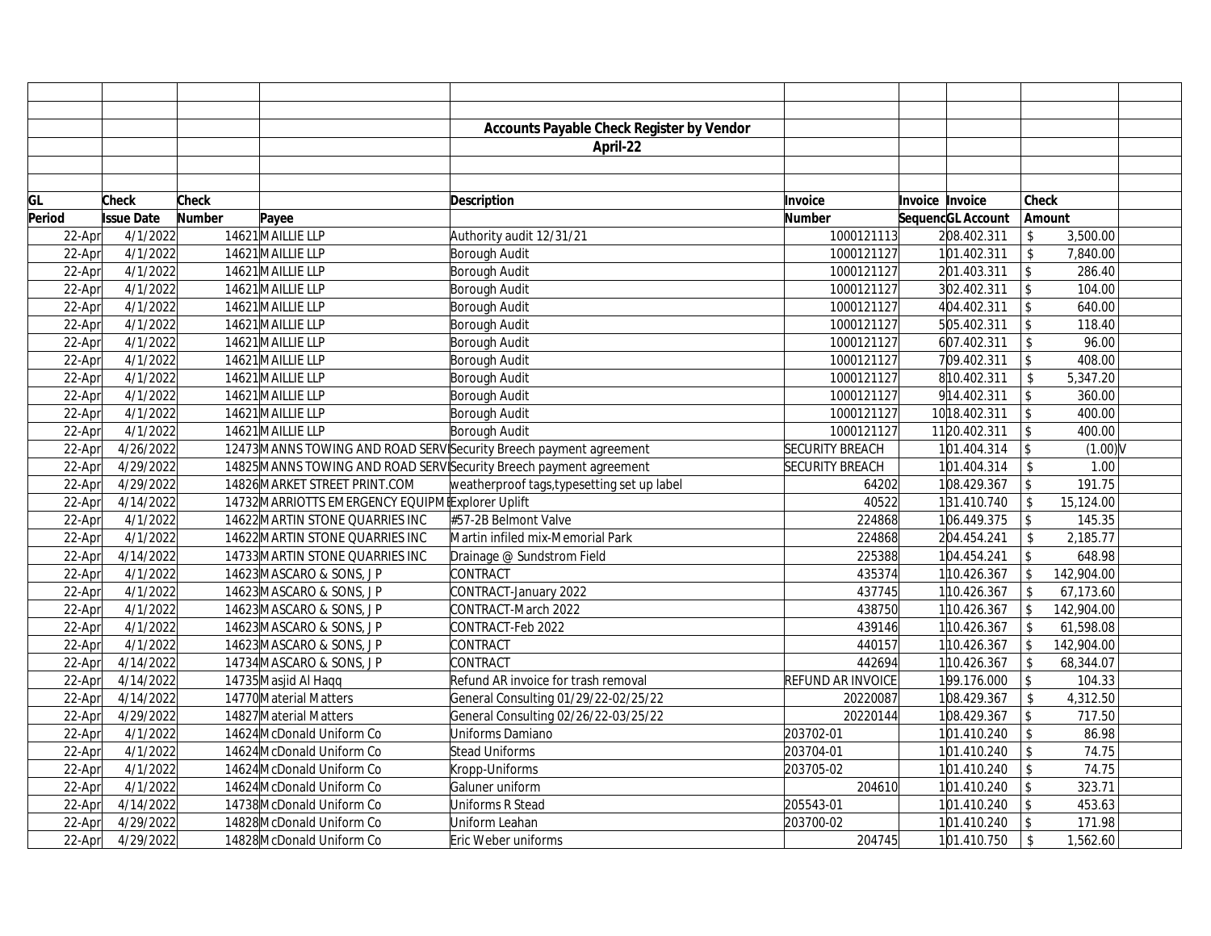**Accounts Payable Check Register by Vendor**

**April-22**

| GL Period | Check Issue Date | Check Number | Payee | Description | Invoice Number | Invoice Sequence | Invoice GL Account | Check Amount | |
|---|---|---|---|---|---|---|---|---|---|
| 22-Apr | 4/1/2022 | 14621 | MAILLIE LLP | Authority audit 12/31/21 | 1000121113 | 2 | 08.402.311 | $ 3,500.00 | |
| 22-Apr | 4/1/2022 | 14621 | MAILLIE LLP | Borough Audit | 1000121127 | 1 | 01.402.311 | $ 7,840.00 | |
| 22-Apr | 4/1/2022 | 14621 | MAILLIE LLP | Borough Audit | 1000121127 | 2 | 01.403.311 | $ 286.40 | |
| 22-Apr | 4/1/2022 | 14621 | MAILLIE LLP | Borough Audit | 1000121127 | 3 | 02.402.311 | $ 104.00 | |
| 22-Apr | 4/1/2022 | 14621 | MAILLIE LLP | Borough Audit | 1000121127 | 4 | 04.402.311 | $ 640.00 | |
| 22-Apr | 4/1/2022 | 14621 | MAILLIE LLP | Borough Audit | 1000121127 | 5 | 05.402.311 | $ 118.40 | |
| 22-Apr | 4/1/2022 | 14621 | MAILLIE LLP | Borough Audit | 1000121127 | 6 | 07.402.311 | $ 96.00 | |
| 22-Apr | 4/1/2022 | 14621 | MAILLIE LLP | Borough Audit | 1000121127 | 7 | 09.402.311 | $ 408.00 | |
| 22-Apr | 4/1/2022 | 14621 | MAILLIE LLP | Borough Audit | 1000121127 | 8 | 10.402.311 | $ 5,347.20 | |
| 22-Apr | 4/1/2022 | 14621 | MAILLIE LLP | Borough Audit | 1000121127 | 9 | 14.402.311 | $ 360.00 | |
| 22-Apr | 4/1/2022 | 14621 | MAILLIE LLP | Borough Audit | 1000121127 | 10 | 18.402.311 | $ 400.00 | |
| 22-Apr | 4/1/2022 | 14621 | MAILLIE LLP | Borough Audit | 1000121127 | 11 | 20.402.311 | $ 400.00 | |
| 22-Apr | 4/26/2022 | 12473 | MANNS TOWING AND ROAD SERVI | Security Breech payment agreement | SECURITY BREACH | 1 | 01.404.314 | $ (1.00) | V |
| 22-Apr | 4/29/2022 | 14825 | MANNS TOWING AND ROAD SERVI | Security Breech payment agreement | SECURITY BREACH | 1 | 01.404.314 | $ 1.00 | |
| 22-Apr | 4/29/2022 | 14826 | MARKET STREET PRINT.COM | weatherproof tags,typesetting set up label | 64202 | 1 | 08.429.367 | $ 191.75 | |
| 22-Apr | 4/14/2022 | 14732 | MARRIOTTS EMERGENCY EQUIPME | Explorer Uplift | 40522 | 1 | 31.410.740 | $ 15,124.00 | |
| 22-Apr | 4/1/2022 | 14622 | MARTIN STONE QUARRIES INC | #57-2B Belmont Valve | 224868 | 1 | 06.449.375 | $ 145.35 | |
| 22-Apr | 4/1/2022 | 14622 | MARTIN STONE QUARRIES INC | Martin infiled mix-Memorial Park | 224868 | 2 | 04.454.241 | $ 2,185.77 | |
| 22-Apr | 4/14/2022 | 14733 | MARTIN STONE QUARRIES INC | Drainage @ Sundstrom Field | 225388 | 1 | 04.454.241 | $ 648.98 | |
| 22-Apr | 4/1/2022 | 14623 | MASCARO & SONS, J P | CONTRACT | 435374 | 1 | 10.426.367 | $ 142,904.00 | |
| 22-Apr | 4/1/2022 | 14623 | MASCARO & SONS, J P | CONTRACT-January 2022 | 437745 | 1 | 10.426.367 | $ 67,173.60 | |
| 22-Apr | 4/1/2022 | 14623 | MASCARO & SONS, J P | CONTRACT-March 2022 | 438750 | 1 | 10.426.367 | $ 142,904.00 | |
| 22-Apr | 4/1/2022 | 14623 | MASCARO & SONS, J P | CONTRACT-Feb 2022 | 439146 | 1 | 10.426.367 | $ 61,598.08 | |
| 22-Apr | 4/1/2022 | 14623 | MASCARO & SONS, J P | CONTRACT | 440157 | 1 | 10.426.367 | $ 142,904.00 | |
| 22-Apr | 4/14/2022 | 14734 | MASCARO & SONS, J P | CONTRACT | 442694 | 1 | 10.426.367 | $ 68,344.07 | |
| 22-Apr | 4/14/2022 | 14735 | Masjid Al Haqq | Refund AR invoice for trash removal | REFUND AR INVOICE | 1 | 99.176.000 | $ 104.33 | |
| 22-Apr | 4/14/2022 | 14770 | Material Matters | General Consulting 01/29/22-02/25/22 | 20220087 | 1 | 08.429.367 | $ 4,312.50 | |
| 22-Apr | 4/29/2022 | 14827 | Material Matters | General Consulting 02/26/22-03/25/22 | 20220144 | 1 | 08.429.367 | $ 717.50 | |
| 22-Apr | 4/1/2022 | 14624 | McDonald Uniform Co | Uniforms Damiano | 203702-01 | 1 | 01.410.240 | $ 86.98 | |
| 22-Apr | 4/1/2022 | 14624 | McDonald Uniform Co | Stead Uniforms | 203704-01 | 1 | 01.410.240 | $ 74.75 | |
| 22-Apr | 4/1/2022 | 14624 | McDonald Uniform Co | Kropp-Uniforms | 203705-02 | 1 | 01.410.240 | $ 74.75 | |
| 22-Apr | 4/1/2022 | 14624 | McDonald Uniform Co | Galuner uniform | 204610 | 1 | 01.410.240 | $ 323.71 | |
| 22-Apr | 4/14/2022 | 14738 | McDonald Uniform Co | Uniforms R Stead | 205543-01 | 1 | 01.410.240 | $ 453.63 | |
| 22-Apr | 4/29/2022 | 14828 | McDonald Uniform Co | Uniform Leahan | 203700-02 | 1 | 01.410.240 | $ 171.98 | |
| 22-Apr | 4/29/2022 | 14828 | McDonald Uniform Co | Eric Weber uniforms | 204745 | 1 | 01.410.750 | $ 1,562.60 | |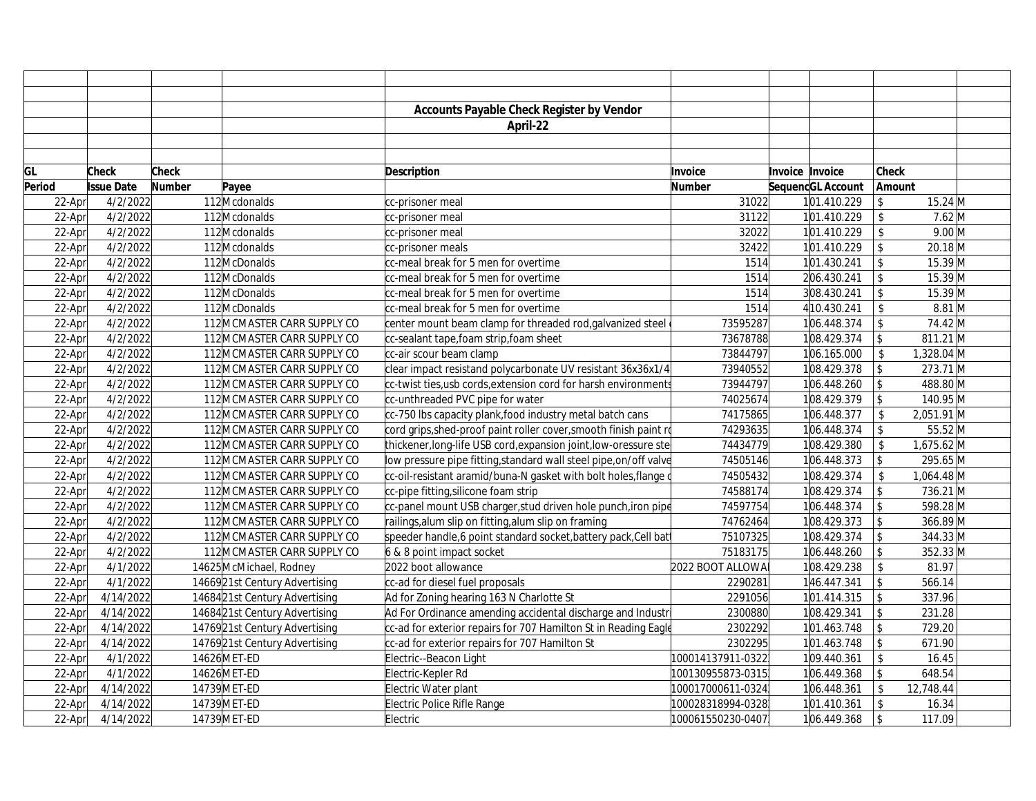**Accounts Payable Check Register by Vendor**

**April-22**

| GL Period | Check Issue Date | Check Number | Payee | Description | Invoice Number | Invoice Sequence | Invoice GL Account | Check Amount | |
|---|---|---|---|---|---|---|---|---|---|
| 22-Apr | 4/2/2022 | 112 | Mcdonalds | cc-prisoner meal | 31022 | 1 | 01.410.229 | $ 15.24 | M |
| 22-Apr | 4/2/2022 | 112 | Mcdonalds | cc-prisoner meal | 31122 | 1 | 01.410.229 | $ 7.62 | M |
| 22-Apr | 4/2/2022 | 112 | Mcdonalds | cc-prisoner meal | 32022 | 1 | 01.410.229 | $ 9.00 | M |
| 22-Apr | 4/2/2022 | 112 | Mcdonalds | cc-prisoner meals | 32422 | 1 | 01.410.229 | $ 20.18 | M |
| 22-Apr | 4/2/2022 | 112 | McDonalds | cc-meal break for 5 men for overtime | 1514 | 1 | 01.430.241 | $ 15.39 | M |
| 22-Apr | 4/2/2022 | 112 | McDonalds | cc-meal break for 5 men for overtime | 1514 | 2 | 06.430.241 | $ 15.39 | M |
| 22-Apr | 4/2/2022 | 112 | McDonalds | cc-meal break for 5 men for overtime | 1514 | 3 | 08.430.241 | $ 15.39 | M |
| 22-Apr | 4/2/2022 | 112 | McDonalds | cc-meal break for 5 men for overtime | 1514 | 4 | 10.430.241 | $ 8.81 | M |
| 22-Apr | 4/2/2022 | 112 | MCMASTER CARR SUPPLY CO | center mount beam clamp for threaded rod,galvanized steel | 73595287 | 1 | 06.448.374 | $ 74.42 | M |
| 22-Apr | 4/2/2022 | 112 | MCMASTER CARR SUPPLY CO | cc-sealant tape,foam strip,foam sheet | 73678788 | 1 | 08.429.374 | $ 811.21 | M |
| 22-Apr | 4/2/2022 | 112 | MCMASTER CARR SUPPLY CO | cc-air scour beam clamp | 73844797 | 1 | 06.165.000 | $ 1,328.04 | M |
| 22-Apr | 4/2/2022 | 112 | MCMASTER CARR SUPPLY CO | clear impact resistand polycarbonate UV resistant 36x36x1/4 | 73940552 | 1 | 08.429.378 | $ 273.71 | M |
| 22-Apr | 4/2/2022 | 112 | MCMASTER CARR SUPPLY CO | cc-twist ties,usb cords,extension cord for harsh environments | 73944797 | 1 | 06.448.260 | $ 488.80 | M |
| 22-Apr | 4/2/2022 | 112 | MCMASTER CARR SUPPLY CO | cc-unthreaded PVC pipe for water | 74025674 | 1 | 08.429.379 | $ 140.95 | M |
| 22-Apr | 4/2/2022 | 112 | MCMASTER CARR SUPPLY CO | cc-750 lbs capacity plank,food industry metal batch cans | 74175865 | 1 | 06.448.377 | $ 2,051.91 | M |
| 22-Apr | 4/2/2022 | 112 | MCMASTER CARR SUPPLY CO | cord grips,shed-proof paint roller cover,smooth finish paint ro | 74293635 | 1 | 06.448.374 | $ 55.52 | M |
| 22-Apr | 4/2/2022 | 112 | MCMASTER CARR SUPPLY CO | thickener,long-life USB cord,expansion joint,low-oressure ste | 74434779 | 1 | 08.429.380 | $ 1,675.62 | M |
| 22-Apr | 4/2/2022 | 112 | MCMASTER CARR SUPPLY CO | low pressure pipe fitting,standard wall steel pipe,on/off valve | 74505146 | 1 | 06.448.373 | $ 295.65 | M |
| 22-Apr | 4/2/2022 | 112 | MCMASTER CARR SUPPLY CO | cc-oil-resistant aramid/buna-N gasket with bolt holes,flange c | 74505432 | 1 | 08.429.374 | $ 1,064.48 | M |
| 22-Apr | 4/2/2022 | 112 | MCMASTER CARR SUPPLY CO | cc-pipe fitting,silicone foam strip | 74588174 | 1 | 08.429.374 | $ 736.21 | M |
| 22-Apr | 4/2/2022 | 112 | MCMASTER CARR SUPPLY CO | cc-panel mount USB charger,stud driven hole punch,iron pipe | 74597754 | 1 | 06.448.374 | $ 598.28 | M |
| 22-Apr | 4/2/2022 | 112 | MCMASTER CARR SUPPLY CO | railings,alum slip on fitting,alum slip on framing | 74762464 | 1 | 08.429.373 | $ 366.89 | M |
| 22-Apr | 4/2/2022 | 112 | MCMASTER CARR SUPPLY CO | speeder handle,6 point standard socket,battery pack,Cell bat | 75107325 | 1 | 08.429.374 | $ 344.33 | M |
| 22-Apr | 4/2/2022 | 112 | MCMASTER CARR SUPPLY CO | 6 & 8 point impact socket | 75183175 | 1 | 06.448.260 | $ 352.33 | M |
| 22-Apr | 4/1/2022 | 14625 | McMichael, Rodney | 2022 boot allowance | 2022 BOOT ALLOWA | 1 | 08.429.238 | $ 81.97 | |
| 22-Apr | 4/1/2022 | 14669 | 21st Century Advertising | cc-ad for diesel fuel proposals | 2290281 | 1 | 46.447.341 | $ 566.14 | |
| 22-Apr | 4/14/2022 | 14684 | 21st Century Advertising | Ad for Zoning hearing 163 N Charlotte St | 2291056 | 1 | 01.414.315 | $ 337.96 | |
| 22-Apr | 4/14/2022 | 14684 | 21st Century Advertising | Ad For Ordinance amending accidental discharge and Industr | 2300880 | 1 | 08.429.341 | $ 231.28 | |
| 22-Apr | 4/14/2022 | 14769 | 21st Century Advertising | cc-ad for exterior repairs for 707 Hamilton St in Reading Eagle | 2302292 | 1 | 01.463.748 | $ 729.20 | |
| 22-Apr | 4/14/2022 | 14769 | 21st Century Advertising | cc-ad for exterior repairs for 707 Hamilton St | 2302295 | 1 | 01.463.748 | $ 671.90 | |
| 22-Apr | 4/1/2022 | 14626 | MET-ED | Electric--Beacon Light | 100014137911-0322 | 1 | 09.440.361 | $ 16.45 | |
| 22-Apr | 4/1/2022 | 14626 | MET-ED | Electric-Kepler Rd | 100130955873-0315 | 1 | 06.449.368 | $ 648.54 | |
| 22-Apr | 4/14/2022 | 14739 | MET-ED | Electric Water plant | 100017000611-0324 | 1 | 06.448.361 | $ 12,748.44 | |
| 22-Apr | 4/14/2022 | 14739 | MET-ED | Electric Police Rifle Range | 100028318994-0328 | 1 | 01.410.361 | $ 16.34 | |
| 22-Apr | 4/14/2022 | 14739 | MET-ED | Electric | 100061550230-0407 | 1 | 06.449.368 | $ 117.09 | |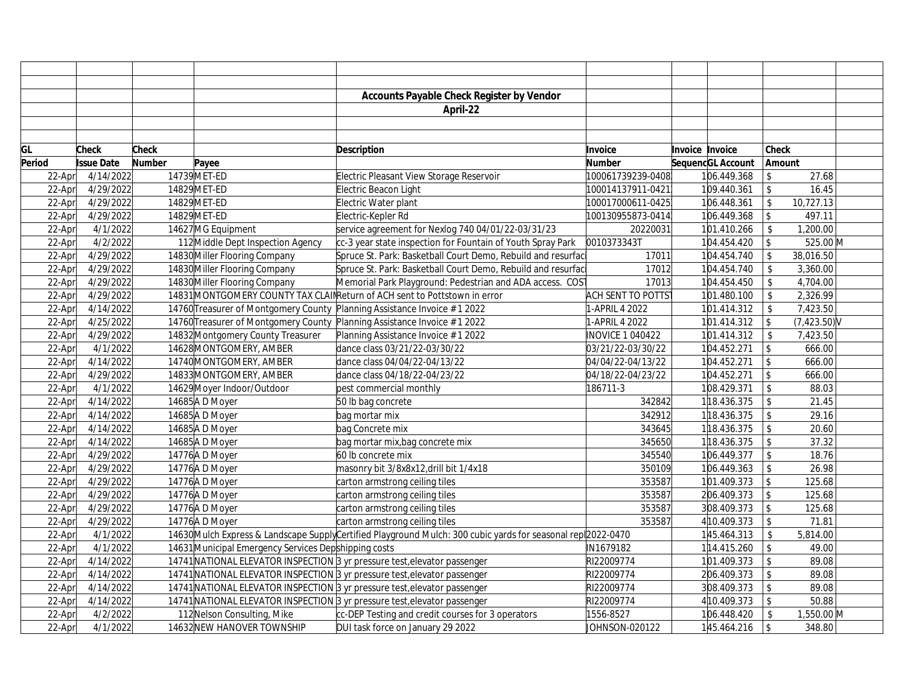**Accounts Payable Check Register by Vendor**

**April-22**

| GL Period | Check Issue Date | Check Number | Payee | Description | Invoice Number | Invoice Sequence | Invoice GL Account | Check Amount | |
|---|---|---|---|---|---|---|---|---|---|
| 22-Apr | 4/14/2022 | 14739 | MET-ED | Electric Pleasant View Storage Reservoir | 100061739239-0408 | 1 | 06.449.368 | $ 27.68 | |
| 22-Apr | 4/29/2022 | 14829 | MET-ED | Electric Beacon Light | 100014137911-0421 | 1 | 09.440.361 | $ 16.45 | |
| 22-Apr | 4/29/2022 | 14829 | MET-ED | Electric Water plant | 100017000611-0425 | 1 | 06.448.361 | $ 10,727.13 | |
| 22-Apr | 4/29/2022 | 14829 | MET-ED | Electric-Kepler Rd | 100130955873-0414 | 1 | 06.449.368 | $ 497.11 | |
| 22-Apr | 4/1/2022 | 14627 | MG Equipment | service agreement for Nexlog 740 04/01/22-03/31/23 | 20220031 | 1 | 01.410.266 | $ 1,200.00 | |
| 22-Apr | 4/2/2022 | 112 | Middle Dept Inspection Agency | cc-3 year state inspection for Fountain of Youth Spray Park | 0010373343T | 1 | 04.454.420 | $ 525.00 | M |
| 22-Apr | 4/29/2022 | 14830 | Miller Flooring Company | Spruce St. Park: Basketball Court Demo, Rebuild and resurfac | 17011 | 1 | 04.454.740 | $ 38,016.50 | |
| 22-Apr | 4/29/2022 | 14830 | Miller Flooring Company | Spruce St. Park: Basketball Court Demo, Rebuild and resurfac | 17012 | 1 | 04.454.740 | $ 3,360.00 | |
| 22-Apr | 4/29/2022 | 14830 | Miller Flooring Company | Memorial Park Playground: Pedestrian and ADA access. COS | 17013 | 1 | 04.454.450 | $ 4,704.00 | |
| 22-Apr | 4/29/2022 | 14831 | MONTGOMERY COUNTY TAX CLAIM | Return of ACH sent to Pottstown in error | ACH SENT TO POTTS | 1 | 01.480.100 | $ 2,326.99 | |
| 22-Apr | 4/14/2022 | 14760 | Treasurer of Montgomery County | Planning Assistance Invoice # 1 2022 | 1-APRIL 4 2022 | 1 | 01.414.312 | $ 7,423.50 | |
| 22-Apr | 4/25/2022 | 14760 | Treasurer of Montgomery County | Planning Assistance Invoice # 1 2022 | 1-APRIL 4 2022 | 1 | 01.414.312 | $ (7,423.50) | V |
| 22-Apr | 4/29/2022 | 14832 | Montgomery County Treasurer | Planning Assistance Invoice # 1 2022 | INOVICE 1 040422 | 1 | 01.414.312 | $ 7,423.50 | |
| 22-Apr | 4/1/2022 | 14628 | MONTGOMERY, AMBER | dance class 03/21/22-03/30/22 | 03/21/22-03/30/22 | 1 | 04.452.271 | $ 666.00 | |
| 22-Apr | 4/14/2022 | 14740 | MONTGOMERY, AMBER | dance class 04/04/22-04/13/22 | 04/04/22-04/13/22 | 1 | 04.452.271 | $ 666.00 | |
| 22-Apr | 4/29/2022 | 14833 | MONTGOMERY, AMBER | dance class 04/18/22-04/23/22 | 04/18/22-04/23/22 | 1 | 04.452.271 | $ 666.00 | |
| 22-Apr | 4/1/2022 | 14629 | Moyer Indoor/Outdoor | pest commercial monthly | 186711-3 | 1 | 08.429.371 | $ 88.03 | |
| 22-Apr | 4/14/2022 | 14685 | A D Moyer | 50 lb bag concrete | 342842 | 1 | 18.436.375 | $ 21.45 | |
| 22-Apr | 4/14/2022 | 14685 | A D Moyer | bag mortar mix | 342912 | 1 | 18.436.375 | $ 29.16 | |
| 22-Apr | 4/14/2022 | 14685 | A D Moyer | bag Concrete mix | 343645 | 1 | 18.436.375 | $ 20.60 | |
| 22-Apr | 4/14/2022 | 14685 | A D Moyer | bag mortar mix,bag concrete mix | 345650 | 1 | 18.436.375 | $ 37.32 | |
| 22-Apr | 4/29/2022 | 14776 | A D Moyer | 60 lb concrete mix | 345540 | 1 | 06.449.377 | $ 18.76 | |
| 22-Apr | 4/29/2022 | 14776 | A D Moyer | masonry bit 3/8x8x12,drill bit 1/4x18 | 350109 | 1 | 06.449.363 | $ 26.98 | |
| 22-Apr | 4/29/2022 | 14776 | A D Moyer | carton armstrong ceiling tiles | 353587 | 1 | 01.409.373 | $ 125.68 | |
| 22-Apr | 4/29/2022 | 14776 | A D Moyer | carton armstrong ceiling tiles | 353587 | 2 | 06.409.373 | $ 125.68 | |
| 22-Apr | 4/29/2022 | 14776 | A D Moyer | carton armstrong ceiling tiles | 353587 | 3 | 08.409.373 | $ 125.68 | |
| 22-Apr | 4/29/2022 | 14776 | A D Moyer | carton armstrong ceiling tiles | 353587 | 4 | 10.409.373 | $ 71.81 | |
| 22-Apr | 4/1/2022 | 14630 | Mulch Express & Landscape Supply | Certified Playground Mulch: 300 cubic yards for seasonal rep | 2022-0470 | 1 | 45.464.313 | $ 5,814.00 | |
| 22-Apr | 4/1/2022 | 14631 | Municipal Emergency Services Dep | shipping costs | IN1679182 | 1 | 14.415.260 | $ 49.00 | |
| 22-Apr | 4/14/2022 | 14741 | NATIONAL ELEVATOR INSPECTION | 3 yr pressure test,elevator passenger | RI22009774 | 1 | 01.409.373 | $ 89.08 | |
| 22-Apr | 4/14/2022 | 14741 | NATIONAL ELEVATOR INSPECTION | 3 yr pressure test,elevator passenger | RI22009774 | 2 | 06.409.373 | $ 89.08 | |
| 22-Apr | 4/14/2022 | 14741 | NATIONAL ELEVATOR INSPECTION | 3 yr pressure test,elevator passenger | RI22009774 | 3 | 08.409.373 | $ 89.08 | |
| 22-Apr | 4/14/2022 | 14741 | NATIONAL ELEVATOR INSPECTION | 3 yr pressure test,elevator passenger | RI22009774 | 4 | 10.409.373 | $ 50.88 | |
| 22-Apr | 4/2/2022 | 112 | Nelson Consulting, Mike | cc-DEP Testing and credit courses for 3 operators | 1556-8527 | 1 | 06.448.420 | $ 1,550.00 | M |
| 22-Apr | 4/1/2022 | 14632 | NEW HANOVER TOWNSHIP | DUI task force on January 29 2022 | JOHNSON-020122 | 1 | 45.464.216 | $ 348.80 | |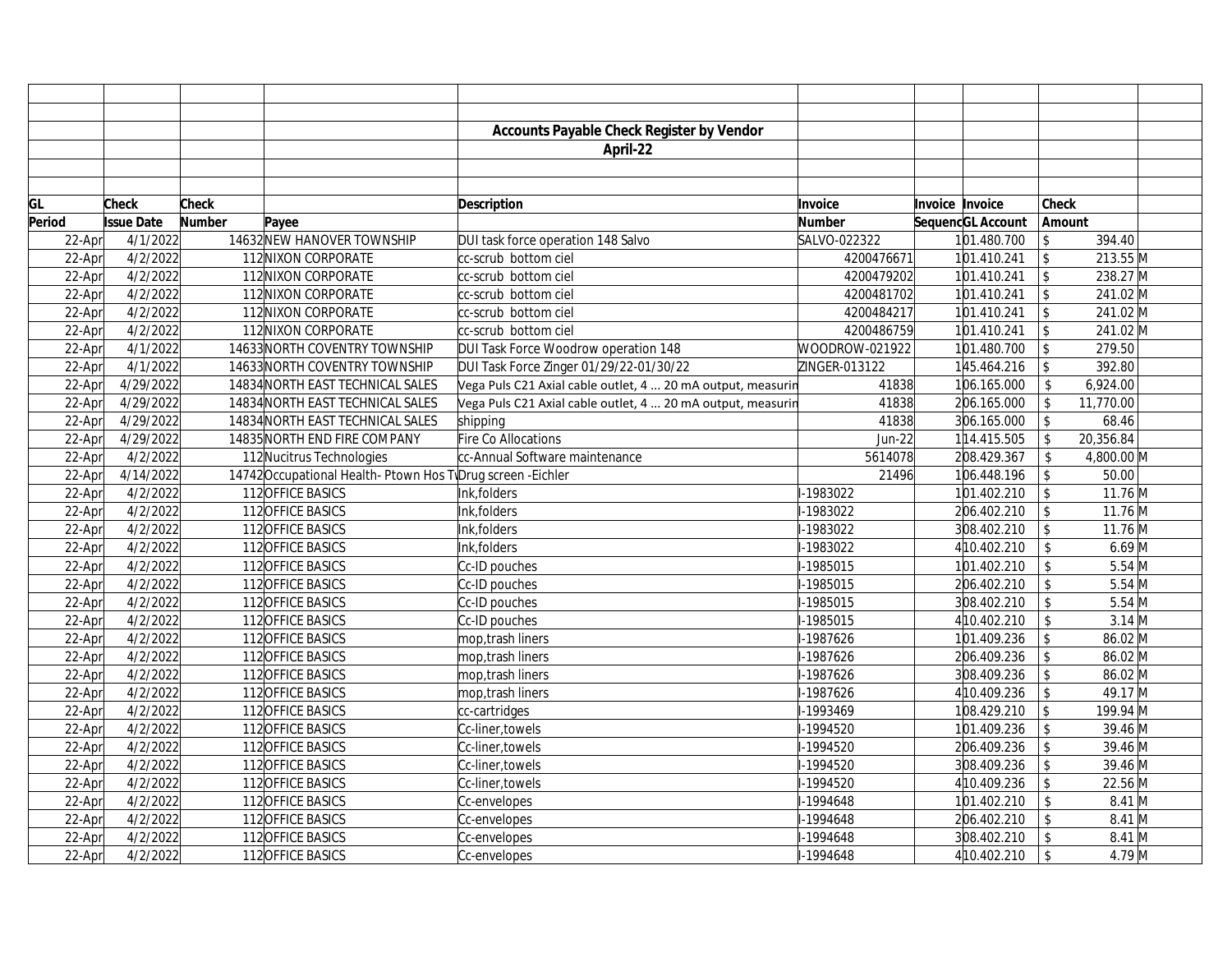**Accounts Payable Check Register by Vendor**

**April-22**

| GL Period | Check Issue Date | Check Number | Payee | Description | Invoice Number | Invoice Sequence | Invoice GL Account | Check Amount | |
|---|---|---|---|---|---|---|---|---|---|
| 22-Apr | 4/1/2022 | 14632 | NEW HANOVER TOWNSHIP | DUI task force operation 148 Salvo | SALVO-022322 | 1 | 01.480.700 | $ 394.40 | |
| 22-Apr | 4/2/2022 | 112 | NIXON CORPORATE | cc-scrub bottom ciel | 4200476671 | 1 | 01.410.241 | $ 213.55 | M |
| 22-Apr | 4/2/2022 | 112 | NIXON CORPORATE | cc-scrub bottom ciel | 4200479202 | 1 | 01.410.241 | $ 238.27 | M |
| 22-Apr | 4/2/2022 | 112 | NIXON CORPORATE | cc-scrub bottom ciel | 4200481702 | 1 | 01.410.241 | $ 241.02 | M |
| 22-Apr | 4/2/2022 | 112 | NIXON CORPORATE | cc-scrub bottom ciel | 4200484217 | 1 | 01.410.241 | $ 241.02 | M |
| 22-Apr | 4/2/2022 | 112 | NIXON CORPORATE | cc-scrub bottom ciel | 4200486759 | 1 | 01.410.241 | $ 241.02 | M |
| 22-Apr | 4/1/2022 | 14633 | NORTH COVENTRY TOWNSHIP | DUI Task Force Woodrow operation 148 | WOODROW-021922 | 1 | 01.480.700 | $ 279.50 | |
| 22-Apr | 4/1/2022 | 14633 | NORTH COVENTRY TOWNSHIP | DUI Task Force Zinger 01/29/22-01/30/22 | ZINGER-013122 | 1 | 45.464.216 | $ 392.80 | |
| 22-Apr | 4/29/2022 | 14834 | NORTH EAST TECHNICAL SALES | Vega Puls C21 Axial cable outlet, 4 ... 20 mA output, measurin | 41838 | 1 | 06.165.000 | $ 6,924.00 | |
| 22-Apr | 4/29/2022 | 14834 | NORTH EAST TECHNICAL SALES | Vega Puls C21 Axial cable outlet, 4 ... 20 mA output, measurin | 41838 | 2 | 06.165.000 | $ 11,770.00 | |
| 22-Apr | 4/29/2022 | 14834 | NORTH EAST TECHNICAL SALES | shipping | 41838 | 3 | 06.165.000 | $ 68.46 | |
| 22-Apr | 4/29/2022 | 14835 | NORTH END FIRE COMPANY | Fire Co Allocations | Jun-22 | 1 | 14.415.505 | $ 20,356.84 | |
| 22-Apr | 4/2/2022 | 112 | Nucitrus Technologies | cc-Annual Software maintenance | 5614078 | 2 | 08.429.367 | $ 4,800.00 | M |
| 22-Apr | 4/14/2022 | 14742 | Occupational Health- Ptown Hos T | Drug screen -Eichler | 21496 | 1 | 06.448.196 | $ 50.00 | |
| 22-Apr | 4/2/2022 | 112 | OFFICE BASICS | Ink,folders | I-1983022 | 1 | 01.402.210 | $ 11.76 | M |
| 22-Apr | 4/2/2022 | 112 | OFFICE BASICS | Ink,folders | I-1983022 | 2 | 06.402.210 | $ 11.76 | M |
| 22-Apr | 4/2/2022 | 112 | OFFICE BASICS | Ink,folders | I-1983022 | 3 | 08.402.210 | $ 11.76 | M |
| 22-Apr | 4/2/2022 | 112 | OFFICE BASICS | Ink,folders | I-1983022 | 4 | 10.402.210 | $ 6.69 | M |
| 22-Apr | 4/2/2022 | 112 | OFFICE BASICS | Cc-ID pouches | I-1985015 | 1 | 01.402.210 | $ 5.54 | M |
| 22-Apr | 4/2/2022 | 112 | OFFICE BASICS | Cc-ID pouches | I-1985015 | 2 | 06.402.210 | $ 5.54 | M |
| 22-Apr | 4/2/2022 | 112 | OFFICE BASICS | Cc-ID pouches | I-1985015 | 3 | 08.402.210 | $ 5.54 | M |
| 22-Apr | 4/2/2022 | 112 | OFFICE BASICS | Cc-ID pouches | I-1985015 | 4 | 10.402.210 | $ 3.14 | M |
| 22-Apr | 4/2/2022 | 112 | OFFICE BASICS | mop,trash liners | I-1987626 | 1 | 01.409.236 | $ 86.02 | M |
| 22-Apr | 4/2/2022 | 112 | OFFICE BASICS | mop,trash liners | I-1987626 | 2 | 06.409.236 | $ 86.02 | M |
| 22-Apr | 4/2/2022 | 112 | OFFICE BASICS | mop,trash liners | I-1987626 | 3 | 08.409.236 | $ 86.02 | M |
| 22-Apr | 4/2/2022 | 112 | OFFICE BASICS | mop,trash liners | I-1987626 | 4 | 10.409.236 | $ 49.17 | M |
| 22-Apr | 4/2/2022 | 112 | OFFICE BASICS | cc-cartridges | I-1993469 | 1 | 08.429.210 | $ 199.94 | M |
| 22-Apr | 4/2/2022 | 112 | OFFICE BASICS | Cc-liner,towels | I-1994520 | 1 | 01.409.236 | $ 39.46 | M |
| 22-Apr | 4/2/2022 | 112 | OFFICE BASICS | Cc-liner,towels | I-1994520 | 2 | 06.409.236 | $ 39.46 | M |
| 22-Apr | 4/2/2022 | 112 | OFFICE BASICS | Cc-liner,towels | I-1994520 | 3 | 08.409.236 | $ 39.46 | M |
| 22-Apr | 4/2/2022 | 112 | OFFICE BASICS | Cc-liner,towels | I-1994520 | 4 | 10.409.236 | $ 22.56 | M |
| 22-Apr | 4/2/2022 | 112 | OFFICE BASICS | Cc-envelopes | I-1994648 | 1 | 01.402.210 | $ 8.41 | M |
| 22-Apr | 4/2/2022 | 112 | OFFICE BASICS | Cc-envelopes | I-1994648 | 2 | 06.402.210 | $ 8.41 | M |
| 22-Apr | 4/2/2022 | 112 | OFFICE BASICS | Cc-envelopes | I-1994648 | 3 | 08.402.210 | $ 8.41 | M |
| 22-Apr | 4/2/2022 | 112 | OFFICE BASICS | Cc-envelopes | I-1994648 | 4 | 10.402.210 | $ 4.79 | M |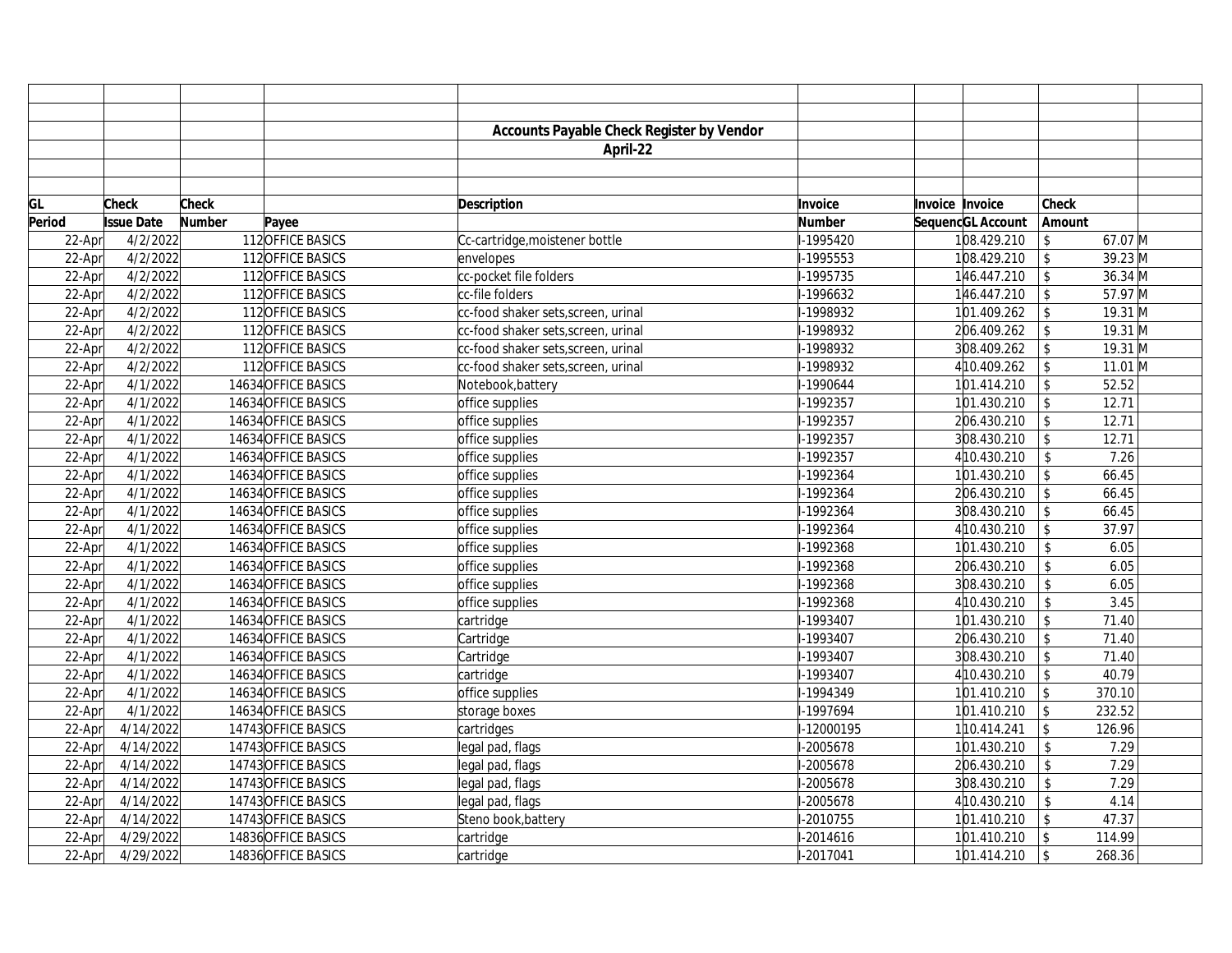**Accounts Payable Check Register by Vendor**

**April-22**

| GL Period | Check Issue Date | Check Number | Payee | Description | Invoice Number | Invoice Sequence | Invoice GL Account | Check Amount | |
|---|---|---|---|---|---|---|---|---|---|
| 22-Apr | 4/2/2022 | 112 | OFFICE BASICS | Cc-cartridge,moistener bottle | I-1995420 | 1 | 08.429.210 | $ 67.07 | M |
| 22-Apr | 4/2/2022 | 112 | OFFICE BASICS | envelopes | I-1995553 | 1 | 08.429.210 | $ 39.23 | M |
| 22-Apr | 4/2/2022 | 112 | OFFICE BASICS | cc-pocket file folders | I-1995735 | 1 | 46.447.210 | $ 36.34 | M |
| 22-Apr | 4/2/2022 | 112 | OFFICE BASICS | cc-file folders | I-1996632 | 1 | 46.447.210 | $ 57.97 | M |
| 22-Apr | 4/2/2022 | 112 | OFFICE BASICS | cc-food shaker sets,screen, urinal | I-1998932 | 1 | 01.409.262 | $ 19.31 | M |
| 22-Apr | 4/2/2022 | 112 | OFFICE BASICS | cc-food shaker sets,screen, urinal | I-1998932 | 2 | 06.409.262 | $ 19.31 | M |
| 22-Apr | 4/2/2022 | 112 | OFFICE BASICS | cc-food shaker sets,screen, urinal | I-1998932 | 3 | 08.409.262 | $ 19.31 | M |
| 22-Apr | 4/2/2022 | 112 | OFFICE BASICS | cc-food shaker sets,screen, urinal | I-1998932 | 4 | 10.409.262 | $ 11.01 | M |
| 22-Apr | 4/1/2022 | 14634 | OFFICE BASICS | Notebook,battery | I-1990644 | 1 | 01.414.210 | $ 52.52 | |
| 22-Apr | 4/1/2022 | 14634 | OFFICE BASICS | office supplies | I-1992357 | 1 | 01.430.210 | $ 12.71 | |
| 22-Apr | 4/1/2022 | 14634 | OFFICE BASICS | office supplies | I-1992357 | 2 | 06.430.210 | $ 12.71 | |
| 22-Apr | 4/1/2022 | 14634 | OFFICE BASICS | office supplies | I-1992357 | 3 | 08.430.210 | $ 12.71 | |
| 22-Apr | 4/1/2022 | 14634 | OFFICE BASICS | office supplies | I-1992357 | 4 | 10.430.210 | $ 7.26 | |
| 22-Apr | 4/1/2022 | 14634 | OFFICE BASICS | office supplies | I-1992364 | 1 | 01.430.210 | $ 66.45 | |
| 22-Apr | 4/1/2022 | 14634 | OFFICE BASICS | office supplies | I-1992364 | 2 | 06.430.210 | $ 66.45 | |
| 22-Apr | 4/1/2022 | 14634 | OFFICE BASICS | office supplies | I-1992364 | 3 | 08.430.210 | $ 66.45 | |
| 22-Apr | 4/1/2022 | 14634 | OFFICE BASICS | office supplies | I-1992364 | 4 | 10.430.210 | $ 37.97 | |
| 22-Apr | 4/1/2022 | 14634 | OFFICE BASICS | office supplies | I-1992368 | 1 | 01.430.210 | $ 6.05 | |
| 22-Apr | 4/1/2022 | 14634 | OFFICE BASICS | office supplies | I-1992368 | 2 | 06.430.210 | $ 6.05 | |
| 22-Apr | 4/1/2022 | 14634 | OFFICE BASICS | office supplies | I-1992368 | 3 | 08.430.210 | $ 6.05 | |
| 22-Apr | 4/1/2022 | 14634 | OFFICE BASICS | office supplies | I-1992368 | 4 | 10.430.210 | $ 3.45 | |
| 22-Apr | 4/1/2022 | 14634 | OFFICE BASICS | cartridge | I-1993407 | 1 | 01.430.210 | $ 71.40 | |
| 22-Apr | 4/1/2022 | 14634 | OFFICE BASICS | Cartridge | I-1993407 | 2 | 06.430.210 | $ 71.40 | |
| 22-Apr | 4/1/2022 | 14634 | OFFICE BASICS | Cartridge | I-1993407 | 3 | 08.430.210 | $ 71.40 | |
| 22-Apr | 4/1/2022 | 14634 | OFFICE BASICS | cartridge | I-1993407 | 4 | 10.430.210 | $ 40.79 | |
| 22-Apr | 4/1/2022 | 14634 | OFFICE BASICS | office supplies | I-1994349 | 1 | 01.410.210 | $ 370.10 | |
| 22-Apr | 4/1/2022 | 14634 | OFFICE BASICS | storage boxes | I-1997694 | 1 | 01.410.210 | $ 232.52 | |
| 22-Apr | 4/14/2022 | 14743 | OFFICE BASICS | cartridges | I-12000195 | 1 | 10.414.241 | $ 126.96 | |
| 22-Apr | 4/14/2022 | 14743 | OFFICE BASICS | legal pad, flags | I-2005678 | 1 | 01.430.210 | $ 7.29 | |
| 22-Apr | 4/14/2022 | 14743 | OFFICE BASICS | legal pad, flags | I-2005678 | 2 | 06.430.210 | $ 7.29 | |
| 22-Apr | 4/14/2022 | 14743 | OFFICE BASICS | legal pad, flags | I-2005678 | 3 | 08.430.210 | $ 7.29 | |
| 22-Apr | 4/14/2022 | 14743 | OFFICE BASICS | legal pad, flags | I-2005678 | 4 | 10.430.210 | $ 4.14 | |
| 22-Apr | 4/14/2022 | 14743 | OFFICE BASICS | Steno book,battery | I-2010755 | 1 | 01.410.210 | $ 47.37 | |
| 22-Apr | 4/29/2022 | 14836 | OFFICE BASICS | cartridge | I-2014616 | 1 | 01.410.210 | $ 114.99 | |
| 22-Apr | 4/29/2022 | 14836 | OFFICE BASICS | cartridge | I-2017041 | 1 | 01.414.210 | $ 268.36 | |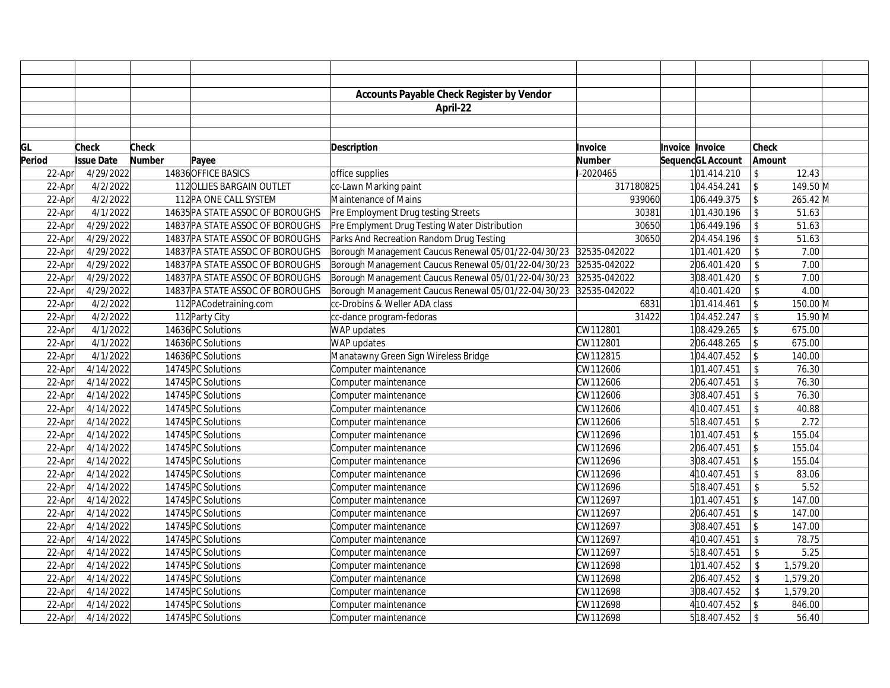## Accounts Payable Check Register by Vendor

### April-22

| GL Period | Check Issue Date | Check Number | Payee | Description | Invoice Number | Invoice Sequence | Invoice GL Account | Check Amount | |
|---|---|---|---|---|---|---|---|---|---|
| 22-Apr | 4/29/2022 | 14836 | OFFICE BASICS | office supplies | I-2020465 | 1 | 01.414.210 | $ 12.43 | |
| 22-Apr | 4/2/2022 | 112 | OLLIES BARGAIN OUTLET | cc-Lawn Marking paint | 317180825 | 1 | 04.454.241 | $ 149.50 | M |
| 22-Apr | 4/2/2022 | 112 | PA ONE CALL SYSTEM | Maintenance of Mains | 939060 | 1 | 06.449.375 | $ 265.42 | M |
| 22-Apr | 4/1/2022 | 14635 | PA STATE ASSOC OF BOROUGHS | Pre Employment Drug testing Streets | 30381 | 1 | 01.430.196 | $ 51.63 | |
| 22-Apr | 4/29/2022 | 14837 | PA STATE ASSOC OF BOROUGHS | Pre Emplyment Drug Testing Water Distribution | 30650 | 1 | 06.449.196 | $ 51.63 | |
| 22-Apr | 4/29/2022 | 14837 | PA STATE ASSOC OF BOROUGHS | Parks And Recreation Random Drug Testing | 30650 | 2 | 04.454.196 | $ 51.63 | |
| 22-Apr | 4/29/2022 | 14837 | PA STATE ASSOC OF BOROUGHS | Borough Management Caucus Renewal 05/01/22-04/30/23 | 32535-042022 | 1 | 01.401.420 | $ 7.00 | |
| 22-Apr | 4/29/2022 | 14837 | PA STATE ASSOC OF BOROUGHS | Borough Management Caucus Renewal 05/01/22-04/30/23 | 32535-042022 | 2 | 06.401.420 | $ 7.00 | |
| 22-Apr | 4/29/2022 | 14837 | PA STATE ASSOC OF BOROUGHS | Borough Management Caucus Renewal 05/01/22-04/30/23 | 32535-042022 | 3 | 08.401.420 | $ 7.00 | |
| 22-Apr | 4/29/2022 | 14837 | PA STATE ASSOC OF BOROUGHS | Borough Management Caucus Renewal 05/01/22-04/30/23 | 32535-042022 | 4 | 10.401.420 | $ 4.00 | |
| 22-Apr | 4/2/2022 | 112 | PACodetraining.com | cc-Drobins & Weller ADA class | 6831 | 1 | 01.414.461 | $ 150.00 | M |
| 22-Apr | 4/2/2022 | 112 | Party City | cc-dance program-fedoras | 31422 | 1 | 04.452.247 | $ 15.90 | M |
| 22-Apr | 4/1/2022 | 14636 | PC Solutions | WAP updates | CW112801 | 1 | 08.429.265 | $ 675.00 | |
| 22-Apr | 4/1/2022 | 14636 | PC Solutions | WAP updates | CW112801 | 2 | 06.448.265 | $ 675.00 | |
| 22-Apr | 4/1/2022 | 14636 | PC Solutions | Manatawny Green Sign Wireless Bridge | CW112815 | 1 | 04.407.452 | $ 140.00 | |
| 22-Apr | 4/14/2022 | 14745 | PC Solutions | Computer maintenance | CW112606 | 1 | 01.407.451 | $ 76.30 | |
| 22-Apr | 4/14/2022 | 14745 | PC Solutions | Computer maintenance | CW112606 | 2 | 06.407.451 | $ 76.30 | |
| 22-Apr | 4/14/2022 | 14745 | PC Solutions | Computer maintenance | CW112606 | 3 | 08.407.451 | $ 76.30 | |
| 22-Apr | 4/14/2022 | 14745 | PC Solutions | Computer maintenance | CW112606 | 4 | 10.407.451 | $ 40.88 | |
| 22-Apr | 4/14/2022 | 14745 | PC Solutions | Computer maintenance | CW112606 | 5 | 18.407.451 | $ 2.72 | |
| 22-Apr | 4/14/2022 | 14745 | PC Solutions | Computer maintenance | CW112696 | 1 | 01.407.451 | $ 155.04 | |
| 22-Apr | 4/14/2022 | 14745 | PC Solutions | Computer maintenance | CW112696 | 2 | 06.407.451 | $ 155.04 | |
| 22-Apr | 4/14/2022 | 14745 | PC Solutions | Computer maintenance | CW112696 | 3 | 08.407.451 | $ 155.04 | |
| 22-Apr | 4/14/2022 | 14745 | PC Solutions | Computer maintenance | CW112696 | 4 | 10.407.451 | $ 83.06 | |
| 22-Apr | 4/14/2022 | 14745 | PC Solutions | Computer maintenance | CW112696 | 5 | 18.407.451 | $ 5.52 | |
| 22-Apr | 4/14/2022 | 14745 | PC Solutions | Computer maintenance | CW112697 | 1 | 01.407.451 | $ 147.00 | |
| 22-Apr | 4/14/2022 | 14745 | PC Solutions | Computer maintenance | CW112697 | 2 | 06.407.451 | $ 147.00 | |
| 22-Apr | 4/14/2022 | 14745 | PC Solutions | Computer maintenance | CW112697 | 3 | 08.407.451 | $ 147.00 | |
| 22-Apr | 4/14/2022 | 14745 | PC Solutions | Computer maintenance | CW112697 | 4 | 10.407.451 | $ 78.75 | |
| 22-Apr | 4/14/2022 | 14745 | PC Solutions | Computer maintenance | CW112697 | 5 | 18.407.451 | $ 5.25 | |
| 22-Apr | 4/14/2022 | 14745 | PC Solutions | Computer maintenance | CW112698 | 1 | 01.407.452 | $ 1,579.20 | |
| 22-Apr | 4/14/2022 | 14745 | PC Solutions | Computer maintenance | CW112698 | 2 | 06.407.452 | $ 1,579.20 | |
| 22-Apr | 4/14/2022 | 14745 | PC Solutions | Computer maintenance | CW112698 | 3 | 08.407.452 | $ 1,579.20 | |
| 22-Apr | 4/14/2022 | 14745 | PC Solutions | Computer maintenance | CW112698 | 4 | 10.407.452 | $ 846.00 | |
| 22-Apr | 4/14/2022 | 14745 | PC Solutions | Computer maintenance | CW112698 | 5 | 18.407.452 | $ 56.40 | |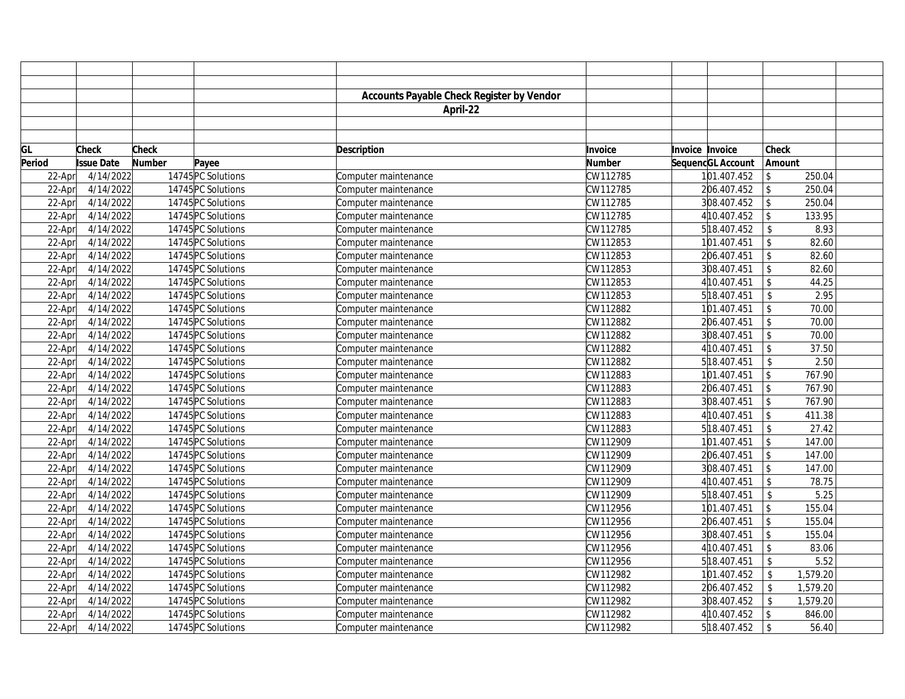**Accounts Payable Check Register by Vendor**

**April-22**

| GL Period | Check Issue Date | Check Number | Payee | Description | Invoice Number | Invoice Sequence | Invoice GL Account | Check Amount |
|---|---|---|---|---|---|---|---|---|
| 22-Apr | 4/14/2022 | 14745 | PC Solutions | Computer maintenance | CW112785 | 1 | 01.407.452 | $ 250.04 |
| 22-Apr | 4/14/2022 | 14745 | PC Solutions | Computer maintenance | CW112785 | 2 | 06.407.452 | $ 250.04 |
| 22-Apr | 4/14/2022 | 14745 | PC Solutions | Computer maintenance | CW112785 | 3 | 08.407.452 | $ 250.04 |
| 22-Apr | 4/14/2022 | 14745 | PC Solutions | Computer maintenance | CW112785 | 4 | 10.407.452 | $ 133.95 |
| 22-Apr | 4/14/2022 | 14745 | PC Solutions | Computer maintenance | CW112785 | 5 | 18.407.452 | $ 8.93 |
| 22-Apr | 4/14/2022 | 14745 | PC Solutions | Computer maintenance | CW112853 | 1 | 01.407.451 | $ 82.60 |
| 22-Apr | 4/14/2022 | 14745 | PC Solutions | Computer maintenance | CW112853 | 2 | 06.407.451 | $ 82.60 |
| 22-Apr | 4/14/2022 | 14745 | PC Solutions | Computer maintenance | CW112853 | 3 | 08.407.451 | $ 82.60 |
| 22-Apr | 4/14/2022 | 14745 | PC Solutions | Computer maintenance | CW112853 | 4 | 10.407.451 | $ 44.25 |
| 22-Apr | 4/14/2022 | 14745 | PC Solutions | Computer maintenance | CW112853 | 5 | 18.407.451 | $ 2.95 |
| 22-Apr | 4/14/2022 | 14745 | PC Solutions | Computer maintenance | CW112882 | 1 | 01.407.451 | $ 70.00 |
| 22-Apr | 4/14/2022 | 14745 | PC Solutions | Computer maintenance | CW112882 | 2 | 06.407.451 | $ 70.00 |
| 22-Apr | 4/14/2022 | 14745 | PC Solutions | Computer maintenance | CW112882 | 3 | 08.407.451 | $ 70.00 |
| 22-Apr | 4/14/2022 | 14745 | PC Solutions | Computer maintenance | CW112882 | 4 | 10.407.451 | $ 37.50 |
| 22-Apr | 4/14/2022 | 14745 | PC Solutions | Computer maintenance | CW112882 | 5 | 18.407.451 | $ 2.50 |
| 22-Apr | 4/14/2022 | 14745 | PC Solutions | Computer maintenance | CW112883 | 1 | 01.407.451 | $ 767.90 |
| 22-Apr | 4/14/2022 | 14745 | PC Solutions | Computer maintenance | CW112883 | 2 | 06.407.451 | $ 767.90 |
| 22-Apr | 4/14/2022 | 14745 | PC Solutions | Computer maintenance | CW112883 | 3 | 08.407.451 | $ 767.90 |
| 22-Apr | 4/14/2022 | 14745 | PC Solutions | Computer maintenance | CW112883 | 4 | 10.407.451 | $ 411.38 |
| 22-Apr | 4/14/2022 | 14745 | PC Solutions | Computer maintenance | CW112883 | 5 | 18.407.451 | $ 27.42 |
| 22-Apr | 4/14/2022 | 14745 | PC Solutions | Computer maintenance | CW112909 | 1 | 01.407.451 | $ 147.00 |
| 22-Apr | 4/14/2022 | 14745 | PC Solutions | Computer maintenance | CW112909 | 2 | 06.407.451 | $ 147.00 |
| 22-Apr | 4/14/2022 | 14745 | PC Solutions | Computer maintenance | CW112909 | 3 | 08.407.451 | $ 147.00 |
| 22-Apr | 4/14/2022 | 14745 | PC Solutions | Computer maintenance | CW112909 | 4 | 10.407.451 | $ 78.75 |
| 22-Apr | 4/14/2022 | 14745 | PC Solutions | Computer maintenance | CW112909 | 5 | 18.407.451 | $ 5.25 |
| 22-Apr | 4/14/2022 | 14745 | PC Solutions | Computer maintenance | CW112956 | 1 | 01.407.451 | $ 155.04 |
| 22-Apr | 4/14/2022 | 14745 | PC Solutions | Computer maintenance | CW112956 | 2 | 06.407.451 | $ 155.04 |
| 22-Apr | 4/14/2022 | 14745 | PC Solutions | Computer maintenance | CW112956 | 3 | 08.407.451 | $ 155.04 |
| 22-Apr | 4/14/2022 | 14745 | PC Solutions | Computer maintenance | CW112956 | 4 | 10.407.451 | $ 83.06 |
| 22-Apr | 4/14/2022 | 14745 | PC Solutions | Computer maintenance | CW112956 | 5 | 18.407.451 | $ 5.52 |
| 22-Apr | 4/14/2022 | 14745 | PC Solutions | Computer maintenance | CW112982 | 1 | 01.407.452 | $ 1,579.20 |
| 22-Apr | 4/14/2022 | 14745 | PC Solutions | Computer maintenance | CW112982 | 2 | 06.407.452 | $ 1,579.20 |
| 22-Apr | 4/14/2022 | 14745 | PC Solutions | Computer maintenance | CW112982 | 3 | 08.407.452 | $ 1,579.20 |
| 22-Apr | 4/14/2022 | 14745 | PC Solutions | Computer maintenance | CW112982 | 4 | 10.407.452 | $ 846.00 |
| 22-Apr | 4/14/2022 | 14745 | PC Solutions | Computer maintenance | CW112982 | 5 | 18.407.452 | $ 56.40 |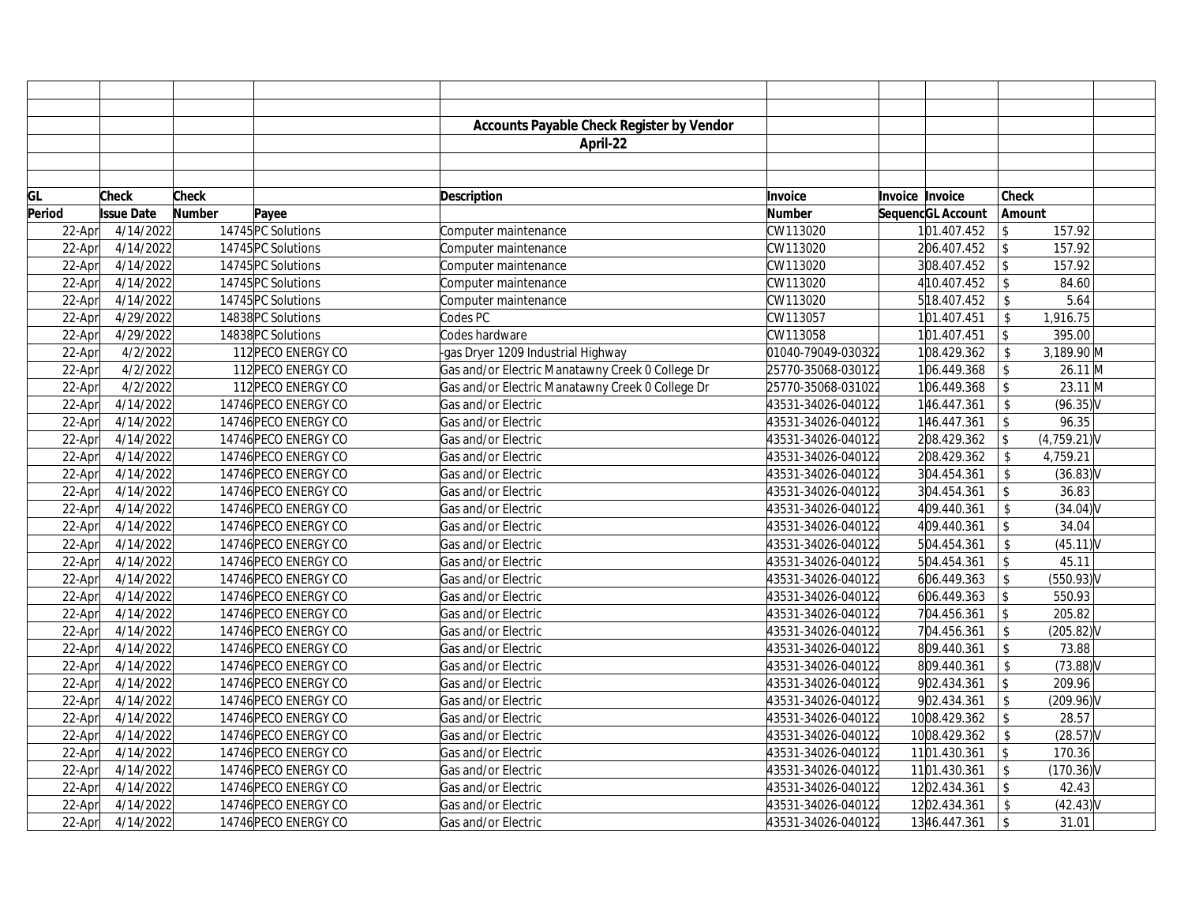**Accounts Payable Check Register by Vendor**

**April-22**

| GL Period | Check Issue Date | Check Number | Payee | Description | Invoice Number | Invoice Sequence | Invoice GL Account | Check Amount | |
|---|---|---|---|---|---|---|---|---|---|
| 22-Apr | 4/14/2022 | 14745 | PC Solutions | Computer maintenance | CW113020 | 1 | 01.407.452 | $ 157.92 | |
| 22-Apr | 4/14/2022 | 14745 | PC Solutions | Computer maintenance | CW113020 | 2 | 06.407.452 | $ 157.92 | |
| 22-Apr | 4/14/2022 | 14745 | PC Solutions | Computer maintenance | CW113020 | 3 | 08.407.452 | $ 157.92 | |
| 22-Apr | 4/14/2022 | 14745 | PC Solutions | Computer maintenance | CW113020 | 4 | 10.407.452 | $ 84.60 | |
| 22-Apr | 4/14/2022 | 14745 | PC Solutions | Computer maintenance | CW113020 | 5 | 18.407.452 | $ 5.64 | |
| 22-Apr | 4/29/2022 | 14838 | PC Solutions | Codes PC | CW113057 | 1 | 01.407.451 | $ 1,916.75 | |
| 22-Apr | 4/29/2022 | 14838 | PC Solutions | Codes hardware | CW113058 | 1 | 01.407.451 | $ 395.00 | |
| 22-Apr | 4/2/2022 | 112 | PECO ENERGY CO | -gas Dryer 1209 Industrial Highway | 01040-79049-030322 | 1 | 08.429.362 | $ 3,189.90 | M |
| 22-Apr | 4/2/2022 | 112 | PECO ENERGY CO | Gas and/or Electric Manatawny Creek 0 College Dr | 25770-35068-030122 | 1 | 06.449.368 | $ 26.11 | M |
| 22-Apr | 4/2/2022 | 112 | PECO ENERGY CO | Gas and/or Electric Manatawny Creek 0 College Dr | 25770-35068-031022 | 1 | 06.449.368 | $ 23.11 | M |
| 22-Apr | 4/14/2022 | 14746 | PECO ENERGY CO | Gas and/or Electric | 43531-34026-040122 | 1 | 46.447.361 | $ (96.35) | V |
| 22-Apr | 4/14/2022 | 14746 | PECO ENERGY CO | Gas and/or Electric | 43531-34026-040122 | 1 | 46.447.361 | $ 96.35 | |
| 22-Apr | 4/14/2022 | 14746 | PECO ENERGY CO | Gas and/or Electric | 43531-34026-040122 | 2 | 08.429.362 | $ (4,759.21) | V |
| 22-Apr | 4/14/2022 | 14746 | PECO ENERGY CO | Gas and/or Electric | 43531-34026-040122 | 2 | 08.429.362 | $ 4,759.21 | |
| 22-Apr | 4/14/2022 | 14746 | PECO ENERGY CO | Gas and/or Electric | 43531-34026-040122 | 3 | 04.454.361 | $ (36.83) | V |
| 22-Apr | 4/14/2022 | 14746 | PECO ENERGY CO | Gas and/or Electric | 43531-34026-040122 | 3 | 04.454.361 | $ 36.83 | |
| 22-Apr | 4/14/2022 | 14746 | PECO ENERGY CO | Gas and/or Electric | 43531-34026-040122 | 4 | 09.440.361 | $ (34.04) | V |
| 22-Apr | 4/14/2022 | 14746 | PECO ENERGY CO | Gas and/or Electric | 43531-34026-040122 | 4 | 09.440.361 | $ 34.04 | |
| 22-Apr | 4/14/2022 | 14746 | PECO ENERGY CO | Gas and/or Electric | 43531-34026-040122 | 5 | 04.454.361 | $ (45.11) | V |
| 22-Apr | 4/14/2022 | 14746 | PECO ENERGY CO | Gas and/or Electric | 43531-34026-040122 | 5 | 04.454.361 | $ 45.11 | |
| 22-Apr | 4/14/2022 | 14746 | PECO ENERGY CO | Gas and/or Electric | 43531-34026-040122 | 6 | 06.449.363 | $ (550.93) | V |
| 22-Apr | 4/14/2022 | 14746 | PECO ENERGY CO | Gas and/or Electric | 43531-34026-040122 | 6 | 06.449.363 | $ 550.93 | |
| 22-Apr | 4/14/2022 | 14746 | PECO ENERGY CO | Gas and/or Electric | 43531-34026-040122 | 7 | 04.456.361 | $ 205.82 | |
| 22-Apr | 4/14/2022 | 14746 | PECO ENERGY CO | Gas and/or Electric | 43531-34026-040122 | 7 | 04.456.361 | $ (205.82) | V |
| 22-Apr | 4/14/2022 | 14746 | PECO ENERGY CO | Gas and/or Electric | 43531-34026-040122 | 8 | 09.440.361 | $ 73.88 | |
| 22-Apr | 4/14/2022 | 14746 | PECO ENERGY CO | Gas and/or Electric | 43531-34026-040122 | 8 | 09.440.361 | $ (73.88) | V |
| 22-Apr | 4/14/2022 | 14746 | PECO ENERGY CO | Gas and/or Electric | 43531-34026-040122 | 9 | 02.434.361 | $ 209.96 | |
| 22-Apr | 4/14/2022 | 14746 | PECO ENERGY CO | Gas and/or Electric | 43531-34026-040122 | 9 | 02.434.361 | $ (209.96) | V |
| 22-Apr | 4/14/2022 | 14746 | PECO ENERGY CO | Gas and/or Electric | 43531-34026-040122 | 10 | 08.429.362 | $ 28.57 | |
| 22-Apr | 4/14/2022 | 14746 | PECO ENERGY CO | Gas and/or Electric | 43531-34026-040122 | 10 | 08.429.362 | $ (28.57) | V |
| 22-Apr | 4/14/2022 | 14746 | PECO ENERGY CO | Gas and/or Electric | 43531-34026-040122 | 11 | 01.430.361 | $ 170.36 | |
| 22-Apr | 4/14/2022 | 14746 | PECO ENERGY CO | Gas and/or Electric | 43531-34026-040122 | 11 | 01.430.361 | $ (170.36) | V |
| 22-Apr | 4/14/2022 | 14746 | PECO ENERGY CO | Gas and/or Electric | 43531-34026-040122 | 12 | 02.434.361 | $ 42.43 | |
| 22-Apr | 4/14/2022 | 14746 | PECO ENERGY CO | Gas and/or Electric | 43531-34026-040122 | 12 | 02.434.361 | $ (42.43) | V |
| 22-Apr | 4/14/2022 | 14746 | PECO ENERGY CO | Gas and/or Electric | 43531-34026-040122 | 13 | 46.447.361 | $ 31.01 | |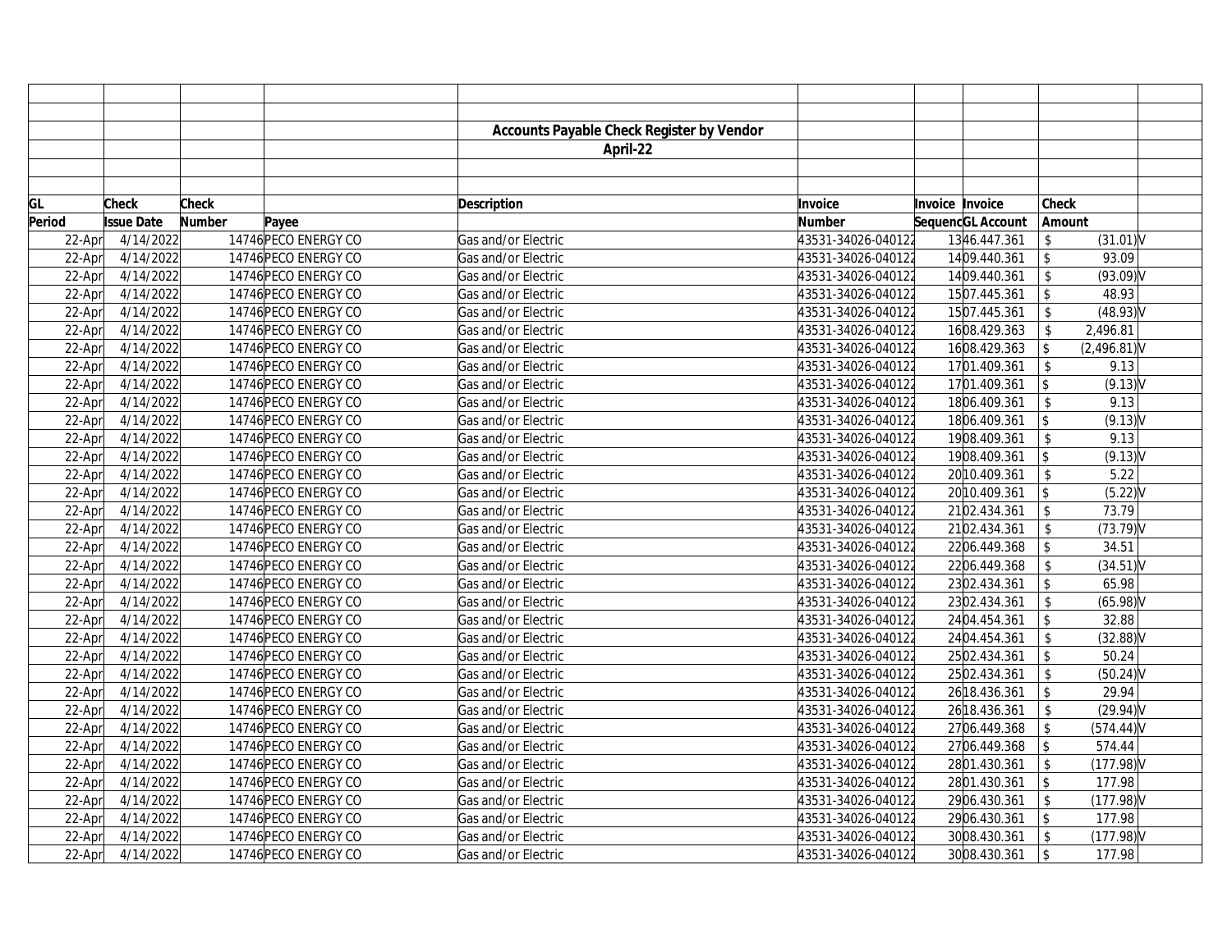| | | | | | | | | | |
|---|---|---|---|---|---|---|---|---|---|
| | | | | **Accounts Payable Check Register by Vendor** | | | | | |
| | | | | **April-22** | | | | | |
| **GL** | **Check** | **Check** | | **Description** | **Invoice** | **Invoice** | **Invoice** | **Check** | |
| **Period** | **Issue Date** | **Number** | **Payee** | | **Number** | **Sequenc** | **GL Account** | **Amount** | |
| 22-Apr | 4/14/2022 | 14746 | PECO ENERGY CO | Gas and/or Electric | 43531-34026-040122 | 13 | 46.447.361 | $ (31.01) | V |
| 22-Apr | 4/14/2022 | 14746 | PECO ENERGY CO | Gas and/or Electric | 43531-34026-040122 | 14 | 09.440.361 | $ 93.09 | |
| 22-Apr | 4/14/2022 | 14746 | PECO ENERGY CO | Gas and/or Electric | 43531-34026-040122 | 14 | 09.440.361 | $ (93.09) | V |
| 22-Apr | 4/14/2022 | 14746 | PECO ENERGY CO | Gas and/or Electric | 43531-34026-040122 | 15 | 07.445.361 | $ 48.93 | |
| 22-Apr | 4/14/2022 | 14746 | PECO ENERGY CO | Gas and/or Electric | 43531-34026-040122 | 15 | 07.445.361 | $ (48.93) | V |
| 22-Apr | 4/14/2022 | 14746 | PECO ENERGY CO | Gas and/or Electric | 43531-34026-040122 | 16 | 08.429.363 | $ 2,496.81 | |
| 22-Apr | 4/14/2022 | 14746 | PECO ENERGY CO | Gas and/or Electric | 43531-34026-040122 | 16 | 08.429.363 | $ (2,496.81) | V |
| 22-Apr | 4/14/2022 | 14746 | PECO ENERGY CO | Gas and/or Electric | 43531-34026-040122 | 17 | 01.409.361 | $ 9.13 | |
| 22-Apr | 4/14/2022 | 14746 | PECO ENERGY CO | Gas and/or Electric | 43531-34026-040122 | 17 | 01.409.361 | $ (9.13) | V |
| 22-Apr | 4/14/2022 | 14746 | PECO ENERGY CO | Gas and/or Electric | 43531-34026-040122 | 18 | 06.409.361 | $ 9.13 | |
| 22-Apr | 4/14/2022 | 14746 | PECO ENERGY CO | Gas and/or Electric | 43531-34026-040122 | 18 | 06.409.361 | $ (9.13) | V |
| 22-Apr | 4/14/2022 | 14746 | PECO ENERGY CO | Gas and/or Electric | 43531-34026-040122 | 19 | 08.409.361 | $ 9.13 | |
| 22-Apr | 4/14/2022 | 14746 | PECO ENERGY CO | Gas and/or Electric | 43531-34026-040122 | 19 | 08.409.361 | $ (9.13) | V |
| 22-Apr | 4/14/2022 | 14746 | PECO ENERGY CO | Gas and/or Electric | 43531-34026-040122 | 20 | 10.409.361 | $ 5.22 | |
| 22-Apr | 4/14/2022 | 14746 | PECO ENERGY CO | Gas and/or Electric | 43531-34026-040122 | 20 | 10.409.361 | $ (5.22) | V |
| 22-Apr | 4/14/2022 | 14746 | PECO ENERGY CO | Gas and/or Electric | 43531-34026-040122 | 21 | 02.434.361 | $ 73.79 | |
| 22-Apr | 4/14/2022 | 14746 | PECO ENERGY CO | Gas and/or Electric | 43531-34026-040122 | 21 | 02.434.361 | $ (73.79) | V |
| 22-Apr | 4/14/2022 | 14746 | PECO ENERGY CO | Gas and/or Electric | 43531-34026-040122 | 22 | 06.449.368 | $ 34.51 | |
| 22-Apr | 4/14/2022 | 14746 | PECO ENERGY CO | Gas and/or Electric | 43531-34026-040122 | 22 | 06.449.368 | $ (34.51) | V |
| 22-Apr | 4/14/2022 | 14746 | PECO ENERGY CO | Gas and/or Electric | 43531-34026-040122 | 23 | 02.434.361 | $ 65.98 | |
| 22-Apr | 4/14/2022 | 14746 | PECO ENERGY CO | Gas and/or Electric | 43531-34026-040122 | 23 | 02.434.361 | $ (65.98) | V |
| 22-Apr | 4/14/2022 | 14746 | PECO ENERGY CO | Gas and/or Electric | 43531-34026-040122 | 24 | 04.454.361 | $ 32.88 | |
| 22-Apr | 4/14/2022 | 14746 | PECO ENERGY CO | Gas and/or Electric | 43531-34026-040122 | 24 | 04.454.361 | $ (32.88) | V |
| 22-Apr | 4/14/2022 | 14746 | PECO ENERGY CO | Gas and/or Electric | 43531-34026-040122 | 25 | 02.434.361 | $ 50.24 | |
| 22-Apr | 4/14/2022 | 14746 | PECO ENERGY CO | Gas and/or Electric | 43531-34026-040122 | 25 | 02.434.361 | $ (50.24) | V |
| 22-Apr | 4/14/2022 | 14746 | PECO ENERGY CO | Gas and/or Electric | 43531-34026-040122 | 26 | 18.436.361 | $ 29.94 | |
| 22-Apr | 4/14/2022 | 14746 | PECO ENERGY CO | Gas and/or Electric | 43531-34026-040122 | 26 | 18.436.361 | $ (29.94) | V |
| 22-Apr | 4/14/2022 | 14746 | PECO ENERGY CO | Gas and/or Electric | 43531-34026-040122 | 27 | 06.449.368 | $ (574.44) | V |
| 22-Apr | 4/14/2022 | 14746 | PECO ENERGY CO | Gas and/or Electric | 43531-34026-040122 | 27 | 06.449.368 | $ 574.44 | |
| 22-Apr | 4/14/2022 | 14746 | PECO ENERGY CO | Gas and/or Electric | 43531-34026-040122 | 28 | 01.430.361 | $ (177.98) | V |
| 22-Apr | 4/14/2022 | 14746 | PECO ENERGY CO | Gas and/or Electric | 43531-34026-040122 | 28 | 01.430.361 | $ 177.98 | |
| 22-Apr | 4/14/2022 | 14746 | PECO ENERGY CO | Gas and/or Electric | 43531-34026-040122 | 29 | 06.430.361 | $ (177.98) | V |
| 22-Apr | 4/14/2022 | 14746 | PECO ENERGY CO | Gas and/or Electric | 43531-34026-040122 | 29 | 06.430.361 | $ 177.98 | |
| 22-Apr | 4/14/2022 | 14746 | PECO ENERGY CO | Gas and/or Electric | 43531-34026-040122 | 30 | 08.430.361 | $ (177.98) | V |
| 22-Apr | 4/14/2022 | 14746 | PECO ENERGY CO | Gas and/or Electric | 43531-34026-040122 | 30 | 08.430.361 | $ 177.98 | |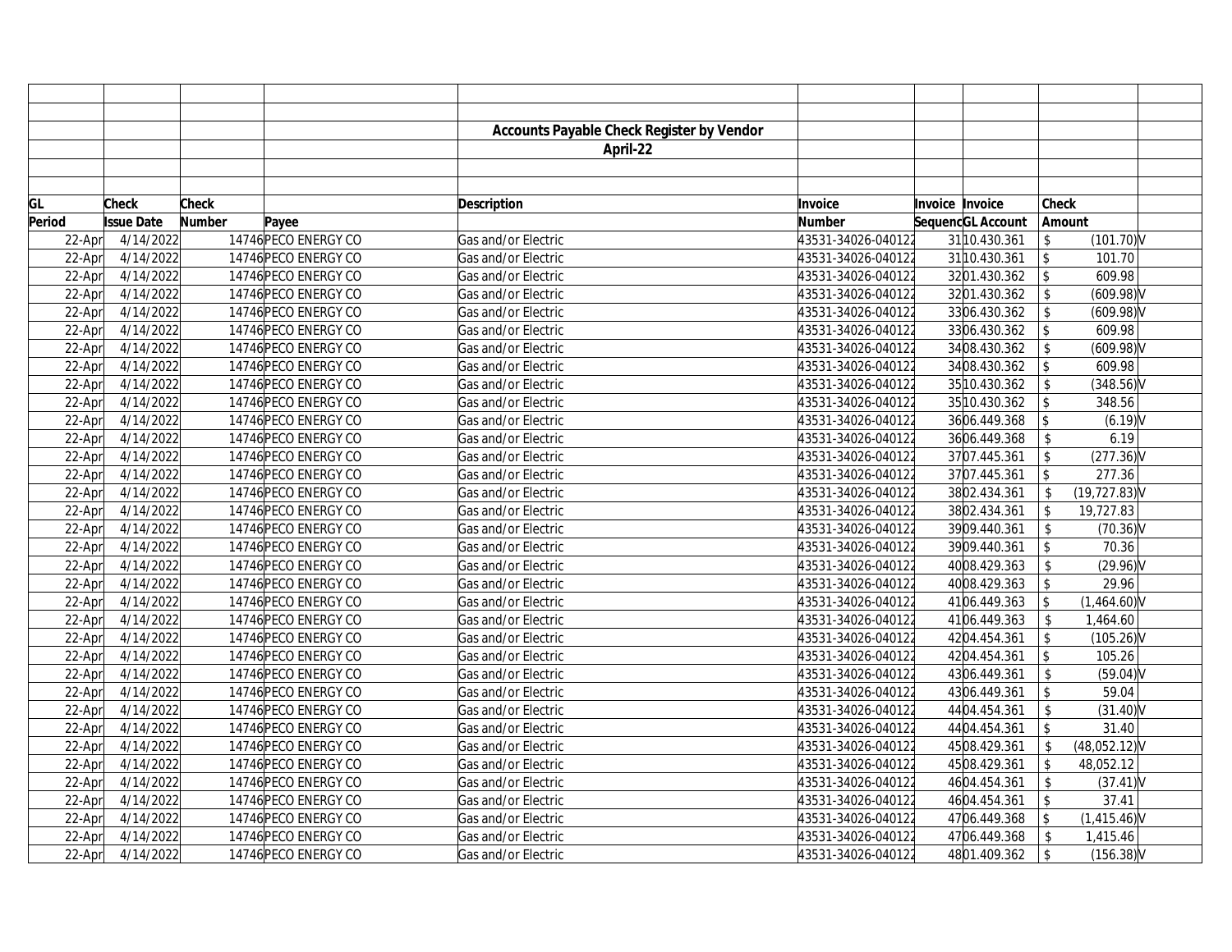**Accounts Payable Check Register by Vendor**

**April-22**

| GL Period | Check Issue Date | Check Number | Payee | Description | Invoice Number | Invoice Sequence | Invoice GL Account | Check Amount | |
|---|---|---|---|---|---|---|---|---|---|
| 22-Apr | 4/14/2022 | 14746 | PECO ENERGY CO | Gas and/or Electric | 43531-34026-040122 | 31 | 10.430.361 | $ (101.70) | V |
| 22-Apr | 4/14/2022 | 14746 | PECO ENERGY CO | Gas and/or Electric | 43531-34026-040122 | 31 | 10.430.361 | $ 101.70 | |
| 22-Apr | 4/14/2022 | 14746 | PECO ENERGY CO | Gas and/or Electric | 43531-34026-040122 | 32 | 01.430.362 | $ 609.98 | |
| 22-Apr | 4/14/2022 | 14746 | PECO ENERGY CO | Gas and/or Electric | 43531-34026-040122 | 32 | 01.430.362 | $ (609.98) | V |
| 22-Apr | 4/14/2022 | 14746 | PECO ENERGY CO | Gas and/or Electric | 43531-34026-040122 | 33 | 06.430.362 | $ (609.98) | V |
| 22-Apr | 4/14/2022 | 14746 | PECO ENERGY CO | Gas and/or Electric | 43531-34026-040122 | 33 | 06.430.362 | $ 609.98 | |
| 22-Apr | 4/14/2022 | 14746 | PECO ENERGY CO | Gas and/or Electric | 43531-34026-040122 | 34 | 08.430.362 | $ (609.98) | V |
| 22-Apr | 4/14/2022 | 14746 | PECO ENERGY CO | Gas and/or Electric | 43531-34026-040122 | 34 | 08.430.362 | $ 609.98 | |
| 22-Apr | 4/14/2022 | 14746 | PECO ENERGY CO | Gas and/or Electric | 43531-34026-040122 | 35 | 10.430.362 | $ (348.56) | V |
| 22-Apr | 4/14/2022 | 14746 | PECO ENERGY CO | Gas and/or Electric | 43531-34026-040122 | 35 | 10.430.362 | $ 348.56 | |
| 22-Apr | 4/14/2022 | 14746 | PECO ENERGY CO | Gas and/or Electric | 43531-34026-040122 | 36 | 06.449.368 | $ (6.19) | V |
| 22-Apr | 4/14/2022 | 14746 | PECO ENERGY CO | Gas and/or Electric | 43531-34026-040122 | 36 | 06.449.368 | $ 6.19 | |
| 22-Apr | 4/14/2022 | 14746 | PECO ENERGY CO | Gas and/or Electric | 43531-34026-040122 | 37 | 07.445.361 | $ (277.36) | V |
| 22-Apr | 4/14/2022 | 14746 | PECO ENERGY CO | Gas and/or Electric | 43531-34026-040122 | 37 | 07.445.361 | $ 277.36 | |
| 22-Apr | 4/14/2022 | 14746 | PECO ENERGY CO | Gas and/or Electric | 43531-34026-040122 | 38 | 02.434.361 | $ (19,727.83) | V |
| 22-Apr | 4/14/2022 | 14746 | PECO ENERGY CO | Gas and/or Electric | 43531-34026-040122 | 38 | 02.434.361 | $ 19,727.83 | |
| 22-Apr | 4/14/2022 | 14746 | PECO ENERGY CO | Gas and/or Electric | 43531-34026-040122 | 39 | 09.440.361 | $ (70.36) | V |
| 22-Apr | 4/14/2022 | 14746 | PECO ENERGY CO | Gas and/or Electric | 43531-34026-040122 | 39 | 09.440.361 | $ 70.36 | |
| 22-Apr | 4/14/2022 | 14746 | PECO ENERGY CO | Gas and/or Electric | 43531-34026-040122 | 40 | 08.429.363 | $ (29.96) | V |
| 22-Apr | 4/14/2022 | 14746 | PECO ENERGY CO | Gas and/or Electric | 43531-34026-040122 | 40 | 08.429.363 | $ 29.96 | |
| 22-Apr | 4/14/2022 | 14746 | PECO ENERGY CO | Gas and/or Electric | 43531-34026-040122 | 41 | 06.449.363 | $ (1,464.60) | V |
| 22-Apr | 4/14/2022 | 14746 | PECO ENERGY CO | Gas and/or Electric | 43531-34026-040122 | 41 | 06.449.363 | $ 1,464.60 | |
| 22-Apr | 4/14/2022 | 14746 | PECO ENERGY CO | Gas and/or Electric | 43531-34026-040122 | 42 | 04.454.361 | $ (105.26) | V |
| 22-Apr | 4/14/2022 | 14746 | PECO ENERGY CO | Gas and/or Electric | 43531-34026-040122 | 42 | 04.454.361 | $ 105.26 | |
| 22-Apr | 4/14/2022 | 14746 | PECO ENERGY CO | Gas and/or Electric | 43531-34026-040122 | 43 | 06.449.361 | $ (59.04) | V |
| 22-Apr | 4/14/2022 | 14746 | PECO ENERGY CO | Gas and/or Electric | 43531-34026-040122 | 43 | 06.449.361 | $ 59.04 | |
| 22-Apr | 4/14/2022 | 14746 | PECO ENERGY CO | Gas and/or Electric | 43531-34026-040122 | 44 | 04.454.361 | $ (31.40) | V |
| 22-Apr | 4/14/2022 | 14746 | PECO ENERGY CO | Gas and/or Electric | 43531-34026-040122 | 44 | 04.454.361 | $ 31.40 | |
| 22-Apr | 4/14/2022 | 14746 | PECO ENERGY CO | Gas and/or Electric | 43531-34026-040122 | 45 | 08.429.361 | $ (48,052.12) | V |
| 22-Apr | 4/14/2022 | 14746 | PECO ENERGY CO | Gas and/or Electric | 43531-34026-040122 | 45 | 08.429.361 | $ 48,052.12 | |
| 22-Apr | 4/14/2022 | 14746 | PECO ENERGY CO | Gas and/or Electric | 43531-34026-040122 | 46 | 04.454.361 | $ (37.41) | V |
| 22-Apr | 4/14/2022 | 14746 | PECO ENERGY CO | Gas and/or Electric | 43531-34026-040122 | 46 | 04.454.361 | $ 37.41 | |
| 22-Apr | 4/14/2022 | 14746 | PECO ENERGY CO | Gas and/or Electric | 43531-34026-040122 | 47 | 06.449.368 | $ (1,415.46) | V |
| 22-Apr | 4/14/2022 | 14746 | PECO ENERGY CO | Gas and/or Electric | 43531-34026-040122 | 47 | 06.449.368 | $ 1,415.46 | |
| 22-Apr | 4/14/2022 | 14746 | PECO ENERGY CO | Gas and/or Electric | 43531-34026-040122 | 48 | 01.409.362 | $ (156.38) | V |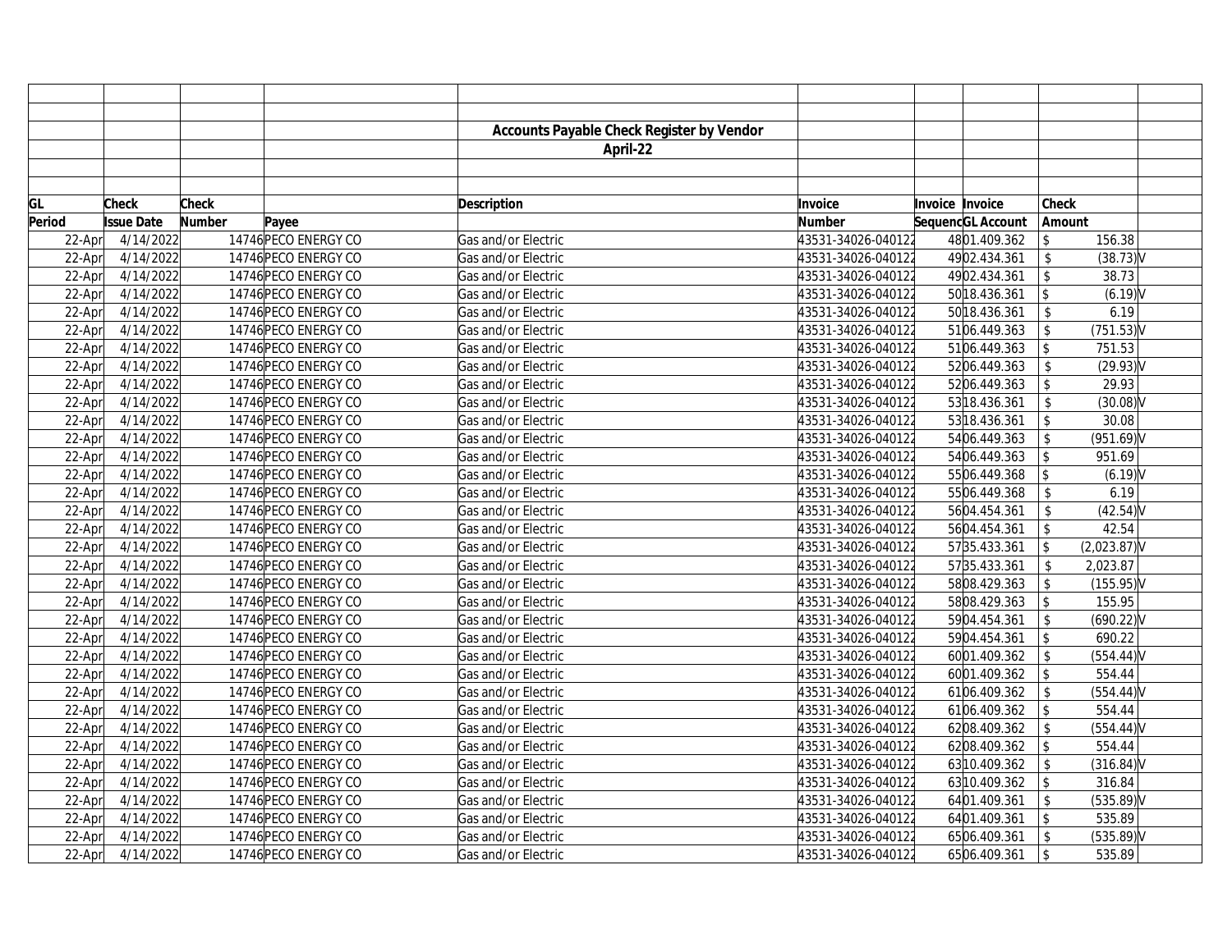**Accounts Payable Check Register by Vendor**

**April-22**

| GL Period | Check Issue Date | Check Number | Payee | Description | Invoice Number | Invoice Sequence | Invoice GL Account | Check Amount | |
|---|---|---|---|---|---|---|---|---|---|
| 22-Apr | 4/14/2022 | 14746 | PECO ENERGY CO | Gas and/or Electric | 43531-34026-040122 | 48 | 01.409.362 | $ 156.38 | |
| 22-Apr | 4/14/2022 | 14746 | PECO ENERGY CO | Gas and/or Electric | 43531-34026-040122 | 49 | 02.434.361 | $ (38.73) | V |
| 22-Apr | 4/14/2022 | 14746 | PECO ENERGY CO | Gas and/or Electric | 43531-34026-040122 | 49 | 02.434.361 | $ 38.73 | |
| 22-Apr | 4/14/2022 | 14746 | PECO ENERGY CO | Gas and/or Electric | 43531-34026-040122 | 50 | 18.436.361 | $ (6.19) | V |
| 22-Apr | 4/14/2022 | 14746 | PECO ENERGY CO | Gas and/or Electric | 43531-34026-040122 | 50 | 18.436.361 | $ 6.19 | |
| 22-Apr | 4/14/2022 | 14746 | PECO ENERGY CO | Gas and/or Electric | 43531-34026-040122 | 51 | 06.449.363 | $ (751.53) | V |
| 22-Apr | 4/14/2022 | 14746 | PECO ENERGY CO | Gas and/or Electric | 43531-34026-040122 | 51 | 06.449.363 | $ 751.53 | |
| 22-Apr | 4/14/2022 | 14746 | PECO ENERGY CO | Gas and/or Electric | 43531-34026-040122 | 52 | 06.449.363 | $ (29.93) | V |
| 22-Apr | 4/14/2022 | 14746 | PECO ENERGY CO | Gas and/or Electric | 43531-34026-040122 | 52 | 06.449.363 | $ 29.93 | |
| 22-Apr | 4/14/2022 | 14746 | PECO ENERGY CO | Gas and/or Electric | 43531-34026-040122 | 53 | 18.436.361 | $ (30.08) | V |
| 22-Apr | 4/14/2022 | 14746 | PECO ENERGY CO | Gas and/or Electric | 43531-34026-040122 | 53 | 18.436.361 | $ 30.08 | |
| 22-Apr | 4/14/2022 | 14746 | PECO ENERGY CO | Gas and/or Electric | 43531-34026-040122 | 54 | 06.449.363 | $ (951.69) | V |
| 22-Apr | 4/14/2022 | 14746 | PECO ENERGY CO | Gas and/or Electric | 43531-34026-040122 | 54 | 06.449.363 | $ 951.69 | |
| 22-Apr | 4/14/2022 | 14746 | PECO ENERGY CO | Gas and/or Electric | 43531-34026-040122 | 55 | 06.449.368 | $ (6.19) | V |
| 22-Apr | 4/14/2022 | 14746 | PECO ENERGY CO | Gas and/or Electric | 43531-34026-040122 | 55 | 06.449.368 | $ 6.19 | |
| 22-Apr | 4/14/2022 | 14746 | PECO ENERGY CO | Gas and/or Electric | 43531-34026-040122 | 56 | 04.454.361 | $ (42.54) | V |
| 22-Apr | 4/14/2022 | 14746 | PECO ENERGY CO | Gas and/or Electric | 43531-34026-040122 | 56 | 04.454.361 | $ 42.54 | |
| 22-Apr | 4/14/2022 | 14746 | PECO ENERGY CO | Gas and/or Electric | 43531-34026-040122 | 57 | 35.433.361 | $ (2,023.87) | V |
| 22-Apr | 4/14/2022 | 14746 | PECO ENERGY CO | Gas and/or Electric | 43531-34026-040122 | 57 | 35.433.361 | $ 2,023.87 | |
| 22-Apr | 4/14/2022 | 14746 | PECO ENERGY CO | Gas and/or Electric | 43531-34026-040122 | 58 | 08.429.363 | $ (155.95) | V |
| 22-Apr | 4/14/2022 | 14746 | PECO ENERGY CO | Gas and/or Electric | 43531-34026-040122 | 58 | 08.429.363 | $ 155.95 | |
| 22-Apr | 4/14/2022 | 14746 | PECO ENERGY CO | Gas and/or Electric | 43531-34026-040122 | 59 | 04.454.361 | $ (690.22) | V |
| 22-Apr | 4/14/2022 | 14746 | PECO ENERGY CO | Gas and/or Electric | 43531-34026-040122 | 59 | 04.454.361 | $ 690.22 | |
| 22-Apr | 4/14/2022 | 14746 | PECO ENERGY CO | Gas and/or Electric | 43531-34026-040122 | 60 | 01.409.362 | $ (554.44) | V |
| 22-Apr | 4/14/2022 | 14746 | PECO ENERGY CO | Gas and/or Electric | 43531-34026-040122 | 60 | 01.409.362 | $ 554.44 | |
| 22-Apr | 4/14/2022 | 14746 | PECO ENERGY CO | Gas and/or Electric | 43531-34026-040122 | 61 | 06.409.362 | $ (554.44) | V |
| 22-Apr | 4/14/2022 | 14746 | PECO ENERGY CO | Gas and/or Electric | 43531-34026-040122 | 61 | 06.409.362 | $ 554.44 | |
| 22-Apr | 4/14/2022 | 14746 | PECO ENERGY CO | Gas and/or Electric | 43531-34026-040122 | 62 | 08.409.362 | $ (554.44) | V |
| 22-Apr | 4/14/2022 | 14746 | PECO ENERGY CO | Gas and/or Electric | 43531-34026-040122 | 62 | 08.409.362 | $ 554.44 | |
| 22-Apr | 4/14/2022 | 14746 | PECO ENERGY CO | Gas and/or Electric | 43531-34026-040122 | 63 | 10.409.362 | $ (316.84) | V |
| 22-Apr | 4/14/2022 | 14746 | PECO ENERGY CO | Gas and/or Electric | 43531-34026-040122 | 63 | 10.409.362 | $ 316.84 | |
| 22-Apr | 4/14/2022 | 14746 | PECO ENERGY CO | Gas and/or Electric | 43531-34026-040122 | 64 | 01.409.361 | $ (535.89) | V |
| 22-Apr | 4/14/2022 | 14746 | PECO ENERGY CO | Gas and/or Electric | 43531-34026-040122 | 64 | 01.409.361 | $ 535.89 | |
| 22-Apr | 4/14/2022 | 14746 | PECO ENERGY CO | Gas and/or Electric | 43531-34026-040122 | 65 | 06.409.361 | $ (535.89) | V |
| 22-Apr | 4/14/2022 | 14746 | PECO ENERGY CO | Gas and/or Electric | 43531-34026-040122 | 65 | 06.409.361 | $ 535.89 | |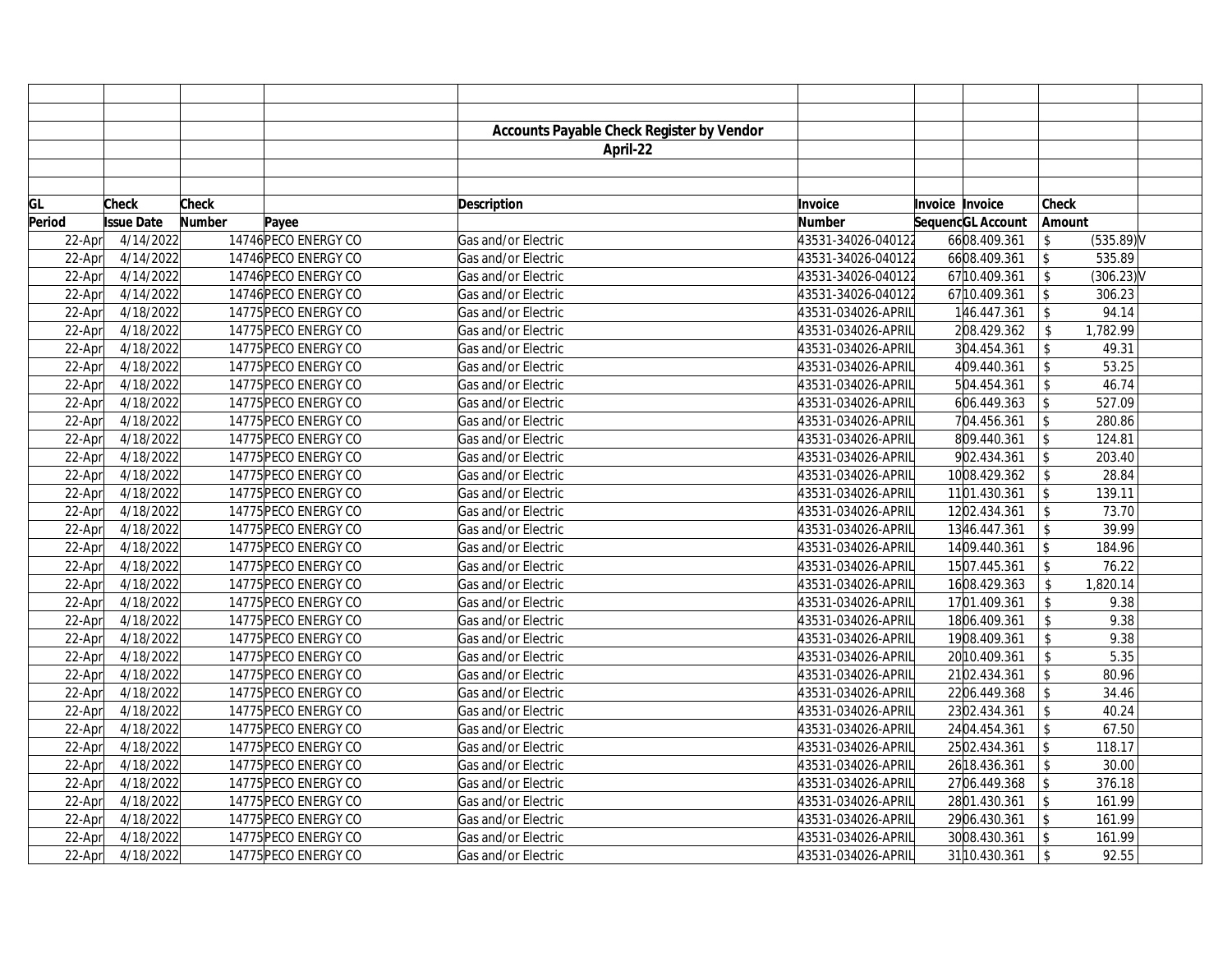**Accounts Payable Check Register by Vendor**

**April-22**

| GL Period | Check Issue Date | Check Number | Payee | Description | Invoice Number | Invoice Sequence | Invoice GL Account | Check Amount | |
|---|---|---|---|---|---|---|---|---|---|
| 22-Apr | 4/14/2022 | 14746 | PECO ENERGY CO | Gas and/or Electric | 43531-34026-040122 | 66 | 08.409.361 | $ (535.89) | V |
| 22-Apr | 4/14/2022 | 14746 | PECO ENERGY CO | Gas and/or Electric | 43531-34026-040122 | 66 | 08.409.361 | $ 535.89 | |
| 22-Apr | 4/14/2022 | 14746 | PECO ENERGY CO | Gas and/or Electric | 43531-34026-040122 | 67 | 10.409.361 | $ (306.23) | V |
| 22-Apr | 4/14/2022 | 14746 | PECO ENERGY CO | Gas and/or Electric | 43531-34026-040122 | 67 | 10.409.361 | $ 306.23 | |
| 22-Apr | 4/18/2022 | 14775 | PECO ENERGY CO | Gas and/or Electric | 43531-034026-APRIL | 1 | 46.447.361 | $ 94.14 | |
| 22-Apr | 4/18/2022 | 14775 | PECO ENERGY CO | Gas and/or Electric | 43531-034026-APRIL | 2 | 08.429.362 | $ 1,782.99 | |
| 22-Apr | 4/18/2022 | 14775 | PECO ENERGY CO | Gas and/or Electric | 43531-034026-APRIL | 3 | 04.454.361 | $ 49.31 | |
| 22-Apr | 4/18/2022 | 14775 | PECO ENERGY CO | Gas and/or Electric | 43531-034026-APRIL | 4 | 09.440.361 | $ 53.25 | |
| 22-Apr | 4/18/2022 | 14775 | PECO ENERGY CO | Gas and/or Electric | 43531-034026-APRIL | 5 | 04.454.361 | $ 46.74 | |
| 22-Apr | 4/18/2022 | 14775 | PECO ENERGY CO | Gas and/or Electric | 43531-034026-APRIL | 6 | 06.449.363 | $ 527.09 | |
| 22-Apr | 4/18/2022 | 14775 | PECO ENERGY CO | Gas and/or Electric | 43531-034026-APRIL | 7 | 04.456.361 | $ 280.86 | |
| 22-Apr | 4/18/2022 | 14775 | PECO ENERGY CO | Gas and/or Electric | 43531-034026-APRIL | 8 | 09.440.361 | $ 124.81 | |
| 22-Apr | 4/18/2022 | 14775 | PECO ENERGY CO | Gas and/or Electric | 43531-034026-APRIL | 9 | 02.434.361 | $ 203.40 | |
| 22-Apr | 4/18/2022 | 14775 | PECO ENERGY CO | Gas and/or Electric | 43531-034026-APRIL | 10 | 08.429.362 | $ 28.84 | |
| 22-Apr | 4/18/2022 | 14775 | PECO ENERGY CO | Gas and/or Electric | 43531-034026-APRIL | 11 | 01.430.361 | $ 139.11 | |
| 22-Apr | 4/18/2022 | 14775 | PECO ENERGY CO | Gas and/or Electric | 43531-034026-APRIL | 12 | 02.434.361 | $ 73.70 | |
| 22-Apr | 4/18/2022 | 14775 | PECO ENERGY CO | Gas and/or Electric | 43531-034026-APRIL | 13 | 46.447.361 | $ 39.99 | |
| 22-Apr | 4/18/2022 | 14775 | PECO ENERGY CO | Gas and/or Electric | 43531-034026-APRIL | 14 | 09.440.361 | $ 184.96 | |
| 22-Apr | 4/18/2022 | 14775 | PECO ENERGY CO | Gas and/or Electric | 43531-034026-APRIL | 15 | 07.445.361 | $ 76.22 | |
| 22-Apr | 4/18/2022 | 14775 | PECO ENERGY CO | Gas and/or Electric | 43531-034026-APRIL | 16 | 08.429.363 | $ 1,820.14 | |
| 22-Apr | 4/18/2022 | 14775 | PECO ENERGY CO | Gas and/or Electric | 43531-034026-APRIL | 17 | 01.409.361 | $ 9.38 | |
| 22-Apr | 4/18/2022 | 14775 | PECO ENERGY CO | Gas and/or Electric | 43531-034026-APRIL | 18 | 06.409.361 | $ 9.38 | |
| 22-Apr | 4/18/2022 | 14775 | PECO ENERGY CO | Gas and/or Electric | 43531-034026-APRIL | 19 | 08.409.361 | $ 9.38 | |
| 22-Apr | 4/18/2022 | 14775 | PECO ENERGY CO | Gas and/or Electric | 43531-034026-APRIL | 20 | 10.409.361 | $ 5.35 | |
| 22-Apr | 4/18/2022 | 14775 | PECO ENERGY CO | Gas and/or Electric | 43531-034026-APRIL | 21 | 02.434.361 | $ 80.96 | |
| 22-Apr | 4/18/2022 | 14775 | PECO ENERGY CO | Gas and/or Electric | 43531-034026-APRIL | 22 | 06.449.368 | $ 34.46 | |
| 22-Apr | 4/18/2022 | 14775 | PECO ENERGY CO | Gas and/or Electric | 43531-034026-APRIL | 23 | 02.434.361 | $ 40.24 | |
| 22-Apr | 4/18/2022 | 14775 | PECO ENERGY CO | Gas and/or Electric | 43531-034026-APRIL | 24 | 04.454.361 | $ 67.50 | |
| 22-Apr | 4/18/2022 | 14775 | PECO ENERGY CO | Gas and/or Electric | 43531-034026-APRIL | 25 | 02.434.361 | $ 118.17 | |
| 22-Apr | 4/18/2022 | 14775 | PECO ENERGY CO | Gas and/or Electric | 43531-034026-APRIL | 26 | 18.436.361 | $ 30.00 | |
| 22-Apr | 4/18/2022 | 14775 | PECO ENERGY CO | Gas and/or Electric | 43531-034026-APRIL | 27 | 06.449.368 | $ 376.18 | |
| 22-Apr | 4/18/2022 | 14775 | PECO ENERGY CO | Gas and/or Electric | 43531-034026-APRIL | 28 | 01.430.361 | $ 161.99 | |
| 22-Apr | 4/18/2022 | 14775 | PECO ENERGY CO | Gas and/or Electric | 43531-034026-APRIL | 29 | 06.430.361 | $ 161.99 | |
| 22-Apr | 4/18/2022 | 14775 | PECO ENERGY CO | Gas and/or Electric | 43531-034026-APRIL | 30 | 08.430.361 | $ 161.99 | |
| 22-Apr | 4/18/2022 | 14775 | PECO ENERGY CO | Gas and/or Electric | 43531-034026-APRIL | 31 | 10.430.361 | $ 92.55 | |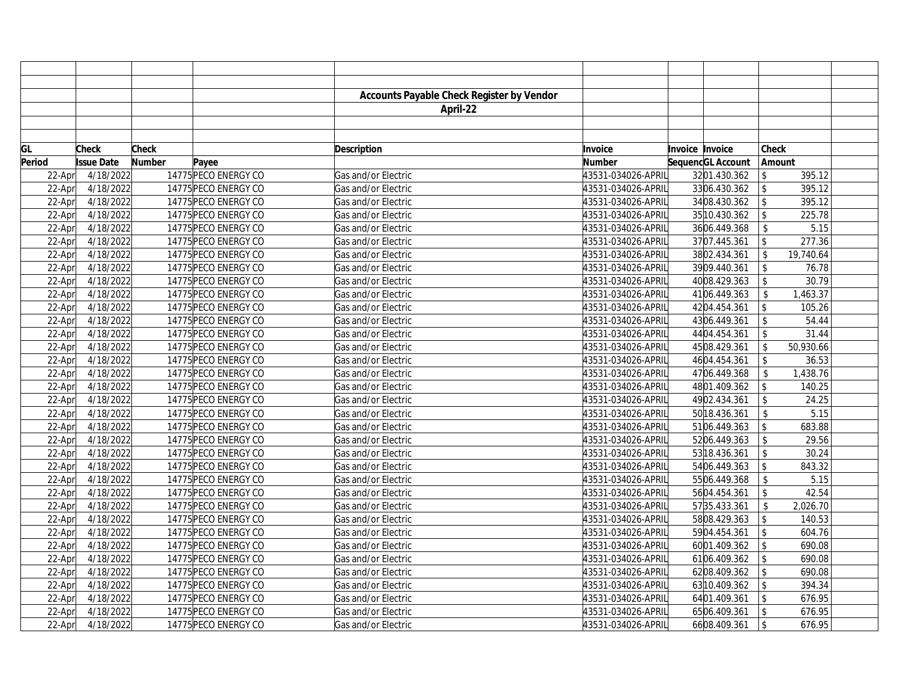| | | | | | | | | |
|---|---|---|---|---|---|---|---|---|
| | | | | **Accounts Payable Check Register by Vendor** | | | | |
| | | | | **April-22** | | | | |
| **GL Period** | **Check Issue Date** | **Check Number** | **Payee** | **Description** | **Invoice Number** | **Invoice Sequenc** | **Invoice GL Account** | **Check Amount** |
| 22-Apr | 4/18/2022 | 14775 | PECO ENERGY CO | Gas and/or Electric | 43531-034026-APRIL | 32 | 01.430.362 | $ 395.12 |
| 22-Apr | 4/18/2022 | 14775 | PECO ENERGY CO | Gas and/or Electric | 43531-034026-APRIL | 33 | 06.430.362 | $ 395.12 |
| 22-Apr | 4/18/2022 | 14775 | PECO ENERGY CO | Gas and/or Electric | 43531-034026-APRIL | 34 | 08.430.362 | $ 395.12 |
| 22-Apr | 4/18/2022 | 14775 | PECO ENERGY CO | Gas and/or Electric | 43531-034026-APRIL | 35 | 10.430.362 | $ 225.78 |
| 22-Apr | 4/18/2022 | 14775 | PECO ENERGY CO | Gas and/or Electric | 43531-034026-APRIL | 36 | 06.449.368 | $ 5.15 |
| 22-Apr | 4/18/2022 | 14775 | PECO ENERGY CO | Gas and/or Electric | 43531-034026-APRIL | 37 | 07.445.361 | $ 277.36 |
| 22-Apr | 4/18/2022 | 14775 | PECO ENERGY CO | Gas and/or Electric | 43531-034026-APRIL | 38 | 02.434.361 | $ 19,740.64 |
| 22-Apr | 4/18/2022 | 14775 | PECO ENERGY CO | Gas and/or Electric | 43531-034026-APRIL | 39 | 09.440.361 | $ 76.78 |
| 22-Apr | 4/18/2022 | 14775 | PECO ENERGY CO | Gas and/or Electric | 43531-034026-APRIL | 40 | 08.429.363 | $ 30.79 |
| 22-Apr | 4/18/2022 | 14775 | PECO ENERGY CO | Gas and/or Electric | 43531-034026-APRIL | 41 | 06.449.363 | $ 1,463.37 |
| 22-Apr | 4/18/2022 | 14775 | PECO ENERGY CO | Gas and/or Electric | 43531-034026-APRIL | 42 | 04.454.361 | $ 105.26 |
| 22-Apr | 4/18/2022 | 14775 | PECO ENERGY CO | Gas and/or Electric | 43531-034026-APRIL | 43 | 06.449.361 | $ 54.44 |
| 22-Apr | 4/18/2022 | 14775 | PECO ENERGY CO | Gas and/or Electric | 43531-034026-APRIL | 44 | 04.454.361 | $ 31.44 |
| 22-Apr | 4/18/2022 | 14775 | PECO ENERGY CO | Gas and/or Electric | 43531-034026-APRIL | 45 | 08.429.361 | $ 50,930.66 |
| 22-Apr | 4/18/2022 | 14775 | PECO ENERGY CO | Gas and/or Electric | 43531-034026-APRIL | 46 | 04.454.361 | $ 36.53 |
| 22-Apr | 4/18/2022 | 14775 | PECO ENERGY CO | Gas and/or Electric | 43531-034026-APRIL | 47 | 06.449.368 | $ 1,438.76 |
| 22-Apr | 4/18/2022 | 14775 | PECO ENERGY CO | Gas and/or Electric | 43531-034026-APRIL | 48 | 01.409.362 | $ 140.25 |
| 22-Apr | 4/18/2022 | 14775 | PECO ENERGY CO | Gas and/or Electric | 43531-034026-APRIL | 49 | 02.434.361 | $ 24.25 |
| 22-Apr | 4/18/2022 | 14775 | PECO ENERGY CO | Gas and/or Electric | 43531-034026-APRIL | 50 | 18.436.361 | $ 5.15 |
| 22-Apr | 4/18/2022 | 14775 | PECO ENERGY CO | Gas and/or Electric | 43531-034026-APRIL | 51 | 06.449.363 | $ 683.88 |
| 22-Apr | 4/18/2022 | 14775 | PECO ENERGY CO | Gas and/or Electric | 43531-034026-APRIL | 52 | 06.449.363 | $ 29.56 |
| 22-Apr | 4/18/2022 | 14775 | PECO ENERGY CO | Gas and/or Electric | 43531-034026-APRIL | 53 | 18.436.361 | $ 30.24 |
| 22-Apr | 4/18/2022 | 14775 | PECO ENERGY CO | Gas and/or Electric | 43531-034026-APRIL | 54 | 06.449.363 | $ 843.32 |
| 22-Apr | 4/18/2022 | 14775 | PECO ENERGY CO | Gas and/or Electric | 43531-034026-APRIL | 55 | 06.449.368 | $ 5.15 |
| 22-Apr | 4/18/2022 | 14775 | PECO ENERGY CO | Gas and/or Electric | 43531-034026-APRIL | 56 | 04.454.361 | $ 42.54 |
| 22-Apr | 4/18/2022 | 14775 | PECO ENERGY CO | Gas and/or Electric | 43531-034026-APRIL | 57 | 35.433.361 | $ 2,026.70 |
| 22-Apr | 4/18/2022 | 14775 | PECO ENERGY CO | Gas and/or Electric | 43531-034026-APRIL | 58 | 08.429.363 | $ 140.53 |
| 22-Apr | 4/18/2022 | 14775 | PECO ENERGY CO | Gas and/or Electric | 43531-034026-APRIL | 59 | 04.454.361 | $ 604.76 |
| 22-Apr | 4/18/2022 | 14775 | PECO ENERGY CO | Gas and/or Electric | 43531-034026-APRIL | 60 | 01.409.362 | $ 690.08 |
| 22-Apr | 4/18/2022 | 14775 | PECO ENERGY CO | Gas and/or Electric | 43531-034026-APRIL | 61 | 06.409.362 | $ 690.08 |
| 22-Apr | 4/18/2022 | 14775 | PECO ENERGY CO | Gas and/or Electric | 43531-034026-APRIL | 62 | 08.409.362 | $ 690.08 |
| 22-Apr | 4/18/2022 | 14775 | PECO ENERGY CO | Gas and/or Electric | 43531-034026-APRIL | 63 | 10.409.362 | $ 394.34 |
| 22-Apr | 4/18/2022 | 14775 | PECO ENERGY CO | Gas and/or Electric | 43531-034026-APRIL | 64 | 01.409.361 | $ 676.95 |
| 22-Apr | 4/18/2022 | 14775 | PECO ENERGY CO | Gas and/or Electric | 43531-034026-APRIL | 65 | 06.409.361 | $ 676.95 |
| 22-Apr | 4/18/2022 | 14775 | PECO ENERGY CO | Gas and/or Electric | 43531-034026-APRIL | 66 | 08.409.361 | $ 676.95 |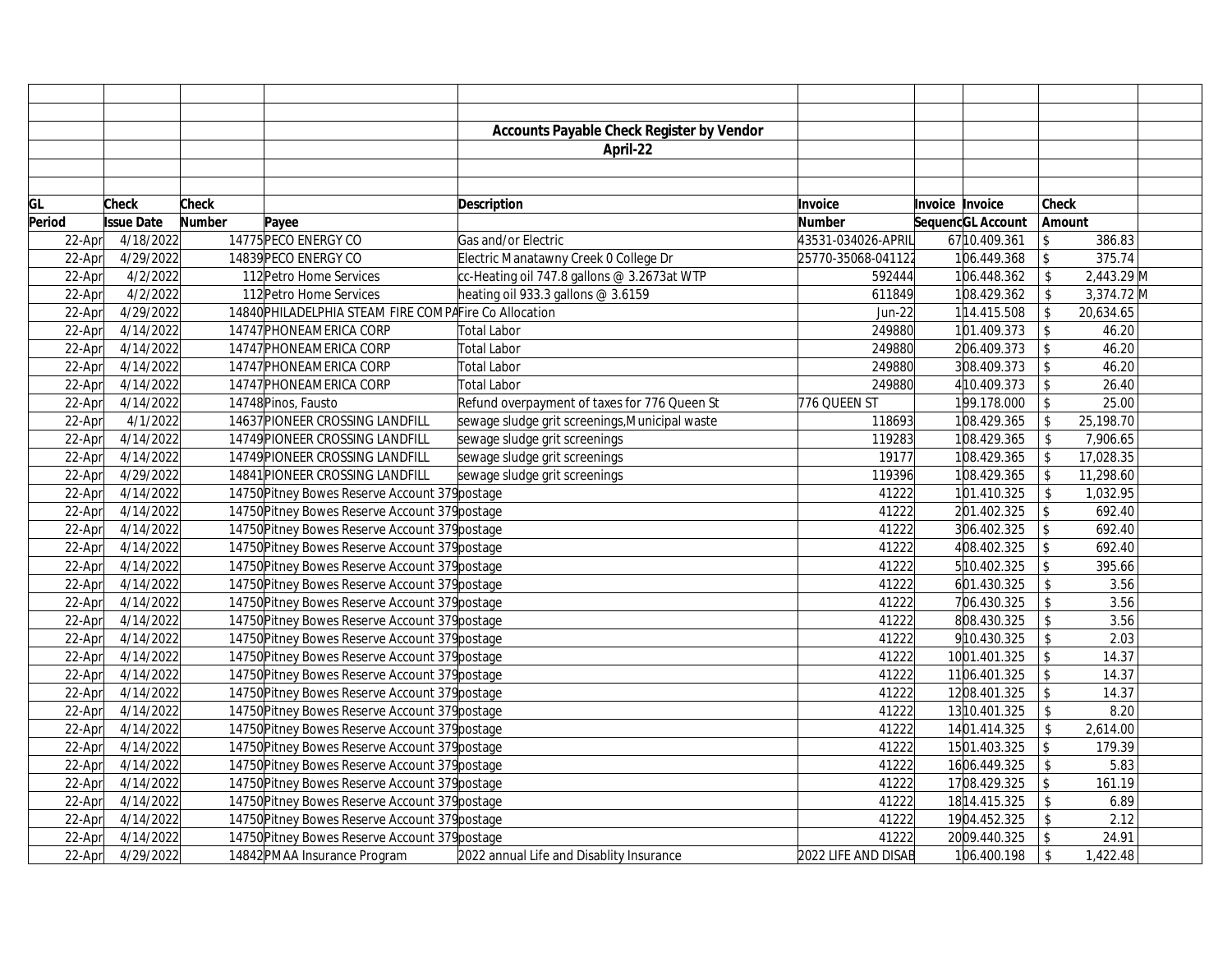| | | | | | | | | | |
|---|---|---|---|---|---|---|---|---|---|
| | | | | **Accounts Payable Check Register by Vendor** | | | | | |
| | | | | **April-22** | | | | | |
| **GL** | **Check** | **Check** | | **Description** | **Invoice** | **Invoice** | **Invoice** | **Check** | |
| **Period** | **Issue Date** | **Number** | **Payee** | | **Number** | **Sequenc** | **GL Account** | **Amount** | |
| 22-Apr | 4/18/2022 | 14775 | PECO ENERGY CO | Gas and/or Electric | 43531-034026-APRIL | 67 | 10.409.361 | $ 386.83 | |
| 22-Apr | 4/29/2022 | 14839 | PECO ENERGY CO | Electric Manatawny Creek 0 College Dr | 25770-35068-041122 | 1 | 06.449.368 | $ 375.74 | |
| 22-Apr | 4/2/2022 | 112 | Petro Home Services | cc-Heating oil 747.8 gallons @ 3.2673at WTP | 592444 | 1 | 06.448.362 | $ 2,443.29 | M |
| 22-Apr | 4/2/2022 | 112 | Petro Home Services | heating oil 933.3 gallons @ 3.6159 | 611849 | 1 | 08.429.362 | $ 3,374.72 | M |
| 22-Apr | 4/29/2022 | 14840 | PHILADELPHIA STEAM FIRE COMPA | Fire Co Allocation | Jun-22 | 1 | 14.415.508 | $ 20,634.65 | |
| 22-Apr | 4/14/2022 | 14747 | PHONEAMERICA CORP | Total Labor | 249880 | 1 | 01.409.373 | $ 46.20 | |
| 22-Apr | 4/14/2022 | 14747 | PHONEAMERICA CORP | Total Labor | 249880 | 2 | 06.409.373 | $ 46.20 | |
| 22-Apr | 4/14/2022 | 14747 | PHONEAMERICA CORP | Total Labor | 249880 | 3 | 08.409.373 | $ 46.20 | |
| 22-Apr | 4/14/2022 | 14747 | PHONEAMERICA CORP | Total Labor | 249880 | 4 | 10.409.373 | $ 26.40 | |
| 22-Apr | 4/14/2022 | 14748 | Pinos, Fausto | Refund overpayment of taxes for 776 Queen St | 776 QUEEN ST | 1 | 99.178.000 | $ 25.00 | |
| 22-Apr | 4/1/2022 | 14637 | PIONEER CROSSING LANDFILL | sewage sludge grit screenings,Municipal waste | 118693 | 1 | 08.429.365 | $ 25,198.70 | |
| 22-Apr | 4/14/2022 | 14749 | PIONEER CROSSING LANDFILL | sewage sludge grit screenings | 119283 | 1 | 08.429.365 | $ 7,906.65 | |
| 22-Apr | 4/14/2022 | 14749 | PIONEER CROSSING LANDFILL | sewage sludge grit screenings | 19177 | 1 | 08.429.365 | $ 17,028.35 | |
| 22-Apr | 4/29/2022 | 14841 | PIONEER CROSSING LANDFILL | sewage sludge grit screenings | 119396 | 1 | 08.429.365 | $ 11,298.60 | |
| 22-Apr | 4/14/2022 | 14750 | Pitney Bowes Reserve Account 379 | postage | 41222 | 1 | 01.410.325 | $ 1,032.95 | |
| 22-Apr | 4/14/2022 | 14750 | Pitney Bowes Reserve Account 379 | postage | 41222 | 2 | 01.402.325 | $ 692.40 | |
| 22-Apr | 4/14/2022 | 14750 | Pitney Bowes Reserve Account 379 | postage | 41222 | 3 | 06.402.325 | $ 692.40 | |
| 22-Apr | 4/14/2022 | 14750 | Pitney Bowes Reserve Account 379 | postage | 41222 | 4 | 08.402.325 | $ 692.40 | |
| 22-Apr | 4/14/2022 | 14750 | Pitney Bowes Reserve Account 379 | postage | 41222 | 5 | 10.402.325 | $ 395.66 | |
| 22-Apr | 4/14/2022 | 14750 | Pitney Bowes Reserve Account 379 | postage | 41222 | 6 | 01.430.325 | $ 3.56 | |
| 22-Apr | 4/14/2022 | 14750 | Pitney Bowes Reserve Account 379 | postage | 41222 | 7 | 06.430.325 | $ 3.56 | |
| 22-Apr | 4/14/2022 | 14750 | Pitney Bowes Reserve Account 379 | postage | 41222 | 8 | 08.430.325 | $ 3.56 | |
| 22-Apr | 4/14/2022 | 14750 | Pitney Bowes Reserve Account 379 | postage | 41222 | 9 | 10.430.325 | $ 2.03 | |
| 22-Apr | 4/14/2022 | 14750 | Pitney Bowes Reserve Account 379 | postage | 41222 | 10 | 01.401.325 | $ 14.37 | |
| 22-Apr | 4/14/2022 | 14750 | Pitney Bowes Reserve Account 379 | postage | 41222 | 11 | 06.401.325 | $ 14.37 | |
| 22-Apr | 4/14/2022 | 14750 | Pitney Bowes Reserve Account 379 | postage | 41222 | 12 | 08.401.325 | $ 14.37 | |
| 22-Apr | 4/14/2022 | 14750 | Pitney Bowes Reserve Account 379 | postage | 41222 | 13 | 10.401.325 | $ 8.20 | |
| 22-Apr | 4/14/2022 | 14750 | Pitney Bowes Reserve Account 379 | postage | 41222 | 14 | 01.414.325 | $ 2,614.00 | |
| 22-Apr | 4/14/2022 | 14750 | Pitney Bowes Reserve Account 379 | postage | 41222 | 15 | 01.403.325 | $ 179.39 | |
| 22-Apr | 4/14/2022 | 14750 | Pitney Bowes Reserve Account 379 | postage | 41222 | 16 | 06.449.325 | $ 5.83 | |
| 22-Apr | 4/14/2022 | 14750 | Pitney Bowes Reserve Account 379 | postage | 41222 | 17 | 08.429.325 | $ 161.19 | |
| 22-Apr | 4/14/2022 | 14750 | Pitney Bowes Reserve Account 379 | postage | 41222 | 18 | 14.415.325 | $ 6.89 | |
| 22-Apr | 4/14/2022 | 14750 | Pitney Bowes Reserve Account 379 | postage | 41222 | 19 | 04.452.325 | $ 2.12 | |
| 22-Apr | 4/14/2022 | 14750 | Pitney Bowes Reserve Account 379 | postage | 41222 | 20 | 09.440.325 | $ 24.91 | |
| 22-Apr | 4/29/2022 | 14842 | PMAA Insurance Program | 2022 annual Life and Disablity Insurance | 2022 LIFE AND DISAB | 1 | 06.400.198 | $ 1,422.48 | |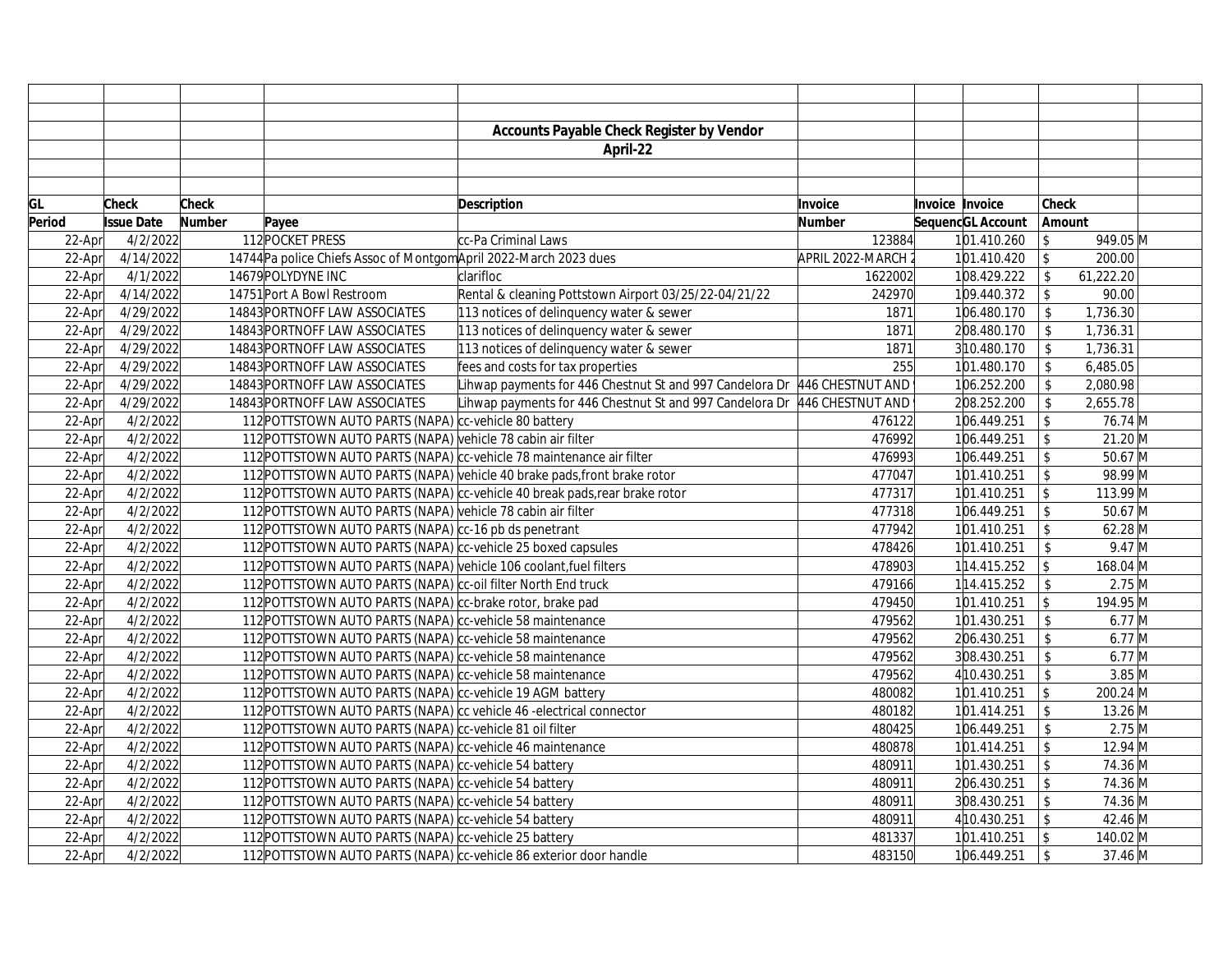**Accounts Payable Check Register by Vendor**

**April-22**

| GL Period | Check Issue Date | Check Number | Payee | Description | Invoice Number | Invoice Sequenc | Invoice GL Account | Check Amount | |
|---|---|---|---|---|---|---|---|---|---|
| 22-Apr | 4/2/2022 | 112 | POCKET PRESS | cc-Pa Criminal Laws | 123884 | 1 | 01.410.260 | $ 949.05 | M |
| 22-Apr | 4/14/2022 | 14744 | Pa police Chiefs Assoc of Montgom | April 2022-March 2023 dues | APRIL 2022-MARCH 2 | 1 | 01.410.420 | $ 200.00 | |
| 22-Apr | 4/1/2022 | 14679 | POLYDYNE INC | clarifloc | 1622002 | 1 | 08.429.222 | $ 61,222.20 | |
| 22-Apr | 4/14/2022 | 14751 | Port A Bowl Restroom | Rental & cleaning Pottstown Airport 03/25/22-04/21/22 | 242970 | 1 | 09.440.372 | $ 90.00 | |
| 22-Apr | 4/29/2022 | 14843 | PORTNOFF LAW ASSOCIATES | 113 notices of delinquency water & sewer | 1871 | 1 | 06.480.170 | $ 1,736.30 | |
| 22-Apr | 4/29/2022 | 14843 | PORTNOFF LAW ASSOCIATES | 113 notices of delinquency water & sewer | 1871 | 2 | 08.480.170 | $ 1,736.31 | |
| 22-Apr | 4/29/2022 | 14843 | PORTNOFF LAW ASSOCIATES | 113 notices of delinquency water & sewer | 1871 | 3 | 10.480.170 | $ 1,736.31 | |
| 22-Apr | 4/29/2022 | 14843 | PORTNOFF LAW ASSOCIATES | fees and costs for tax properties | 255 | 1 | 01.480.170 | $ 6,485.05 | |
| 22-Apr | 4/29/2022 | 14843 | PORTNOFF LAW ASSOCIATES | Lihwap payments for 446 Chestnut St and 997 Candelora Dr | 446 CHESTNUT AND | 1 | 06.252.200 | $ 2,080.98 | |
| 22-Apr | 4/29/2022 | 14843 | PORTNOFF LAW ASSOCIATES | Lihwap payments for 446 Chestnut St and 997 Candelora Dr | 446 CHESTNUT AND | 2 | 08.252.200 | $ 2,655.78 | |
| 22-Apr | 4/2/2022 | 112 | POTTSTOWN AUTO PARTS (NAPA) | cc-vehicle 80 battery | 476122 | 1 | 06.449.251 | $ 76.74 | M |
| 22-Apr | 4/2/2022 | 112 | POTTSTOWN AUTO PARTS (NAPA) | vehicle 78 cabin air filter | 476992 | 1 | 06.449.251 | $ 21.20 | M |
| 22-Apr | 4/2/2022 | 112 | POTTSTOWN AUTO PARTS (NAPA) | cc-vehicle 78 maintenance air filter | 476993 | 1 | 06.449.251 | $ 50.67 | M |
| 22-Apr | 4/2/2022 | 112 | POTTSTOWN AUTO PARTS (NAPA) | vehicle 40 brake pads,front brake rotor | 477047 | 1 | 01.410.251 | $ 98.99 | M |
| 22-Apr | 4/2/2022 | 112 | POTTSTOWN AUTO PARTS (NAPA) | cc-vehicle 40 break pads,rear brake rotor | 477317 | 1 | 01.410.251 | $ 113.99 | M |
| 22-Apr | 4/2/2022 | 112 | POTTSTOWN AUTO PARTS (NAPA) | vehicle 78 cabin air filter | 477318 | 1 | 06.449.251 | $ 50.67 | M |
| 22-Apr | 4/2/2022 | 112 | POTTSTOWN AUTO PARTS (NAPA) | cc-16 pb ds penetrant | 477942 | 1 | 01.410.251 | $ 62.28 | M |
| 22-Apr | 4/2/2022 | 112 | POTTSTOWN AUTO PARTS (NAPA) | cc-vehicle 25 boxed capsules | 478426 | 1 | 01.410.251 | $ 9.47 | M |
| 22-Apr | 4/2/2022 | 112 | POTTSTOWN AUTO PARTS (NAPA) | vehicle 106 coolant,fuel filters | 478903 | 1 | 14.415.252 | $ 168.04 | M |
| 22-Apr | 4/2/2022 | 112 | POTTSTOWN AUTO PARTS (NAPA) | cc-oil filter North End truck | 479166 | 1 | 14.415.252 | $ 2.75 | M |
| 22-Apr | 4/2/2022 | 112 | POTTSTOWN AUTO PARTS (NAPA) | cc-brake rotor, brake pad | 479450 | 1 | 01.410.251 | $ 194.95 | M |
| 22-Apr | 4/2/2022 | 112 | POTTSTOWN AUTO PARTS (NAPA) | cc-vehicle 58 maintenance | 479562 | 1 | 01.430.251 | $ 6.77 | M |
| 22-Apr | 4/2/2022 | 112 | POTTSTOWN AUTO PARTS (NAPA) | cc-vehicle 58 maintenance | 479562 | 2 | 06.430.251 | $ 6.77 | M |
| 22-Apr | 4/2/2022 | 112 | POTTSTOWN AUTO PARTS (NAPA) | cc-vehicle 58 maintenance | 479562 | 3 | 08.430.251 | $ 6.77 | M |
| 22-Apr | 4/2/2022 | 112 | POTTSTOWN AUTO PARTS (NAPA) | cc-vehicle 58 maintenance | 479562 | 4 | 10.430.251 | $ 3.85 | M |
| 22-Apr | 4/2/2022 | 112 | POTTSTOWN AUTO PARTS (NAPA) | cc-vehicle 19 AGM battery | 480082 | 1 | 01.410.251 | $ 200.24 | M |
| 22-Apr | 4/2/2022 | 112 | POTTSTOWN AUTO PARTS (NAPA) | cc vehicle 46 -electrical connector | 480182 | 1 | 01.414.251 | $ 13.26 | M |
| 22-Apr | 4/2/2022 | 112 | POTTSTOWN AUTO PARTS (NAPA) | cc-vehicle 81 oil filter | 480425 | 1 | 06.449.251 | $ 2.75 | M |
| 22-Apr | 4/2/2022 | 112 | POTTSTOWN AUTO PARTS (NAPA) | cc-vehicle 46 maintenance | 480878 | 1 | 01.414.251 | $ 12.94 | M |
| 22-Apr | 4/2/2022 | 112 | POTTSTOWN AUTO PARTS (NAPA) | cc-vehicle 54 battery | 480911 | 1 | 01.430.251 | $ 74.36 | M |
| 22-Apr | 4/2/2022 | 112 | POTTSTOWN AUTO PARTS (NAPA) | cc-vehicle 54 battery | 480911 | 2 | 06.430.251 | $ 74.36 | M |
| 22-Apr | 4/2/2022 | 112 | POTTSTOWN AUTO PARTS (NAPA) | cc-vehicle 54 battery | 480911 | 3 | 08.430.251 | $ 74.36 | M |
| 22-Apr | 4/2/2022 | 112 | POTTSTOWN AUTO PARTS (NAPA) | cc-vehicle 54 battery | 480911 | 4 | 10.430.251 | $ 42.46 | M |
| 22-Apr | 4/2/2022 | 112 | POTTSTOWN AUTO PARTS (NAPA) | cc-vehicle 25 battery | 481337 | 1 | 01.410.251 | $ 140.02 | M |
| 22-Apr | 4/2/2022 | 112 | POTTSTOWN AUTO PARTS (NAPA) | cc-vehicle 86 exterior door handle | 483150 | 1 | 06.449.251 | $ 37.46 | M |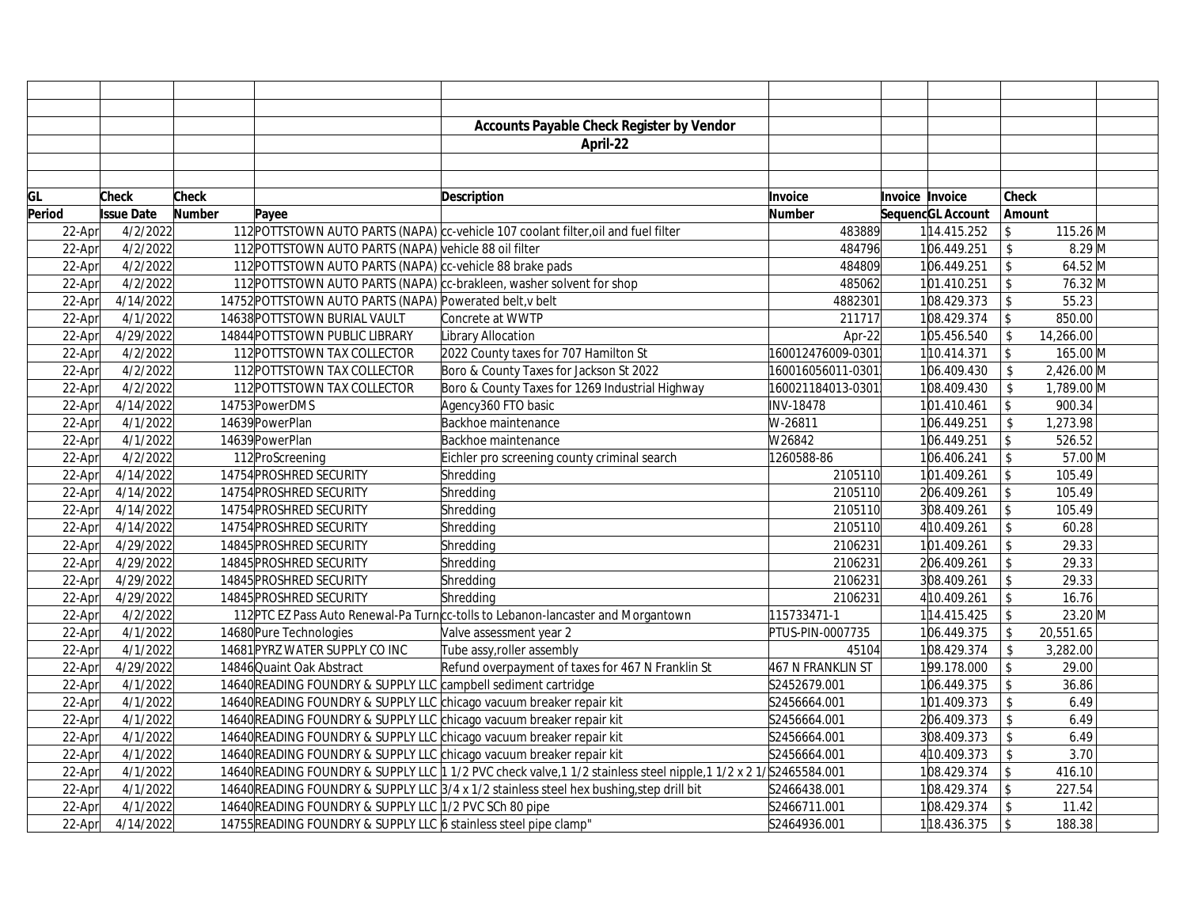**Accounts Payable Check Register by Vendor**

**April-22**

| GL Period | Check Issue Date | Check Number | Payee | Description | Invoice Number | Invoice Sequence | Invoice GL Account | Check Amount | |
|---|---|---|---|---|---|---|---|---|---|
| 22-Apr | 4/2/2022 | 112 | POTTSTOWN AUTO PARTS (NAPA) | cc-vehicle 107 coolant filter,oil and fuel filter | 483889 | 1 | 14.415.252 | $ 115.26 | M |
| 22-Apr | 4/2/2022 | 112 | POTTSTOWN AUTO PARTS (NAPA) | vehicle 88 oil filter | 484796 | 1 | 06.449.251 | $ 8.29 | M |
| 22-Apr | 4/2/2022 | 112 | POTTSTOWN AUTO PARTS (NAPA) | cc-vehicle 88 brake pads | 484809 | 1 | 06.449.251 | $ 64.52 | M |
| 22-Apr | 4/2/2022 | 112 | POTTSTOWN AUTO PARTS (NAPA) | cc-brakleen, washer solvent for shop | 485062 | 1 | 01.410.251 | $ 76.32 | M |
| 22-Apr | 4/14/2022 | 14752 | POTTSTOWN AUTO PARTS (NAPA) | Powerated belt,v belt | 4882301 | 1 | 08.429.373 | $ 55.23 | |
| 22-Apr | 4/1/2022 | 14638 | POTTSTOWN BURIAL VAULT | Concrete at WWTP | 211717 | 1 | 08.429.374 | $ 850.00 | |
| 22-Apr | 4/29/2022 | 14844 | POTTSTOWN PUBLIC LIBRARY | Library Allocation | Apr-22 | 1 | 05.456.540 | $ 14,266.00 | |
| 22-Apr | 4/2/2022 | 112 | POTTSTOWN TAX COLLECTOR | 2022 County taxes for 707 Hamilton St | 160012476009-0301 | 1 | 10.414.371 | $ 165.00 | M |
| 22-Apr | 4/2/2022 | 112 | POTTSTOWN TAX COLLECTOR | Boro & County Taxes for Jackson St 2022 | 160016056011-0301 | 1 | 06.409.430 | $ 2,426.00 | M |
| 22-Apr | 4/2/2022 | 112 | POTTSTOWN TAX COLLECTOR | Boro & County Taxes for 1269 Industrial Highway | 160021184013-0301 | 1 | 08.409.430 | $ 1,789.00 | M |
| 22-Apr | 4/14/2022 | 14753 | PowerDMS | Agency360 FTO basic | INV-18478 | 1 | 01.410.461 | $ 900.34 | |
| 22-Apr | 4/1/2022 | 14639 | PowerPlan | Backhoe maintenance | W-26811 | 1 | 06.449.251 | $ 1,273.98 | |
| 22-Apr | 4/1/2022 | 14639 | PowerPlan | Backhoe maintenance | W26842 | 1 | 06.449.251 | $ 526.52 | |
| 22-Apr | 4/2/2022 | 112 | ProScreening | Eichler pro screening county criminal search | 1260588-86 | 1 | 06.406.241 | $ 57.00 | M |
| 22-Apr | 4/14/2022 | 14754 | PROSHRED SECURITY | Shredding | 2105110 | 1 | 01.409.261 | $ 105.49 | |
| 22-Apr | 4/14/2022 | 14754 | PROSHRED SECURITY | Shredding | 2105110 | 2 | 06.409.261 | $ 105.49 | |
| 22-Apr | 4/14/2022 | 14754 | PROSHRED SECURITY | Shredding | 2105110 | 3 | 08.409.261 | $ 105.49 | |
| 22-Apr | 4/14/2022 | 14754 | PROSHRED SECURITY | Shredding | 2105110 | 4 | 10.409.261 | $ 60.28 | |
| 22-Apr | 4/29/2022 | 14845 | PROSHRED SECURITY | Shredding | 2106231 | 1 | 01.409.261 | $ 29.33 | |
| 22-Apr | 4/29/2022 | 14845 | PROSHRED SECURITY | Shredding | 2106231 | 2 | 06.409.261 | $ 29.33 | |
| 22-Apr | 4/29/2022 | 14845 | PROSHRED SECURITY | Shredding | 2106231 | 3 | 08.409.261 | $ 29.33 | |
| 22-Apr | 4/29/2022 | 14845 | PROSHRED SECURITY | Shredding | 2106231 | 4 | 10.409.261 | $ 16.76 | |
| 22-Apr | 4/2/2022 | 112 | PTC EZ Pass Auto Renewal-Pa Turn | cc-tolls to Lebanon-lancaster and Morgantown | 115733471-1 | 1 | 14.415.425 | $ 23.20 | M |
| 22-Apr | 4/1/2022 | 14680 | Pure Technologies | Valve assessment year 2 | PTUS-PIN-0007735 | 1 | 06.449.375 | $ 20,551.65 | |
| 22-Apr | 4/1/2022 | 14681 | PYRZ WATER SUPPLY CO INC | Tube assy,roller assembly | 45104 | 1 | 08.429.374 | $ 3,282.00 | |
| 22-Apr | 4/29/2022 | 14846 | Quaint Oak Abstract | Refund overpayment of taxes for 467 N Franklin St | 467 N FRANKLIN ST | 1 | 99.178.000 | $ 29.00 | |
| 22-Apr | 4/1/2022 | 14640 | READING FOUNDRY & SUPPLY LLC | campbell sediment cartridge | S2452679.001 | 1 | 06.449.375 | $ 36.86 | |
| 22-Apr | 4/1/2022 | 14640 | READING FOUNDRY & SUPPLY LLC | chicago vacuum breaker repair kit | S2456664.001 | 1 | 01.409.373 | $ 6.49 | |
| 22-Apr | 4/1/2022 | 14640 | READING FOUNDRY & SUPPLY LLC | chicago vacuum breaker repair kit | S2456664.001 | 2 | 06.409.373 | $ 6.49 | |
| 22-Apr | 4/1/2022 | 14640 | READING FOUNDRY & SUPPLY LLC | chicago vacuum breaker repair kit | S2456664.001 | 3 | 08.409.373 | $ 6.49 | |
| 22-Apr | 4/1/2022 | 14640 | READING FOUNDRY & SUPPLY LLC | chicago vacuum breaker repair kit | S2456664.001 | 4 | 10.409.373 | $ 3.70 | |
| 22-Apr | 4/1/2022 | 14640 | READING FOUNDRY & SUPPLY LLC | 1 1/2 PVC check valve,1 1/2 stainless steel nipple,1 1/2 x 2 1/ | S2465584.001 | 1 | 08.429.374 | $ 416.10 | |
| 22-Apr | 4/1/2022 | 14640 | READING FOUNDRY & SUPPLY LLC | 3/4 x 1/2 stainless steel hex bushing,step drill bit | S2466438.001 | 1 | 08.429.374 | $ 227.54 | |
| 22-Apr | 4/1/2022 | 14640 | READING FOUNDRY & SUPPLY LLC | 1/2 PVC SCh 80 pipe | S2466711.001 | 1 | 08.429.374 | $ 11.42 | |
| 22-Apr | 4/14/2022 | 14755 | READING FOUNDRY & SUPPLY LLC | 6 stainless steel pipe clamp" | S2464936.001 | 1 | 18.436.375 | $ 188.38 | |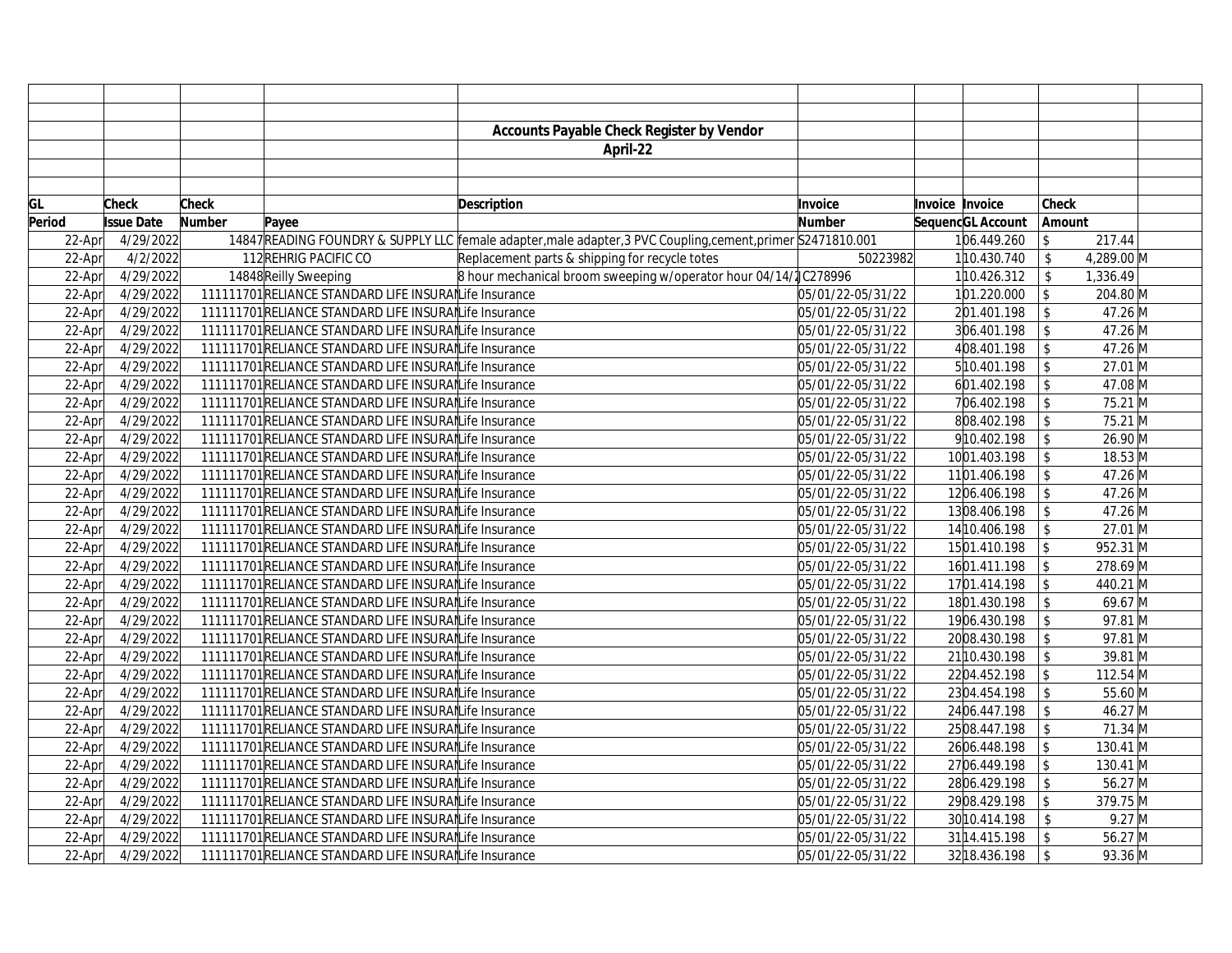## Accounts Payable Check Register by Vendor

## April-22

| GL Period | Check Issue Date | Check Number | Payee | Description | Invoice Number | Invoice Sequence | Invoice GL Account | Check Amount | |
|---|---|---|---|---|---|---|---|---|---|
| 22-Apr | 4/29/2022 | 14847 | READING FOUNDRY & SUPPLY LLC | female adapter,male adapter,3 PVC Coupling,cement,primer | S2471810.001 | 1 | 06.449.260 | $ 217.44 | |
| 22-Apr | 4/2/2022 | 112 | REHRIG PACIFIC CO | Replacement parts & shipping for recycle totes | 50223982 | 1 | 10.430.740 | $ 4,289.00 | M |
| 22-Apr | 4/29/2022 | 14848 | Reilly Sweeping | 8 hour mechanical broom sweeping w/operator hour 04/14/2 | C278996 | 1 | 10.426.312 | $ 1,336.49 | |
| 22-Apr | 4/29/2022 | 111111701 | RELIANCE STANDARD LIFE INSURAN | Life Insurance | 05/01/22-05/31/22 | 1 | 01.220.000 | $ 204.80 | M |
| 22-Apr | 4/29/2022 | 111111701 | RELIANCE STANDARD LIFE INSURAN | Life Insurance | 05/01/22-05/31/22 | 2 | 01.401.198 | $ 47.26 | M |
| 22-Apr | 4/29/2022 | 111111701 | RELIANCE STANDARD LIFE INSURAN | Life Insurance | 05/01/22-05/31/22 | 3 | 06.401.198 | $ 47.26 | M |
| 22-Apr | 4/29/2022 | 111111701 | RELIANCE STANDARD LIFE INSURAN | Life Insurance | 05/01/22-05/31/22 | 4 | 08.401.198 | $ 47.26 | M |
| 22-Apr | 4/29/2022 | 111111701 | RELIANCE STANDARD LIFE INSURAN | Life Insurance | 05/01/22-05/31/22 | 5 | 10.401.198 | $ 27.01 | M |
| 22-Apr | 4/29/2022 | 111111701 | RELIANCE STANDARD LIFE INSURAN | Life Insurance | 05/01/22-05/31/22 | 6 | 01.402.198 | $ 47.08 | M |
| 22-Apr | 4/29/2022 | 111111701 | RELIANCE STANDARD LIFE INSURAN | Life Insurance | 05/01/22-05/31/22 | 7 | 06.402.198 | $ 75.21 | M |
| 22-Apr | 4/29/2022 | 111111701 | RELIANCE STANDARD LIFE INSURAN | Life Insurance | 05/01/22-05/31/22 | 8 | 08.402.198 | $ 75.21 | M |
| 22-Apr | 4/29/2022 | 111111701 | RELIANCE STANDARD LIFE INSURAN | Life Insurance | 05/01/22-05/31/22 | 9 | 10.402.198 | $ 26.90 | M |
| 22-Apr | 4/29/2022 | 111111701 | RELIANCE STANDARD LIFE INSURAN | Life Insurance | 05/01/22-05/31/22 | 10 | 01.403.198 | $ 18.53 | M |
| 22-Apr | 4/29/2022 | 111111701 | RELIANCE STANDARD LIFE INSURAN | Life Insurance | 05/01/22-05/31/22 | 11 | 01.406.198 | $ 47.26 | M |
| 22-Apr | 4/29/2022 | 111111701 | RELIANCE STANDARD LIFE INSURAN | Life Insurance | 05/01/22-05/31/22 | 12 | 06.406.198 | $ 47.26 | M |
| 22-Apr | 4/29/2022 | 111111701 | RELIANCE STANDARD LIFE INSURAN | Life Insurance | 05/01/22-05/31/22 | 13 | 08.406.198 | $ 47.26 | M |
| 22-Apr | 4/29/2022 | 111111701 | RELIANCE STANDARD LIFE INSURAN | Life Insurance | 05/01/22-05/31/22 | 14 | 10.406.198 | $ 27.01 | M |
| 22-Apr | 4/29/2022 | 111111701 | RELIANCE STANDARD LIFE INSURAN | Life Insurance | 05/01/22-05/31/22 | 15 | 01.410.198 | $ 952.31 | M |
| 22-Apr | 4/29/2022 | 111111701 | RELIANCE STANDARD LIFE INSURAN | Life Insurance | 05/01/22-05/31/22 | 16 | 01.411.198 | $ 278.69 | M |
| 22-Apr | 4/29/2022 | 111111701 | RELIANCE STANDARD LIFE INSURAN | Life Insurance | 05/01/22-05/31/22 | 17 | 01.414.198 | $ 440.21 | M |
| 22-Apr | 4/29/2022 | 111111701 | RELIANCE STANDARD LIFE INSURAN | Life Insurance | 05/01/22-05/31/22 | 18 | 01.430.198 | $ 69.67 | M |
| 22-Apr | 4/29/2022 | 111111701 | RELIANCE STANDARD LIFE INSURAN | Life Insurance | 05/01/22-05/31/22 | 19 | 06.430.198 | $ 97.81 | M |
| 22-Apr | 4/29/2022 | 111111701 | RELIANCE STANDARD LIFE INSURAN | Life Insurance | 05/01/22-05/31/22 | 20 | 08.430.198 | $ 97.81 | M |
| 22-Apr | 4/29/2022 | 111111701 | RELIANCE STANDARD LIFE INSURAN | Life Insurance | 05/01/22-05/31/22 | 21 | 10.430.198 | $ 39.81 | M |
| 22-Apr | 4/29/2022 | 111111701 | RELIANCE STANDARD LIFE INSURAN | Life Insurance | 05/01/22-05/31/22 | 22 | 04.452.198 | $ 112.54 | M |
| 22-Apr | 4/29/2022 | 111111701 | RELIANCE STANDARD LIFE INSURAN | Life Insurance | 05/01/22-05/31/22 | 23 | 04.454.198 | $ 55.60 | M |
| 22-Apr | 4/29/2022 | 111111701 | RELIANCE STANDARD LIFE INSURAN | Life Insurance | 05/01/22-05/31/22 | 24 | 06.447.198 | $ 46.27 | M |
| 22-Apr | 4/29/2022 | 111111701 | RELIANCE STANDARD LIFE INSURAN | Life Insurance | 05/01/22-05/31/22 | 25 | 08.447.198 | $ 71.34 | M |
| 22-Apr | 4/29/2022 | 111111701 | RELIANCE STANDARD LIFE INSURAN | Life Insurance | 05/01/22-05/31/22 | 26 | 06.448.198 | $ 130.41 | M |
| 22-Apr | 4/29/2022 | 111111701 | RELIANCE STANDARD LIFE INSURAN | Life Insurance | 05/01/22-05/31/22 | 27 | 06.449.198 | $ 130.41 | M |
| 22-Apr | 4/29/2022 | 111111701 | RELIANCE STANDARD LIFE INSURAN | Life Insurance | 05/01/22-05/31/22 | 28 | 06.429.198 | $ 56.27 | M |
| 22-Apr | 4/29/2022 | 111111701 | RELIANCE STANDARD LIFE INSURAN | Life Insurance | 05/01/22-05/31/22 | 29 | 08.429.198 | $ 379.75 | M |
| 22-Apr | 4/29/2022 | 111111701 | RELIANCE STANDARD LIFE INSURAN | Life Insurance | 05/01/22-05/31/22 | 30 | 10.414.198 | $ 9.27 | M |
| 22-Apr | 4/29/2022 | 111111701 | RELIANCE STANDARD LIFE INSURAN | Life Insurance | 05/01/22-05/31/22 | 31 | 14.415.198 | $ 56.27 | M |
| 22-Apr | 4/29/2022 | 111111701 | RELIANCE STANDARD LIFE INSURAN | Life Insurance | 05/01/22-05/31/22 | 32 | 18.436.198 | $ 93.36 | M |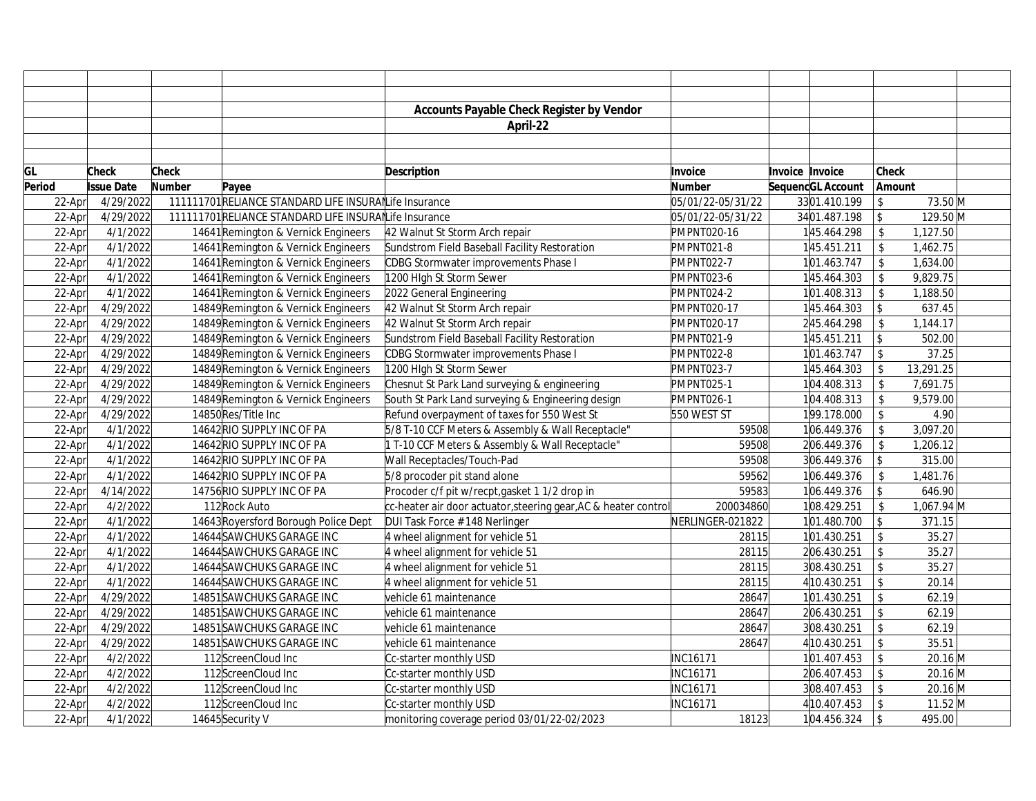## Accounts Payable Check Register by Vendor

### April-22

| GL Period | Check Issue Date | Check Number | Payee | Description | Invoice Number | Invoice Sequence | Invoice GL Account | Check Amount | |
|---|---|---|---|---|---|---|---|---|---|
| 22-Apr | 4/29/2022 | 111111701 | RELIANCE STANDARD LIFE INSURAN | Life Insurance | 05/01/22-05/31/22 | 33 | 01.410.199 | $ 73.50 | M |
| 22-Apr | 4/29/2022 | 111111701 | RELIANCE STANDARD LIFE INSURAN | Life Insurance | 05/01/22-05/31/22 | 34 | 01.487.198 | $ 129.50 | M |
| 22-Apr | 4/1/2022 | 14641 | Remington & Vernick Engineers | 42 Walnut St Storm Arch repair | PMPNT020-16 | 1 | 45.464.298 | $ 1,127.50 | |
| 22-Apr | 4/1/2022 | 14641 | Remington & Vernick Engineers | Sundstrom Field Baseball Facility Restoration | PMPNT021-8 | 1 | 45.451.211 | $ 1,462.75 | |
| 22-Apr | 4/1/2022 | 14641 | Remington & Vernick Engineers | CDBG Stormwater improvements Phase I | PMPNT022-7 | 1 | 01.463.747 | $ 1,634.00 | |
| 22-Apr | 4/1/2022 | 14641 | Remington & Vernick Engineers | 1200 HIgh St Storm Sewer | PMPNT023-6 | 1 | 45.464.303 | $ 9,829.75 | |
| 22-Apr | 4/1/2022 | 14641 | Remington & Vernick Engineers | 2022 General Engineering | PMPNT024-2 | 1 | 01.408.313 | $ 1,188.50 | |
| 22-Apr | 4/29/2022 | 14849 | Remington & Vernick Engineers | 42 Walnut St Storm Arch repair | PMPNT020-17 | 1 | 45.464.303 | $ 637.45 | |
| 22-Apr | 4/29/2022 | 14849 | Remington & Vernick Engineers | 42 Walnut St Storm Arch repair | PMPNT020-17 | 2 | 45.464.298 | $ 1,144.17 | |
| 22-Apr | 4/29/2022 | 14849 | Remington & Vernick Engineers | Sundstrom Field Baseball Facility Restoration | PMPNT021-9 | 1 | 45.451.211 | $ 502.00 | |
| 22-Apr | 4/29/2022 | 14849 | Remington & Vernick Engineers | CDBG Stormwater improvements Phase I | PMPNT022-8 | 1 | 01.463.747 | $ 37.25 | |
| 22-Apr | 4/29/2022 | 14849 | Remington & Vernick Engineers | 1200 HIgh St Storm Sewer | PMPNT023-7 | 1 | 45.464.303 | $ 13,291.25 | |
| 22-Apr | 4/29/2022 | 14849 | Remington & Vernick Engineers | Chesnut St Park Land surveying & engineering | PMPNT025-1 | 1 | 04.408.313 | $ 7,691.75 | |
| 22-Apr | 4/29/2022 | 14849 | Remington & Vernick Engineers | South St Park Land surveying & Engineering design | PMPNT026-1 | 1 | 04.408.313 | $ 9,579.00 | |
| 22-Apr | 4/29/2022 | 14850 | Res/Title Inc | Refund overpayment of taxes for 550 West St | 550 WEST ST | 1 | 99.178.000 | $ 4.90 | |
| 22-Apr | 4/1/2022 | 14642 | RIO SUPPLY INC OF PA | 5/8 T-10 CCF Meters & Assembly & Wall Receptacle" | 59508 | 1 | 06.449.376 | $ 3,097.20 | |
| 22-Apr | 4/1/2022 | 14642 | RIO SUPPLY INC OF PA | 1 T-10 CCF Meters & Assembly & Wall Receptacle" | 59508 | 2 | 06.449.376 | $ 1,206.12 | |
| 22-Apr | 4/1/2022 | 14642 | RIO SUPPLY INC OF PA | Wall Receptacles/Touch-Pad | 59508 | 3 | 06.449.376 | $ 315.00 | |
| 22-Apr | 4/1/2022 | 14642 | RIO SUPPLY INC OF PA | 5/8 procoder pit stand alone | 59562 | 1 | 06.449.376 | $ 1,481.76 | |
| 22-Apr | 4/14/2022 | 14756 | RIO SUPPLY INC OF PA | Procoder c/f pit w/recpt,gasket 1 1/2 drop in | 59583 | 1 | 06.449.376 | $ 646.90 | |
| 22-Apr | 4/2/2022 | 112 | Rock Auto | cc-heater air door actuator,steering gear,AC & heater control | 200034860 | 1 | 08.429.251 | $ 1,067.94 | M |
| 22-Apr | 4/1/2022 | 14643 | Royersford Borough Police Dept | DUI Task Force #148 Nerlinger | NERLINGER-021822 | 1 | 01.480.700 | $ 371.15 | |
| 22-Apr | 4/1/2022 | 14644 | SAWCHUKS GARAGE INC | 4 wheel alignment for vehicle 51 | 28115 | 1 | 01.430.251 | $ 35.27 | |
| 22-Apr | 4/1/2022 | 14644 | SAWCHUKS GARAGE INC | 4 wheel alignment for vehicle 51 | 28115 | 2 | 06.430.251 | $ 35.27 | |
| 22-Apr | 4/1/2022 | 14644 | SAWCHUKS GARAGE INC | 4 wheel alignment for vehicle 51 | 28115 | 3 | 08.430.251 | $ 35.27 | |
| 22-Apr | 4/1/2022 | 14644 | SAWCHUKS GARAGE INC | 4 wheel alignment for vehicle 51 | 28115 | 4 | 10.430.251 | $ 20.14 | |
| 22-Apr | 4/29/2022 | 14851 | SAWCHUKS GARAGE INC | vehicle 61 maintenance | 28647 | 1 | 01.430.251 | $ 62.19 | |
| 22-Apr | 4/29/2022 | 14851 | SAWCHUKS GARAGE INC | vehicle 61 maintenance | 28647 | 2 | 06.430.251 | $ 62.19 | |
| 22-Apr | 4/29/2022 | 14851 | SAWCHUKS GARAGE INC | vehicle 61 maintenance | 28647 | 3 | 08.430.251 | $ 62.19 | |
| 22-Apr | 4/29/2022 | 14851 | SAWCHUKS GARAGE INC | vehicle 61 maintenance | 28647 | 4 | 10.430.251 | $ 35.51 | |
| 22-Apr | 4/2/2022 | 112 | ScreenCloud Inc | Cc-starter monthly USD | INC16171 | 1 | 01.407.453 | $ 20.16 | M |
| 22-Apr | 4/2/2022 | 112 | ScreenCloud Inc | Cc-starter monthly USD | INC16171 | 2 | 06.407.453 | $ 20.16 | M |
| 22-Apr | 4/2/2022 | 112 | ScreenCloud Inc | Cc-starter monthly USD | INC16171 | 3 | 08.407.453 | $ 20.16 | M |
| 22-Apr | 4/2/2022 | 112 | ScreenCloud Inc | Cc-starter monthly USD | INC16171 | 4 | 10.407.453 | $ 11.52 | M |
| 22-Apr | 4/1/2022 | 14645 | Security V | monitoring coverage period 03/01/22-02/2023 | 18123 | 1 | 04.456.324 | $ 495.00 | |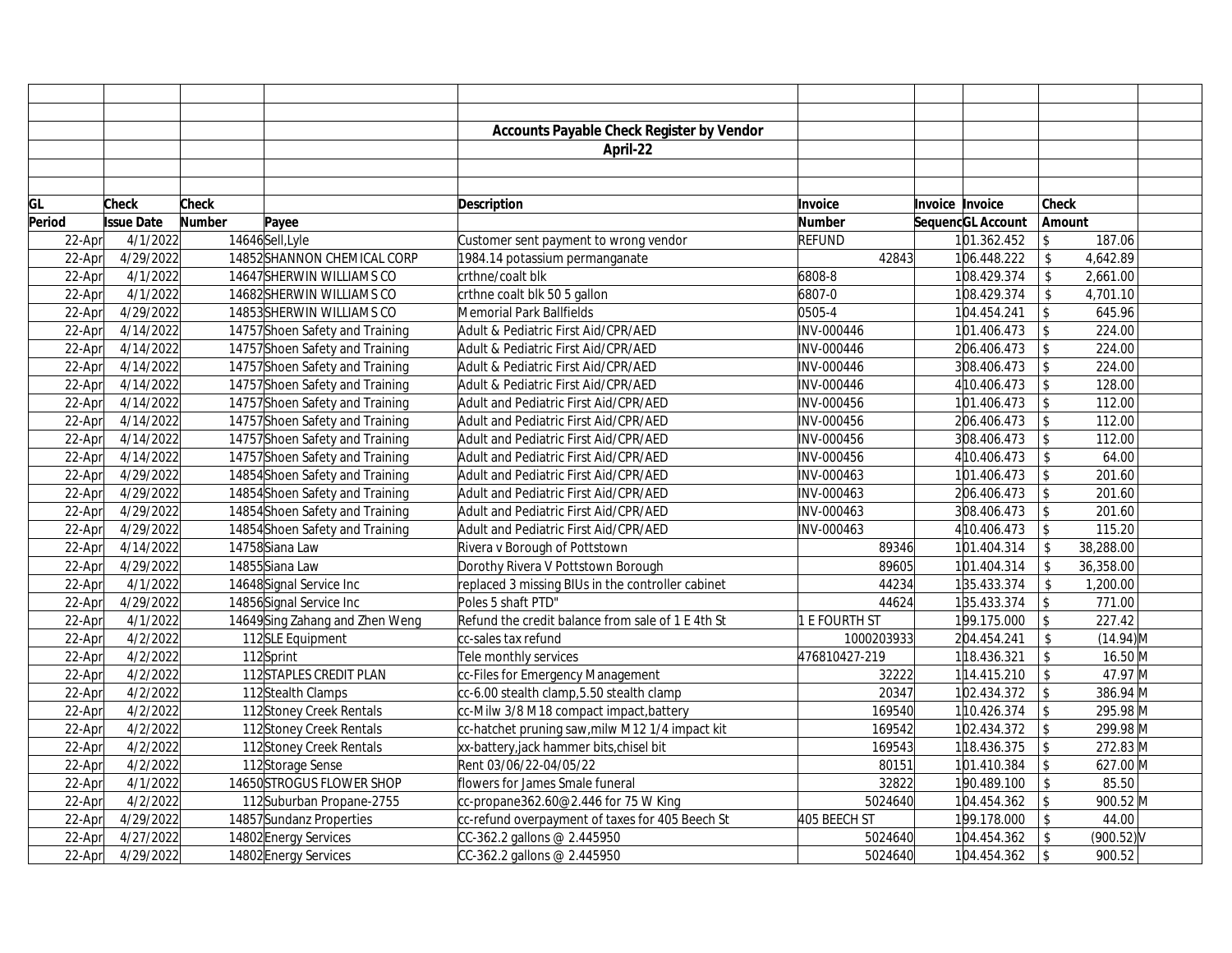## Accounts Payable Check Register by Vendor

### April-22

| GL Period | Check Issue Date | Check Number | Payee | Description | Invoice Number | Invoice Sequence | Invoice GL Account | Check Amount | |
|---|---|---|---|---|---|---|---|---|---|
| 22-Apr | 4/1/2022 | 14646 | Sell,Lyle | Customer sent payment to wrong vendor | REFUND | 1 | 01.362.452 | $ 187.06 | |
| 22-Apr | 4/29/2022 | 14852 | SHANNON CHEMICAL CORP | 1984.14 potassium permanganate | 42843 | 1 | 06.448.222 | $ 4,642.89 | |
| 22-Apr | 4/1/2022 | 14647 | SHERWIN WILLIAMS CO | crthne/coalt blk | 6808-8 | 1 | 08.429.374 | $ 2,661.00 | |
| 22-Apr | 4/1/2022 | 14682 | SHERWIN WILLIAMS CO | crthne coalt blk 50 5 gallon | 6807-0 | 1 | 08.429.374 | $ 4,701.10 | |
| 22-Apr | 4/29/2022 | 14853 | SHERWIN WILLIAMS CO | Memorial Park Ballfields | 0505-4 | 1 | 04.454.241 | $ 645.96 | |
| 22-Apr | 4/14/2022 | 14757 | Shoen Safety and Training | Adult & Pediatric First Aid/CPR/AED | INV-000446 | 1 | 01.406.473 | $ 224.00 | |
| 22-Apr | 4/14/2022 | 14757 | Shoen Safety and Training | Adult & Pediatric First Aid/CPR/AED | INV-000446 | 2 | 06.406.473 | $ 224.00 | |
| 22-Apr | 4/14/2022 | 14757 | Shoen Safety and Training | Adult & Pediatric First Aid/CPR/AED | INV-000446 | 3 | 08.406.473 | $ 224.00 | |
| 22-Apr | 4/14/2022 | 14757 | Shoen Safety and Training | Adult & Pediatric First Aid/CPR/AED | INV-000446 | 4 | 10.406.473 | $ 128.00 | |
| 22-Apr | 4/14/2022 | 14757 | Shoen Safety and Training | Adult and Pediatric First Aid/CPR/AED | INV-000456 | 1 | 01.406.473 | $ 112.00 | |
| 22-Apr | 4/14/2022 | 14757 | Shoen Safety and Training | Adult and Pediatric First Aid/CPR/AED | INV-000456 | 2 | 06.406.473 | $ 112.00 | |
| 22-Apr | 4/14/2022 | 14757 | Shoen Safety and Training | Adult and Pediatric First Aid/CPR/AED | INV-000456 | 3 | 08.406.473 | $ 112.00 | |
| 22-Apr | 4/14/2022 | 14757 | Shoen Safety and Training | Adult and Pediatric First Aid/CPR/AED | INV-000456 | 4 | 10.406.473 | $ 64.00 | |
| 22-Apr | 4/29/2022 | 14854 | Shoen Safety and Training | Adult and Pediatric First Aid/CPR/AED | INV-000463 | 1 | 01.406.473 | $ 201.60 | |
| 22-Apr | 4/29/2022 | 14854 | Shoen Safety and Training | Adult and Pediatric First Aid/CPR/AED | INV-000463 | 2 | 06.406.473 | $ 201.60 | |
| 22-Apr | 4/29/2022 | 14854 | Shoen Safety and Training | Adult and Pediatric First Aid/CPR/AED | INV-000463 | 3 | 08.406.473 | $ 201.60 | |
| 22-Apr | 4/29/2022 | 14854 | Shoen Safety and Training | Adult and Pediatric First Aid/CPR/AED | INV-000463 | 4 | 10.406.473 | $ 115.20 | |
| 22-Apr | 4/14/2022 | 14758 | Siana Law | Rivera v Borough of Pottstown | 89346 | 1 | 01.404.314 | $ 38,288.00 | |
| 22-Apr | 4/29/2022 | 14855 | Siana Law | Dorothy Rivera V Pottstown Borough | 89605 | 1 | 01.404.314 | $ 36,358.00 | |
| 22-Apr | 4/1/2022 | 14648 | Signal Service Inc | replaced 3 missing BIUs in the controller cabinet | 44234 | 1 | 35.433.374 | $ 1,200.00 | |
| 22-Apr | 4/29/2022 | 14856 | Signal Service Inc | Poles 5 shaft PTD" | 44624 | 1 | 35.433.374 | $ 771.00 | |
| 22-Apr | 4/1/2022 | 14649 | Sing Zahang and Zhen Weng | Refund the credit balance from sale of 1 E 4th St | 1 E FOURTH ST | 1 | 99.175.000 | $ 227.42 | |
| 22-Apr | 4/2/2022 | 112 | SLE Equipment | cc-sales tax refund | 1000203933 | 2 | 04.454.241 | $ (14.94) | M |
| 22-Apr | 4/2/2022 | 112 | Sprint | Tele monthly services | 476810427-219 | 1 | 18.436.321 | $ 16.50 | M |
| 22-Apr | 4/2/2022 | 112 | STAPLES CREDIT PLAN | cc-Files for Emergency Management | 32222 | 1 | 14.415.210 | $ 47.97 | M |
| 22-Apr | 4/2/2022 | 112 | Stealth Clamps | cc-6.00 stealth clamp,5.50 stealth clamp | 20347 | 1 | 02.434.372 | $ 386.94 | M |
| 22-Apr | 4/2/2022 | 112 | Stoney Creek Rentals | cc-Milw 3/8 M18 compact impact,battery | 169540 | 1 | 10.426.374 | $ 295.98 | M |
| 22-Apr | 4/2/2022 | 112 | Stoney Creek Rentals | cc-hatchet pruning saw,milw M12 1/4 impact kit | 169542 | 1 | 02.434.372 | $ 299.98 | M |
| 22-Apr | 4/2/2022 | 112 | Stoney Creek Rentals | xx-battery,jack hammer bits,chisel bit | 169543 | 1 | 18.436.375 | $ 272.83 | M |
| 22-Apr | 4/2/2022 | 112 | Storage Sense | Rent 03/06/22-04/05/22 | 80151 | 1 | 01.410.384 | $ 627.00 | M |
| 22-Apr | 4/1/2022 | 14650 | STROGUS FLOWER SHOP | flowers for James Smale funeral | 32822 | 1 | 90.489.100 | $ 85.50 | |
| 22-Apr | 4/2/2022 | 112 | Suburban Propane-2755 | cc-propane362.60@2.446 for 75 W King | 5024640 | 1 | 04.454.362 | $ 900.52 | M |
| 22-Apr | 4/29/2022 | 14857 | Sundanz Properties | cc-refund overpayment of taxes for 405 Beech St | 405 BEECH ST | 1 | 99.178.000 | $ 44.00 | |
| 22-Apr | 4/27/2022 | 14802 | Energy Services | CC-362.2 gallons @ 2.445950 | 5024640 | 1 | 04.454.362 | $ (900.52) | V |
| 22-Apr | 4/29/2022 | 14802 | Energy Services | CC-362.2 gallons @ 2.445950 | 5024640 | 1 | 04.454.362 | $ 900.52 | |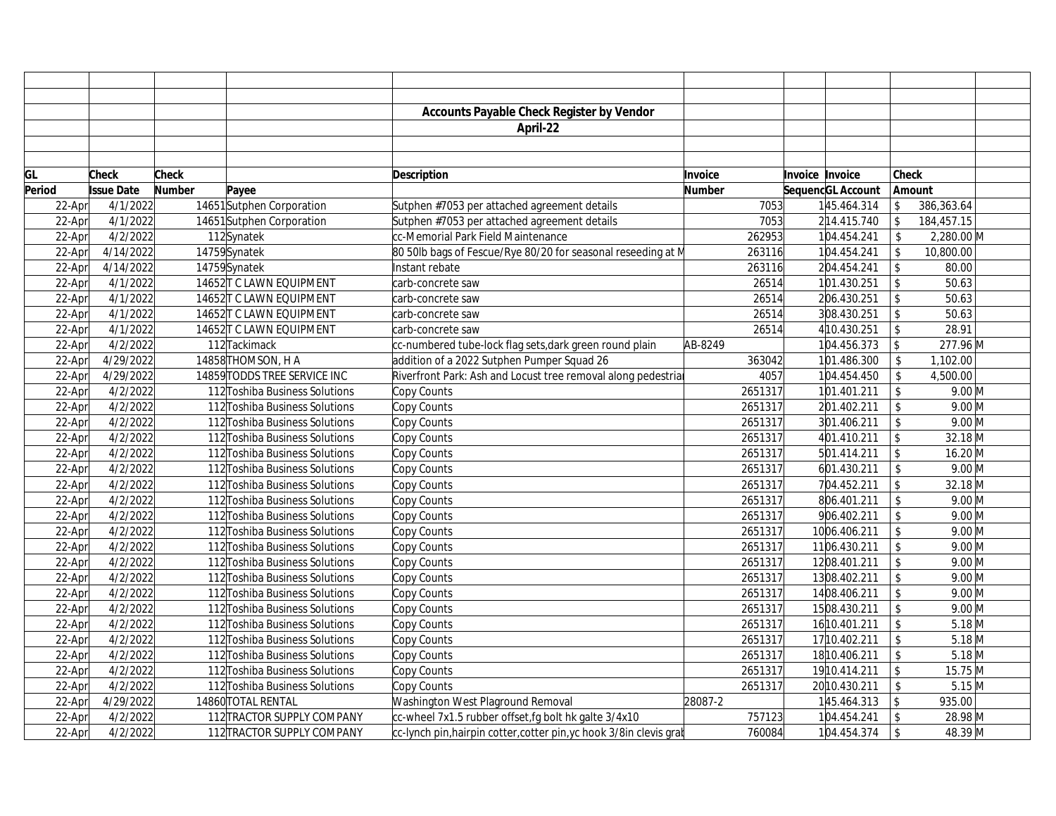## Accounts Payable Check Register by Vendor

### April-22

| GL Period | Check Issue Date | Check Number | Payee | Description | Invoice Number | Invoice Sequence | Invoice GL Account | Check Amount | |
|---|---|---|---|---|---|---|---|---|---|
| 22-Apr | 4/1/2022 | 14651 | Sutphen Corporation | Sutphen #7053 per attached agreement details | 7053 | 1 | 45.464.314 | $ 386,363.64 | |
| 22-Apr | 4/1/2022 | 14651 | Sutphen Corporation | Sutphen #7053 per attached agreement details | 7053 | 2 | 14.415.740 | $ 184,457.15 | |
| 22-Apr | 4/2/2022 | 112 | Synatek | cc-Memorial Park Field Maintenance | 262953 | 1 | 04.454.241 | $ 2,280.00 | M |
| 22-Apr | 4/14/2022 | 14759 | Synatek | 80 50lb bags of Fescue/Rye 80/20 for seasonal reseeding at M | 263116 | 1 | 04.454.241 | $ 10,800.00 | |
| 22-Apr | 4/14/2022 | 14759 | Synatek | Instant rebate | 263116 | 2 | 04.454.241 | $ 80.00 | |
| 22-Apr | 4/1/2022 | 14652 | T C LAWN EQUIPMENT | carb-concrete saw | 26514 | 1 | 01.430.251 | $ 50.63 | |
| 22-Apr | 4/1/2022 | 14652 | T C LAWN EQUIPMENT | carb-concrete saw | 26514 | 2 | 06.430.251 | $ 50.63 | |
| 22-Apr | 4/1/2022 | 14652 | T C LAWN EQUIPMENT | carb-concrete saw | 26514 | 3 | 08.430.251 | $ 50.63 | |
| 22-Apr | 4/1/2022 | 14652 | T C LAWN EQUIPMENT | carb-concrete saw | 26514 | 4 | 10.430.251 | $ 28.91 | |
| 22-Apr | 4/2/2022 | 112 | Tackimack | cc-numbered tube-lock flag sets,dark green round plain | AB-8249 | 1 | 04.456.373 | $ 277.96 | M |
| 22-Apr | 4/29/2022 | 14858 | THOMSON, H A | addition of a 2022 Sutphen Pumper Squad 26 | 363042 | 1 | 01.486.300 | $ 1,102.00 | |
| 22-Apr | 4/29/2022 | 14859 | TODDS TREE SERVICE INC | Riverfront Park: Ash and Locust tree removal along pedestrian | 4057 | 1 | 04.454.450 | $ 4,500.00 | |
| 22-Apr | 4/2/2022 | 112 | Toshiba Business Solutions | Copy Counts | 2651317 | 1 | 01.401.211 | $ 9.00 | M |
| 22-Apr | 4/2/2022 | 112 | Toshiba Business Solutions | Copy Counts | 2651317 | 2 | 01.402.211 | $ 9.00 | M |
| 22-Apr | 4/2/2022 | 112 | Toshiba Business Solutions | Copy Counts | 2651317 | 3 | 01.406.211 | $ 9.00 | M |
| 22-Apr | 4/2/2022 | 112 | Toshiba Business Solutions | Copy Counts | 2651317 | 4 | 01.410.211 | $ 32.18 | M |
| 22-Apr | 4/2/2022 | 112 | Toshiba Business Solutions | Copy Counts | 2651317 | 5 | 01.414.211 | $ 16.20 | M |
| 22-Apr | 4/2/2022 | 112 | Toshiba Business Solutions | Copy Counts | 2651317 | 6 | 01.430.211 | $ 9.00 | M |
| 22-Apr | 4/2/2022 | 112 | Toshiba Business Solutions | Copy Counts | 2651317 | 7 | 04.452.211 | $ 32.18 | M |
| 22-Apr | 4/2/2022 | 112 | Toshiba Business Solutions | Copy Counts | 2651317 | 8 | 06.401.211 | $ 9.00 | M |
| 22-Apr | 4/2/2022 | 112 | Toshiba Business Solutions | Copy Counts | 2651317 | 9 | 06.402.211 | $ 9.00 | M |
| 22-Apr | 4/2/2022 | 112 | Toshiba Business Solutions | Copy Counts | 2651317 | 10 | 06.406.211 | $ 9.00 | M |
| 22-Apr | 4/2/2022 | 112 | Toshiba Business Solutions | Copy Counts | 2651317 | 11 | 06.430.211 | $ 9.00 | M |
| 22-Apr | 4/2/2022 | 112 | Toshiba Business Solutions | Copy Counts | 2651317 | 12 | 08.401.211 | $ 9.00 | M |
| 22-Apr | 4/2/2022 | 112 | Toshiba Business Solutions | Copy Counts | 2651317 | 13 | 08.402.211 | $ 9.00 | M |
| 22-Apr | 4/2/2022 | 112 | Toshiba Business Solutions | Copy Counts | 2651317 | 14 | 08.406.211 | $ 9.00 | M |
| 22-Apr | 4/2/2022 | 112 | Toshiba Business Solutions | Copy Counts | 2651317 | 15 | 08.430.211 | $ 9.00 | M |
| 22-Apr | 4/2/2022 | 112 | Toshiba Business Solutions | Copy Counts | 2651317 | 16 | 10.401.211 | $ 5.18 | M |
| 22-Apr | 4/2/2022 | 112 | Toshiba Business Solutions | Copy Counts | 2651317 | 17 | 10.402.211 | $ 5.18 | M |
| 22-Apr | 4/2/2022 | 112 | Toshiba Business Solutions | Copy Counts | 2651317 | 18 | 10.406.211 | $ 5.18 | M |
| 22-Apr | 4/2/2022 | 112 | Toshiba Business Solutions | Copy Counts | 2651317 | 19 | 10.414.211 | $ 15.75 | M |
| 22-Apr | 4/2/2022 | 112 | Toshiba Business Solutions | Copy Counts | 2651317 | 20 | 10.430.211 | $ 5.15 | M |
| 22-Apr | 4/29/2022 | 14860 | TOTAL RENTAL | Washington West Plaground Removal | 28087-2 | 1 | 45.464.313 | $ 935.00 | |
| 22-Apr | 4/2/2022 | 112 | TRACTOR SUPPLY COMPANY | cc-wheel 7x1.5 rubber offset,fg bolt hk galte 3/4x10 | 757123 | 1 | 04.454.241 | $ 28.98 | M |
| 22-Apr | 4/2/2022 | 112 | TRACTOR SUPPLY COMPANY | cc-lynch pin,hairpin cotter,cotter pin,yc hook 3/8in clevis grab | 760084 | 1 | 04.454.374 | $ 48.39 | M |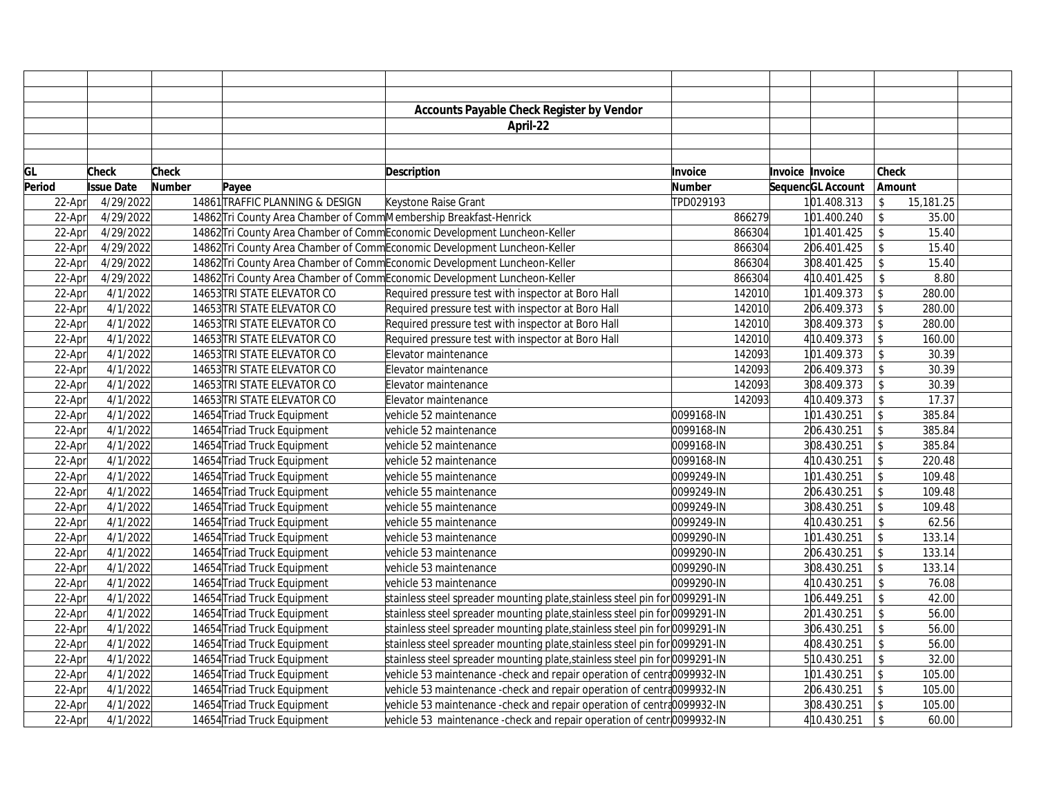## Accounts Payable Check Register by Vendor

### April-22

| GL Period | Check Issue Date | Check Number | Payee | Description | Invoice Number | Invoice Sequence | Invoice GL Account | Check Amount |
|---|---|---|---|---|---|---|---|---|
| 22-Apr | 4/29/2022 | 14861 | TRAFFIC PLANNING & DESIGN | Keystone Raise Grant | TPD029193 | 1 | 01.408.313 | $ 15,181.25 |
| 22-Apr | 4/29/2022 | 14862 | Tri County Area Chamber of Comm | Membership Breakfast-Henrick | 866279 | 1 | 01.400.240 | $ 35.00 |
| 22-Apr | 4/29/2022 | 14862 | Tri County Area Chamber of Comm | Economic Development Luncheon-Keller | 866304 | 1 | 01.401.425 | $ 15.40 |
| 22-Apr | 4/29/2022 | 14862 | Tri County Area Chamber of Comm | Economic Development Luncheon-Keller | 866304 | 2 | 06.401.425 | $ 15.40 |
| 22-Apr | 4/29/2022 | 14862 | Tri County Area Chamber of Comm | Economic Development Luncheon-Keller | 866304 | 3 | 08.401.425 | $ 15.40 |
| 22-Apr | 4/29/2022 | 14862 | Tri County Area Chamber of Comm | Economic Development Luncheon-Keller | 866304 | 4 | 10.401.425 | $ 8.80 |
| 22-Apr | 4/1/2022 | 14653 | TRI STATE ELEVATOR CO | Required pressure test with inspector at Boro Hall | 142010 | 1 | 01.409.373 | $ 280.00 |
| 22-Apr | 4/1/2022 | 14653 | TRI STATE ELEVATOR CO | Required pressure test with inspector at Boro Hall | 142010 | 2 | 06.409.373 | $ 280.00 |
| 22-Apr | 4/1/2022 | 14653 | TRI STATE ELEVATOR CO | Required pressure test with inspector at Boro Hall | 142010 | 3 | 08.409.373 | $ 280.00 |
| 22-Apr | 4/1/2022 | 14653 | TRI STATE ELEVATOR CO | Required pressure test with inspector at Boro Hall | 142010 | 4 | 10.409.373 | $ 160.00 |
| 22-Apr | 4/1/2022 | 14653 | TRI STATE ELEVATOR CO | Elevator maintenance | 142093 | 1 | 01.409.373 | $ 30.39 |
| 22-Apr | 4/1/2022 | 14653 | TRI STATE ELEVATOR CO | Elevator maintenance | 142093 | 2 | 06.409.373 | $ 30.39 |
| 22-Apr | 4/1/2022 | 14653 | TRI STATE ELEVATOR CO | Elevator maintenance | 142093 | 3 | 08.409.373 | $ 30.39 |
| 22-Apr | 4/1/2022 | 14653 | TRI STATE ELEVATOR CO | Elevator maintenance | 142093 | 4 | 10.409.373 | $ 17.37 |
| 22-Apr | 4/1/2022 | 14654 | Triad Truck Equipment | vehicle 52 maintenance | 0099168-IN | 1 | 01.430.251 | $ 385.84 |
| 22-Apr | 4/1/2022 | 14654 | Triad Truck Equipment | vehicle 52 maintenance | 0099168-IN | 2 | 06.430.251 | $ 385.84 |
| 22-Apr | 4/1/2022 | 14654 | Triad Truck Equipment | vehicle 52 maintenance | 0099168-IN | 3 | 08.430.251 | $ 385.84 |
| 22-Apr | 4/1/2022 | 14654 | Triad Truck Equipment | vehicle 52 maintenance | 0099168-IN | 4 | 10.430.251 | $ 220.48 |
| 22-Apr | 4/1/2022 | 14654 | Triad Truck Equipment | vehicle 55 maintenance | 0099249-IN | 1 | 01.430.251 | $ 109.48 |
| 22-Apr | 4/1/2022 | 14654 | Triad Truck Equipment | vehicle 55 maintenance | 0099249-IN | 2 | 06.430.251 | $ 109.48 |
| 22-Apr | 4/1/2022 | 14654 | Triad Truck Equipment | vehicle 55 maintenance | 0099249-IN | 3 | 08.430.251 | $ 109.48 |
| 22-Apr | 4/1/2022 | 14654 | Triad Truck Equipment | vehicle 55 maintenance | 0099249-IN | 4 | 10.430.251 | $ 62.56 |
| 22-Apr | 4/1/2022 | 14654 | Triad Truck Equipment | vehicle 53 maintenance | 0099290-IN | 1 | 01.430.251 | $ 133.14 |
| 22-Apr | 4/1/2022 | 14654 | Triad Truck Equipment | vehicle 53 maintenance | 0099290-IN | 2 | 06.430.251 | $ 133.14 |
| 22-Apr | 4/1/2022 | 14654 | Triad Truck Equipment | vehicle 53 maintenance | 0099290-IN | 3 | 08.430.251 | $ 133.14 |
| 22-Apr | 4/1/2022 | 14654 | Triad Truck Equipment | vehicle 53 maintenance | 0099290-IN | 4 | 10.430.251 | $ 76.08 |
| 22-Apr | 4/1/2022 | 14654 | Triad Truck Equipment | stainless steel spreader mounting plate,stainless steel pin for | 0099291-IN | 1 | 06.449.251 | $ 42.00 |
| 22-Apr | 4/1/2022 | 14654 | Triad Truck Equipment | stainless steel spreader mounting plate,stainless steel pin for | 0099291-IN | 2 | 01.430.251 | $ 56.00 |
| 22-Apr | 4/1/2022 | 14654 | Triad Truck Equipment | stainless steel spreader mounting plate,stainless steel pin for | 0099291-IN | 3 | 06.430.251 | $ 56.00 |
| 22-Apr | 4/1/2022 | 14654 | Triad Truck Equipment | stainless steel spreader mounting plate,stainless steel pin for | 0099291-IN | 4 | 08.430.251 | $ 56.00 |
| 22-Apr | 4/1/2022 | 14654 | Triad Truck Equipment | stainless steel spreader mounting plate,stainless steel pin for | 0099291-IN | 5 | 10.430.251 | $ 32.00 |
| 22-Apr | 4/1/2022 | 14654 | Triad Truck Equipment | vehicle 53 maintenance -check and repair operation of centra | 0099932-IN | 1 | 01.430.251 | $ 105.00 |
| 22-Apr | 4/1/2022 | 14654 | Triad Truck Equipment | vehicle 53 maintenance -check and repair operation of centra | 0099932-IN | 2 | 06.430.251 | $ 105.00 |
| 22-Apr | 4/1/2022 | 14654 | Triad Truck Equipment | vehicle 53 maintenance -check and repair operation of centra | 0099932-IN | 3 | 08.430.251 | $ 105.00 |
| 22-Apr | 4/1/2022 | 14654 | Triad Truck Equipment | vehicle 53 maintenance -check and repair operation of centr | 0099932-IN | 4 | 10.430.251 | $ 60.00 |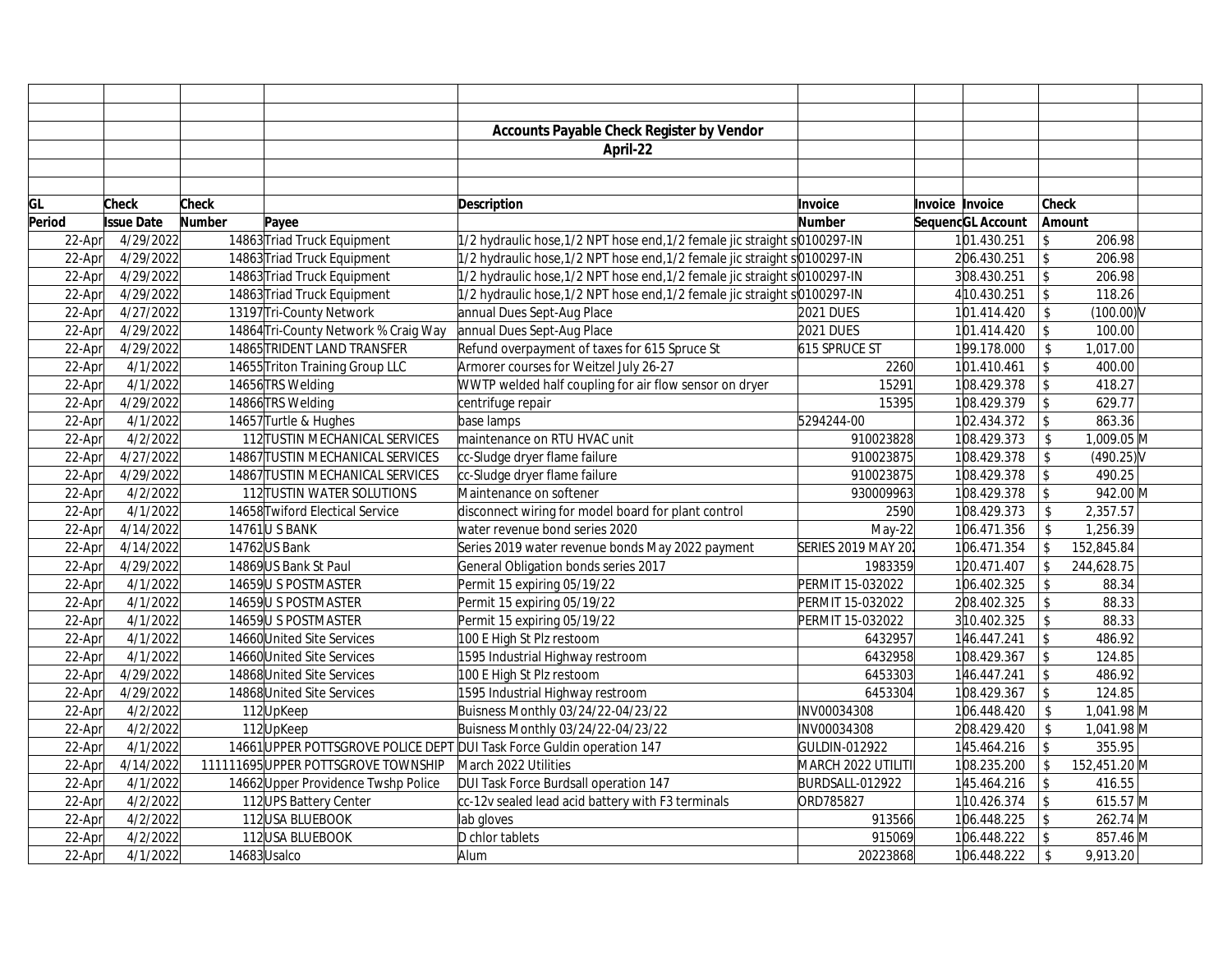## Accounts Payable Check Register by Vendor

### April-22

| GL Period | Check Issue Date | Check Number | Payee | Description | Invoice Number | Invoice Sequence | Invoice GL Account | Check Amount | |
|---|---|---|---|---|---|---|---|---|---|
| 22-Apr | 4/29/2022 | 14863 | Triad Truck Equipment | 1/2 hydraulic hose,1/2 NPT hose end,1/2 female jic straight s | 0100297-IN | 1 | 01.430.251 | $ 206.98 | |
| 22-Apr | 4/29/2022 | 14863 | Triad Truck Equipment | 1/2 hydraulic hose,1/2 NPT hose end,1/2 female jic straight s | 0100297-IN | 2 | 06.430.251 | $ 206.98 | |
| 22-Apr | 4/29/2022 | 14863 | Triad Truck Equipment | 1/2 hydraulic hose,1/2 NPT hose end,1/2 female jic straight s | 0100297-IN | 3 | 08.430.251 | $ 206.98 | |
| 22-Apr | 4/29/2022 | 14863 | Triad Truck Equipment | 1/2 hydraulic hose,1/2 NPT hose end,1/2 female jic straight s | 0100297-IN | 4 | 10.430.251 | $ 118.26 | |
| 22-Apr | 4/27/2022 | 13197 | Tri-County Network | annual Dues Sept-Aug Place | 2021 DUES | 1 | 01.414.420 | $ (100.00) | V |
| 22-Apr | 4/29/2022 | 14864 | Tri-County Network % Craig Way | annual Dues Sept-Aug Place | 2021 DUES | 1 | 01.414.420 | $ 100.00 | |
| 22-Apr | 4/29/2022 | 14865 | TRIDENT LAND TRANSFER | Refund overpayment of taxes for 615 Spruce St | 615 SPRUCE ST | 1 | 99.178.000 | $ 1,017.00 | |
| 22-Apr | 4/1/2022 | 14655 | Triton Training Group LLC | Armorer courses for Weitzel July 26-27 | 2260 | 1 | 01.410.461 | $ 400.00 | |
| 22-Apr | 4/1/2022 | 14656 | TRS Welding | WWTP welded half coupling for air flow sensor on dryer | 15291 | 1 | 08.429.378 | $ 418.27 | |
| 22-Apr | 4/29/2022 | 14866 | TRS Welding | centrifuge repair | 15395 | 1 | 08.429.379 | $ 629.77 | |
| 22-Apr | 4/1/2022 | 14657 | Turtle & Hughes | base lamps | 5294244-00 | 1 | 02.434.372 | $ 863.36 | |
| 22-Apr | 4/2/2022 | 112 | TUSTIN MECHANICAL SERVICES | maintenance on RTU HVAC unit | 910023828 | 1 | 08.429.373 | $ 1,009.05 | M |
| 22-Apr | 4/27/2022 | 14867 | TUSTIN MECHANICAL SERVICES | cc-Sludge dryer flame failure | 910023875 | 1 | 08.429.378 | $ (490.25) | V |
| 22-Apr | 4/29/2022 | 14867 | TUSTIN MECHANICAL SERVICES | cc-Sludge dryer flame failure | 910023875 | 1 | 08.429.378 | $ 490.25 | |
| 22-Apr | 4/2/2022 | 112 | TUSTIN WATER SOLUTIONS | Maintenance on softener | 930009963 | 1 | 08.429.378 | $ 942.00 | M |
| 22-Apr | 4/1/2022 | 14658 | Twiford Electical Service | disconnect wiring for model board for plant control | 2590 | 1 | 08.429.373 | $ 2,357.57 | |
| 22-Apr | 4/14/2022 | 14761 | U S BANK | water revenue bond series 2020 | May-22 | 1 | 06.471.356 | $ 1,256.39 | |
| 22-Apr | 4/14/2022 | 14762 | US Bank | Series 2019 water revenue bonds May 2022 payment | SERIES 2019 MAY 20 | 1 | 06.471.354 | $ 152,845.84 | |
| 22-Apr | 4/29/2022 | 14869 | US Bank St Paul | General Obligation bonds series 2017 | 1983359 | 1 | 20.471.407 | $ 244,628.75 | |
| 22-Apr | 4/1/2022 | 14659 | U S POSTMASTER | Permit 15 expiring 05/19/22 | PERMIT 15-032022 | 1 | 06.402.325 | $ 88.34 | |
| 22-Apr | 4/1/2022 | 14659 | U S POSTMASTER | Permit 15 expiring 05/19/22 | PERMIT 15-032022 | 2 | 08.402.325 | $ 88.33 | |
| 22-Apr | 4/1/2022 | 14659 | U S POSTMASTER | Permit 15 expiring 05/19/22 | PERMIT 15-032022 | 3 | 10.402.325 | $ 88.33 | |
| 22-Apr | 4/1/2022 | 14660 | United Site Services | 100 E High St Plz restoom | 6432957 | 1 | 46.447.241 | $ 486.92 | |
| 22-Apr | 4/1/2022 | 14660 | United Site Services | 1595 Industrial Highway restroom | 6432958 | 1 | 08.429.367 | $ 124.85 | |
| 22-Apr | 4/29/2022 | 14868 | United Site Services | 100 E High St Plz restoom | 6453303 | 1 | 46.447.241 | $ 486.92 | |
| 22-Apr | 4/29/2022 | 14868 | United Site Services | 1595 Industrial Highway restroom | 6453304 | 1 | 08.429.367 | $ 124.85 | |
| 22-Apr | 4/2/2022 | 112 | UpKeep | Buisness Monthly 03/24/22-04/23/22 | INV00034308 | 1 | 06.448.420 | $ 1,041.98 | M |
| 22-Apr | 4/2/2022 | 112 | UpKeep | Buisness Monthly 03/24/22-04/23/22 | INV00034308 | 2 | 08.429.420 | $ 1,041.98 | M |
| 22-Apr | 4/1/2022 | 14661 | UPPER POTTSGROVE POLICE DEPT | DUI Task Force Guldin operation 147 | GULDIN-012922 | 1 | 45.464.216 | $ 355.95 | |
| 22-Apr | 4/14/2022 | 111111695 | UPPER POTTSGROVE TOWNSHIP | March 2022 Utilities | MARCH 2022 UTILITI | 1 | 08.235.200 | $ 152,451.20 | M |
| 22-Apr | 4/1/2022 | 14662 | Upper Providence Twshp Police | DUI Task Force Burdsall operation 147 | BURDSALL-012922 | 1 | 45.464.216 | $ 416.55 | |
| 22-Apr | 4/2/2022 | 112 | UPS Battery Center | cc-12v sealed lead acid battery with F3 terminals | ORD785827 | 1 | 10.426.374 | $ 615.57 | M |
| 22-Apr | 4/2/2022 | 112 | USA BLUEBOOK | lab gloves | 913566 | 1 | 06.448.225 | $ 262.74 | M |
| 22-Apr | 4/2/2022 | 112 | USA BLUEBOOK | D chlor tablets | 915069 | 1 | 06.448.222 | $ 857.46 | M |
| 22-Apr | 4/1/2022 | 14683 | Usalco | Alum | 20223868 | 1 | 06.448.222 | $ 9,913.20 | |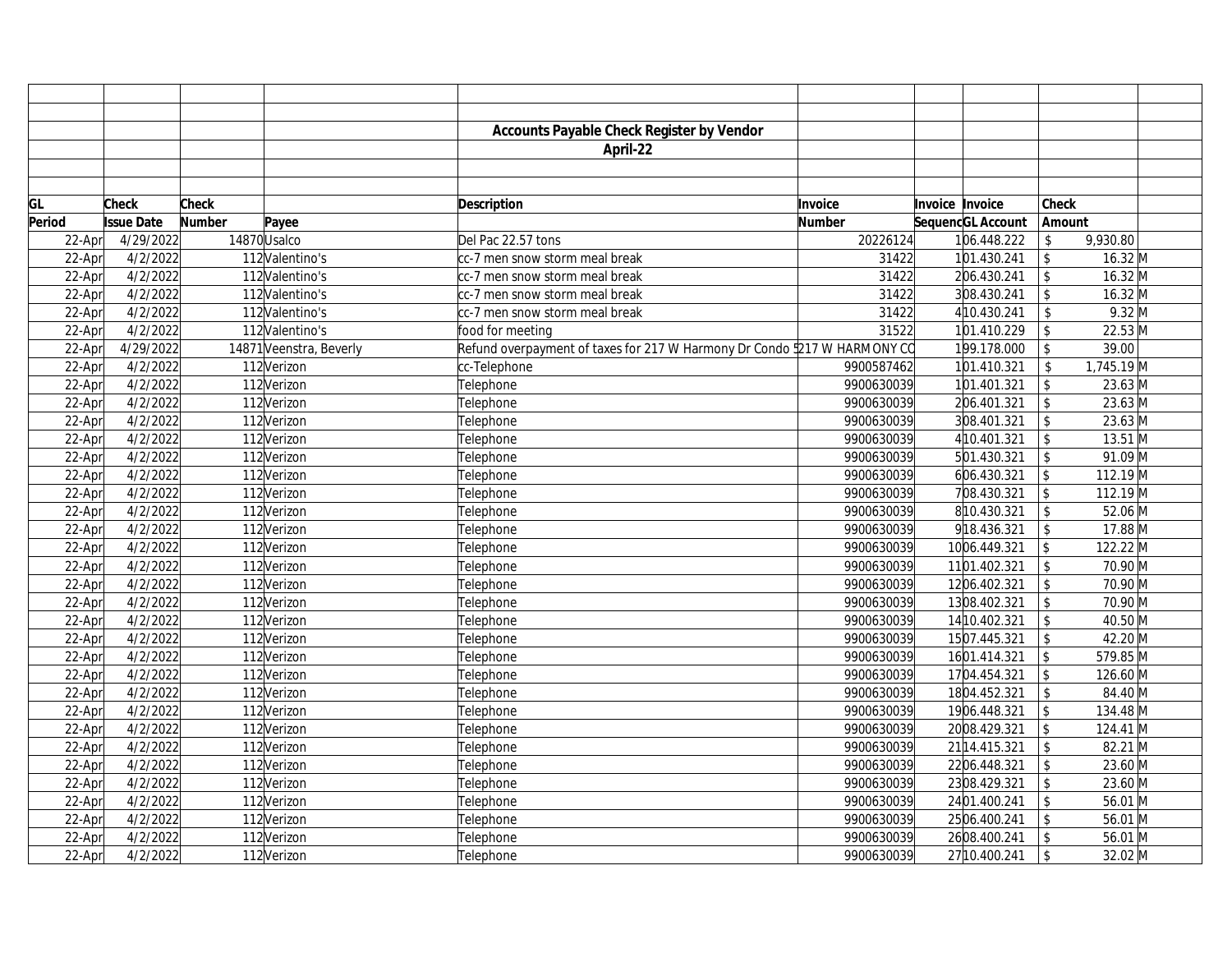## Accounts Payable Check Register by Vendor

### April-22

| GL Period | Check Issue Date | Check Number | Payee | Description | Invoice Number | Invoice Sequence | Invoice GL Account | Check Amount | |
|---|---|---|---|---|---|---|---|---|---|
| 22-Apr | 4/29/2022 | 14870 | Usalco | Del Pac 22.57 tons | 20226124 | 1 | 06.448.222 | $ 9,930.80 | |
| 22-Apr | 4/2/2022 | 112 | Valentino's | cc-7 men snow storm meal break | 31422 | 1 | 01.430.241 | $ 16.32 | M |
| 22-Apr | 4/2/2022 | 112 | Valentino's | cc-7 men snow storm meal break | 31422 | 2 | 06.430.241 | $ 16.32 | M |
| 22-Apr | 4/2/2022 | 112 | Valentino's | cc-7 men snow storm meal break | 31422 | 3 | 08.430.241 | $ 16.32 | M |
| 22-Apr | 4/2/2022 | 112 | Valentino's | cc-7 men snow storm meal break | 31422 | 4 | 10.430.241 | $ 9.32 | M |
| 22-Apr | 4/2/2022 | 112 | Valentino's | food for meeting | 31522 | 1 | 01.410.229 | $ 22.53 | M |
| 22-Apr | 4/29/2022 | 14871 | Veenstra, Beverly | Refund overpayment of taxes for 217 W Harmony Dr Condo 5 | 217 W HARMONY CO | 1 | 99.178.000 | $ 39.00 | |
| 22-Apr | 4/2/2022 | 112 | Verizon | cc-Telephone | 9900587462 | 1 | 01.410.321 | $ 1,745.19 | M |
| 22-Apr | 4/2/2022 | 112 | Verizon | Telephone | 9900630039 | 1 | 01.401.321 | $ 23.63 | M |
| 22-Apr | 4/2/2022 | 112 | Verizon | Telephone | 9900630039 | 2 | 06.401.321 | $ 23.63 | M |
| 22-Apr | 4/2/2022 | 112 | Verizon | Telephone | 9900630039 | 3 | 08.401.321 | $ 23.63 | M |
| 22-Apr | 4/2/2022 | 112 | Verizon | Telephone | 9900630039 | 4 | 10.401.321 | $ 13.51 | M |
| 22-Apr | 4/2/2022 | 112 | Verizon | Telephone | 9900630039 | 5 | 01.430.321 | $ 91.09 | M |
| 22-Apr | 4/2/2022 | 112 | Verizon | Telephone | 9900630039 | 6 | 06.430.321 | $ 112.19 | M |
| 22-Apr | 4/2/2022 | 112 | Verizon | Telephone | 9900630039 | 7 | 08.430.321 | $ 112.19 | M |
| 22-Apr | 4/2/2022 | 112 | Verizon | Telephone | 9900630039 | 8 | 10.430.321 | $ 52.06 | M |
| 22-Apr | 4/2/2022 | 112 | Verizon | Telephone | 9900630039 | 9 | 18.436.321 | $ 17.88 | M |
| 22-Apr | 4/2/2022 | 112 | Verizon | Telephone | 9900630039 | 10 | 06.449.321 | $ 122.22 | M |
| 22-Apr | 4/2/2022 | 112 | Verizon | Telephone | 9900630039 | 11 | 01.402.321 | $ 70.90 | M |
| 22-Apr | 4/2/2022 | 112 | Verizon | Telephone | 9900630039 | 12 | 06.402.321 | $ 70.90 | M |
| 22-Apr | 4/2/2022 | 112 | Verizon | Telephone | 9900630039 | 13 | 08.402.321 | $ 70.90 | M |
| 22-Apr | 4/2/2022 | 112 | Verizon | Telephone | 9900630039 | 14 | 10.402.321 | $ 40.50 | M |
| 22-Apr | 4/2/2022 | 112 | Verizon | Telephone | 9900630039 | 15 | 07.445.321 | $ 42.20 | M |
| 22-Apr | 4/2/2022 | 112 | Verizon | Telephone | 9900630039 | 16 | 01.414.321 | $ 579.85 | M |
| 22-Apr | 4/2/2022 | 112 | Verizon | Telephone | 9900630039 | 17 | 04.454.321 | $ 126.60 | M |
| 22-Apr | 4/2/2022 | 112 | Verizon | Telephone | 9900630039 | 18 | 04.452.321 | $ 84.40 | M |
| 22-Apr | 4/2/2022 | 112 | Verizon | Telephone | 9900630039 | 19 | 06.448.321 | $ 134.48 | M |
| 22-Apr | 4/2/2022 | 112 | Verizon | Telephone | 9900630039 | 20 | 08.429.321 | $ 124.41 | M |
| 22-Apr | 4/2/2022 | 112 | Verizon | Telephone | 9900630039 | 21 | 14.415.321 | $ 82.21 | M |
| 22-Apr | 4/2/2022 | 112 | Verizon | Telephone | 9900630039 | 22 | 06.448.321 | $ 23.60 | M |
| 22-Apr | 4/2/2022 | 112 | Verizon | Telephone | 9900630039 | 23 | 08.429.321 | $ 23.60 | M |
| 22-Apr | 4/2/2022 | 112 | Verizon | Telephone | 9900630039 | 24 | 01.400.241 | $ 56.01 | M |
| 22-Apr | 4/2/2022 | 112 | Verizon | Telephone | 9900630039 | 25 | 06.400.241 | $ 56.01 | M |
| 22-Apr | 4/2/2022 | 112 | Verizon | Telephone | 9900630039 | 26 | 08.400.241 | $ 56.01 | M |
| 22-Apr | 4/2/2022 | 112 | Verizon | Telephone | 9900630039 | 27 | 10.400.241 | $ 32.02 | M |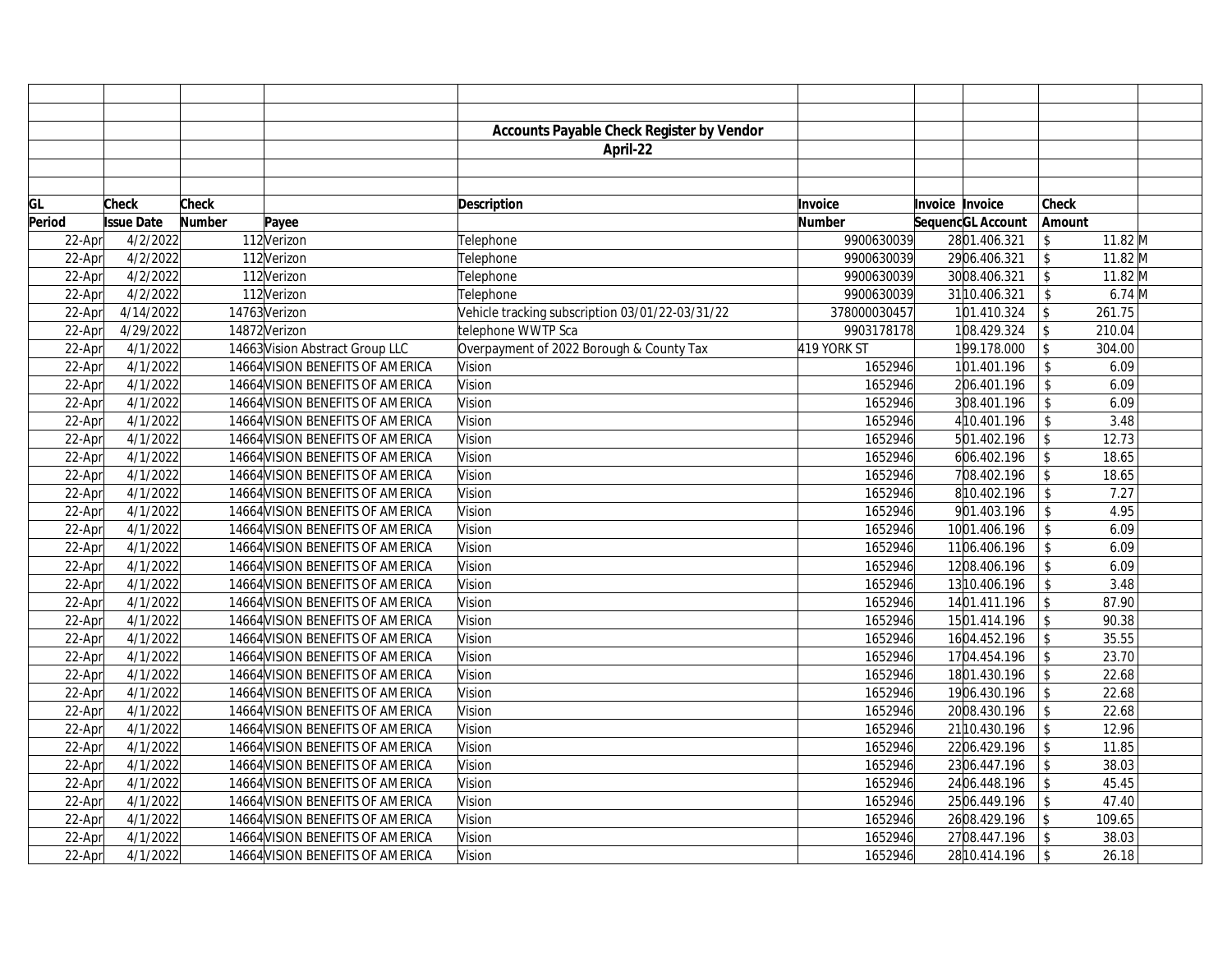**Accounts Payable Check Register by Vendor**

**April-22**

| GL Period | Check Issue Date | Check Number | Payee | Description | Invoice Number | Invoice Sequence | Invoice GL Account | Check Amount | |
|---|---|---|---|---|---|---|---|---|---|
| 22-Apr | 4/2/2022 | 112 | Verizon | Telephone | 9900630039 | 28 | 01.406.321 | $ 11.82 | M |
| 22-Apr | 4/2/2022 | 112 | Verizon | Telephone | 9900630039 | 29 | 06.406.321 | $ 11.82 | M |
| 22-Apr | 4/2/2022 | 112 | Verizon | Telephone | 9900630039 | 30 | 08.406.321 | $ 11.82 | M |
| 22-Apr | 4/2/2022 | 112 | Verizon | Telephone | 9900630039 | 31 | 10.406.321 | $ 6.74 | M |
| 22-Apr | 4/14/2022 | 14763 | Verizon | Vehicle tracking subscription 03/01/22-03/31/22 | 378000030457 | 1 | 01.410.324 | $ 261.75 | |
| 22-Apr | 4/29/2022 | 14872 | Verizon | telephone WWTP Sca | 9903178178 | 1 | 08.429.324 | $ 210.04 | |
| 22-Apr | 4/1/2022 | 14663 | Vision Abstract Group LLC | Overpayment of 2022 Borough & County Tax | 419 YORK ST | 1 | 99.178.000 | $ 304.00 | |
| 22-Apr | 4/1/2022 | 14664 | VISION BENEFITS OF AMERICA | Vision | 1652946 | 1 | 01.401.196 | $ 6.09 | |
| 22-Apr | 4/1/2022 | 14664 | VISION BENEFITS OF AMERICA | Vision | 1652946 | 2 | 06.401.196 | $ 6.09 | |
| 22-Apr | 4/1/2022 | 14664 | VISION BENEFITS OF AMERICA | Vision | 1652946 | 3 | 08.401.196 | $ 6.09 | |
| 22-Apr | 4/1/2022 | 14664 | VISION BENEFITS OF AMERICA | Vision | 1652946 | 4 | 10.401.196 | $ 3.48 | |
| 22-Apr | 4/1/2022 | 14664 | VISION BENEFITS OF AMERICA | Vision | 1652946 | 5 | 01.402.196 | $ 12.73 | |
| 22-Apr | 4/1/2022 | 14664 | VISION BENEFITS OF AMERICA | Vision | 1652946 | 6 | 06.402.196 | $ 18.65 | |
| 22-Apr | 4/1/2022 | 14664 | VISION BENEFITS OF AMERICA | Vision | 1652946 | 7 | 08.402.196 | $ 18.65 | |
| 22-Apr | 4/1/2022 | 14664 | VISION BENEFITS OF AMERICA | Vision | 1652946 | 8 | 10.402.196 | $ 7.27 | |
| 22-Apr | 4/1/2022 | 14664 | VISION BENEFITS OF AMERICA | Vision | 1652946 | 9 | 01.403.196 | $ 4.95 | |
| 22-Apr | 4/1/2022 | 14664 | VISION BENEFITS OF AMERICA | Vision | 1652946 | 10 | 01.406.196 | $ 6.09 | |
| 22-Apr | 4/1/2022 | 14664 | VISION BENEFITS OF AMERICA | Vision | 1652946 | 11 | 06.406.196 | $ 6.09 | |
| 22-Apr | 4/1/2022 | 14664 | VISION BENEFITS OF AMERICA | Vision | 1652946 | 12 | 08.406.196 | $ 6.09 | |
| 22-Apr | 4/1/2022 | 14664 | VISION BENEFITS OF AMERICA | Vision | 1652946 | 13 | 10.406.196 | $ 3.48 | |
| 22-Apr | 4/1/2022 | 14664 | VISION BENEFITS OF AMERICA | Vision | 1652946 | 14 | 01.411.196 | $ 87.90 | |
| 22-Apr | 4/1/2022 | 14664 | VISION BENEFITS OF AMERICA | Vision | 1652946 | 15 | 01.414.196 | $ 90.38 | |
| 22-Apr | 4/1/2022 | 14664 | VISION BENEFITS OF AMERICA | Vision | 1652946 | 16 | 04.452.196 | $ 35.55 | |
| 22-Apr | 4/1/2022 | 14664 | VISION BENEFITS OF AMERICA | Vision | 1652946 | 17 | 04.454.196 | $ 23.70 | |
| 22-Apr | 4/1/2022 | 14664 | VISION BENEFITS OF AMERICA | Vision | 1652946 | 18 | 01.430.196 | $ 22.68 | |
| 22-Apr | 4/1/2022 | 14664 | VISION BENEFITS OF AMERICA | Vision | 1652946 | 19 | 06.430.196 | $ 22.68 | |
| 22-Apr | 4/1/2022 | 14664 | VISION BENEFITS OF AMERICA | Vision | 1652946 | 20 | 08.430.196 | $ 22.68 | |
| 22-Apr | 4/1/2022 | 14664 | VISION BENEFITS OF AMERICA | Vision | 1652946 | 21 | 10.430.196 | $ 12.96 | |
| 22-Apr | 4/1/2022 | 14664 | VISION BENEFITS OF AMERICA | Vision | 1652946 | 22 | 06.429.196 | $ 11.85 | |
| 22-Apr | 4/1/2022 | 14664 | VISION BENEFITS OF AMERICA | Vision | 1652946 | 23 | 06.447.196 | $ 38.03 | |
| 22-Apr | 4/1/2022 | 14664 | VISION BENEFITS OF AMERICA | Vision | 1652946 | 24 | 06.448.196 | $ 45.45 | |
| 22-Apr | 4/1/2022 | 14664 | VISION BENEFITS OF AMERICA | Vision | 1652946 | 25 | 06.449.196 | $ 47.40 | |
| 22-Apr | 4/1/2022 | 14664 | VISION BENEFITS OF AMERICA | Vision | 1652946 | 26 | 08.429.196 | $ 109.65 | |
| 22-Apr | 4/1/2022 | 14664 | VISION BENEFITS OF AMERICA | Vision | 1652946 | 27 | 08.447.196 | $ 38.03 | |
| 22-Apr | 4/1/2022 | 14664 | VISION BENEFITS OF AMERICA | Vision | 1652946 | 28 | 10.414.196 | $ 26.18 | |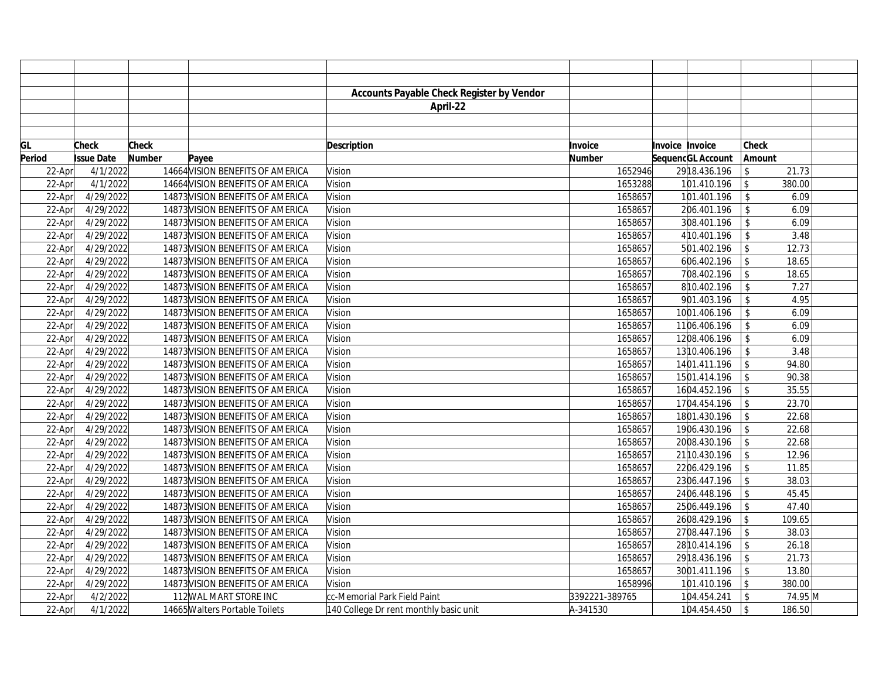**Accounts Payable Check Register by Vendor**

**April-22**

| GL Period | Check Issue Date | Check Number | Payee | Description | Invoice Number | Invoice Sequence | Invoice GL Account | Check Amount | |
|---|---|---|---|---|---|---|---|---|---|
| 22-Apr | 4/1/2022 | 14664 | VISION BENEFITS OF AMERICA | Vision | 1652946 | 29 | 18.436.196 | $ 21.73 | |
| 22-Apr | 4/1/2022 | 14664 | VISION BENEFITS OF AMERICA | Vision | 1653288 | 1 | 01.410.196 | $ 380.00 | |
| 22-Apr | 4/29/2022 | 14873 | VISION BENEFITS OF AMERICA | Vision | 1658657 | 1 | 01.401.196 | $ 6.09 | |
| 22-Apr | 4/29/2022 | 14873 | VISION BENEFITS OF AMERICA | Vision | 1658657 | 2 | 06.401.196 | $ 6.09 | |
| 22-Apr | 4/29/2022 | 14873 | VISION BENEFITS OF AMERICA | Vision | 1658657 | 3 | 08.401.196 | $ 6.09 | |
| 22-Apr | 4/29/2022 | 14873 | VISION BENEFITS OF AMERICA | Vision | 1658657 | 4 | 10.401.196 | $ 3.48 | |
| 22-Apr | 4/29/2022 | 14873 | VISION BENEFITS OF AMERICA | Vision | 1658657 | 5 | 01.402.196 | $ 12.73 | |
| 22-Apr | 4/29/2022 | 14873 | VISION BENEFITS OF AMERICA | Vision | 1658657 | 6 | 06.402.196 | $ 18.65 | |
| 22-Apr | 4/29/2022 | 14873 | VISION BENEFITS OF AMERICA | Vision | 1658657 | 7 | 08.402.196 | $ 18.65 | |
| 22-Apr | 4/29/2022 | 14873 | VISION BENEFITS OF AMERICA | Vision | 1658657 | 8 | 10.402.196 | $ 7.27 | |
| 22-Apr | 4/29/2022 | 14873 | VISION BENEFITS OF AMERICA | Vision | 1658657 | 9 | 01.403.196 | $ 4.95 | |
| 22-Apr | 4/29/2022 | 14873 | VISION BENEFITS OF AMERICA | Vision | 1658657 | 10 | 01.406.196 | $ 6.09 | |
| 22-Apr | 4/29/2022 | 14873 | VISION BENEFITS OF AMERICA | Vision | 1658657 | 11 | 06.406.196 | $ 6.09 | |
| 22-Apr | 4/29/2022 | 14873 | VISION BENEFITS OF AMERICA | Vision | 1658657 | 12 | 08.406.196 | $ 6.09 | |
| 22-Apr | 4/29/2022 | 14873 | VISION BENEFITS OF AMERICA | Vision | 1658657 | 13 | 10.406.196 | $ 3.48 | |
| 22-Apr | 4/29/2022 | 14873 | VISION BENEFITS OF AMERICA | Vision | 1658657 | 14 | 01.411.196 | $ 94.80 | |
| 22-Apr | 4/29/2022 | 14873 | VISION BENEFITS OF AMERICA | Vision | 1658657 | 15 | 01.414.196 | $ 90.38 | |
| 22-Apr | 4/29/2022 | 14873 | VISION BENEFITS OF AMERICA | Vision | 1658657 | 16 | 04.452.196 | $ 35.55 | |
| 22-Apr | 4/29/2022 | 14873 | VISION BENEFITS OF AMERICA | Vision | 1658657 | 17 | 04.454.196 | $ 23.70 | |
| 22-Apr | 4/29/2022 | 14873 | VISION BENEFITS OF AMERICA | Vision | 1658657 | 18 | 01.430.196 | $ 22.68 | |
| 22-Apr | 4/29/2022 | 14873 | VISION BENEFITS OF AMERICA | Vision | 1658657 | 19 | 06.430.196 | $ 22.68 | |
| 22-Apr | 4/29/2022 | 14873 | VISION BENEFITS OF AMERICA | Vision | 1658657 | 20 | 08.430.196 | $ 22.68 | |
| 22-Apr | 4/29/2022 | 14873 | VISION BENEFITS OF AMERICA | Vision | 1658657 | 21 | 10.430.196 | $ 12.96 | |
| 22-Apr | 4/29/2022 | 14873 | VISION BENEFITS OF AMERICA | Vision | 1658657 | 22 | 06.429.196 | $ 11.85 | |
| 22-Apr | 4/29/2022 | 14873 | VISION BENEFITS OF AMERICA | Vision | 1658657 | 23 | 06.447.196 | $ 38.03 | |
| 22-Apr | 4/29/2022 | 14873 | VISION BENEFITS OF AMERICA | Vision | 1658657 | 24 | 06.448.196 | $ 45.45 | |
| 22-Apr | 4/29/2022 | 14873 | VISION BENEFITS OF AMERICA | Vision | 1658657 | 25 | 06.449.196 | $ 47.40 | |
| 22-Apr | 4/29/2022 | 14873 | VISION BENEFITS OF AMERICA | Vision | 1658657 | 26 | 08.429.196 | $ 109.65 | |
| 22-Apr | 4/29/2022 | 14873 | VISION BENEFITS OF AMERICA | Vision | 1658657 | 27 | 08.447.196 | $ 38.03 | |
| 22-Apr | 4/29/2022 | 14873 | VISION BENEFITS OF AMERICA | Vision | 1658657 | 28 | 10.414.196 | $ 26.18 | |
| 22-Apr | 4/29/2022 | 14873 | VISION BENEFITS OF AMERICA | Vision | 1658657 | 29 | 18.436.196 | $ 21.73 | |
| 22-Apr | 4/29/2022 | 14873 | VISION BENEFITS OF AMERICA | Vision | 1658657 | 30 | 01.411.196 | $ 13.80 | |
| 22-Apr | 4/29/2022 | 14873 | VISION BENEFITS OF AMERICA | Vision | 1658996 | 1 | 01.410.196 | $ 380.00 | |
| 22-Apr | 4/2/2022 | 112 | WAL MART STORE INC | cc-Memorial Park Field Paint | 3392221-389765 | 1 | 04.454.241 | $ 74.95 | M |
| 22-Apr | 4/1/2022 | 14665 | Walters Portable Toilets | 140 College Dr rent monthly basic unit | A-341530 | 1 | 04.454.450 | $ 186.50 | |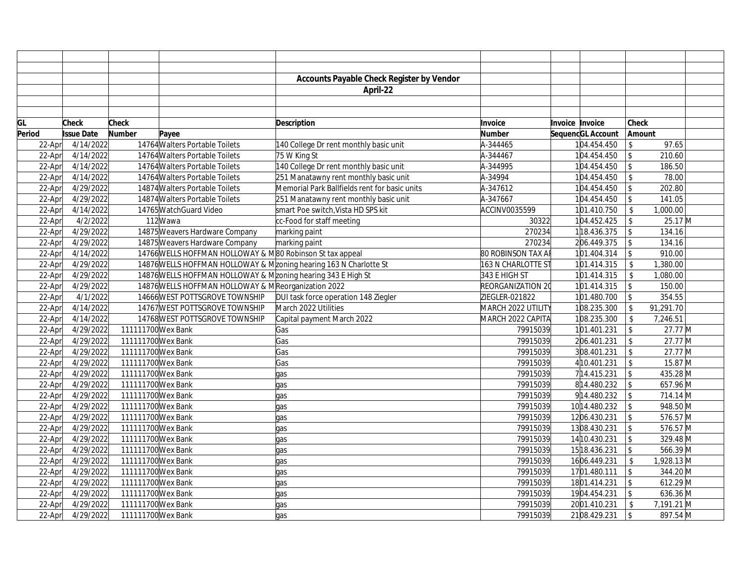## Accounts Payable Check Register by Vendor

### April-22

| GL Period | Check Issue Date | Check Number | Payee | Description | Invoice Number | Invoice Sequence | Invoice GL Account | Check Amount | |
|---|---|---|---|---|---|---|---|---|---|
| 22-Apr | 4/14/2022 | 14764 | Walters Portable Toilets | 140 College Dr rent monthly basic unit | A-344465 | 1 | 04.454.450 | $ 97.65 | |
| 22-Apr | 4/14/2022 | 14764 | Walters Portable Toilets | 75 W King St | A-344467 | 1 | 04.454.450 | $ 210.60 | |
| 22-Apr | 4/14/2022 | 14764 | Walters Portable Toilets | 140 College Dr rent monthly basic unit | A-344995 | 1 | 04.454.450 | $ 186.50 | |
| 22-Apr | 4/14/2022 | 14764 | Walters Portable Toilets | 251 Manatawny rent monthly basic unit | A-34994 | 1 | 04.454.450 | $ 78.00 | |
| 22-Apr | 4/29/2022 | 14874 | Walters Portable Toilets | Memorial Park Ballfields rent for basic units | A-347612 | 1 | 04.454.450 | $ 202.80 | |
| 22-Apr | 4/29/2022 | 14874 | Walters Portable Toilets | 251 Manatawny rent monthly basic unit | A-347667 | 1 | 04.454.450 | $ 141.05 | |
| 22-Apr | 4/14/2022 | 14765 | WatchGuard Video | smart Poe switch,Vista HD SPS kit | ACCINV0035599 | 1 | 01.410.750 | $ 1,000.00 | |
| 22-Apr | 4/2/2022 | 112 | Wawa | cc-Food for staff meeting | 30322 | 1 | 04.452.425 | $ 25.17 | M |
| 22-Apr | 4/29/2022 | 14875 | Weavers Hardware Company | marking paint | 270234 | 1 | 18.436.375 | $ 134.16 | |
| 22-Apr | 4/29/2022 | 14875 | Weavers Hardware Company | marking paint | 270234 | 2 | 06.449.375 | $ 134.16 | |
| 22-Apr | 4/14/2022 | 14766 | WELLS HOFFMAN HOLLOWAY & M | 80 Robinson St tax appeal | 80 ROBINSON TAX AI | 1 | 01.404.314 | $ 910.00 | |
| 22-Apr | 4/29/2022 | 14876 | WELLS HOFFMAN HOLLOWAY & M | zoning hearing 163 N Charlotte St | 163 N CHARLOTTE ST | 1 | 01.414.315 | $ 1,380.00 | |
| 22-Apr | 4/29/2022 | 14876 | WELLS HOFFMAN HOLLOWAY & M | zoning hearing 343 E High St | 343 E HIGH ST | 1 | 01.414.315 | $ 1,080.00 | |
| 22-Apr | 4/29/2022 | 14876 | WELLS HOFFMAN HOLLOWAY & M | Reorganization 2022 | REORGANIZATION 20 | 1 | 01.414.315 | $ 150.00 | |
| 22-Apr | 4/1/2022 | 14666 | WEST POTTSGROVE TOWNSHIP | DUI task force operation 148 Ziegler | ZIEGLER-021822 | 1 | 01.480.700 | $ 354.55 | |
| 22-Apr | 4/14/2022 | 14767 | WEST POTTSGROVE TOWNSHIP | March 2022 Utilities | MARCH 2022 UTILITY | 1 | 08.235.300 | $ 91,291.70 | |
| 22-Apr | 4/14/2022 | 14768 | WEST POTTSGROVE TOWNSHIP | Capital payment March 2022 | MARCH 2022 CAPITA | 1 | 08.235.300 | $ 7,246.51 | |
| 22-Apr | 4/29/2022 | 111111700 | Wex Bank | Gas | 79915039 | 1 | 01.401.231 | $ 27.77 | M |
| 22-Apr | 4/29/2022 | 111111700 | Wex Bank | Gas | 79915039 | 2 | 06.401.231 | $ 27.77 | M |
| 22-Apr | 4/29/2022 | 111111700 | Wex Bank | Gas | 79915039 | 3 | 08.401.231 | $ 27.77 | M |
| 22-Apr | 4/29/2022 | 111111700 | Wex Bank | Gas | 79915039 | 4 | 10.401.231 | $ 15.87 | M |
| 22-Apr | 4/29/2022 | 111111700 | Wex Bank | gas | 79915039 | 7 | 14.415.231 | $ 435.28 | M |
| 22-Apr | 4/29/2022 | 111111700 | Wex Bank | gas | 79915039 | 8 | 14.480.232 | $ 657.96 | M |
| 22-Apr | 4/29/2022 | 111111700 | Wex Bank | gas | 79915039 | 9 | 14.480.232 | $ 714.14 | M |
| 22-Apr | 4/29/2022 | 111111700 | Wex Bank | gas | 79915039 | 10 | 14.480.232 | $ 948.50 | M |
| 22-Apr | 4/29/2022 | 111111700 | Wex Bank | gas | 79915039 | 12 | 06.430.231 | $ 576.57 | M |
| 22-Apr | 4/29/2022 | 111111700 | Wex Bank | gas | 79915039 | 13 | 08.430.231 | $ 576.57 | M |
| 22-Apr | 4/29/2022 | 111111700 | Wex Bank | gas | 79915039 | 14 | 10.430.231 | $ 329.48 | M |
| 22-Apr | 4/29/2022 | 111111700 | Wex Bank | gas | 79915039 | 15 | 18.436.231 | $ 566.39 | M |
| 22-Apr | 4/29/2022 | 111111700 | Wex Bank | gas | 79915039 | 16 | 06.449.231 | $ 1,928.13 | M |
| 22-Apr | 4/29/2022 | 111111700 | Wex Bank | gas | 79915039 | 17 | 01.480.111 | $ 344.20 | M |
| 22-Apr | 4/29/2022 | 111111700 | Wex Bank | gas | 79915039 | 18 | 01.414.231 | $ 612.29 | M |
| 22-Apr | 4/29/2022 | 111111700 | Wex Bank | gas | 79915039 | 19 | 04.454.231 | $ 636.36 | M |
| 22-Apr | 4/29/2022 | 111111700 | Wex Bank | gas | 79915039 | 20 | 01.410.231 | $ 7,191.21 | M |
| 22-Apr | 4/29/2022 | 111111700 | Wex Bank | gas | 79915039 | 21 | 08.429.231 | $ 897.54 | M |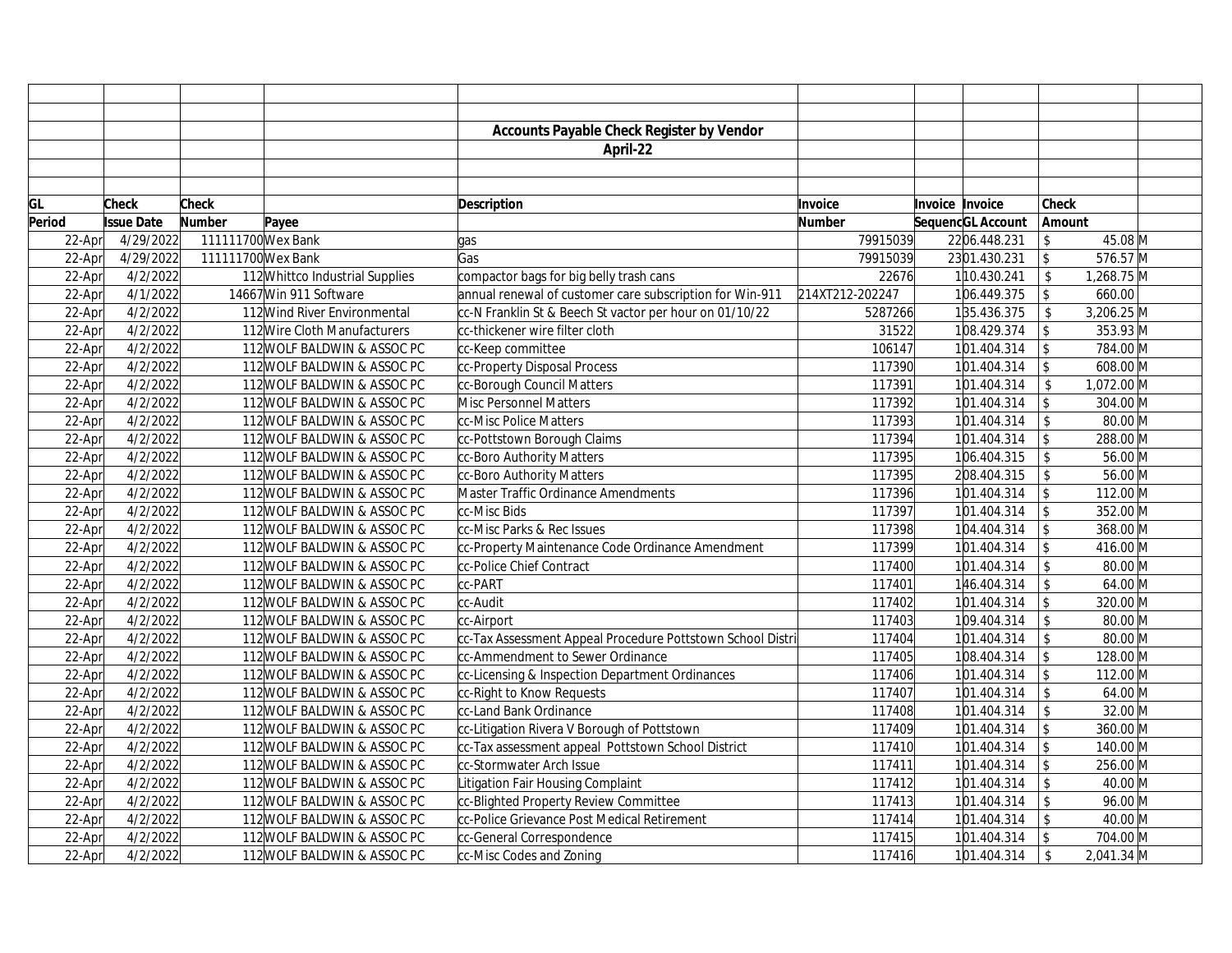## Accounts Payable Check Register by Vendor

## April-22

| GL Period | Check Issue Date | Check Number | Payee | Description | Invoice Number | Invoice Sequence | Invoice GL Account | Check Amount | |
|---|---|---|---|---|---|---|---|---|---|
| 22-Apr | 4/29/2022 | 111111700 | Wex Bank | gas | 79915039 | 22 | 06.448.231 | $ 45.08 | M |
| 22-Apr | 4/29/2022 | 111111700 | Wex Bank | Gas | 79915039 | 23 | 01.430.231 | $ 576.57 | M |
| 22-Apr | 4/2/2022 | 112 | Whittco Industrial Supplies | compactor bags for big belly trash cans | 22676 | 1 | 10.430.241 | $ 1,268.75 | M |
| 22-Apr | 4/1/2022 | 14667 | Win 911 Software | annual renewal of customer care subscription for Win-911 | 214XT212-202247 | 1 | 06.449.375 | $ 660.00 | |
| 22-Apr | 4/2/2022 | 112 | Wind River Environmental | cc-N Franklin St & Beech St vactor per hour on 01/10/22 | 5287266 | 1 | 35.436.375 | $ 3,206.25 | M |
| 22-Apr | 4/2/2022 | 112 | Wire Cloth Manufacturers | cc-thickener wire filter cloth | 31522 | 1 | 08.429.374 | $ 353.93 | M |
| 22-Apr | 4/2/2022 | 112 | WOLF BALDWIN & ASSOC PC | cc-Keep committee | 106147 | 1 | 01.404.314 | $ 784.00 | M |
| 22-Apr | 4/2/2022 | 112 | WOLF BALDWIN & ASSOC PC | cc-Property Disposal Process | 117390 | 1 | 01.404.314 | $ 608.00 | M |
| 22-Apr | 4/2/2022 | 112 | WOLF BALDWIN & ASSOC PC | cc-Borough Council Matters | 117391 | 1 | 01.404.314 | $ 1,072.00 | M |
| 22-Apr | 4/2/2022 | 112 | WOLF BALDWIN & ASSOC PC | Misc Personnel Matters | 117392 | 1 | 01.404.314 | $ 304.00 | M |
| 22-Apr | 4/2/2022 | 112 | WOLF BALDWIN & ASSOC PC | cc-Misc Police Matters | 117393 | 1 | 01.404.314 | $ 80.00 | M |
| 22-Apr | 4/2/2022 | 112 | WOLF BALDWIN & ASSOC PC | cc-Pottstown Borough Claims | 117394 | 1 | 01.404.314 | $ 288.00 | M |
| 22-Apr | 4/2/2022 | 112 | WOLF BALDWIN & ASSOC PC | cc-Boro Authority Matters | 117395 | 1 | 06.404.315 | $ 56.00 | M |
| 22-Apr | 4/2/2022 | 112 | WOLF BALDWIN & ASSOC PC | cc-Boro Authority Matters | 117395 | 2 | 08.404.315 | $ 56.00 | M |
| 22-Apr | 4/2/2022 | 112 | WOLF BALDWIN & ASSOC PC | Master Traffic Ordinance Amendments | 117396 | 1 | 01.404.314 | $ 112.00 | M |
| 22-Apr | 4/2/2022 | 112 | WOLF BALDWIN & ASSOC PC | cc-Misc Bids | 117397 | 1 | 01.404.314 | $ 352.00 | M |
| 22-Apr | 4/2/2022 | 112 | WOLF BALDWIN & ASSOC PC | cc-Misc Parks & Rec Issues | 117398 | 1 | 04.404.314 | $ 368.00 | M |
| 22-Apr | 4/2/2022 | 112 | WOLF BALDWIN & ASSOC PC | cc-Property Maintenance Code Ordinance Amendment | 117399 | 1 | 01.404.314 | $ 416.00 | M |
| 22-Apr | 4/2/2022 | 112 | WOLF BALDWIN & ASSOC PC | cc-Police Chief Contract | 117400 | 1 | 01.404.314 | $ 80.00 | M |
| 22-Apr | 4/2/2022 | 112 | WOLF BALDWIN & ASSOC PC | cc-PART | 117401 | 1 | 46.404.314 | $ 64.00 | M |
| 22-Apr | 4/2/2022 | 112 | WOLF BALDWIN & ASSOC PC | cc-Audit | 117402 | 1 | 01.404.314 | $ 320.00 | M |
| 22-Apr | 4/2/2022 | 112 | WOLF BALDWIN & ASSOC PC | cc-Airport | 117403 | 1 | 09.404.314 | $ 80.00 | M |
| 22-Apr | 4/2/2022 | 112 | WOLF BALDWIN & ASSOC PC | cc-Tax Assessment Appeal Procedure Pottstown School Distri | 117404 | 1 | 01.404.314 | $ 80.00 | M |
| 22-Apr | 4/2/2022 | 112 | WOLF BALDWIN & ASSOC PC | cc-Ammendment to Sewer Ordinance | 117405 | 1 | 08.404.314 | $ 128.00 | M |
| 22-Apr | 4/2/2022 | 112 | WOLF BALDWIN & ASSOC PC | cc-Licensing & Inspection Department Ordinances | 117406 | 1 | 01.404.314 | $ 112.00 | M |
| 22-Apr | 4/2/2022 | 112 | WOLF BALDWIN & ASSOC PC | cc-Right to Know Requests | 117407 | 1 | 01.404.314 | $ 64.00 | M |
| 22-Apr | 4/2/2022 | 112 | WOLF BALDWIN & ASSOC PC | cc-Land Bank Ordinance | 117408 | 1 | 01.404.314 | $ 32.00 | M |
| 22-Apr | 4/2/2022 | 112 | WOLF BALDWIN & ASSOC PC | cc-Litigation Rivera V Borough of Pottstown | 117409 | 1 | 01.404.314 | $ 360.00 | M |
| 22-Apr | 4/2/2022 | 112 | WOLF BALDWIN & ASSOC PC | cc-Tax assessment appeal Pottstown School District | 117410 | 1 | 01.404.314 | $ 140.00 | M |
| 22-Apr | 4/2/2022 | 112 | WOLF BALDWIN & ASSOC PC | cc-Stormwater Arch Issue | 117411 | 1 | 01.404.314 | $ 256.00 | M |
| 22-Apr | 4/2/2022 | 112 | WOLF BALDWIN & ASSOC PC | Litigation Fair Housing Complaint | 117412 | 1 | 01.404.314 | $ 40.00 | M |
| 22-Apr | 4/2/2022 | 112 | WOLF BALDWIN & ASSOC PC | cc-Blighted Property Review Committee | 117413 | 1 | 01.404.314 | $ 96.00 | M |
| 22-Apr | 4/2/2022 | 112 | WOLF BALDWIN & ASSOC PC | cc-Police Grievance Post Medical Retirement | 117414 | 1 | 01.404.314 | $ 40.00 | M |
| 22-Apr | 4/2/2022 | 112 | WOLF BALDWIN & ASSOC PC | cc-General Correspondence | 117415 | 1 | 01.404.314 | $ 704.00 | M |
| 22-Apr | 4/2/2022 | 112 | WOLF BALDWIN & ASSOC PC | cc-Misc Codes and Zoning | 117416 | 1 | 01.404.314 | $ 2,041.34 | M |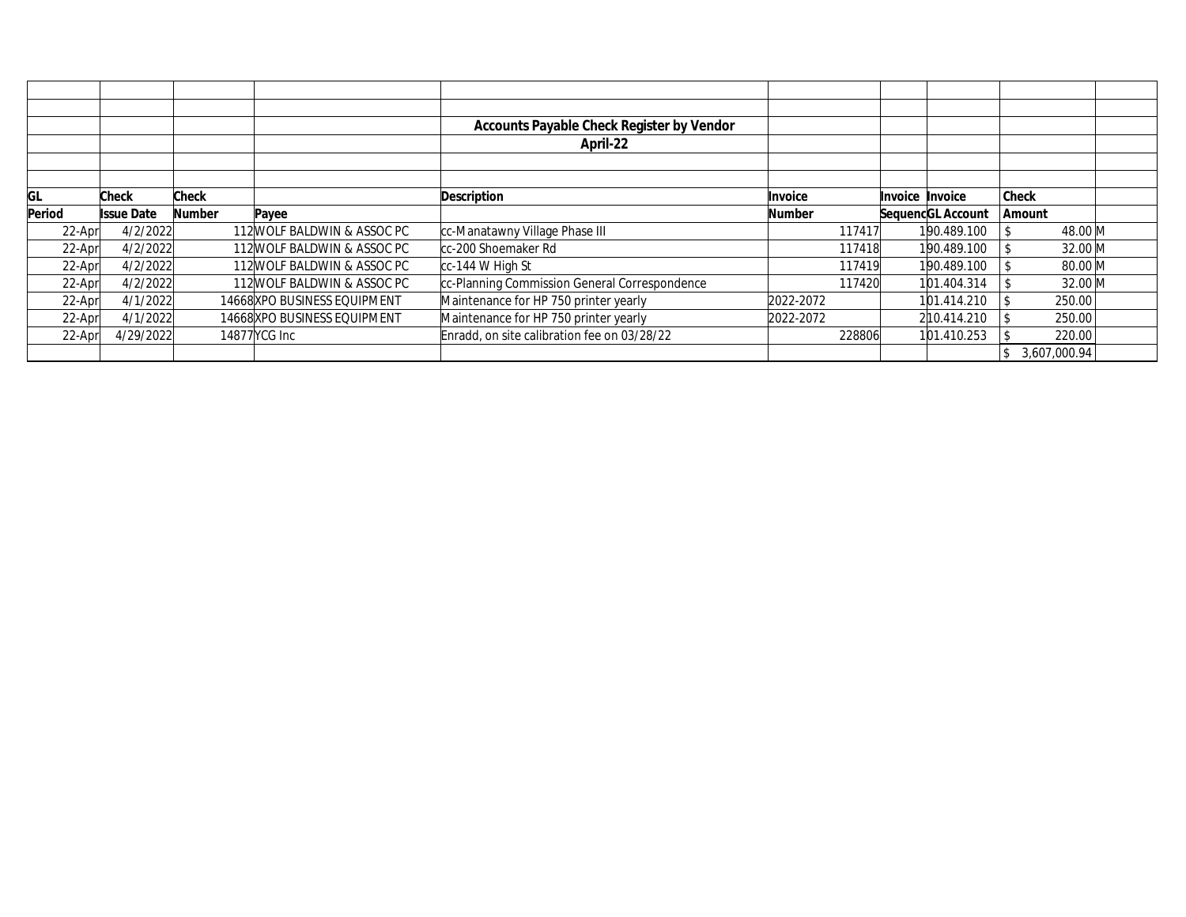## Accounts Payable Check Register by Vendor

### April-22

| GL Period | Check Issue Date | Check Number | Payee | Description | Invoice Number | Invoice Sequenc | Invoice GL Account | Check Amount | |
|---|---|---|---|---|---|---|---|---|---|
| 22-Apr | 4/2/2022 | 112 | WOLF BALDWIN & ASSOC PC | cc-Manatawny Village Phase III | 117417 | 1 | 90.489.100 | $ 48.00 | M |
| 22-Apr | 4/2/2022 | 112 | WOLF BALDWIN & ASSOC PC | cc-200 Shoemaker Rd | 117418 | 1 | 90.489.100 | $ 32.00 | M |
| 22-Apr | 4/2/2022 | 112 | WOLF BALDWIN & ASSOC PC | cc-144 W High St | 117419 | 1 | 90.489.100 | $ 80.00 | M |
| 22-Apr | 4/2/2022 | 112 | WOLF BALDWIN & ASSOC PC | cc-Planning Commission General Correspondence | 117420 | 1 | 01.404.314 | $ 32.00 | M |
| 22-Apr | 4/1/2022 | 14668 | XPO BUSINESS EQUIPMENT | Maintenance for HP 750 printer yearly | 2022-2072 | 1 | 01.414.210 | $ 250.00 | |
| 22-Apr | 4/1/2022 | 14668 | XPO BUSINESS EQUIPMENT | Maintenance for HP 750 printer yearly | 2022-2072 | 2 | 10.414.210 | $ 250.00 | |
| 22-Apr | 4/29/2022 | 14877 | YCG Inc | Enradd, on site calibration fee on 03/28/22 | 228806 | 1 | 01.410.253 | $ 220.00 | |
| | | | | | | | | $ 3,607,000.94 | |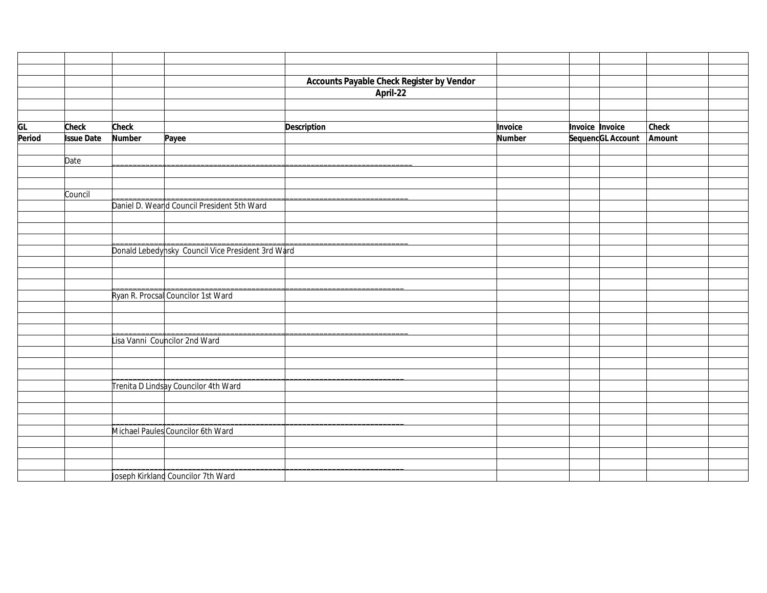## Accounts Payable Check Register by Vendor

## April-22

| GL Period | Check Issue Date | Check Number | Payee | Description | Invoice Number | Invoice Sequence | Invoice GL Account | Check Amount |
|---|---|---|---|---|---|---|---|---|
| | Date | ________________________________________________________________________________ | | | | | | |
| | Council | ________________________________________________________________________________ | | | | | | |
| | | Daniel D. Weard Council President 5th Ward | | | | | | |
| | | ________________________________________________________________________________ | | | | | | |
| | | Donald Lebedynsky Council Vice President 3rd Ward | | | | | | |
| | | ________________________________________________________________________________ | | | | | | |
| | | Ryan R. Procsal Councilor 1st Ward | | | | | | |
| | | ________________________________________________________________________________ | | | | | | |
| | | Lisa Vanni Councilor 2nd Ward | | | | | | |
| | | ________________________________________________________________________________ | | | | | | |
| | | Trenita D Lindsay Councilor 4th Ward | | | | | | |
| | | ________________________________________________________________________________ | | | | | | |
| | | Michael Paules Councilor 6th Ward | | | | | | |
| | | ________________________________________________________________________________ | | | | | | |
| | | Joseph Kirkland Councilor 7th Ward | | | | | | |